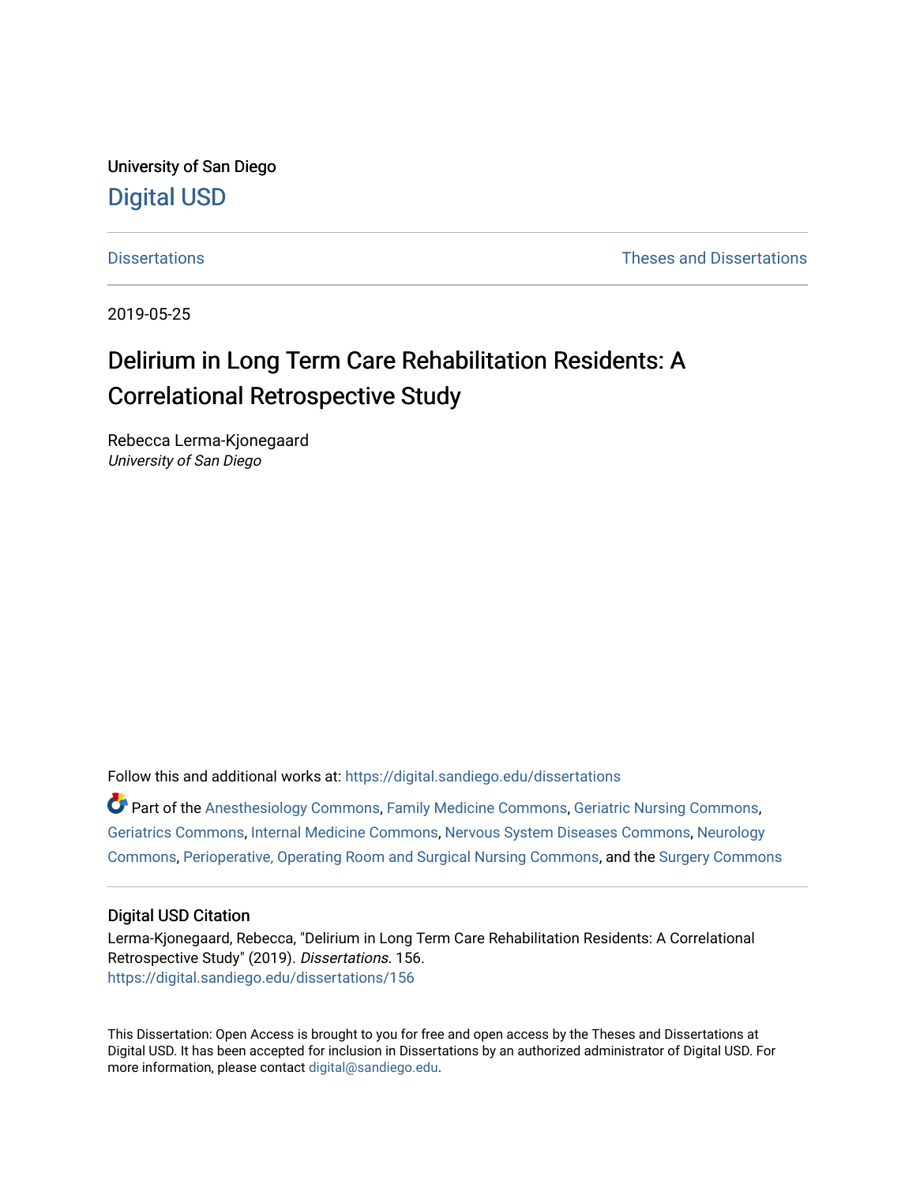University of San Diego

Digital USD

Dissertations | Theses and Dissertations

2019-05-25

# Delirium in Long Term Care Rehabilitation Residents: A Correlational Retrospective Study

Rebecca Lerma-Kjonegaard

*University of San Diego*

Follow this and additional works at: https://digital.sandiego.edu/dissertations

Part of the Anesthesiology Commons, Family Medicine Commons, Geriatric Nursing Commons, Geriatrics Commons, Internal Medicine Commons, Nervous System Diseases Commons, Neurology Commons, Perioperative, Operating Room and Surgical Nursing Commons, and the Surgery Commons

## Digital USD Citation

Lerma-Kjonegaard, Rebecca, "Delirium in Long Term Care Rehabilitation Residents: A Correlational Retrospective Study" (2019). *Dissertations*. 156.
https://digital.sandiego.edu/dissertations/156

This Dissertation: Open Access is brought to you for free and open access by the Theses and Dissertations at Digital USD. It has been accepted for inclusion in Dissertations by an authorized administrator of Digital USD. For more information, please contact digital@sandiego.edu.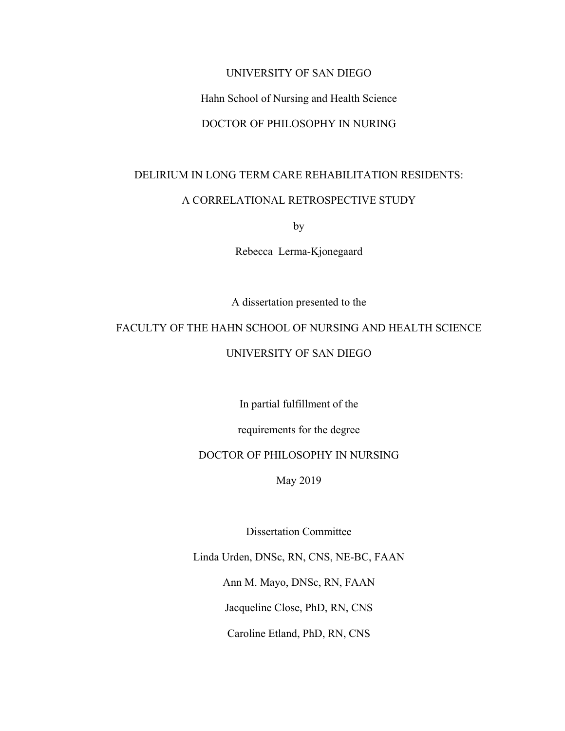UNIVERSITY OF SAN DIEGO

Hahn School of Nursing and Health Science

DOCTOR OF PHILOSOPHY IN NURING

DELIRIUM IN LONG TERM CARE REHABILITATION RESIDENTS:

A CORRELATIONAL RETROSPECTIVE STUDY

by

Rebecca Lerma-Kjonegaard

A dissertation presented to the

FACULTY OF THE HAHN SCHOOL OF NURSING AND HEALTH SCIENCE

UNIVERSITY OF SAN DIEGO

In partial fulfillment of the

requirements for the degree

DOCTOR OF PHILOSOPHY IN NURSING

May 2019

Dissertation Committee

Linda Urden, DNSc, RN, CNS, NE-BC, FAAN

Ann M. Mayo, DNSc, RN, FAAN

Jacqueline Close, PhD, RN, CNS

Caroline Etland, PhD, RN, CNS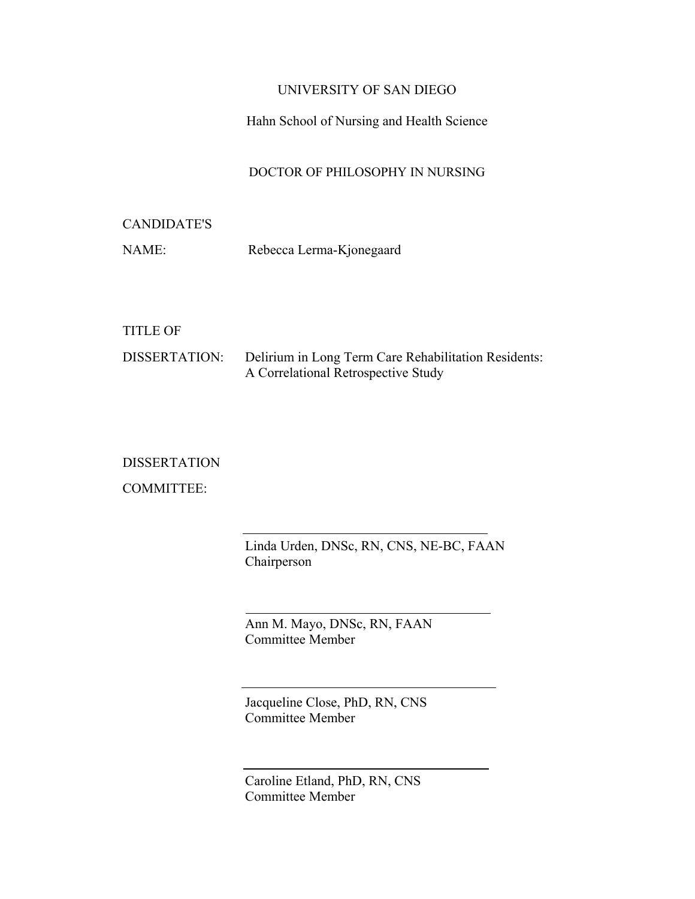UNIVERSITY OF SAN DIEGO

Hahn School of Nursing and Health Science

DOCTOR OF PHILOSOPHY IN NURSING

CANDIDATE'S

NAME: Rebecca Lerma-Kjonegaard

TITLE OF

DISSERTATION: Delirium in Long Term Care Rehabilitation Residents: A Correlational Retrospective Study

DISSERTATION

COMMITTEE:

Linda Urden, DNSc, RN, CNS, NE-BC, FAAN
Chairperson

Ann M. Mayo, DNSc, RN, FAAN
Committee Member

Jacqueline Close, PhD, RN, CNS
Committee Member

Caroline Etland, PhD, RN, CNS
Committee Member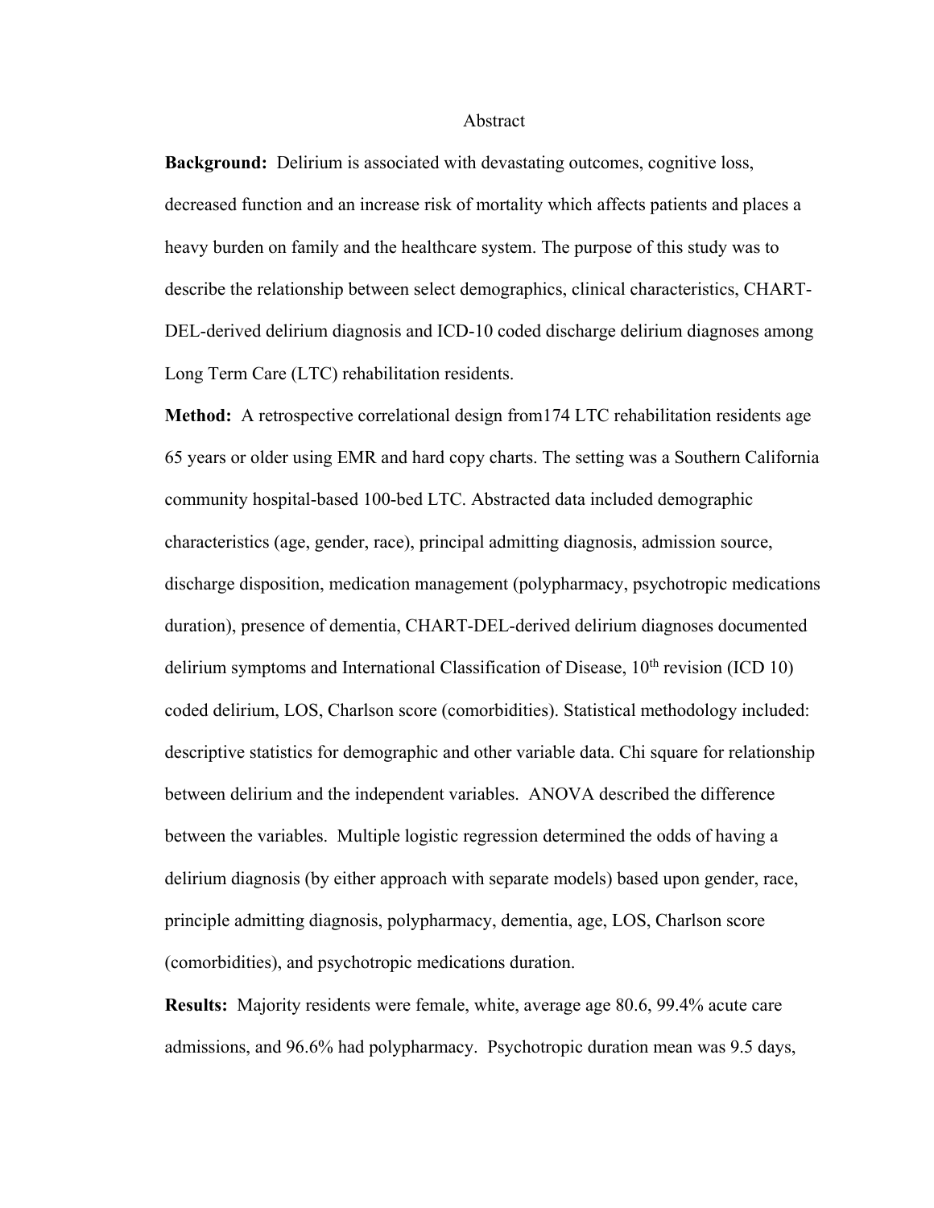# Abstract

**Background:** Delirium is associated with devastating outcomes, cognitive loss, decreased function and an increase risk of mortality which affects patients and places a heavy burden on family and the healthcare system. The purpose of this study was to describe the relationship between select demographics, clinical characteristics, CHART-DEL-derived delirium diagnosis and ICD-10 coded discharge delirium diagnoses among Long Term Care (LTC) rehabilitation residents.

**Method:** A retrospective correlational design from174 LTC rehabilitation residents age 65 years or older using EMR and hard copy charts. The setting was a Southern California community hospital-based 100-bed LTC. Abstracted data included demographic characteristics (age, gender, race), principal admitting diagnosis, admission source, discharge disposition, medication management (polypharmacy, psychotropic medications duration), presence of dementia, CHART-DEL-derived delirium diagnoses documented delirium symptoms and International Classification of Disease, 10th revision (ICD 10) coded delirium, LOS, Charlson score (comorbidities). Statistical methodology included: descriptive statistics for demographic and other variable data. Chi square for relationship between delirium and the independent variables. ANOVA described the difference between the variables. Multiple logistic regression determined the odds of having a delirium diagnosis (by either approach with separate models) based upon gender, race, principle admitting diagnosis, polypharmacy, dementia, age, LOS, Charlson score (comorbidities), and psychotropic medications duration.

**Results:** Majority residents were female, white, average age 80.6, 99.4% acute care admissions, and 96.6% had polypharmacy. Psychotropic duration mean was 9.5 days,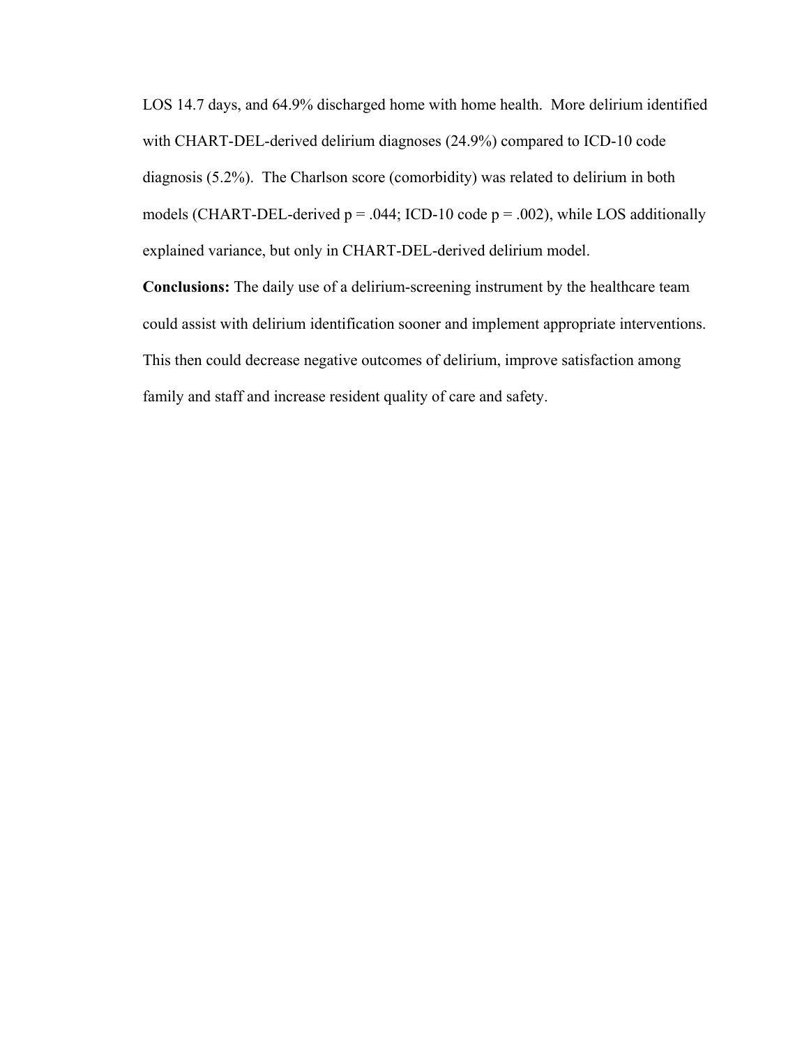LOS 14.7 days, and 64.9% discharged home with home health. More delirium identified with CHART-DEL-derived delirium diagnoses (24.9%) compared to ICD-10 code diagnosis (5.2%). The Charlson score (comorbidity) was related to delirium in both models (CHART-DEL-derived $p = .044$; ICD-10 code $p = .002$), while LOS additionally explained variance, but only in CHART-DEL-derived delirium model.

**Conclusions:** The daily use of a delirium-screening instrument by the healthcare team could assist with delirium identification sooner and implement appropriate interventions. This then could decrease negative outcomes of delirium, improve satisfaction among family and staff and increase resident quality of care and safety.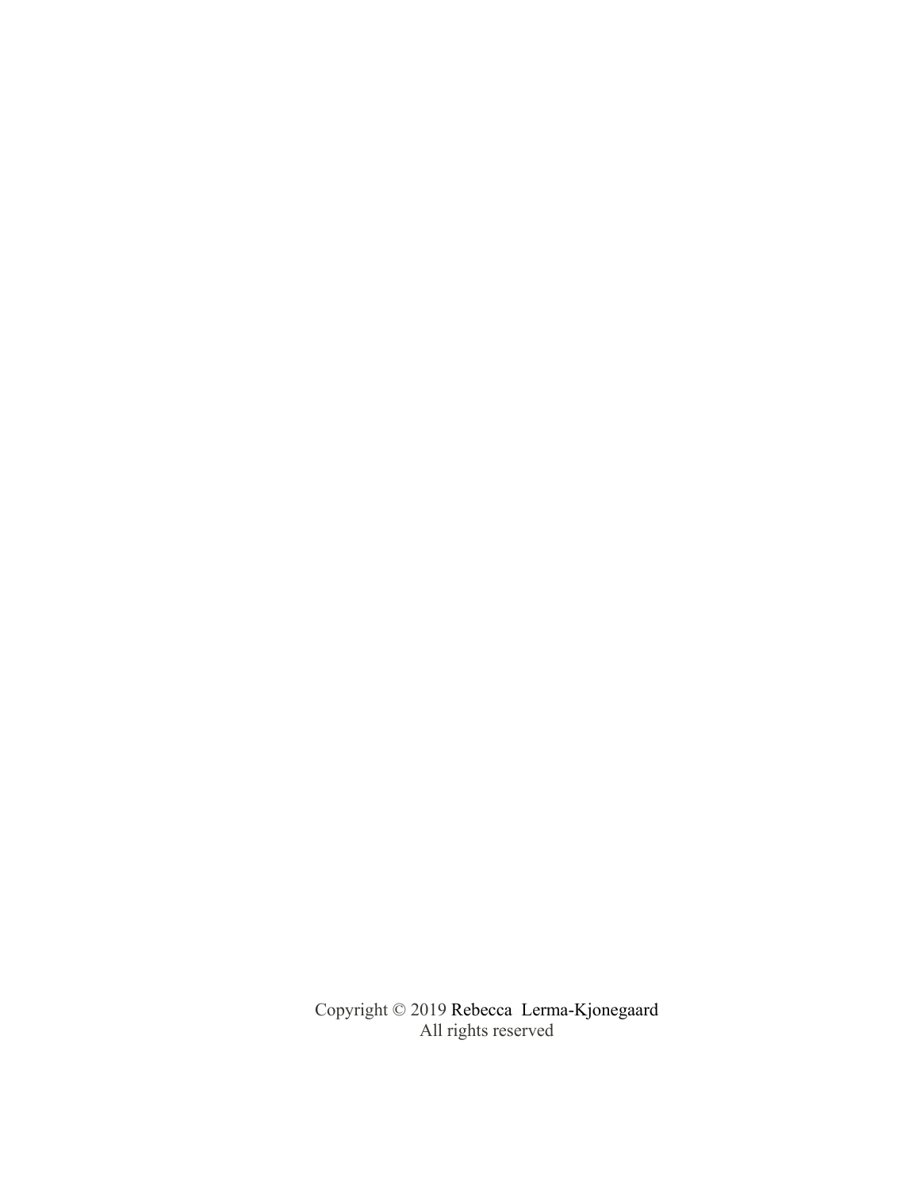Copyright © 2019 Rebecca  Lerma-Kjonegaard
All rights reserved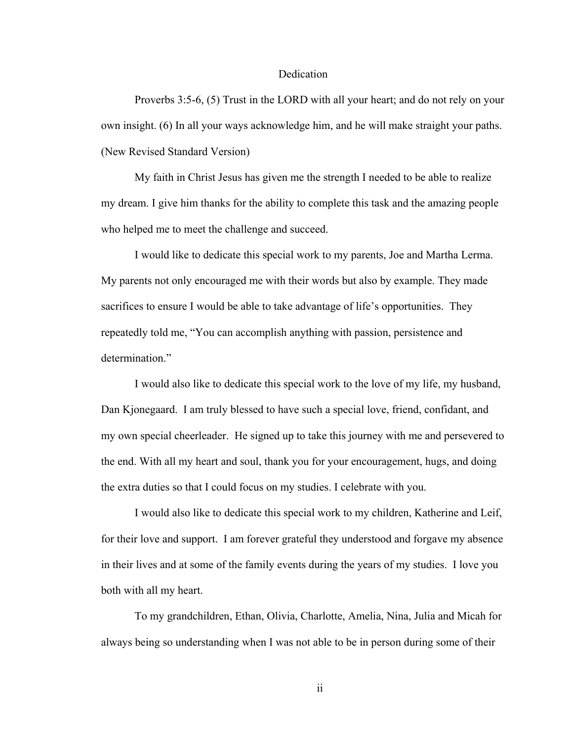# Dedication

Proverbs 3:5-6, (5) Trust in the LORD with all your heart; and do not rely on your own insight. (6) In all your ways acknowledge him, and he will make straight your paths. (New Revised Standard Version)

My faith in Christ Jesus has given me the strength I needed to be able to realize my dream. I give him thanks for the ability to complete this task and the amazing people who helped me to meet the challenge and succeed.

I would like to dedicate this special work to my parents, Joe and Martha Lerma. My parents not only encouraged me with their words but also by example. They made sacrifices to ensure I would be able to take advantage of life's opportunities. They repeatedly told me, "You can accomplish anything with passion, persistence and determination."

I would also like to dedicate this special work to the love of my life, my husband, Dan Kjonegaard. I am truly blessed to have such a special love, friend, confidant, and my own special cheerleader. He signed up to take this journey with me and persevered to the end. With all my heart and soul, thank you for your encouragement, hugs, and doing the extra duties so that I could focus on my studies. I celebrate with you.

I would also like to dedicate this special work to my children, Katherine and Leif, for their love and support. I am forever grateful they understood and forgave my absence in their lives and at some of the family events during the years of my studies. I love you both with all my heart.

To my grandchildren, Ethan, Olivia, Charlotte, Amelia, Nina, Julia and Micah for always being so understanding when I was not able to be in person during some of their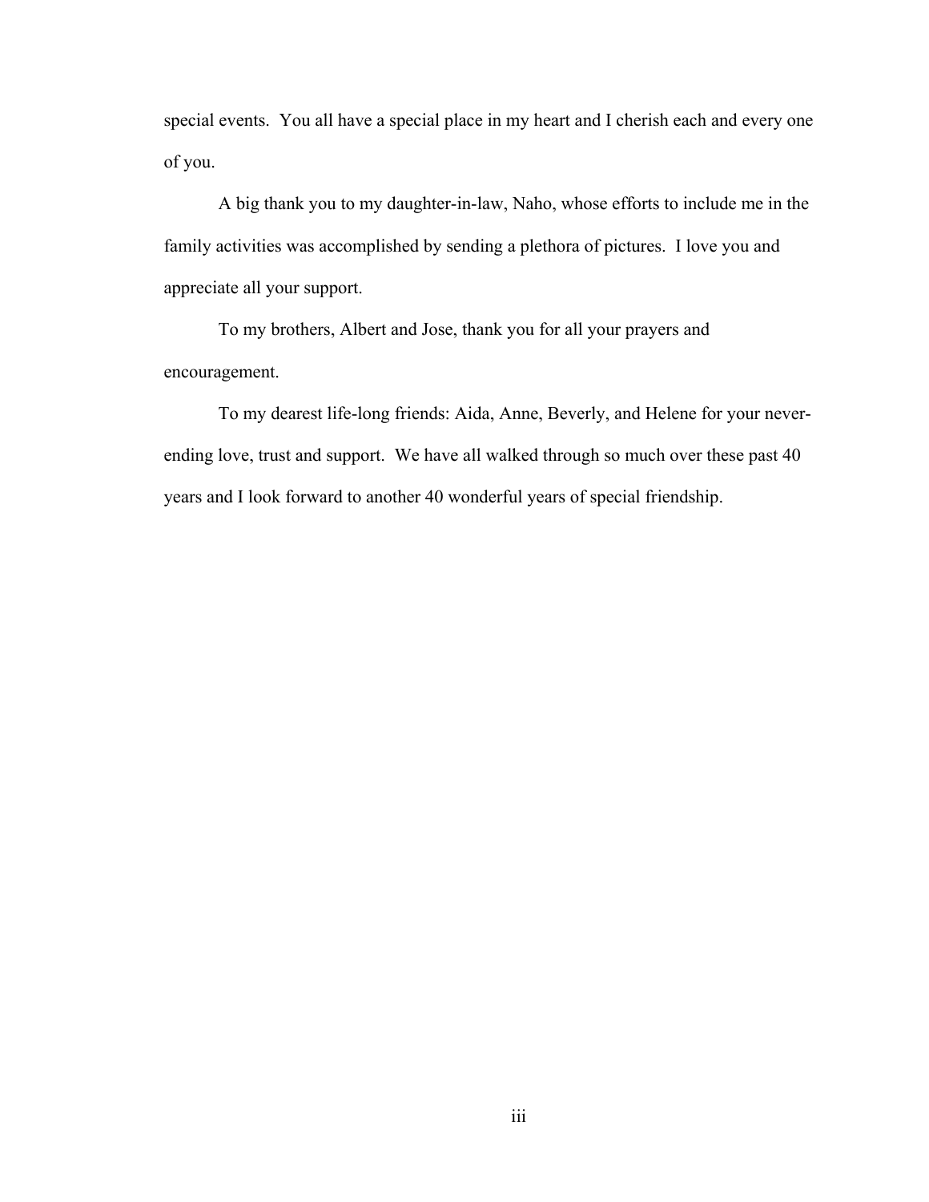special events. You all have a special place in my heart and I cherish each and every one of you.

A big thank you to my daughter-in-law, Naho, whose efforts to include me in the family activities was accomplished by sending a plethora of pictures. I love you and appreciate all your support.

To my brothers, Albert and Jose, thank you for all your prayers and encouragement.

To my dearest life-long friends: Aida, Anne, Beverly, and Helene for your never-ending love, trust and support. We have all walked through so much over these past 40 years and I look forward to another 40 wonderful years of special friendship.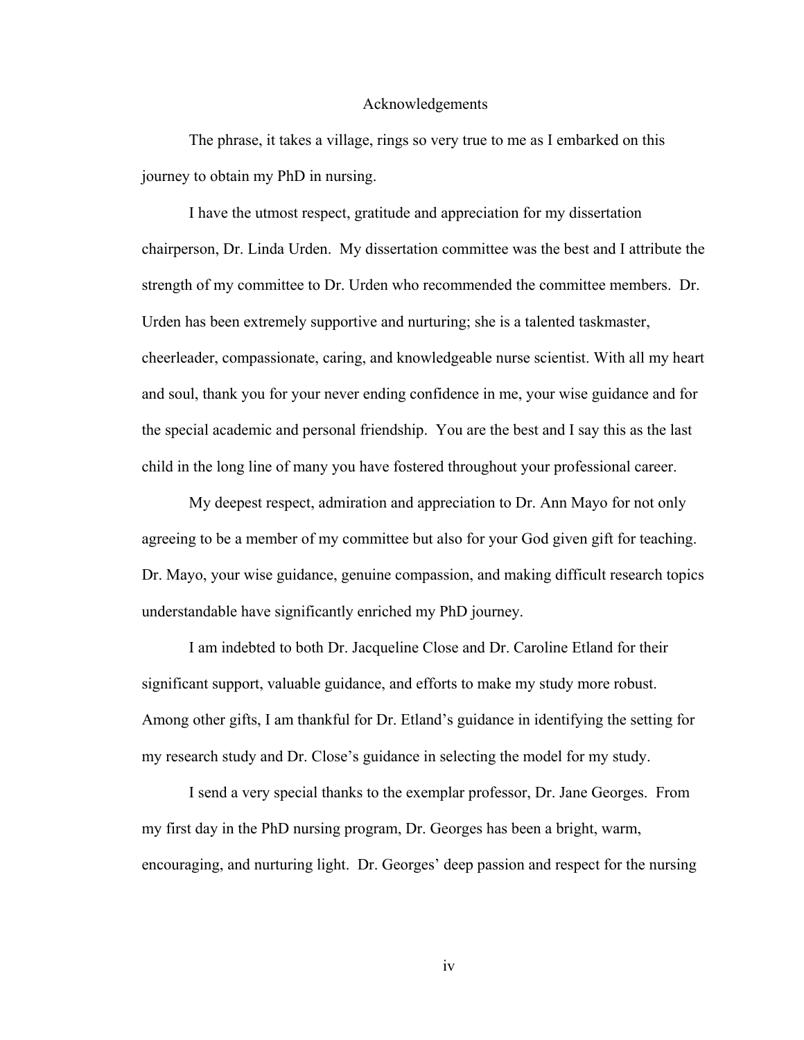# Acknowledgements

The phrase, it takes a village, rings so very true to me as I embarked on this journey to obtain my PhD in nursing.

I have the utmost respect, gratitude and appreciation for my dissertation chairperson, Dr. Linda Urden. My dissertation committee was the best and I attribute the strength of my committee to Dr. Urden who recommended the committee members. Dr. Urden has been extremely supportive and nurturing; she is a talented taskmaster, cheerleader, compassionate, caring, and knowledgeable nurse scientist. With all my heart and soul, thank you for your never ending confidence in me, your wise guidance and for the special academic and personal friendship. You are the best and I say this as the last child in the long line of many you have fostered throughout your professional career.

My deepest respect, admiration and appreciation to Dr. Ann Mayo for not only agreeing to be a member of my committee but also for your God given gift for teaching. Dr. Mayo, your wise guidance, genuine compassion, and making difficult research topics understandable have significantly enriched my PhD journey.

I am indebted to both Dr. Jacqueline Close and Dr. Caroline Etland for their significant support, valuable guidance, and efforts to make my study more robust. Among other gifts, I am thankful for Dr. Etland's guidance in identifying the setting for my research study and Dr. Close's guidance in selecting the model for my study.

I send a very special thanks to the exemplar professor, Dr. Jane Georges. From my first day in the PhD nursing program, Dr. Georges has been a bright, warm, encouraging, and nurturing light. Dr. Georges' deep passion and respect for the nursing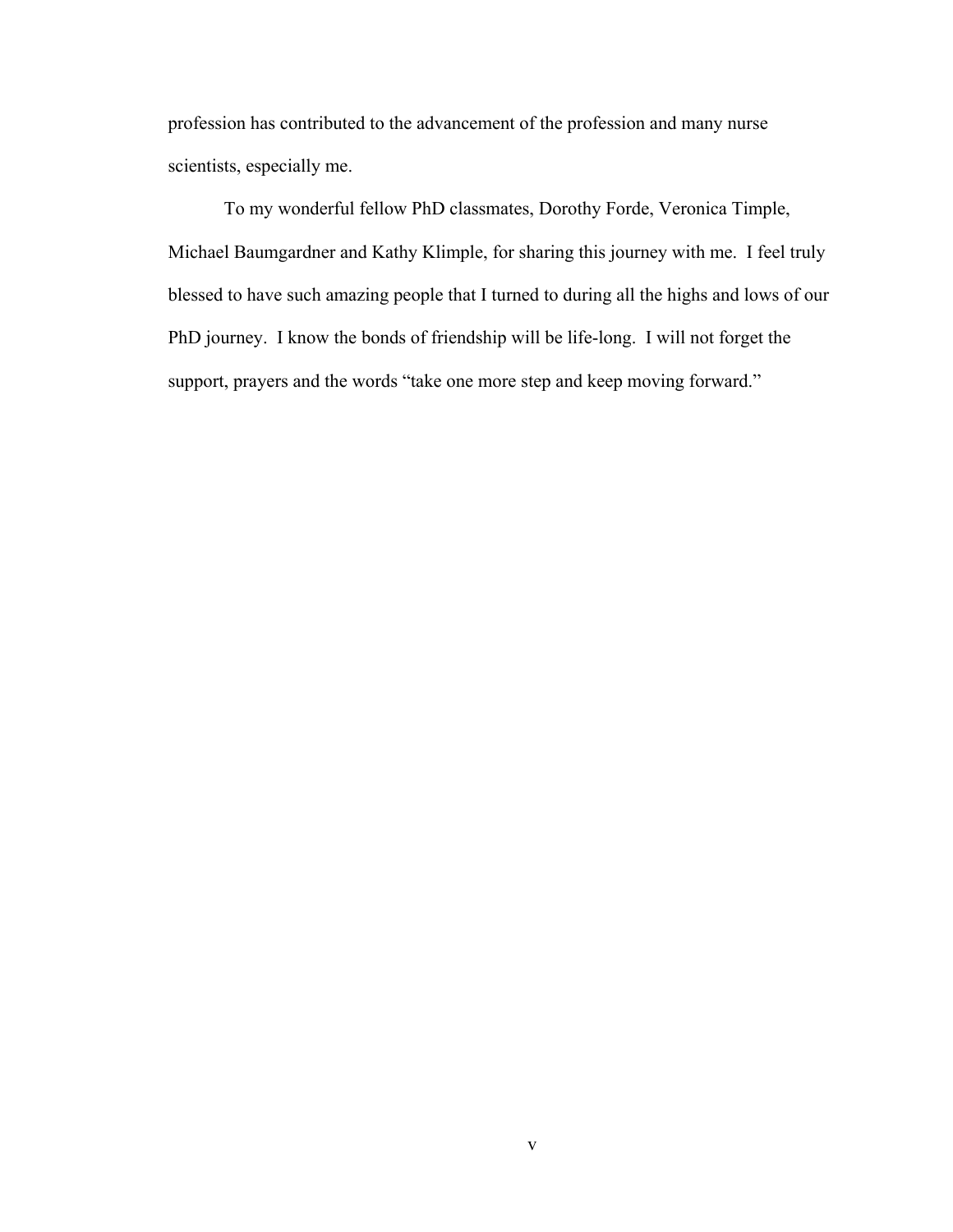profession has contributed to the advancement of the profession and many nurse scientists, especially me.

To my wonderful fellow PhD classmates, Dorothy Forde, Veronica Timple, Michael Baumgardner and Kathy Klimple, for sharing this journey with me. I feel truly blessed to have such amazing people that I turned to during all the highs and lows of our PhD journey. I know the bonds of friendship will be life-long. I will not forget the support, prayers and the words "take one more step and keep moving forward."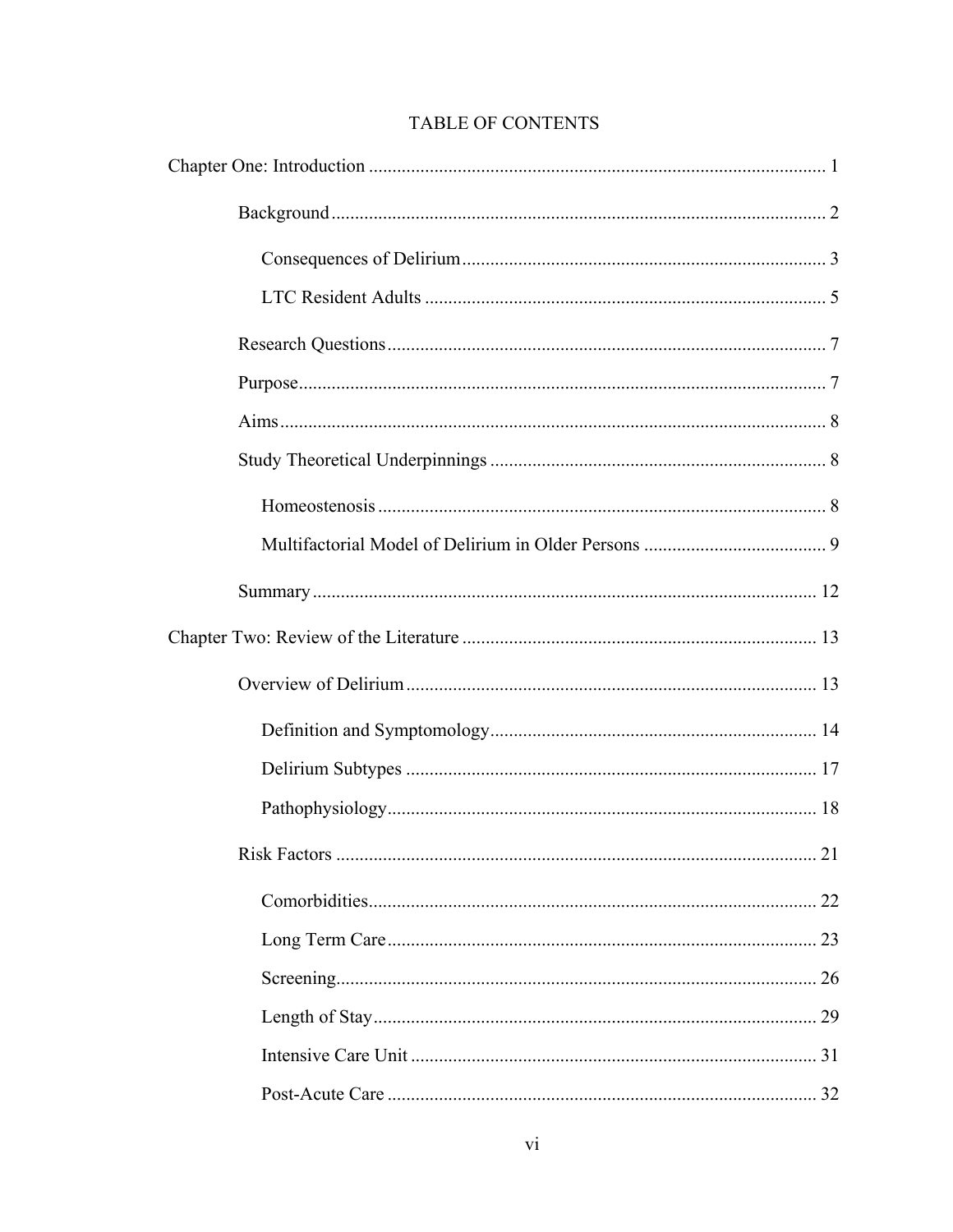# TABLE OF CONTENTS

Chapter One: Introduction ................................................................................................. 1

- Background ......................................................................................................... 2
  - Consequences of Delirium ............................................................................. 3
  - LTC Resident Adults ..................................................................................... 5
- Research Questions ............................................................................................. 7
- Purpose ................................................................................................................ 7
- Aims .................................................................................................................... 8
- Study Theoretical Underpinnings ....................................................................... 8
  - Homeostenosis ............................................................................................... 8
  - Multifactorial Model of Delirium in Older Persons ....................................... 9
- Summary ........................................................................................................... 12

Chapter Two: Review of the Literature ........................................................................... 13

- Overview of Delirium ....................................................................................... 13
  - Definition and Symptomology ..................................................................... 14
  - Delirium Subtypes ....................................................................................... 17
  - Pathophysiology ........................................................................................... 18
- Risk Factors ...................................................................................................... 21
  - Comorbidities ............................................................................................... 22
  - Long Term Care ........................................................................................... 23
  - Screening ...................................................................................................... 26
  - Length of Stay .............................................................................................. 29
  - Intensive Care Unit ...................................................................................... 31
  - Post-Acute Care ........................................................................................... 32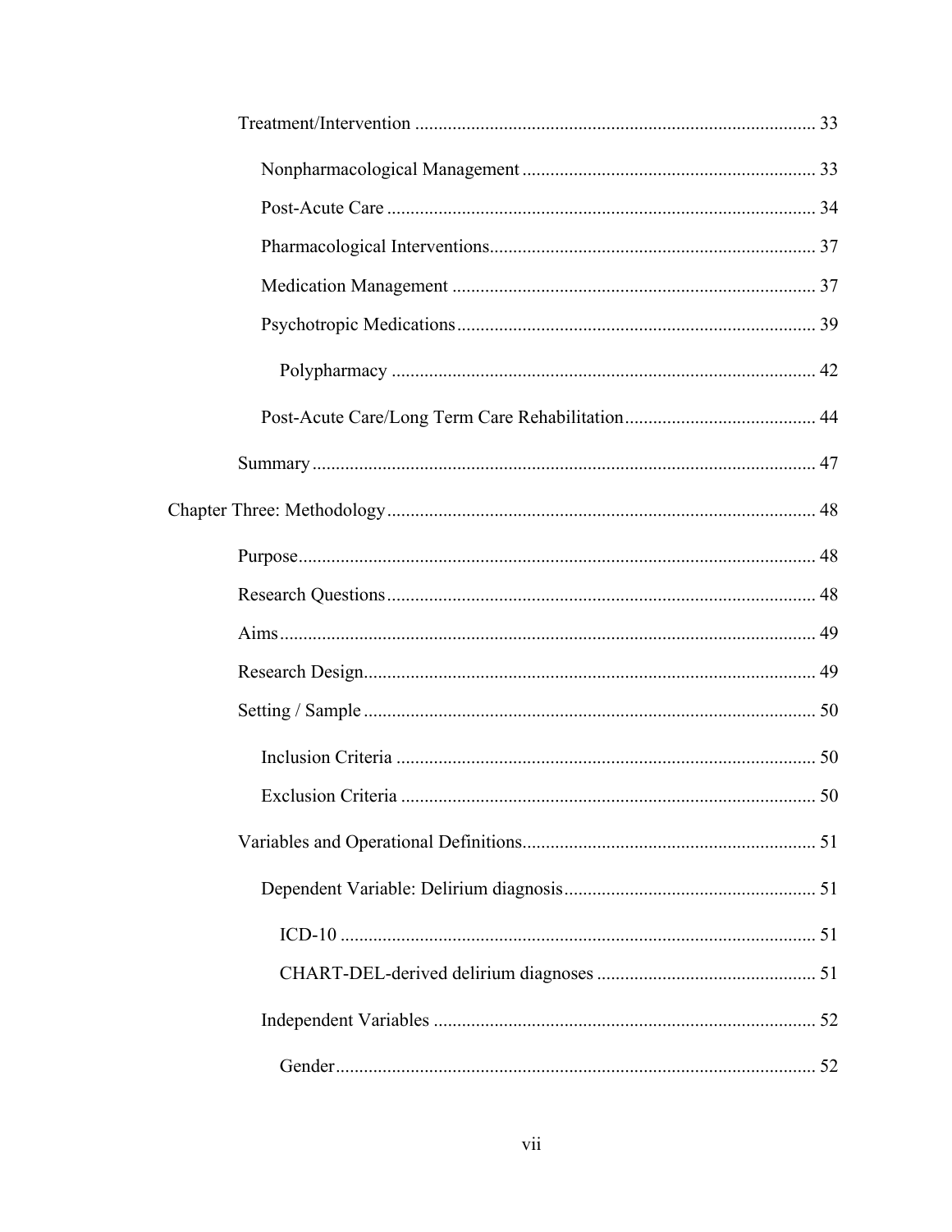Treatment/Intervention ..................................................................................... 33

Nonpharmacological Management .............................................................. 33

Post-Acute Care ........................................................................................... 34

Pharmacological Interventions..................................................................... 37

Medication Management ............................................................................. 37

Psychotropic Medications............................................................................ 39

Polypharmacy .......................................................................................... 42

Post-Acute Care/Long Term Care Rehabilitation......................................... 44

Summary ........................................................................................................... 47

Chapter Three: Methodology ........................................................................................... 48

Purpose.............................................................................................................. 48

Research Questions ........................................................................................... 48

Aims .................................................................................................................. 49

Research Design................................................................................................ 49

Setting / Sample ................................................................................................ 50

Inclusion Criteria .......................................................................................... 50

Exclusion Criteria ......................................................................................... 50

Variables and Operational Definitions.............................................................. 51

Dependent Variable: Delirium diagnosis...................................................... 51

ICD-10 ..................................................................................................... 51

CHART-DEL-derived delirium diagnoses ............................................... 51

Independent Variables .................................................................................. 52

Gender...................................................................................................... 52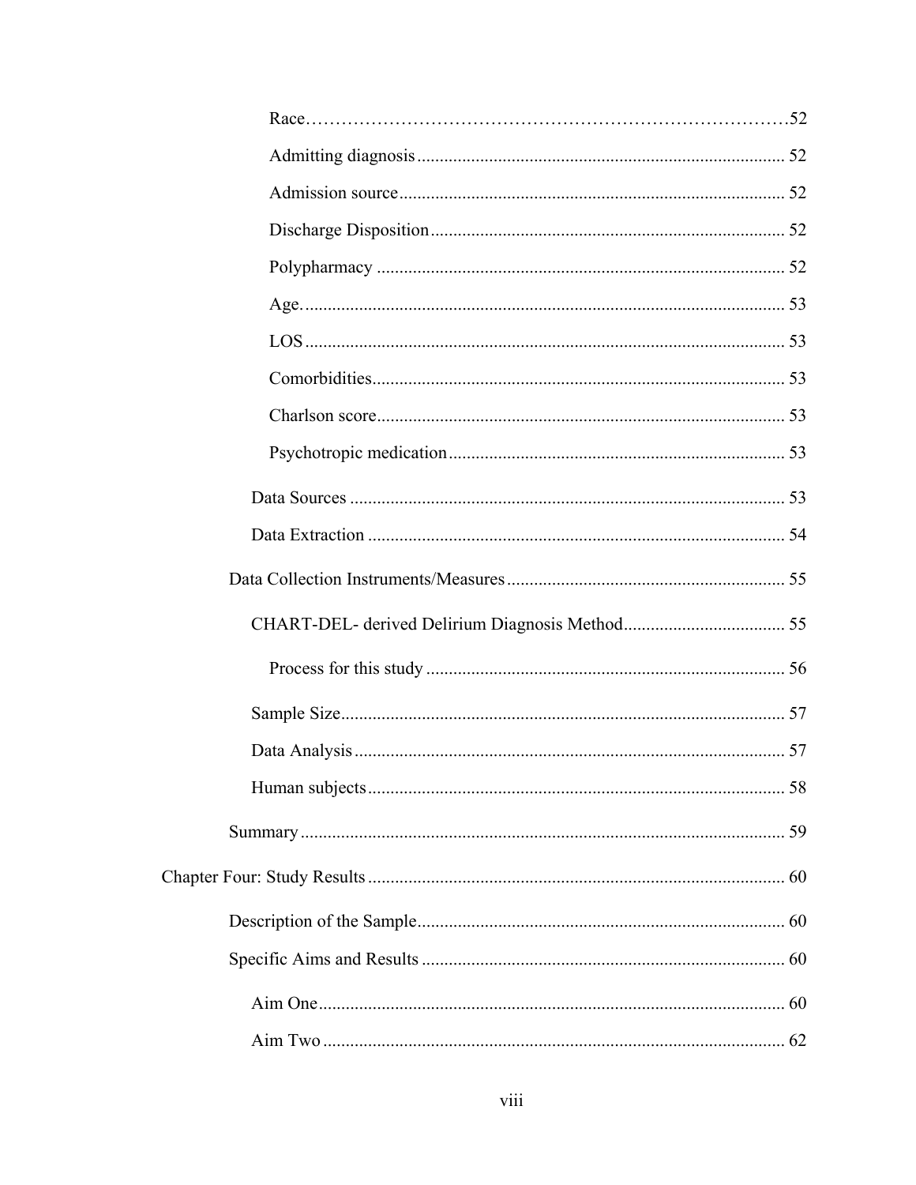Race……………………………………………………………………52

Admitting diagnosis ........................................................................ 52

Admission source ............................................................................ 52

Discharge Disposition ..................................................................... 52

Polypharmacy .................................................................................. 52

Age. .................................................................................................. 53

LOS .................................................................................................. 53

Comorbidities ................................................................................... 53

Charlson score .................................................................................. 53

Psychotropic medication .................................................................. 53

Data Sources ........................................................................................ 53

Data Extraction .................................................................................... 54

Data Collection Instruments/Measures ..................................................... 55

CHART-DEL- derived Delirium Diagnosis Method .................................... 55

Process for this study ....................................................................... 56

Sample Size .......................................................................................... 57

Data Analysis ........................................................................................ 57

Human subjects ..................................................................................... 58

Summary .................................................................................................. 59

Chapter Four: Study Results ........................................................................ 60

Description of the Sample ........................................................................ 60

Specific Aims and Results ........................................................................ 60

Aim One ................................................................................................ 60

Aim Two ............................................................................................... 62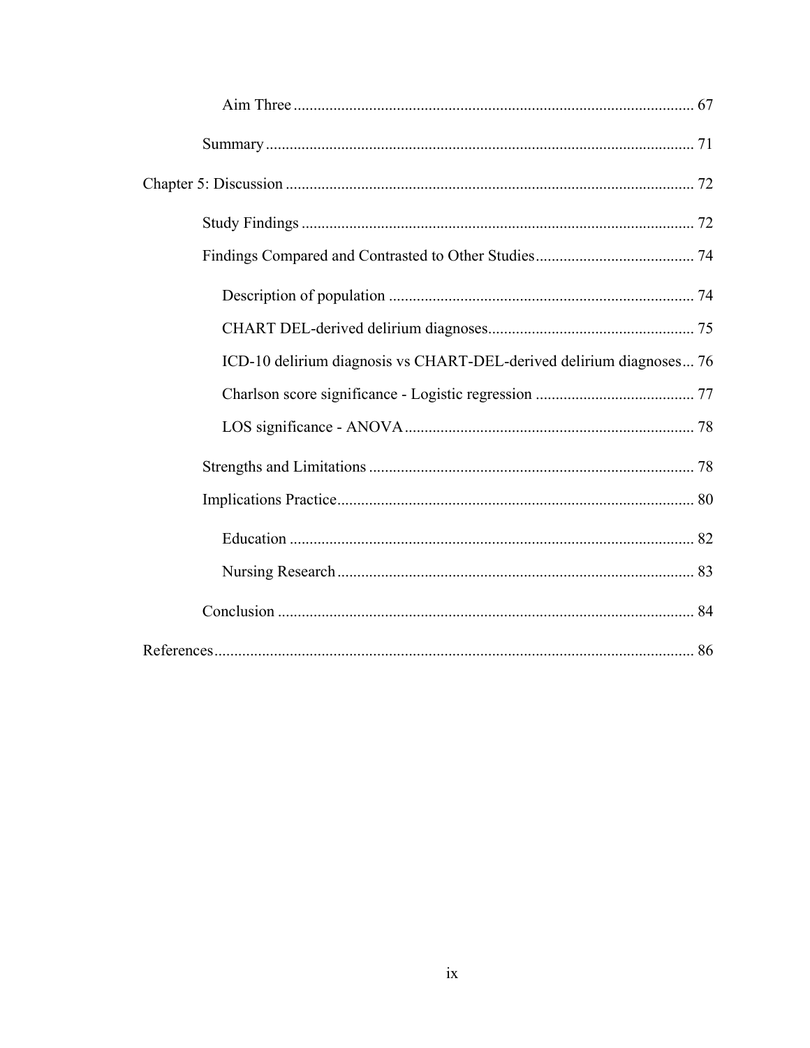Aim Three ..................................................................................................... 67

Summary ........................................................................................................ 71

Chapter 5: Discussion ....................................................................................... 72

Study Findings ................................................................................................. 72

Findings Compared and Contrasted to Other Studies ........................................ 74

Description of population ............................................................................ 74

CHART DEL-derived delirium diagnoses .................................................... 75

ICD-10 delirium diagnosis vs CHART-DEL-derived delirium diagnoses ... 76

Charlson score significance - Logistic regression ........................................ 77

LOS significance - ANOVA ......................................................................... 78

Strengths and Limitations ................................................................................. 78

Implications Practice ........................................................................................ 80

Education ..................................................................................................... 82

Nursing Research .......................................................................................... 83

Conclusion ........................................................................................................ 84

References ........................................................................................................... 86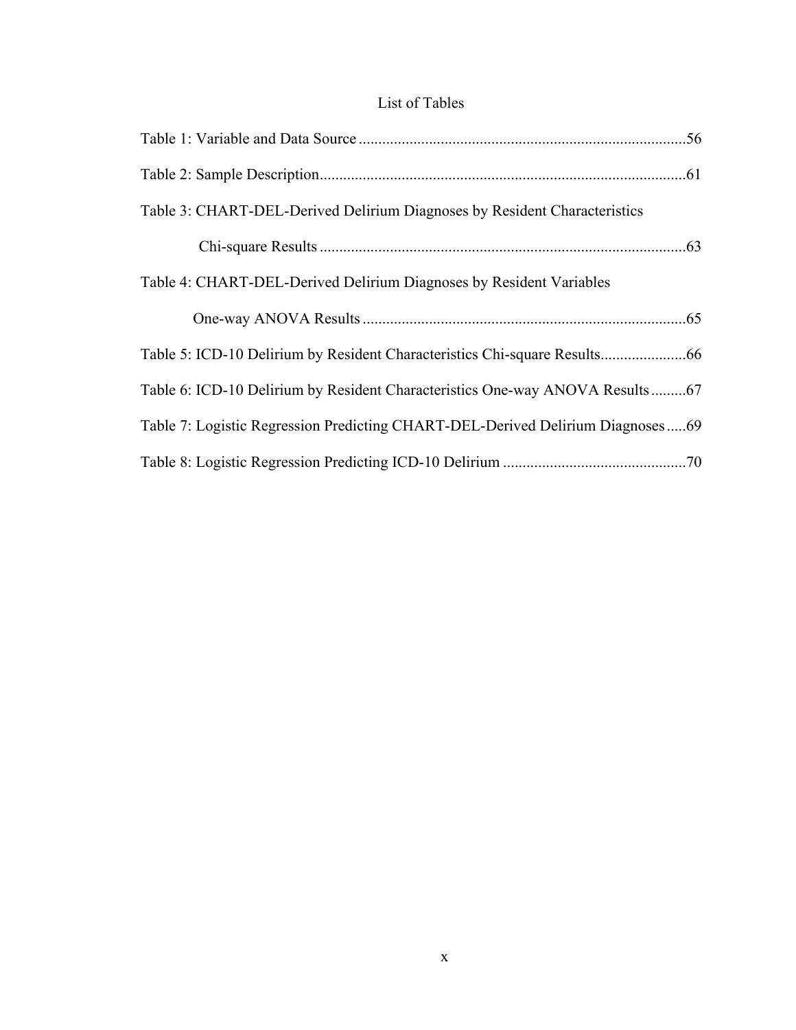# List of Tables

Table 1: Variable and Data Source ....................................................................................56

Table 2: Sample Description..............................................................................................61

Table 3: CHART-DEL-Derived Delirium Diagnoses by Resident Characteristics

Chi-square Results ..............................................................................................63

Table 4: CHART-DEL-Derived Delirium Diagnoses by Resident Variables

One-way ANOVA Results ...................................................................................65

Table 5: ICD-10 Delirium by Resident Characteristics Chi-square Results......................66

Table 6: ICD-10 Delirium by Resident Characteristics One-way ANOVA Results .........67

Table 7: Logistic Regression Predicting CHART-DEL-Derived Delirium Diagnoses .....69

Table 8: Logistic Regression Predicting ICD-10 Delirium ...............................................70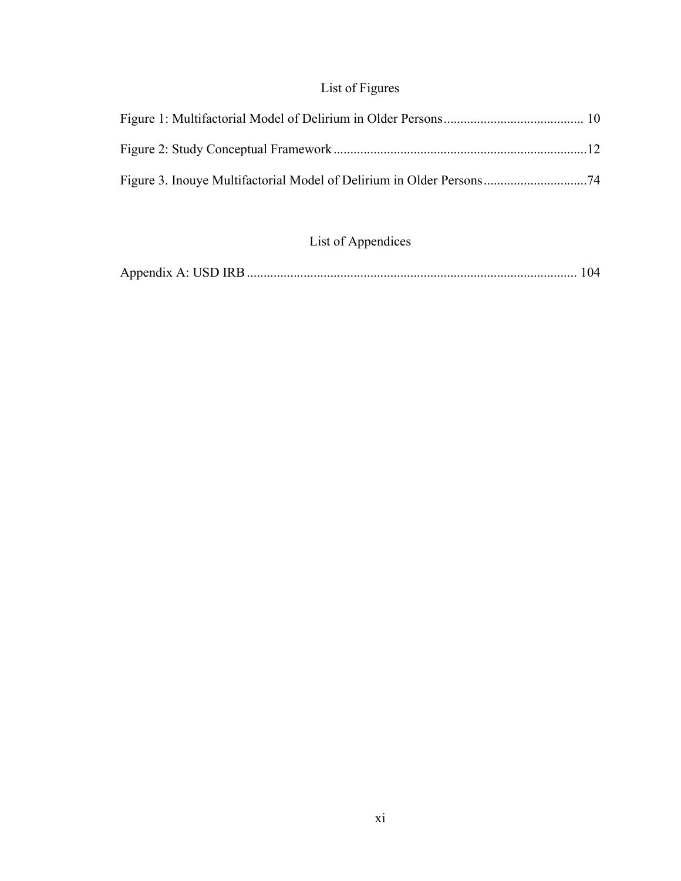## List of Figures

Figure 1: Multifactorial Model of Delirium in Older Persons .......................................... 10

Figure 2: Study Conceptual Framework ..........................................................................12

Figure 3. Inouye Multifactorial Model of Delirium in Older Persons ..............................74

## List of Appendices

Appendix A: USD IRB ................................................................................................. 104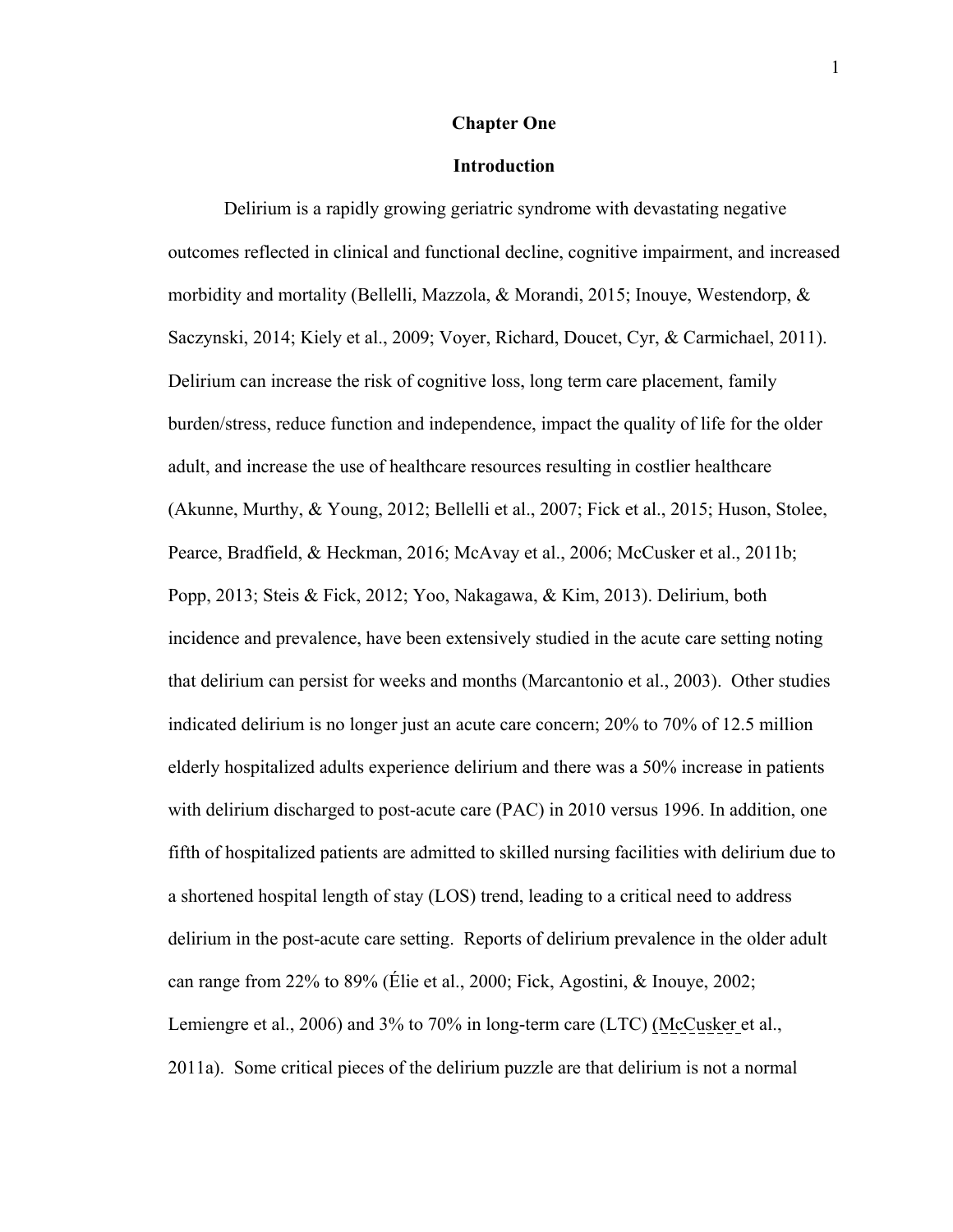# Chapter One

## Introduction

Delirium is a rapidly growing geriatric syndrome with devastating negative outcomes reflected in clinical and functional decline, cognitive impairment, and increased morbidity and mortality (Bellelli, Mazzola, & Morandi, 2015; Inouye, Westendorp, & Saczynski, 2014; Kiely et al., 2009; Voyer, Richard, Doucet, Cyr, & Carmichael, 2011). Delirium can increase the risk of cognitive loss, long term care placement, family burden/stress, reduce function and independence, impact the quality of life for the older adult, and increase the use of healthcare resources resulting in costlier healthcare (Akunne, Murthy, & Young, 2012; Bellelli et al., 2007; Fick et al., 2015; Huson, Stolee, Pearce, Bradfield, & Heckman, 2016; McAvay et al., 2006; McCusker et al., 2011b; Popp, 2013; Steis & Fick, 2012; Yoo, Nakagawa, & Kim, 2013). Delirium, both incidence and prevalence, have been extensively studied in the acute care setting noting that delirium can persist for weeks and months (Marcantonio et al., 2003). Other studies indicated delirium is no longer just an acute care concern; 20% to 70% of 12.5 million elderly hospitalized adults experience delirium and there was a 50% increase in patients with delirium discharged to post-acute care (PAC) in 2010 versus 1996. In addition, one fifth of hospitalized patients are admitted to skilled nursing facilities with delirium due to a shortened hospital length of stay (LOS) trend, leading to a critical need to address delirium in the post-acute care setting. Reports of delirium prevalence in the older adult can range from 22% to 89% (Élie et al., 2000; Fick, Agostini, & Inouye, 2002; Lemiengre et al., 2006) and 3% to 70% in long-term care (LTC) (McCusker et al., 2011a). Some critical pieces of the delirium puzzle are that delirium is not a normal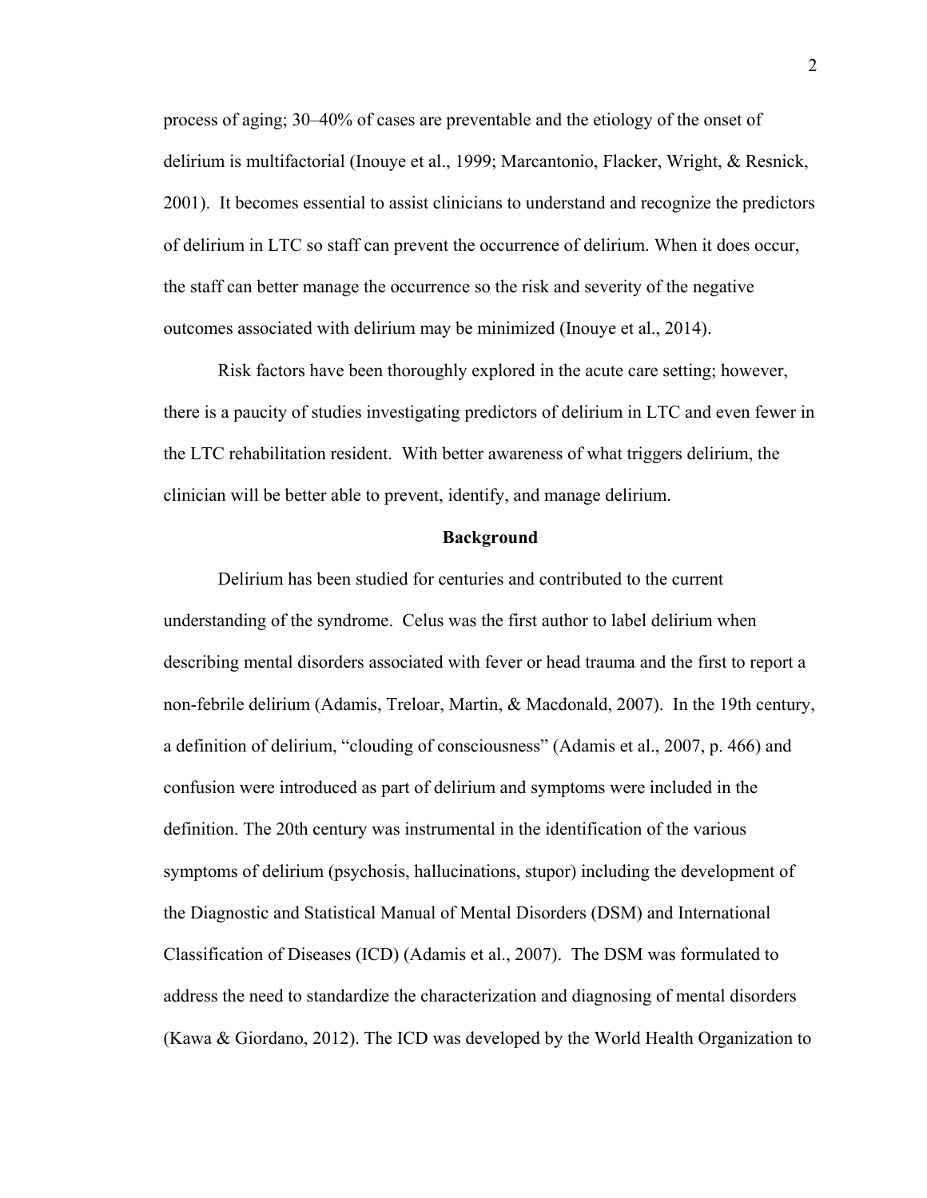process of aging; 30–40% of cases are preventable and the etiology of the onset of delirium is multifactorial (Inouye et al., 1999; Marcantonio, Flacker, Wright, & Resnick, 2001). It becomes essential to assist clinicians to understand and recognize the predictors of delirium in LTC so staff can prevent the occurrence of delirium. When it does occur, the staff can better manage the occurrence so the risk and severity of the negative outcomes associated with delirium may be minimized (Inouye et al., 2014).

Risk factors have been thoroughly explored in the acute care setting; however, there is a paucity of studies investigating predictors of delirium in LTC and even fewer in the LTC rehabilitation resident. With better awareness of what triggers delirium, the clinician will be better able to prevent, identify, and manage delirium.

## Background

Delirium has been studied for centuries and contributed to the current understanding of the syndrome. Celus was the first author to label delirium when describing mental disorders associated with fever or head trauma and the first to report a non-febrile delirium (Adamis, Treloar, Martin, & Macdonald, 2007). In the 19th century, a definition of delirium, "clouding of consciousness" (Adamis et al., 2007, p. 466) and confusion were introduced as part of delirium and symptoms were included in the definition. The 20th century was instrumental in the identification of the various symptoms of delirium (psychosis, hallucinations, stupor) including the development of the Diagnostic and Statistical Manual of Mental Disorders (DSM) and International Classification of Diseases (ICD) (Adamis et al., 2007). The DSM was formulated to address the need to standardize the characterization and diagnosing of mental disorders (Kawa & Giordano, 2012). The ICD was developed by the World Health Organization to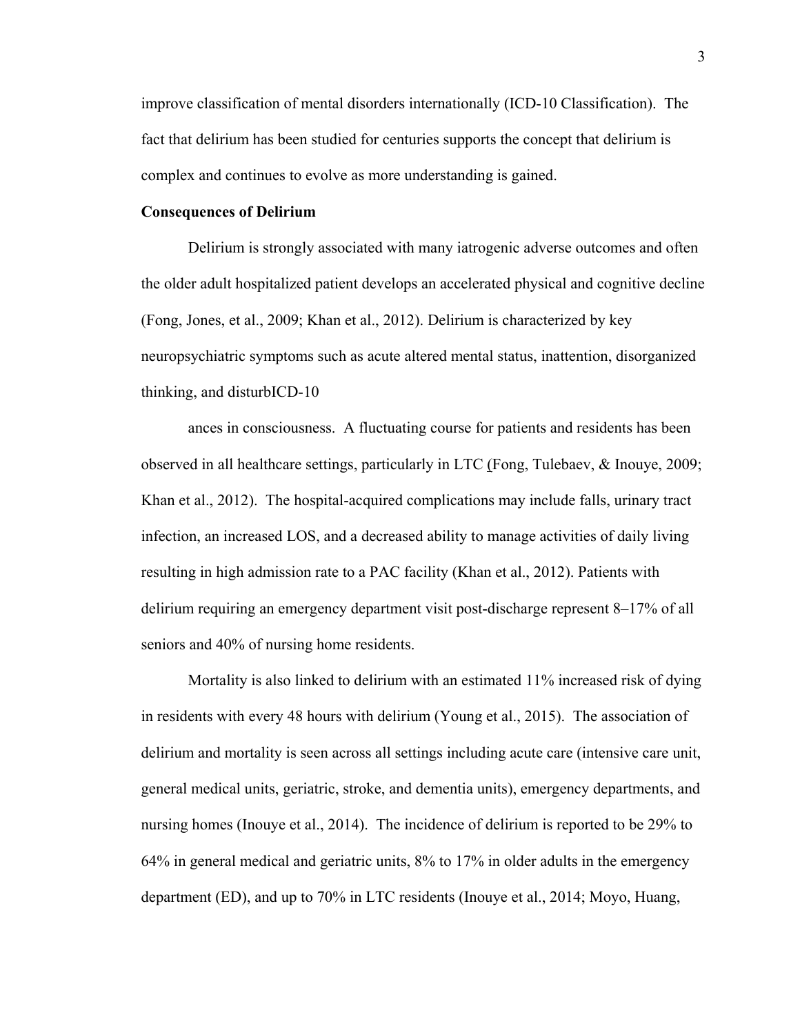improve classification of mental disorders internationally (ICD-10 Classification). The fact that delirium has been studied for centuries supports the concept that delirium is complex and continues to evolve as more understanding is gained.

**Consequences of Delirium**

Delirium is strongly associated with many iatrogenic adverse outcomes and often the older adult hospitalized patient develops an accelerated physical and cognitive decline (Fong, Jones, et al., 2009; Khan et al., 2012). Delirium is characterized by key neuropsychiatric symptoms such as acute altered mental status, inattention, disorganized thinking, and disturbICD-10

ances in consciousness. A fluctuating course for patients and residents has been observed in all healthcare settings, particularly in LTC (Fong, Tulebaev, & Inouye, 2009; Khan et al., 2012). The hospital-acquired complications may include falls, urinary tract infection, an increased LOS, and a decreased ability to manage activities of daily living resulting in high admission rate to a PAC facility (Khan et al., 2012). Patients with delirium requiring an emergency department visit post-discharge represent 8–17% of all seniors and 40% of nursing home residents.

Mortality is also linked to delirium with an estimated 11% increased risk of dying in residents with every 48 hours with delirium (Young et al., 2015). The association of delirium and mortality is seen across all settings including acute care (intensive care unit, general medical units, geriatric, stroke, and dementia units), emergency departments, and nursing homes (Inouye et al., 2014). The incidence of delirium is reported to be 29% to 64% in general medical and geriatric units, 8% to 17% in older adults in the emergency department (ED), and up to 70% in LTC residents (Inouye et al., 2014; Moyo, Huang,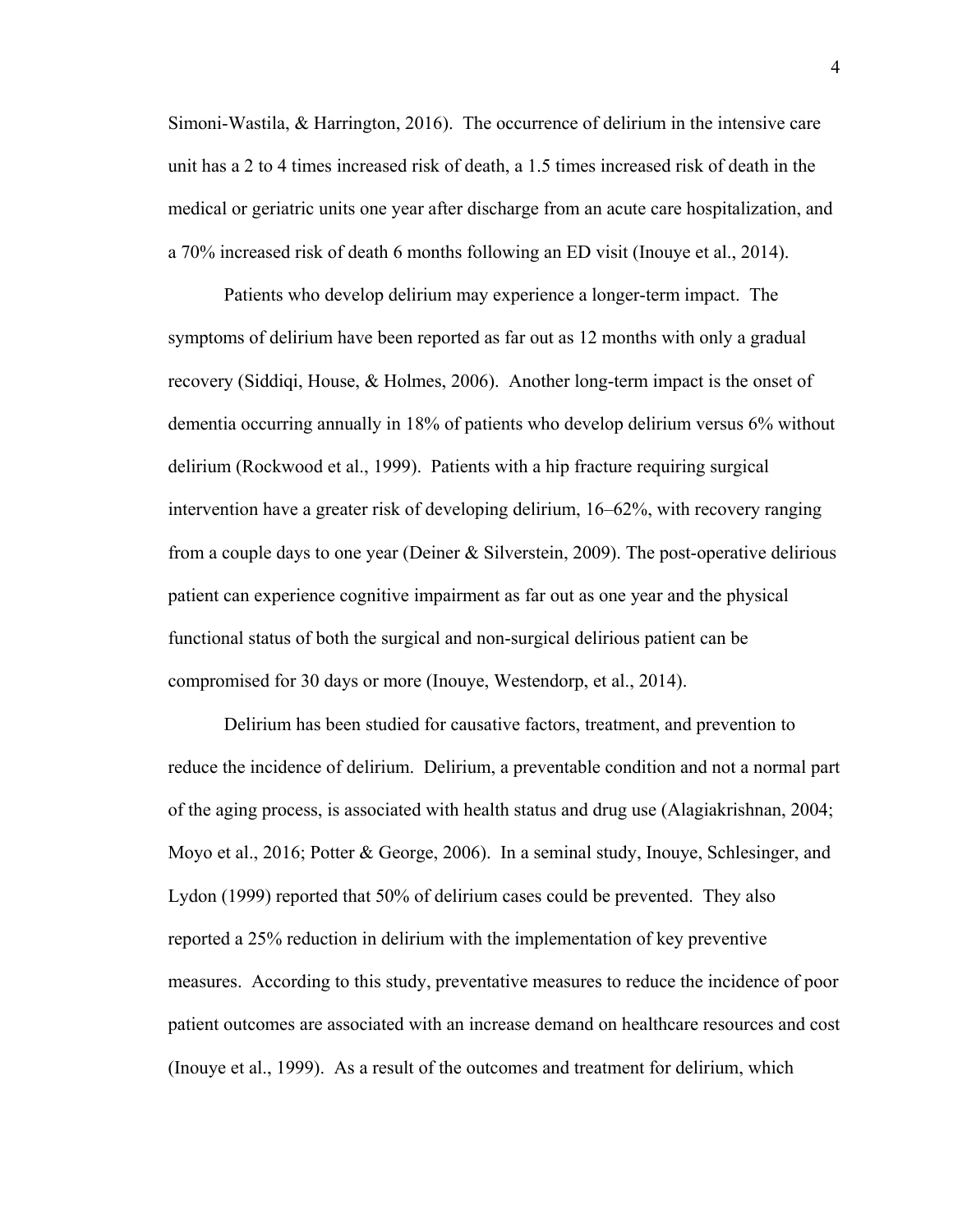Simoni-Wastila, & Harrington, 2016). The occurrence of delirium in the intensive care unit has a 2 to 4 times increased risk of death, a 1.5 times increased risk of death in the medical or geriatric units one year after discharge from an acute care hospitalization, and a 70% increased risk of death 6 months following an ED visit (Inouye et al., 2014).

Patients who develop delirium may experience a longer-term impact. The symptoms of delirium have been reported as far out as 12 months with only a gradual recovery (Siddiqi, House, & Holmes, 2006). Another long-term impact is the onset of dementia occurring annually in 18% of patients who develop delirium versus 6% without delirium (Rockwood et al., 1999). Patients with a hip fracture requiring surgical intervention have a greater risk of developing delirium, 16–62%, with recovery ranging from a couple days to one year (Deiner & Silverstein, 2009). The post-operative delirious patient can experience cognitive impairment as far out as one year and the physical functional status of both the surgical and non-surgical delirious patient can be compromised for 30 days or more (Inouye, Westendorp, et al., 2014).

Delirium has been studied for causative factors, treatment, and prevention to reduce the incidence of delirium. Delirium, a preventable condition and not a normal part of the aging process, is associated with health status and drug use (Alagiakrishnan, 2004; Moyo et al., 2016; Potter & George, 2006). In a seminal study, Inouye, Schlesinger, and Lydon (1999) reported that 50% of delirium cases could be prevented. They also reported a 25% reduction in delirium with the implementation of key preventive measures. According to this study, preventative measures to reduce the incidence of poor patient outcomes are associated with an increase demand on healthcare resources and cost (Inouye et al., 1999). As a result of the outcomes and treatment for delirium, which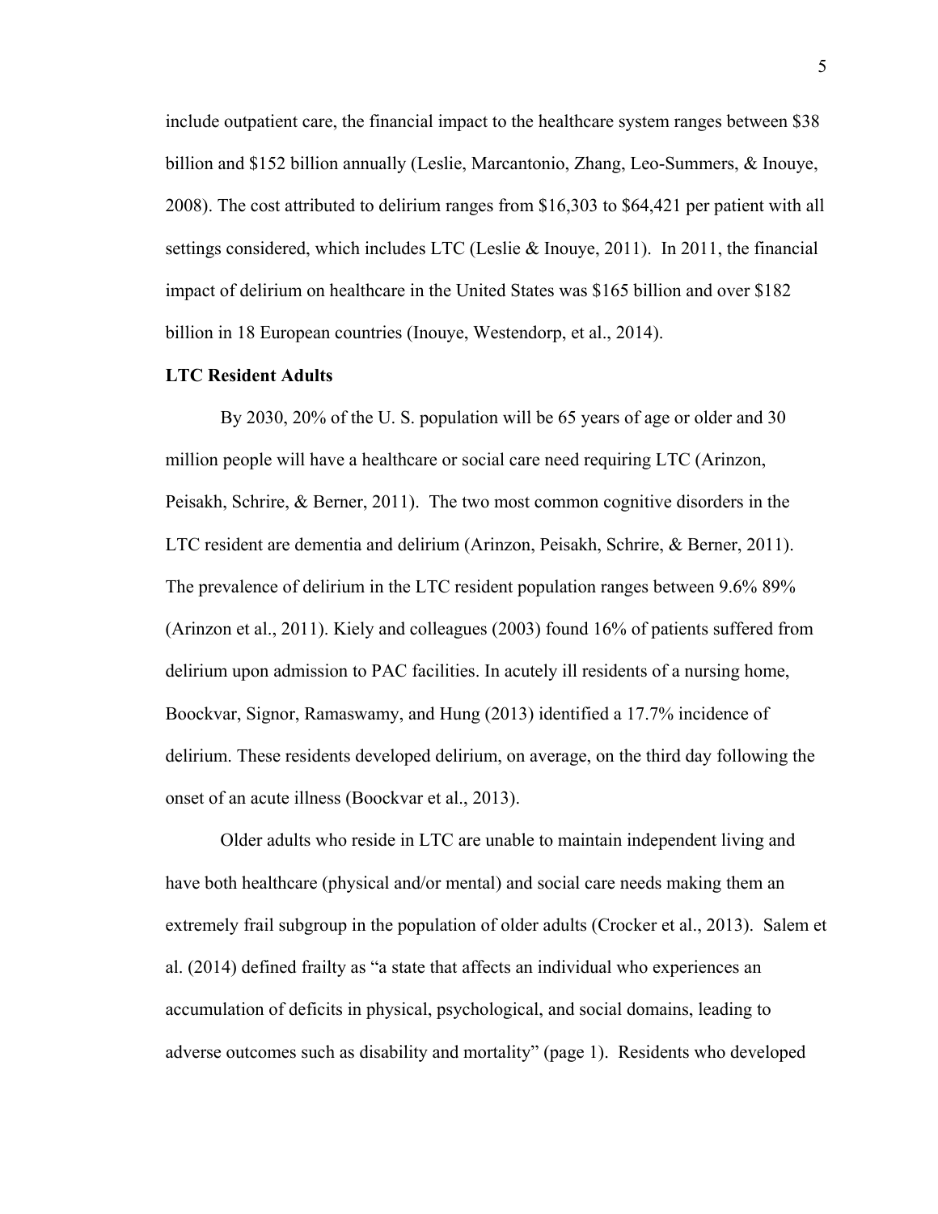include outpatient care, the financial impact to the healthcare system ranges between $38 billion and $152 billion annually (Leslie, Marcantonio, Zhang, Leo-Summers, & Inouye, 2008). The cost attributed to delirium ranges from $16,303 to $64,421 per patient with all settings considered, which includes LTC (Leslie & Inouye, 2011). In 2011, the financial impact of delirium on healthcare in the United States was $165 billion and over $182 billion in 18 European countries (Inouye, Westendorp, et al., 2014).

**LTC Resident Adults**

By 2030, 20% of the U. S. population will be 65 years of age or older and 30 million people will have a healthcare or social care need requiring LTC (Arinzon, Peisakh, Schrire, & Berner, 2011). The two most common cognitive disorders in the LTC resident are dementia and delirium (Arinzon, Peisakh, Schrire, & Berner, 2011). The prevalence of delirium in the LTC resident population ranges between 9.6% 89% (Arinzon et al., 2011). Kiely and colleagues (2003) found 16% of patients suffered from delirium upon admission to PAC facilities. In acutely ill residents of a nursing home, Boockvar, Signor, Ramaswamy, and Hung (2013) identified a 17.7% incidence of delirium. These residents developed delirium, on average, on the third day following the onset of an acute illness (Boockvar et al., 2013).

Older adults who reside in LTC are unable to maintain independent living and have both healthcare (physical and/or mental) and social care needs making them an extremely frail subgroup in the population of older adults (Crocker et al., 2013). Salem et al. (2014) defined frailty as "a state that affects an individual who experiences an accumulation of deficits in physical, psychological, and social domains, leading to adverse outcomes such as disability and mortality" (page 1). Residents who developed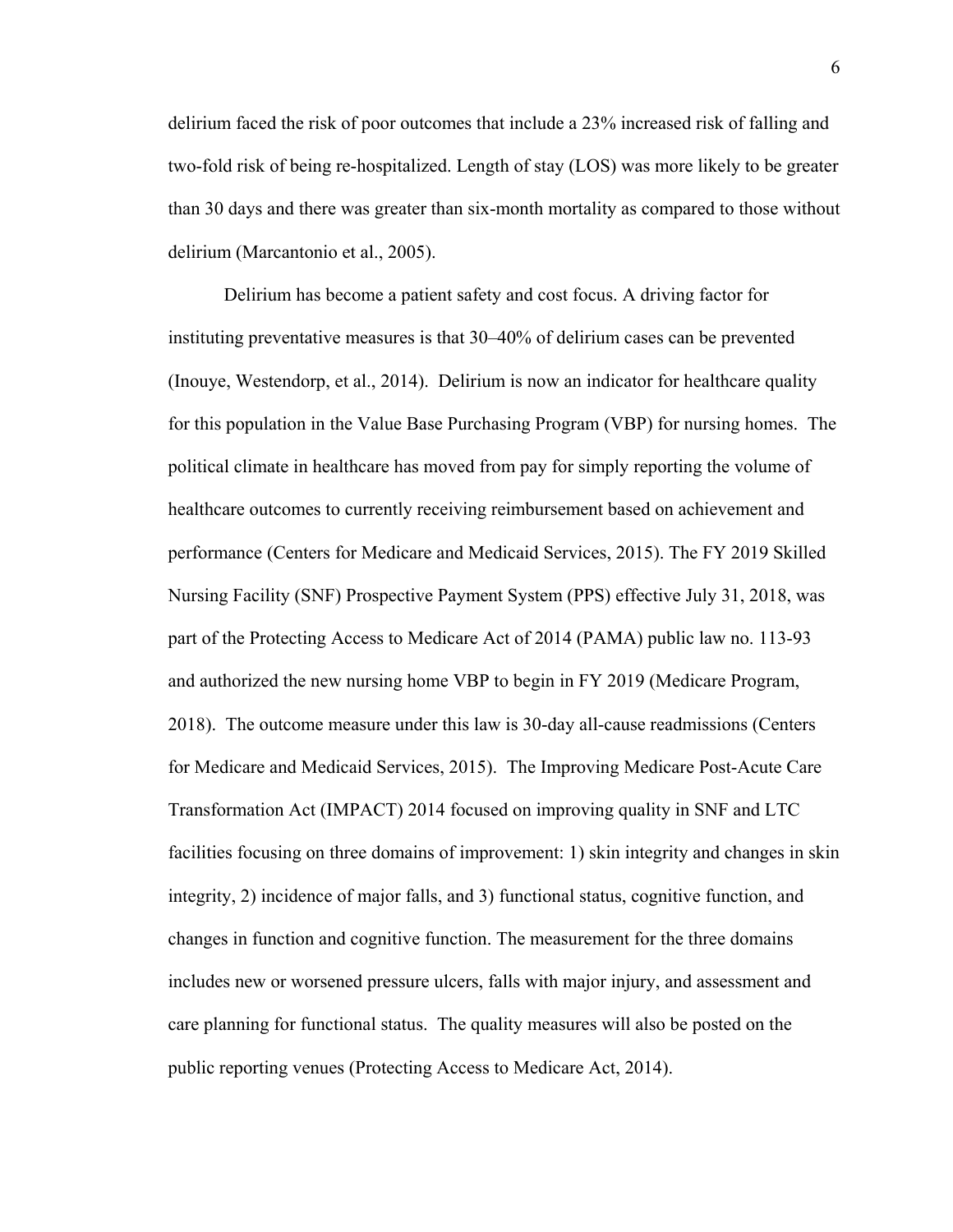delirium faced the risk of poor outcomes that include a 23% increased risk of falling and two-fold risk of being re-hospitalized. Length of stay (LOS) was more likely to be greater than 30 days and there was greater than six-month mortality as compared to those without delirium (Marcantonio et al., 2005).

Delirium has become a patient safety and cost focus. A driving factor for instituting preventative measures is that 30–40% of delirium cases can be prevented (Inouye, Westendorp, et al., 2014). Delirium is now an indicator for healthcare quality for this population in the Value Base Purchasing Program (VBP) for nursing homes. The political climate in healthcare has moved from pay for simply reporting the volume of healthcare outcomes to currently receiving reimbursement based on achievement and performance (Centers for Medicare and Medicaid Services, 2015). The FY 2019 Skilled Nursing Facility (SNF) Prospective Payment System (PPS) effective July 31, 2018, was part of the Protecting Access to Medicare Act of 2014 (PAMA) public law no. 113-93 and authorized the new nursing home VBP to begin in FY 2019 (Medicare Program, 2018). The outcome measure under this law is 30-day all-cause readmissions (Centers for Medicare and Medicaid Services, 2015). The Improving Medicare Post-Acute Care Transformation Act (IMPACT) 2014 focused on improving quality in SNF and LTC facilities focusing on three domains of improvement: 1) skin integrity and changes in skin integrity, 2) incidence of major falls, and 3) functional status, cognitive function, and changes in function and cognitive function. The measurement for the three domains includes new or worsened pressure ulcers, falls with major injury, and assessment and care planning for functional status. The quality measures will also be posted on the public reporting venues (Protecting Access to Medicare Act, 2014).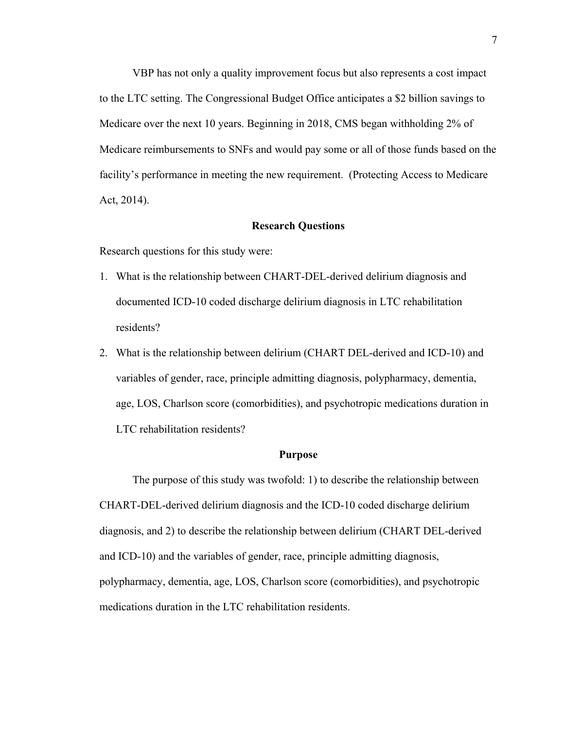VBP has not only a quality improvement focus but also represents a cost impact to the LTC setting. The Congressional Budget Office anticipates a $2 billion savings to Medicare over the next 10 years. Beginning in 2018, CMS began withholding 2% of Medicare reimbursements to SNFs and would pay some or all of those funds based on the facility's performance in meeting the new requirement. (Protecting Access to Medicare Act, 2014).

## Research Questions

Research questions for this study were:

1. What is the relationship between CHART-DEL-derived delirium diagnosis and documented ICD-10 coded discharge delirium diagnosis in LTC rehabilitation residents?
2. What is the relationship between delirium (CHART DEL-derived and ICD-10) and variables of gender, race, principle admitting diagnosis, polypharmacy, dementia, age, LOS, Charlson score (comorbidities), and psychotropic medications duration in LTC rehabilitation residents?

## Purpose

The purpose of this study was twofold: 1) to describe the relationship between CHART-DEL-derived delirium diagnosis and the ICD-10 coded discharge delirium diagnosis, and 2) to describe the relationship between delirium (CHART DEL-derived and ICD-10) and the variables of gender, race, principle admitting diagnosis, polypharmacy, dementia, age, LOS, Charlson score (comorbidities), and psychotropic medications duration in the LTC rehabilitation residents.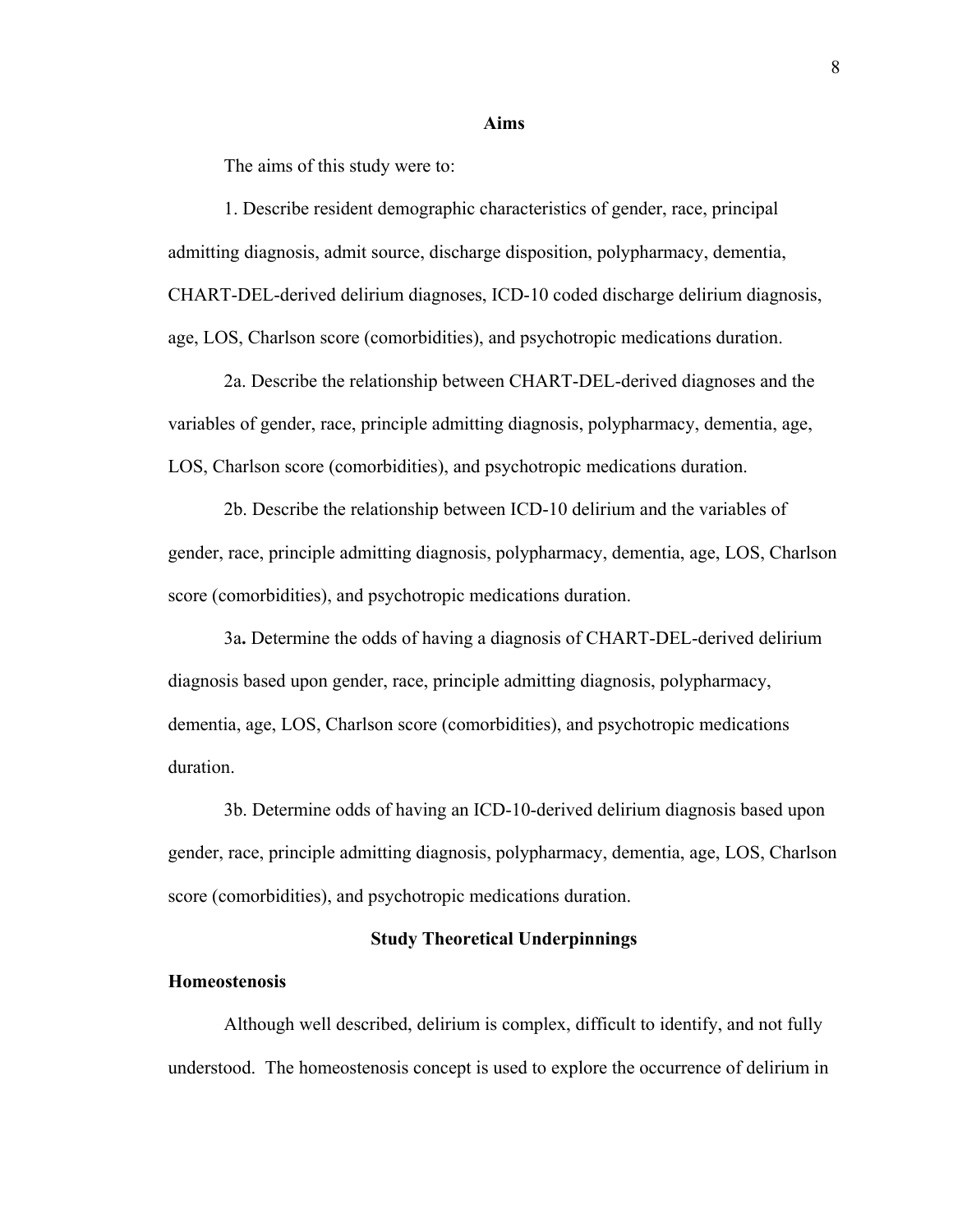## Aims

The aims of this study were to:

1. Describe resident demographic characteristics of gender, race, principal admitting diagnosis, admit source, discharge disposition, polypharmacy, dementia, CHART-DEL-derived delirium diagnoses, ICD-10 coded discharge delirium diagnosis, age, LOS, Charlson score (comorbidities), and psychotropic medications duration.

2a. Describe the relationship between CHART-DEL-derived diagnoses and the variables of gender, race, principle admitting diagnosis, polypharmacy, dementia, age, LOS, Charlson score (comorbidities), and psychotropic medications duration.

2b. Describe the relationship between ICD-10 delirium and the variables of gender, race, principle admitting diagnosis, polypharmacy, dementia, age, LOS, Charlson score (comorbidities), and psychotropic medications duration.

3a**.** Determine the odds of having a diagnosis of CHART-DEL-derived delirium diagnosis based upon gender, race, principle admitting diagnosis, polypharmacy, dementia, age, LOS, Charlson score (comorbidities), and psychotropic medications duration.

3b. Determine odds of having an ICD-10-derived delirium diagnosis based upon gender, race, principle admitting diagnosis, polypharmacy, dementia, age, LOS, Charlson score (comorbidities), and psychotropic medications duration.

## Study Theoretical Underpinnings

### Homeostenosis

Although well described, delirium is complex, difficult to identify, and not fully understood. The homeostenosis concept is used to explore the occurrence of delirium in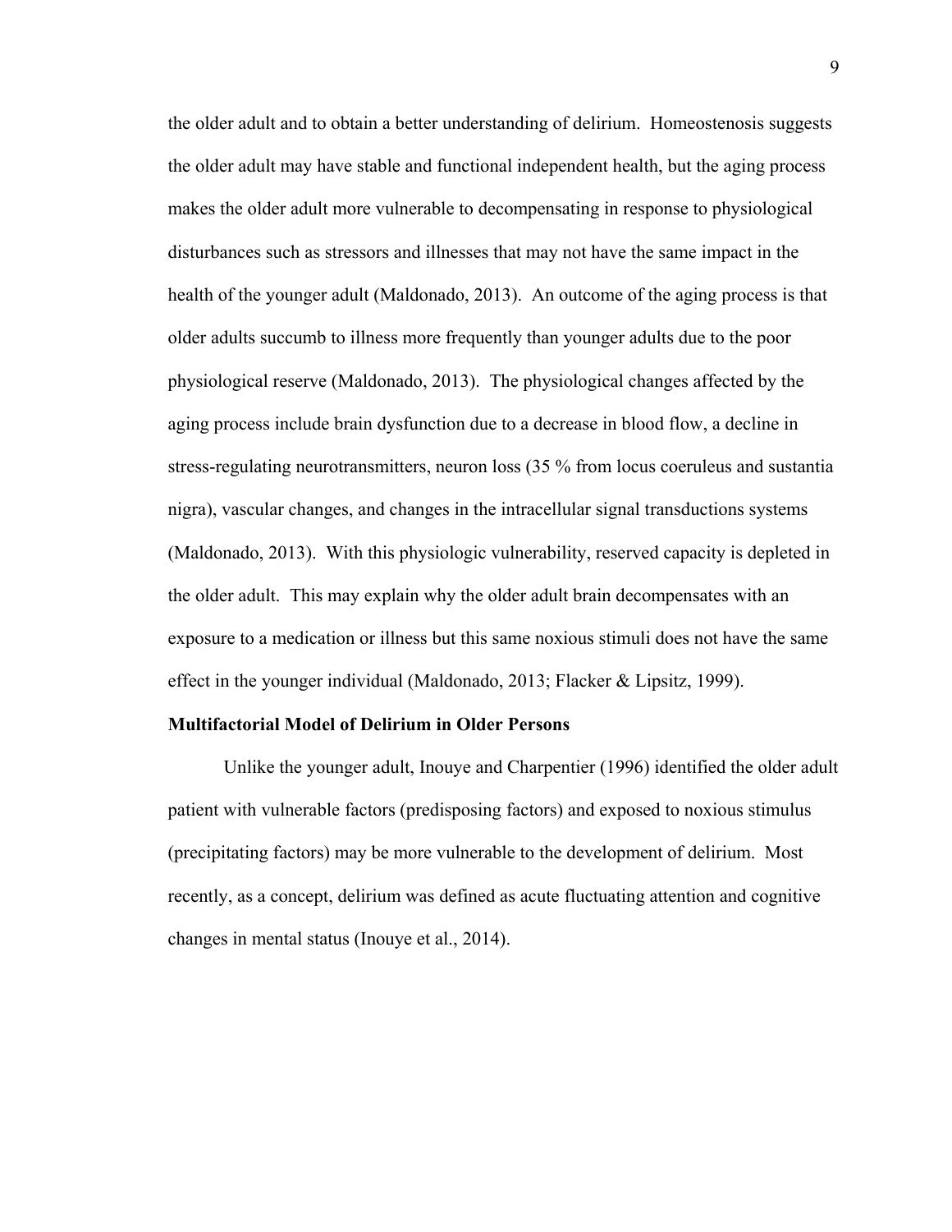the older adult and to obtain a better understanding of delirium. Homeostenosis suggests the older adult may have stable and functional independent health, but the aging process makes the older adult more vulnerable to decompensating in response to physiological disturbances such as stressors and illnesses that may not have the same impact in the health of the younger adult (Maldonado, 2013). An outcome of the aging process is that older adults succumb to illness more frequently than younger adults due to the poor physiological reserve (Maldonado, 2013). The physiological changes affected by the aging process include brain dysfunction due to a decrease in blood flow, a decline in stress-regulating neurotransmitters, neuron loss (35 % from locus coeruleus and sustantia nigra), vascular changes, and changes in the intracellular signal transductions systems (Maldonado, 2013). With this physiologic vulnerability, reserved capacity is depleted in the older adult. This may explain why the older adult brain decompensates with an exposure to a medication or illness but this same noxious stimuli does not have the same effect in the younger individual (Maldonado, 2013; Flacker & Lipsitz, 1999).

**Multifactorial Model of Delirium in Older Persons**

Unlike the younger adult, Inouye and Charpentier (1996) identified the older adult patient with vulnerable factors (predisposing factors) and exposed to noxious stimulus (precipitating factors) may be more vulnerable to the development of delirium. Most recently, as a concept, delirium was defined as acute fluctuating attention and cognitive changes in mental status (Inouye et al., 2014).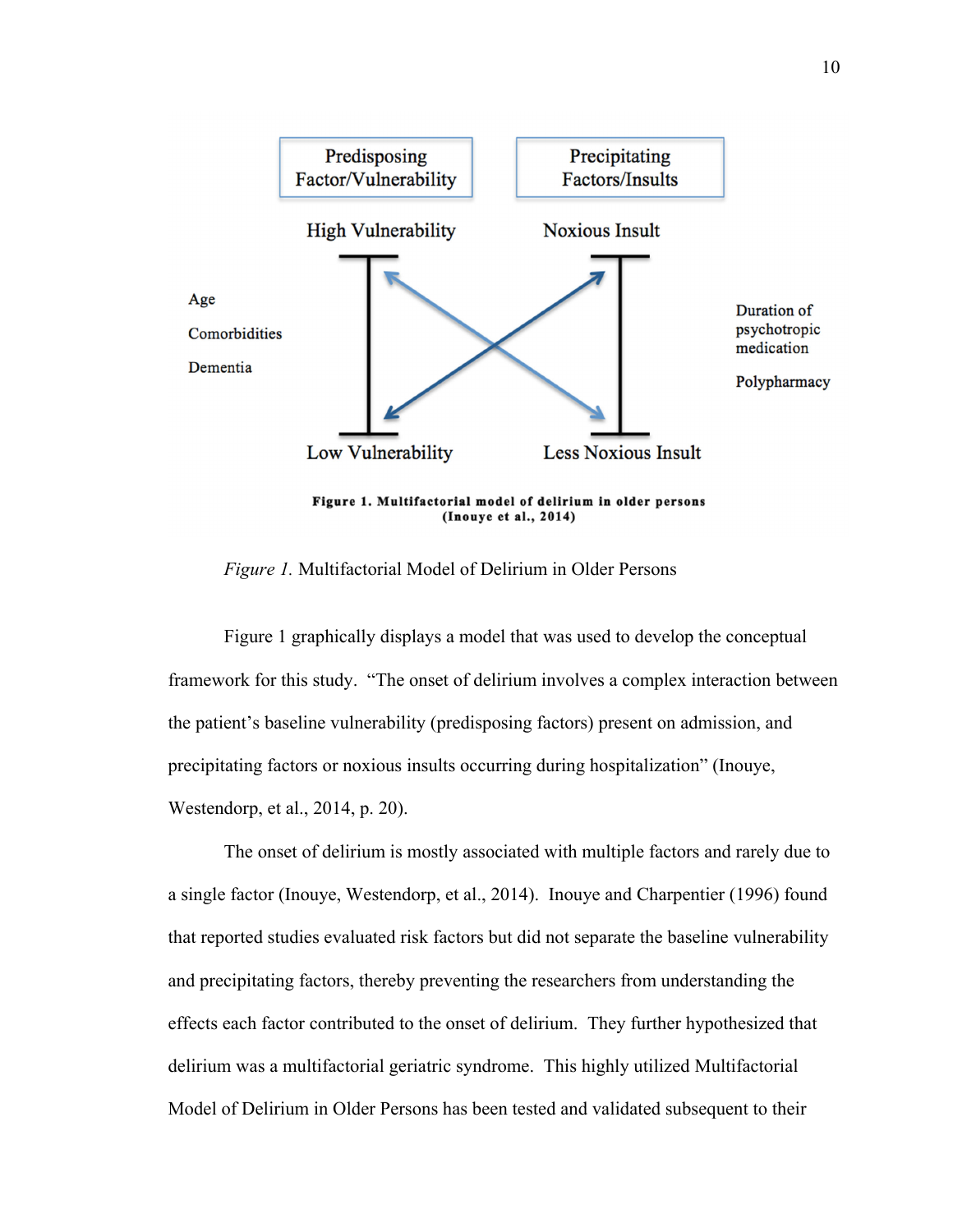Predisposing Factor/Vulnerability

Precipitating Factors/Insults

High Vulnerability

Noxious Insult

Age

Comorbidities

Dementia

Duration of psychotropic medication

Polypharmacy

Low Vulnerability

Less Noxious Insult

**Figure 1. Multifactorial model of delirium in older persons (Inouye et al., 2014)**

*Figure 1.* Multifactorial Model of Delirium in Older Persons

Figure 1 graphically displays a model that was used to develop the conceptual framework for this study. "The onset of delirium involves a complex interaction between the patient's baseline vulnerability (predisposing factors) present on admission, and precipitating factors or noxious insults occurring during hospitalization" (Inouye, Westendorp, et al., 2014, p. 20).

The onset of delirium is mostly associated with multiple factors and rarely due to a single factor (Inouye, Westendorp, et al., 2014). Inouye and Charpentier (1996) found that reported studies evaluated risk factors but did not separate the baseline vulnerability and precipitating factors, thereby preventing the researchers from understanding the effects each factor contributed to the onset of delirium. They further hypothesized that delirium was a multifactorial geriatric syndrome. This highly utilized Multifactorial Model of Delirium in Older Persons has been tested and validated subsequent to their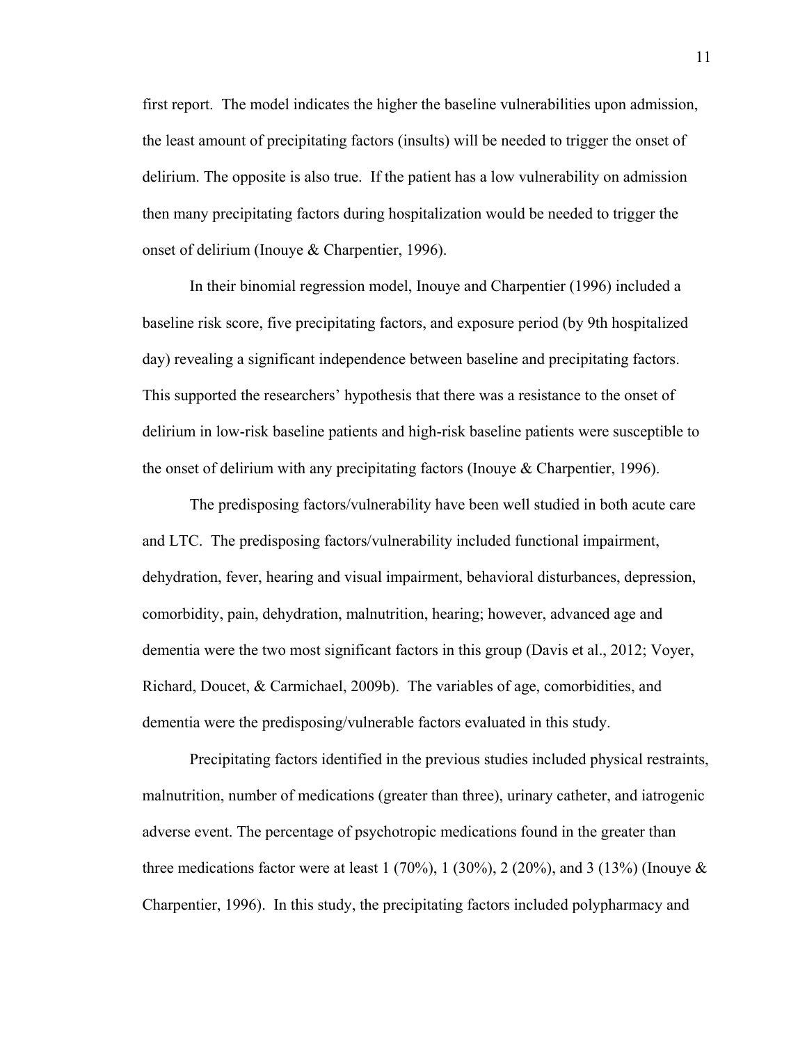first report. The model indicates the higher the baseline vulnerabilities upon admission, the least amount of precipitating factors (insults) will be needed to trigger the onset of delirium. The opposite is also true. If the patient has a low vulnerability on admission then many precipitating factors during hospitalization would be needed to trigger the onset of delirium (Inouye & Charpentier, 1996).

In their binomial regression model, Inouye and Charpentier (1996) included a baseline risk score, five precipitating factors, and exposure period (by 9th hospitalized day) revealing a significant independence between baseline and precipitating factors. This supported the researchers' hypothesis that there was a resistance to the onset of delirium in low-risk baseline patients and high-risk baseline patients were susceptible to the onset of delirium with any precipitating factors (Inouye & Charpentier, 1996).

The predisposing factors/vulnerability have been well studied in both acute care and LTC. The predisposing factors/vulnerability included functional impairment, dehydration, fever, hearing and visual impairment, behavioral disturbances, depression, comorbidity, pain, dehydration, malnutrition, hearing; however, advanced age and dementia were the two most significant factors in this group (Davis et al., 2012; Voyer, Richard, Doucet, & Carmichael, 2009b). The variables of age, comorbidities, and dementia were the predisposing/vulnerable factors evaluated in this study.

Precipitating factors identified in the previous studies included physical restraints, malnutrition, number of medications (greater than three), urinary catheter, and iatrogenic adverse event. The percentage of psychotropic medications found in the greater than three medications factor were at least 1 (70%), 1 (30%), 2 (20%), and 3 (13%) (Inouye & Charpentier, 1996). In this study, the precipitating factors included polypharmacy and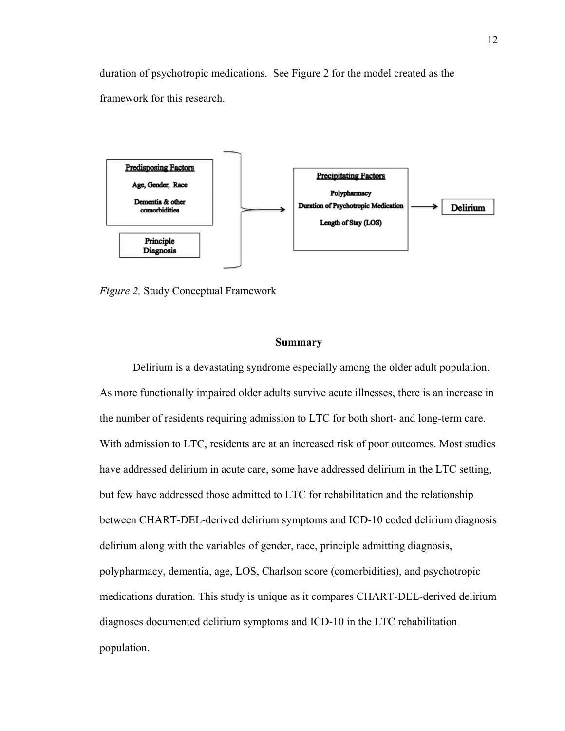duration of psychotropic medications. See Figure 2 for the model created as the framework for this research.

*Figure 2.* Study Conceptual Framework

## Summary

Delirium is a devastating syndrome especially among the older adult population. As more functionally impaired older adults survive acute illnesses, there is an increase in the number of residents requiring admission to LTC for both short- and long-term care. With admission to LTC, residents are at an increased risk of poor outcomes. Most studies have addressed delirium in acute care, some have addressed delirium in the LTC setting, but few have addressed those admitted to LTC for rehabilitation and the relationship between CHART-DEL-derived delirium symptoms and ICD-10 coded delirium diagnosis delirium along with the variables of gender, race, principle admitting diagnosis, polypharmacy, dementia, age, LOS, Charlson score (comorbidities), and psychotropic medications duration. This study is unique as it compares CHART-DEL-derived delirium diagnoses documented delirium symptoms and ICD-10 in the LTC rehabilitation population.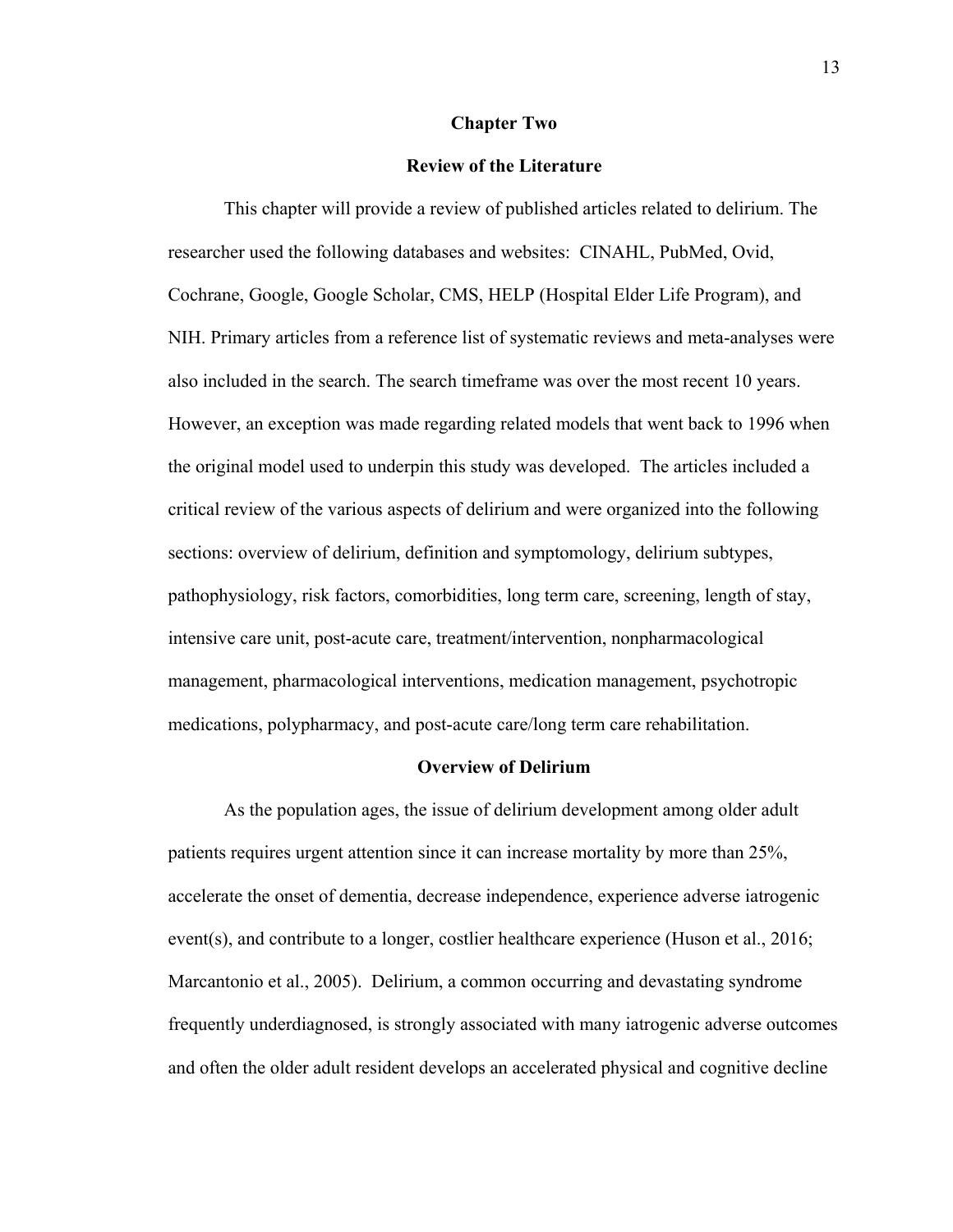# Chapter Two

## Review of the Literature

This chapter will provide a review of published articles related to delirium. The researcher used the following databases and websites: CINAHL, PubMed, Ovid, Cochrane, Google, Google Scholar, CMS, HELP (Hospital Elder Life Program), and NIH. Primary articles from a reference list of systematic reviews and meta-analyses were also included in the search. The search timeframe was over the most recent 10 years. However, an exception was made regarding related models that went back to 1996 when the original model used to underpin this study was developed. The articles included a critical review of the various aspects of delirium and were organized into the following sections: overview of delirium, definition and symptomology, delirium subtypes, pathophysiology, risk factors, comorbidities, long term care, screening, length of stay, intensive care unit, post-acute care, treatment/intervention, nonpharmacological management, pharmacological interventions, medication management, psychotropic medications, polypharmacy, and post-acute care/long term care rehabilitation.

### Overview of Delirium

As the population ages, the issue of delirium development among older adult patients requires urgent attention since it can increase mortality by more than 25%, accelerate the onset of dementia, decrease independence, experience adverse iatrogenic event(s), and contribute to a longer, costlier healthcare experience (Huson et al., 2016; Marcantonio et al., 2005). Delirium, a common occurring and devastating syndrome frequently underdiagnosed, is strongly associated with many iatrogenic adverse outcomes and often the older adult resident develops an accelerated physical and cognitive decline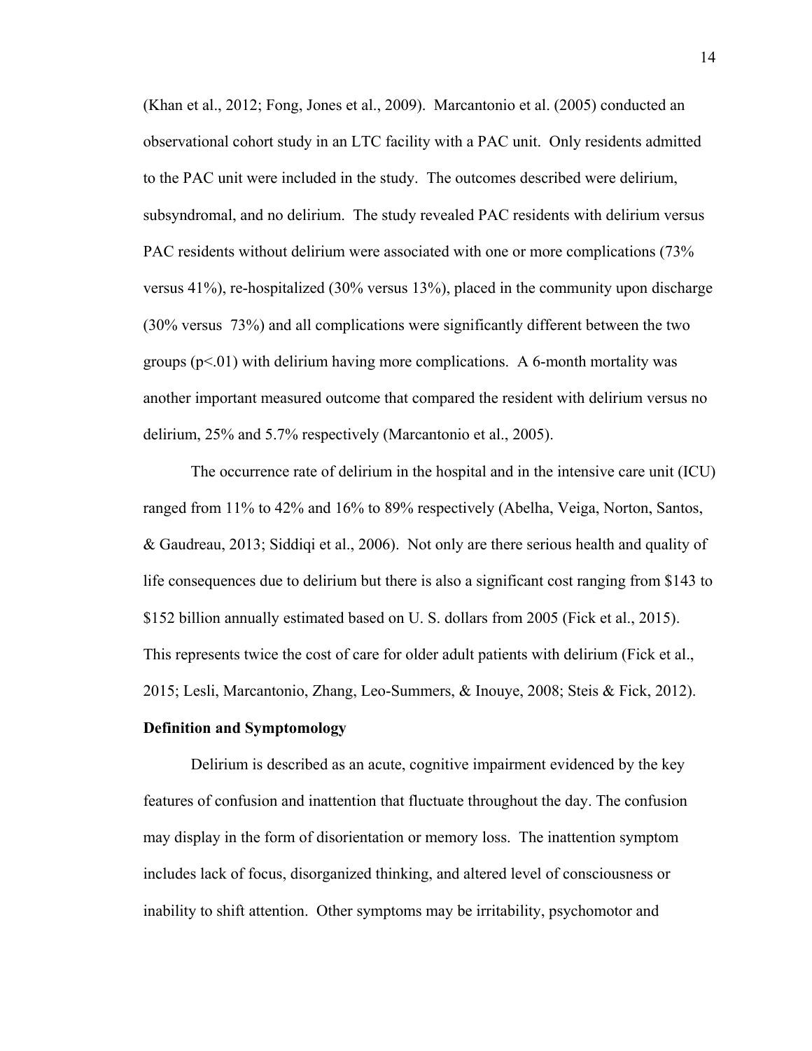(Khan et al., 2012; Fong, Jones et al., 2009). Marcantonio et al. (2005) conducted an observational cohort study in an LTC facility with a PAC unit. Only residents admitted to the PAC unit were included in the study. The outcomes described were delirium, subsyndromal, and no delirium. The study revealed PAC residents with delirium versus PAC residents without delirium were associated with one or more complications (73% versus 41%), re-hospitalized (30% versus 13%), placed in the community upon discharge (30% versus 73%) and all complications were significantly different between the two groups ($p<.01$) with delirium having more complications. A 6-month mortality was another important measured outcome that compared the resident with delirium versus no delirium, 25% and 5.7% respectively (Marcantonio et al., 2005).

The occurrence rate of delirium in the hospital and in the intensive care unit (ICU) ranged from 11% to 42% and 16% to 89% respectively (Abelha, Veiga, Norton, Santos, & Gaudreau, 2013; Siddiqi et al., 2006). Not only are there serious health and quality of life consequences due to delirium but there is also a significant cost ranging from $143 to $152 billion annually estimated based on U. S. dollars from 2005 (Fick et al., 2015). This represents twice the cost of care for older adult patients with delirium (Fick et al., 2015; Lesli, Marcantonio, Zhang, Leo-Summers, & Inouye, 2008; Steis & Fick, 2012).

**Definition and Symptomology**

Delirium is described as an acute, cognitive impairment evidenced by the key features of confusion and inattention that fluctuate throughout the day. The confusion may display in the form of disorientation or memory loss. The inattention symptom includes lack of focus, disorganized thinking, and altered level of consciousness or inability to shift attention. Other symptoms may be irritability, psychomotor and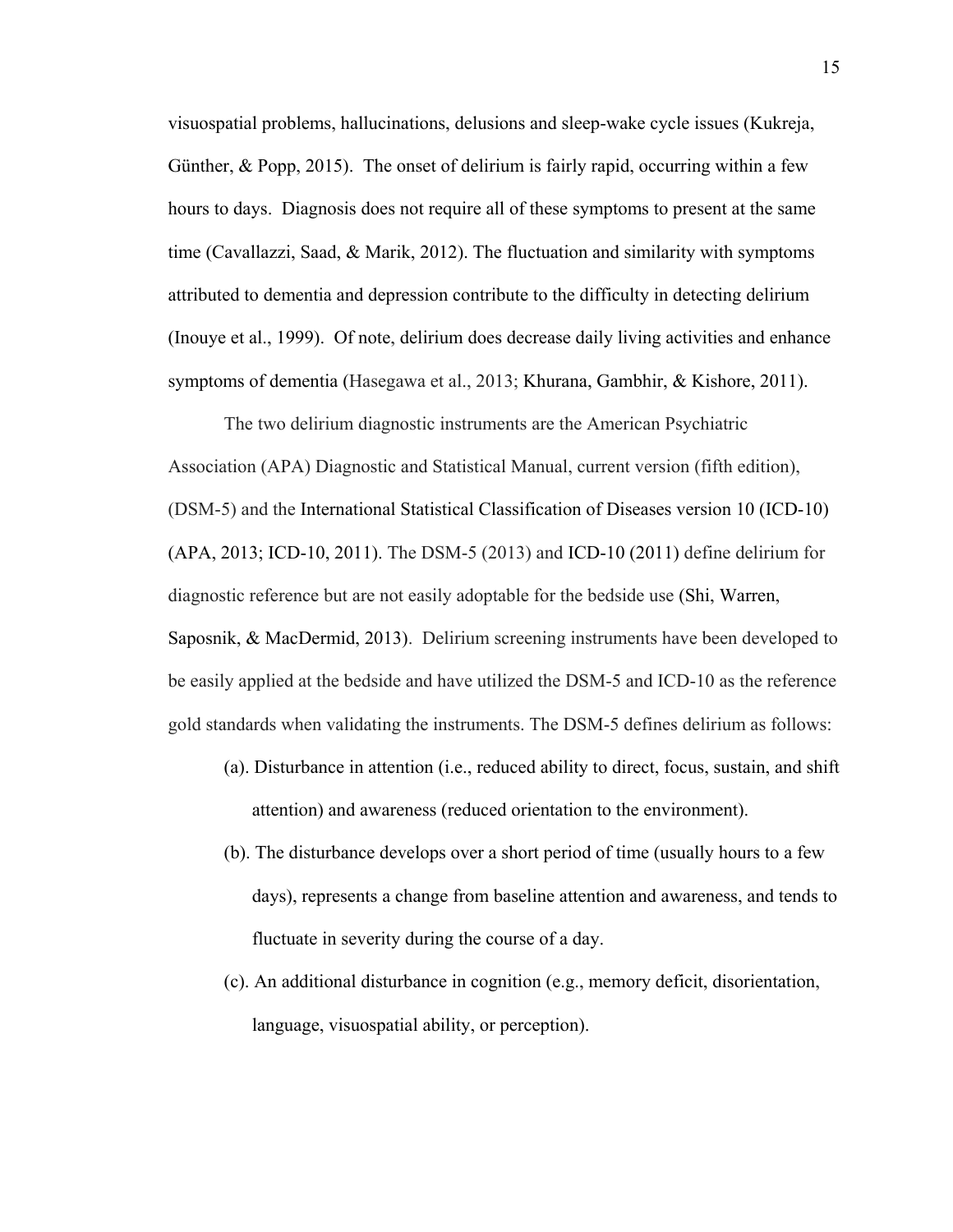visuospatial problems, hallucinations, delusions and sleep-wake cycle issues (Kukreja, Günther, & Popp, 2015). The onset of delirium is fairly rapid, occurring within a few hours to days. Diagnosis does not require all of these symptoms to present at the same time (Cavallazzi, Saad, & Marik, 2012). The fluctuation and similarity with symptoms attributed to dementia and depression contribute to the difficulty in detecting delirium (Inouye et al., 1999). Of note, delirium does decrease daily living activities and enhance symptoms of dementia (Hasegawa et al., 2013; Khurana, Gambhir, & Kishore, 2011).

The two delirium diagnostic instruments are the American Psychiatric Association (APA) Diagnostic and Statistical Manual, current version (fifth edition), (DSM-5) and the International Statistical Classification of Diseases version 10 (ICD-10) (APA, 2013; ICD-10, 2011). The DSM-5 (2013) and ICD-10 (2011) define delirium for diagnostic reference but are not easily adoptable for the bedside use (Shi, Warren, Saposnik, & MacDermid, 2013). Delirium screening instruments have been developed to be easily applied at the bedside and have utilized the DSM-5 and ICD-10 as the reference gold standards when validating the instruments. The DSM-5 defines delirium as follows:

(a). Disturbance in attention (i.e., reduced ability to direct, focus, sustain, and shift attention) and awareness (reduced orientation to the environment).

(b). The disturbance develops over a short period of time (usually hours to a few days), represents a change from baseline attention and awareness, and tends to fluctuate in severity during the course of a day.

(c). An additional disturbance in cognition (e.g., memory deficit, disorientation, language, visuospatial ability, or perception).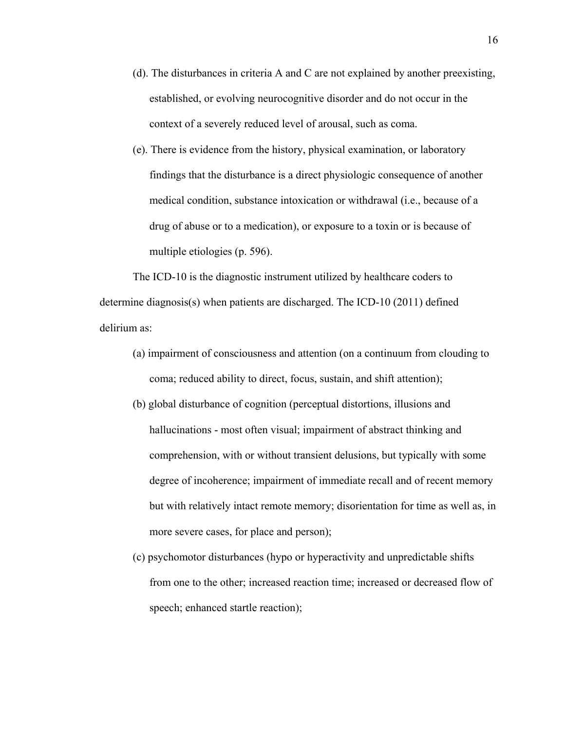(d). The disturbances in criteria A and C are not explained by another preexisting, established, or evolving neurocognitive disorder and do not occur in the context of a severely reduced level of arousal, such as coma.

(e). There is evidence from the history, physical examination, or laboratory findings that the disturbance is a direct physiologic consequence of another medical condition, substance intoxication or withdrawal (i.e., because of a drug of abuse or to a medication), or exposure to a toxin or is because of multiple etiologies (p. 596).

The ICD-10 is the diagnostic instrument utilized by healthcare coders to determine diagnosis(s) when patients are discharged. The ICD-10 (2011) defined delirium as:

(a) impairment of consciousness and attention (on a continuum from clouding to coma; reduced ability to direct, focus, sustain, and shift attention);

(b) global disturbance of cognition (perceptual distortions, illusions and hallucinations - most often visual; impairment of abstract thinking and comprehension, with or without transient delusions, but typically with some degree of incoherence; impairment of immediate recall and of recent memory but with relatively intact remote memory; disorientation for time as well as, in more severe cases, for place and person);

(c) psychomotor disturbances (hypo or hyperactivity and unpredictable shifts from one to the other; increased reaction time; increased or decreased flow of speech; enhanced startle reaction);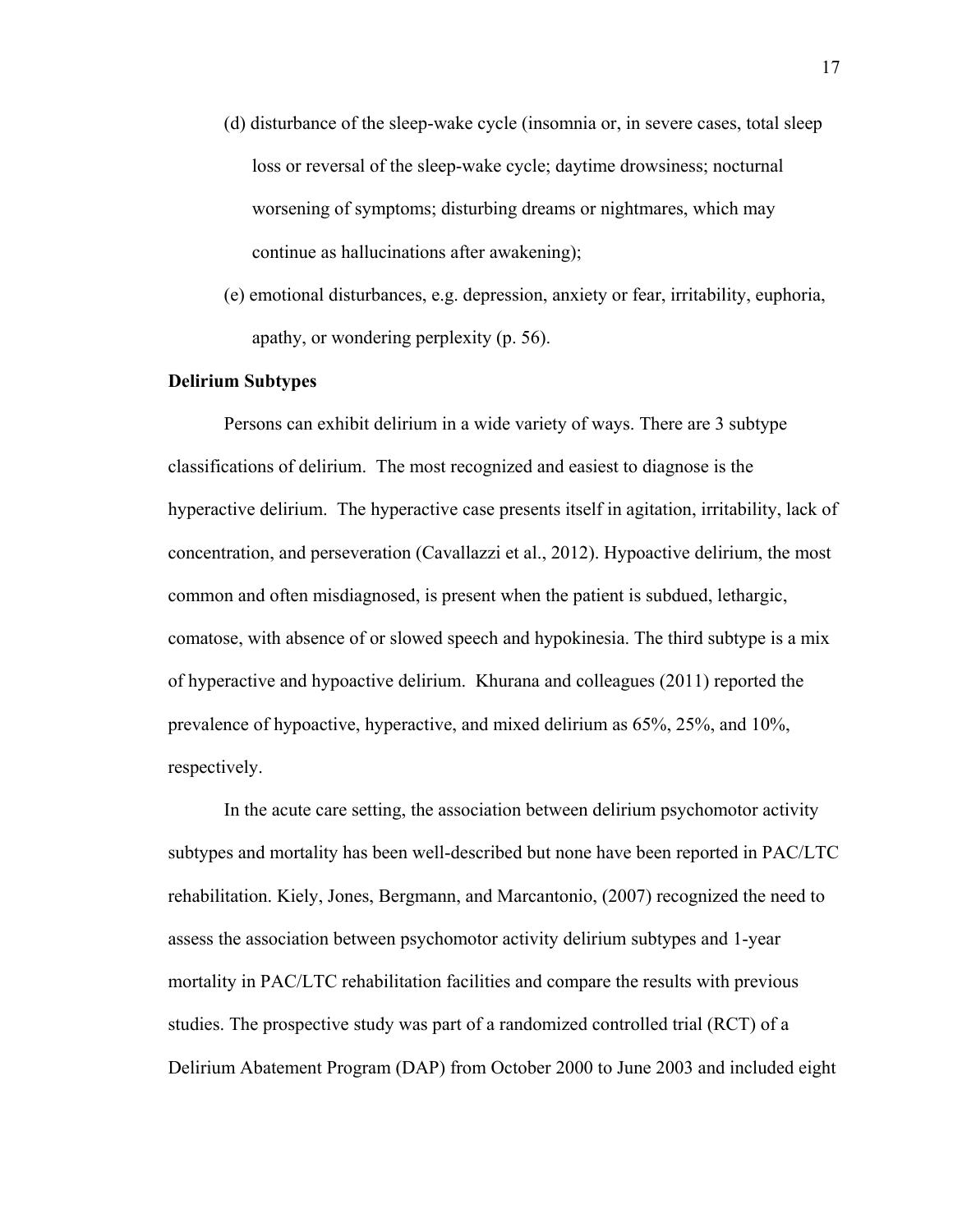(d) disturbance of the sleep-wake cycle (insomnia or, in severe cases, total sleep loss or reversal of the sleep-wake cycle; daytime drowsiness; nocturnal worsening of symptoms; disturbing dreams or nightmares, which may continue as hallucinations after awakening);

(e) emotional disturbances, e.g. depression, anxiety or fear, irritability, euphoria, apathy, or wondering perplexity (p. 56).

**Delirium Subtypes**

Persons can exhibit delirium in a wide variety of ways. There are 3 subtype classifications of delirium. The most recognized and easiest to diagnose is the hyperactive delirium. The hyperactive case presents itself in agitation, irritability, lack of concentration, and perseveration (Cavallazzi et al., 2012). Hypoactive delirium, the most common and often misdiagnosed, is present when the patient is subdued, lethargic, comatose, with absence of or slowed speech and hypokinesia. The third subtype is a mix of hyperactive and hypoactive delirium. Khurana and colleagues (2011) reported the prevalence of hypoactive, hyperactive, and mixed delirium as 65%, 25%, and 10%, respectively.

In the acute care setting, the association between delirium psychomotor activity subtypes and mortality has been well-described but none have been reported in PAC/LTC rehabilitation. Kiely, Jones, Bergmann, and Marcantonio, (2007) recognized the need to assess the association between psychomotor activity delirium subtypes and 1-year mortality in PAC/LTC rehabilitation facilities and compare the results with previous studies. The prospective study was part of a randomized controlled trial (RCT) of a Delirium Abatement Program (DAP) from October 2000 to June 2003 and included eight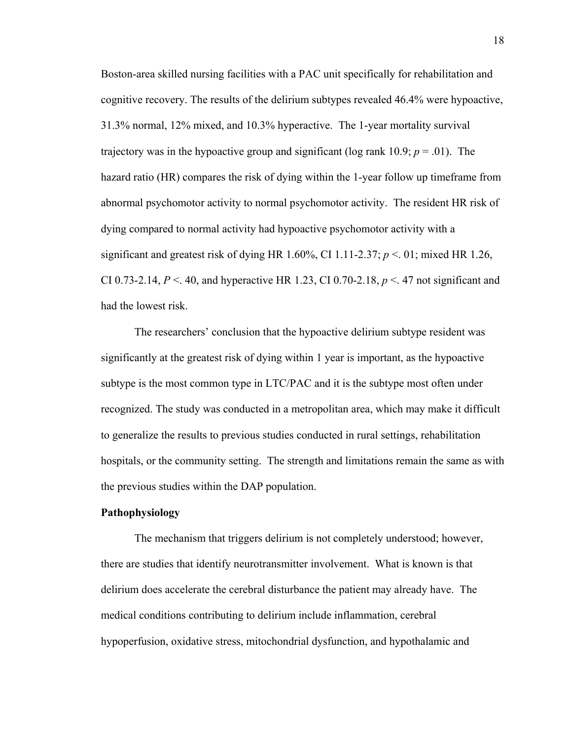Boston-area skilled nursing facilities with a PAC unit specifically for rehabilitation and cognitive recovery. The results of the delirium subtypes revealed 46.4% were hypoactive, 31.3% normal, 12% mixed, and 10.3% hyperactive. The 1-year mortality survival trajectory was in the hypoactive group and significant (log rank 10.9; $p = .01$). The hazard ratio (HR) compares the risk of dying within the 1-year follow up timeframe from abnormal psychomotor activity to normal psychomotor activity. The resident HR risk of dying compared to normal activity had hypoactive psychomotor activity with a significant and greatest risk of dying HR 1.60%, CI 1.11-2.37; $p <. 01$; mixed HR 1.26, CI 0.73-2.14, $P <. 40$, and hyperactive HR 1.23, CI 0.70-2.18, $p <. 47$ not significant and had the lowest risk.

The researchers' conclusion that the hypoactive delirium subtype resident was significantly at the greatest risk of dying within 1 year is important, as the hypoactive subtype is the most common type in LTC/PAC and it is the subtype most often under recognized. The study was conducted in a metropolitan area, which may make it difficult to generalize the results to previous studies conducted in rural settings, rehabilitation hospitals, or the community setting. The strength and limitations remain the same as with the previous studies within the DAP population.

**Pathophysiology**

The mechanism that triggers delirium is not completely understood; however, there are studies that identify neurotransmitter involvement. What is known is that delirium does accelerate the cerebral disturbance the patient may already have. The medical conditions contributing to delirium include inflammation, cerebral hypoperfusion, oxidative stress, mitochondrial dysfunction, and hypothalamic and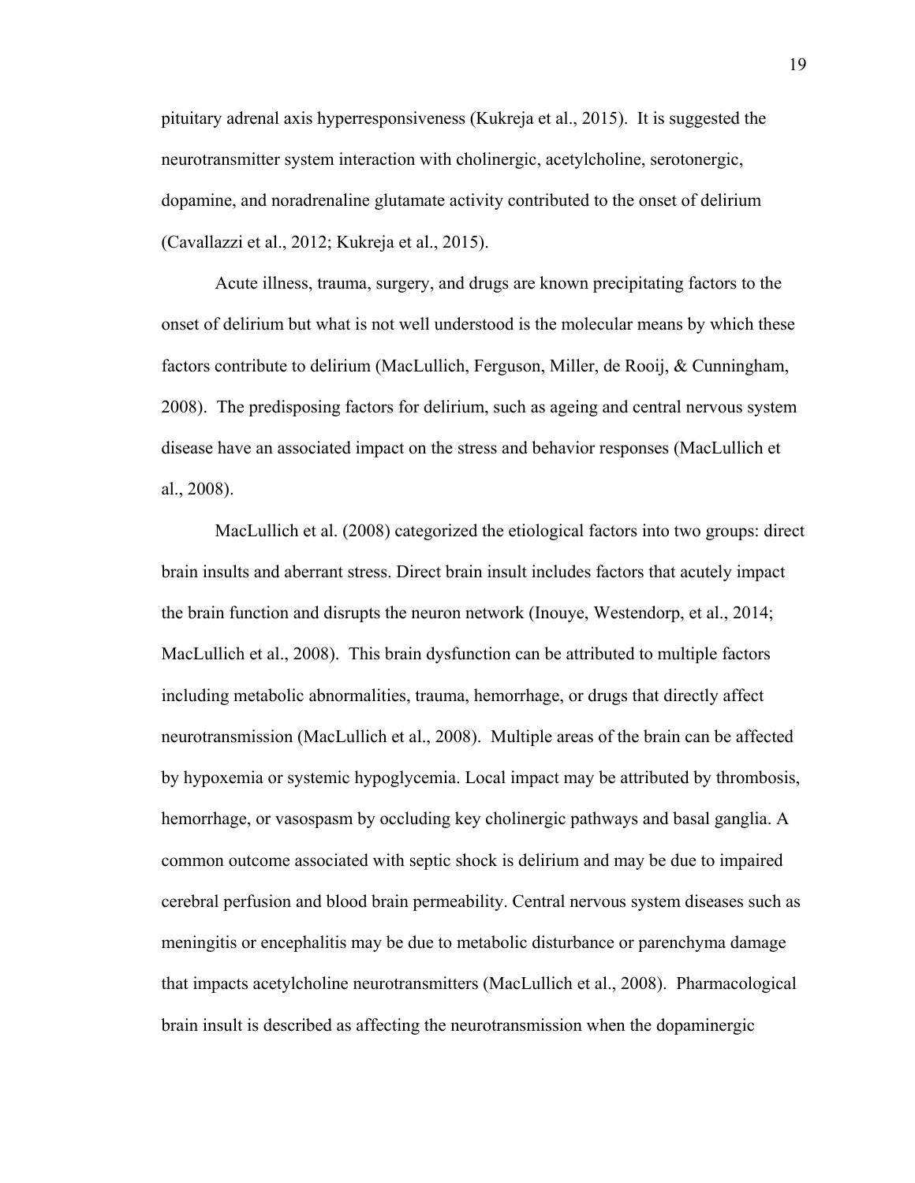pituitary adrenal axis hyperresponsiveness (Kukreja et al., 2015). It is suggested the neurotransmitter system interaction with cholinergic, acetylcholine, serotonergic, dopamine, and noradrenaline glutamate activity contributed to the onset of delirium (Cavallazzi et al., 2012; Kukreja et al., 2015).

Acute illness, trauma, surgery, and drugs are known precipitating factors to the onset of delirium but what is not well understood is the molecular means by which these factors contribute to delirium (MacLullich, Ferguson, Miller, de Rooij, & Cunningham, 2008). The predisposing factors for delirium, such as ageing and central nervous system disease have an associated impact on the stress and behavior responses (MacLullich et al., 2008).

MacLullich et al. (2008) categorized the etiological factors into two groups: direct brain insults and aberrant stress. Direct brain insult includes factors that acutely impact the brain function and disrupts the neuron network (Inouye, Westendorp, et al., 2014; MacLullich et al., 2008). This brain dysfunction can be attributed to multiple factors including metabolic abnormalities, trauma, hemorrhage, or drugs that directly affect neurotransmission (MacLullich et al., 2008). Multiple areas of the brain can be affected by hypoxemia or systemic hypoglycemia. Local impact may be attributed by thrombosis, hemorrhage, or vasospasm by occluding key cholinergic pathways and basal ganglia. A common outcome associated with septic shock is delirium and may be due to impaired cerebral perfusion and blood brain permeability. Central nervous system diseases such as meningitis or encephalitis may be due to metabolic disturbance or parenchyma damage that impacts acetylcholine neurotransmitters (MacLullich et al., 2008). Pharmacological brain insult is described as affecting the neurotransmission when the dopaminergic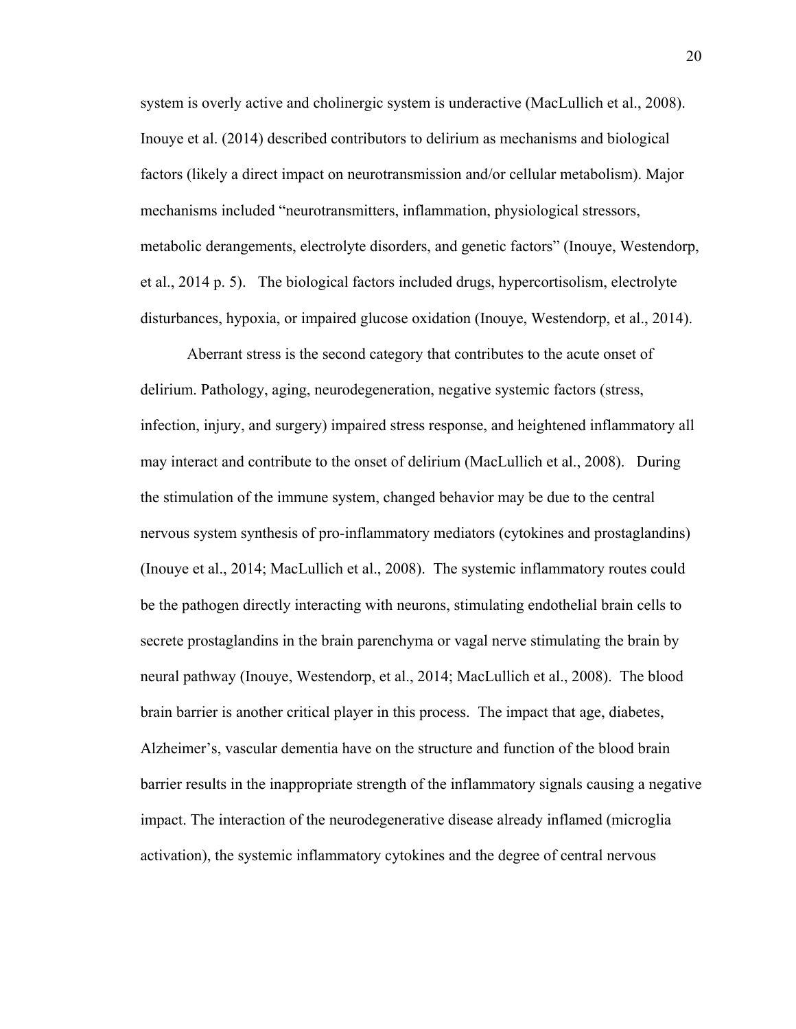system is overly active and cholinergic system is underactive (MacLullich et al., 2008). Inouye et al. (2014) described contributors to delirium as mechanisms and biological factors (likely a direct impact on neurotransmission and/or cellular metabolism). Major mechanisms included "neurotransmitters, inflammation, physiological stressors, metabolic derangements, electrolyte disorders, and genetic factors" (Inouye, Westendorp, et al., 2014 p. 5). The biological factors included drugs, hypercortisolism, electrolyte disturbances, hypoxia, or impaired glucose oxidation (Inouye, Westendorp, et al., 2014).

Aberrant stress is the second category that contributes to the acute onset of delirium. Pathology, aging, neurodegeneration, negative systemic factors (stress, infection, injury, and surgery) impaired stress response, and heightened inflammatory all may interact and contribute to the onset of delirium (MacLullich et al., 2008). During the stimulation of the immune system, changed behavior may be due to the central nervous system synthesis of pro-inflammatory mediators (cytokines and prostaglandins) (Inouye et al., 2014; MacLullich et al., 2008). The systemic inflammatory routes could be the pathogen directly interacting with neurons, stimulating endothelial brain cells to secrete prostaglandins in the brain parenchyma or vagal nerve stimulating the brain by neural pathway (Inouye, Westendorp, et al., 2014; MacLullich et al., 2008). The blood brain barrier is another critical player in this process. The impact that age, diabetes, Alzheimer's, vascular dementia have on the structure and function of the blood brain barrier results in the inappropriate strength of the inflammatory signals causing a negative impact. The interaction of the neurodegenerative disease already inflamed (microglia activation), the systemic inflammatory cytokines and the degree of central nervous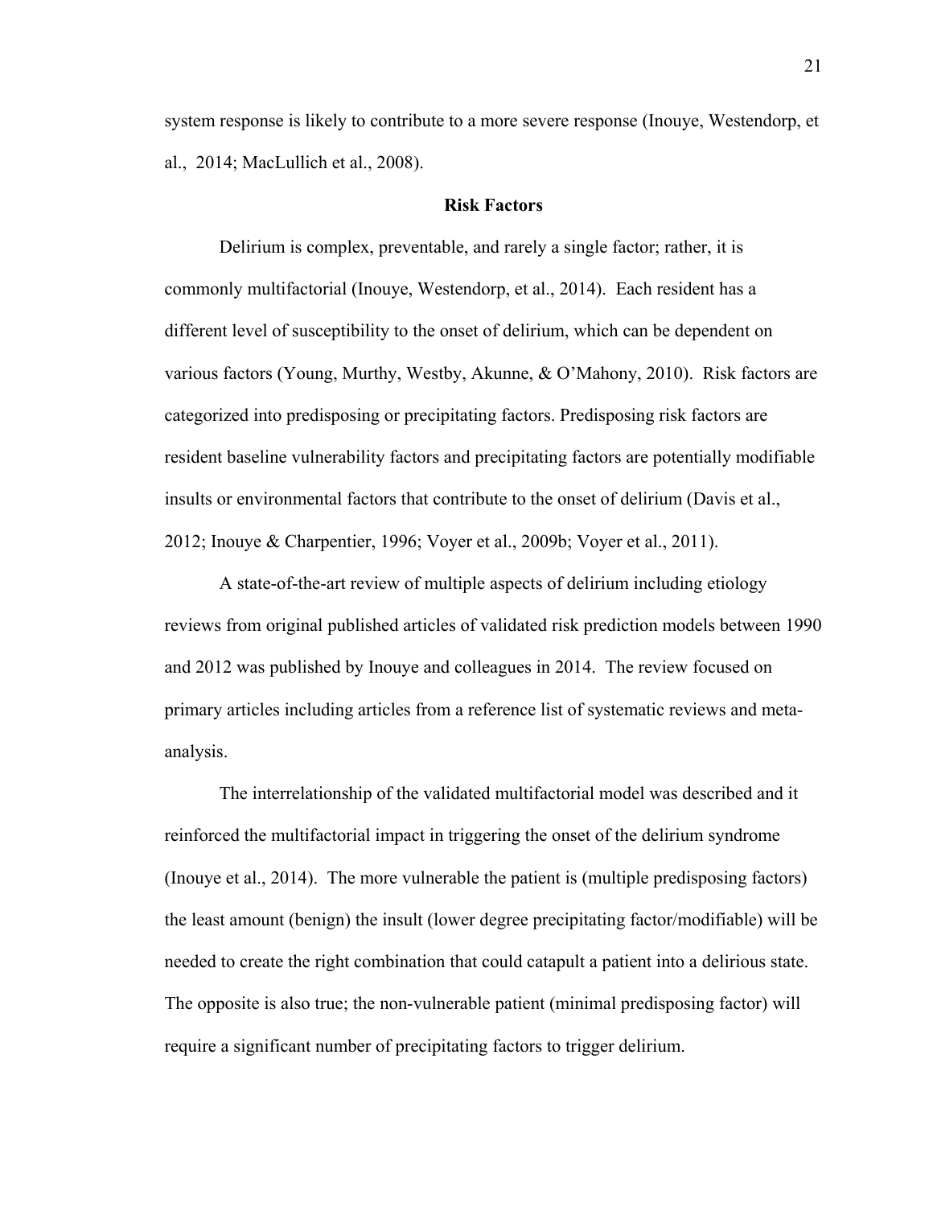system response is likely to contribute to a more severe response (Inouye, Westendorp, et al., 2014; MacLullich et al., 2008).

## Risk Factors

Delirium is complex, preventable, and rarely a single factor; rather, it is commonly multifactorial (Inouye, Westendorp, et al., 2014). Each resident has a different level of susceptibility to the onset of delirium, which can be dependent on various factors (Young, Murthy, Westby, Akunne, & O'Mahony, 2010). Risk factors are categorized into predisposing or precipitating factors. Predisposing risk factors are resident baseline vulnerability factors and precipitating factors are potentially modifiable insults or environmental factors that contribute to the onset of delirium (Davis et al., 2012; Inouye & Charpentier, 1996; Voyer et al., 2009b; Voyer et al., 2011).

A state-of-the-art review of multiple aspects of delirium including etiology reviews from original published articles of validated risk prediction models between 1990 and 2012 was published by Inouye and colleagues in 2014. The review focused on primary articles including articles from a reference list of systematic reviews and meta-analysis.

The interrelationship of the validated multifactorial model was described and it reinforced the multifactorial impact in triggering the onset of the delirium syndrome (Inouye et al., 2014). The more vulnerable the patient is (multiple predisposing factors) the least amount (benign) the insult (lower degree precipitating factor/modifiable) will be needed to create the right combination that could catapult a patient into a delirious state. The opposite is also true; the non-vulnerable patient (minimal predisposing factor) will require a significant number of precipitating factors to trigger delirium.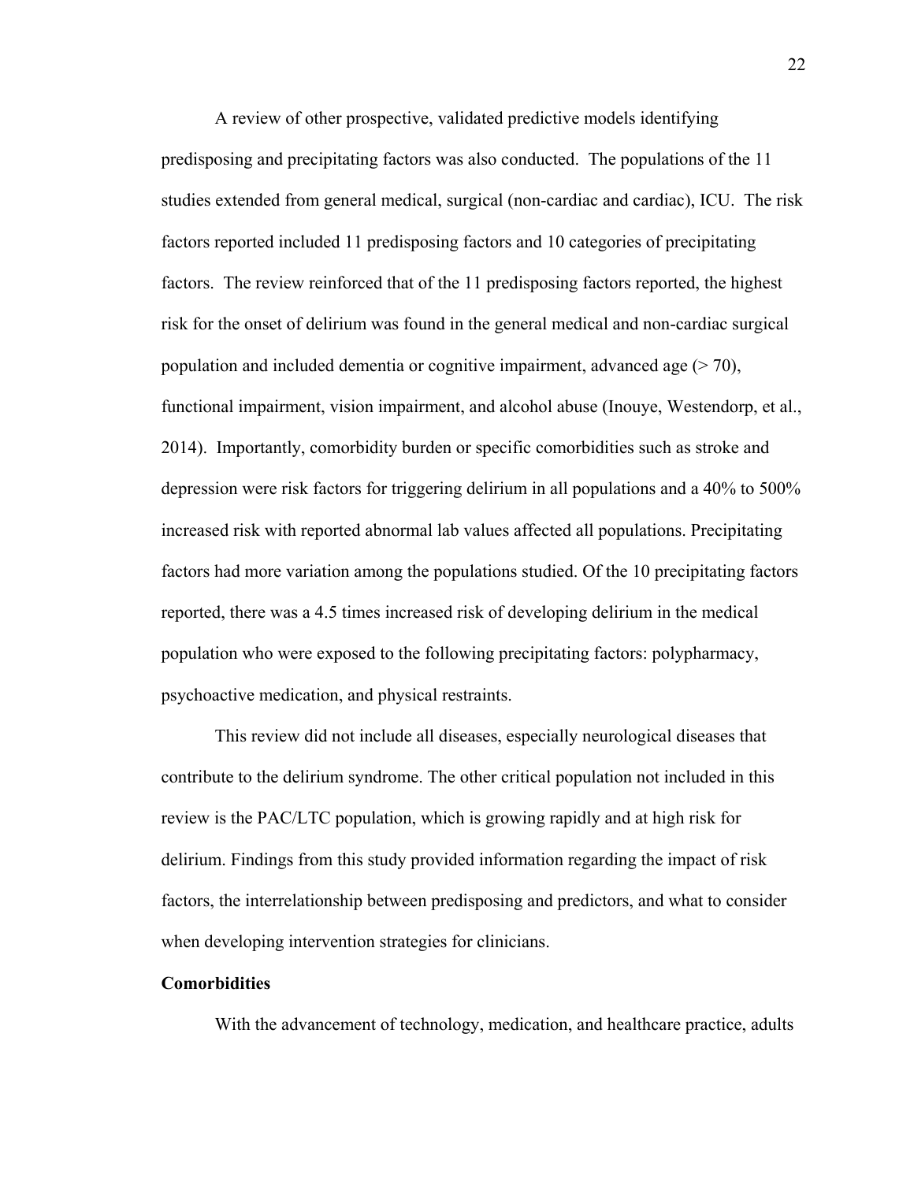A review of other prospective, validated predictive models identifying predisposing and precipitating factors was also conducted. The populations of the 11 studies extended from general medical, surgical (non-cardiac and cardiac), ICU. The risk factors reported included 11 predisposing factors and 10 categories of precipitating factors. The review reinforced that of the 11 predisposing factors reported, the highest risk for the onset of delirium was found in the general medical and non-cardiac surgical population and included dementia or cognitive impairment, advanced age (> 70), functional impairment, vision impairment, and alcohol abuse (Inouye, Westendorp, et al., 2014). Importantly, comorbidity burden or specific comorbidities such as stroke and depression were risk factors for triggering delirium in all populations and a 40% to 500% increased risk with reported abnormal lab values affected all populations. Precipitating factors had more variation among the populations studied. Of the 10 precipitating factors reported, there was a 4.5 times increased risk of developing delirium in the medical population who were exposed to the following precipitating factors: polypharmacy, psychoactive medication, and physical restraints.

This review did not include all diseases, especially neurological diseases that contribute to the delirium syndrome. The other critical population not included in this review is the PAC/LTC population, which is growing rapidly and at high risk for delirium. Findings from this study provided information regarding the impact of risk factors, the interrelationship between predisposing and predictors, and what to consider when developing intervention strategies for clinicians.

**Comorbidities**

With the advancement of technology, medication, and healthcare practice, adults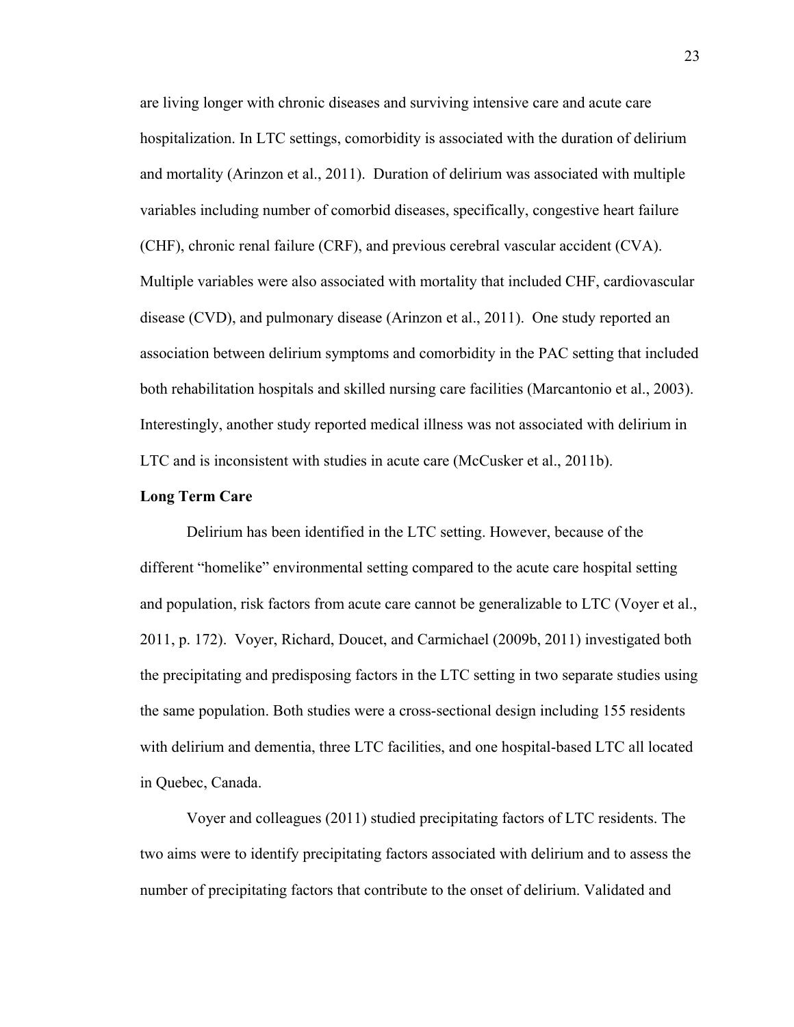are living longer with chronic diseases and surviving intensive care and acute care hospitalization. In LTC settings, comorbidity is associated with the duration of delirium and mortality (Arinzon et al., 2011). Duration of delirium was associated with multiple variables including number of comorbid diseases, specifically, congestive heart failure (CHF), chronic renal failure (CRF), and previous cerebral vascular accident (CVA). Multiple variables were also associated with mortality that included CHF, cardiovascular disease (CVD), and pulmonary disease (Arinzon et al., 2011). One study reported an association between delirium symptoms and comorbidity in the PAC setting that included both rehabilitation hospitals and skilled nursing care facilities (Marcantonio et al., 2003). Interestingly, another study reported medical illness was not associated with delirium in LTC and is inconsistent with studies in acute care (McCusker et al., 2011b).

**Long Term Care**

Delirium has been identified in the LTC setting. However, because of the different "homelike" environmental setting compared to the acute care hospital setting and population, risk factors from acute care cannot be generalizable to LTC (Voyer et al., 2011, p. 172). Voyer, Richard, Doucet, and Carmichael (2009b, 2011) investigated both the precipitating and predisposing factors in the LTC setting in two separate studies using the same population. Both studies were a cross-sectional design including 155 residents with delirium and dementia, three LTC facilities, and one hospital-based LTC all located in Quebec, Canada.

Voyer and colleagues (2011) studied precipitating factors of LTC residents. The two aims were to identify precipitating factors associated with delirium and to assess the number of precipitating factors that contribute to the onset of delirium. Validated and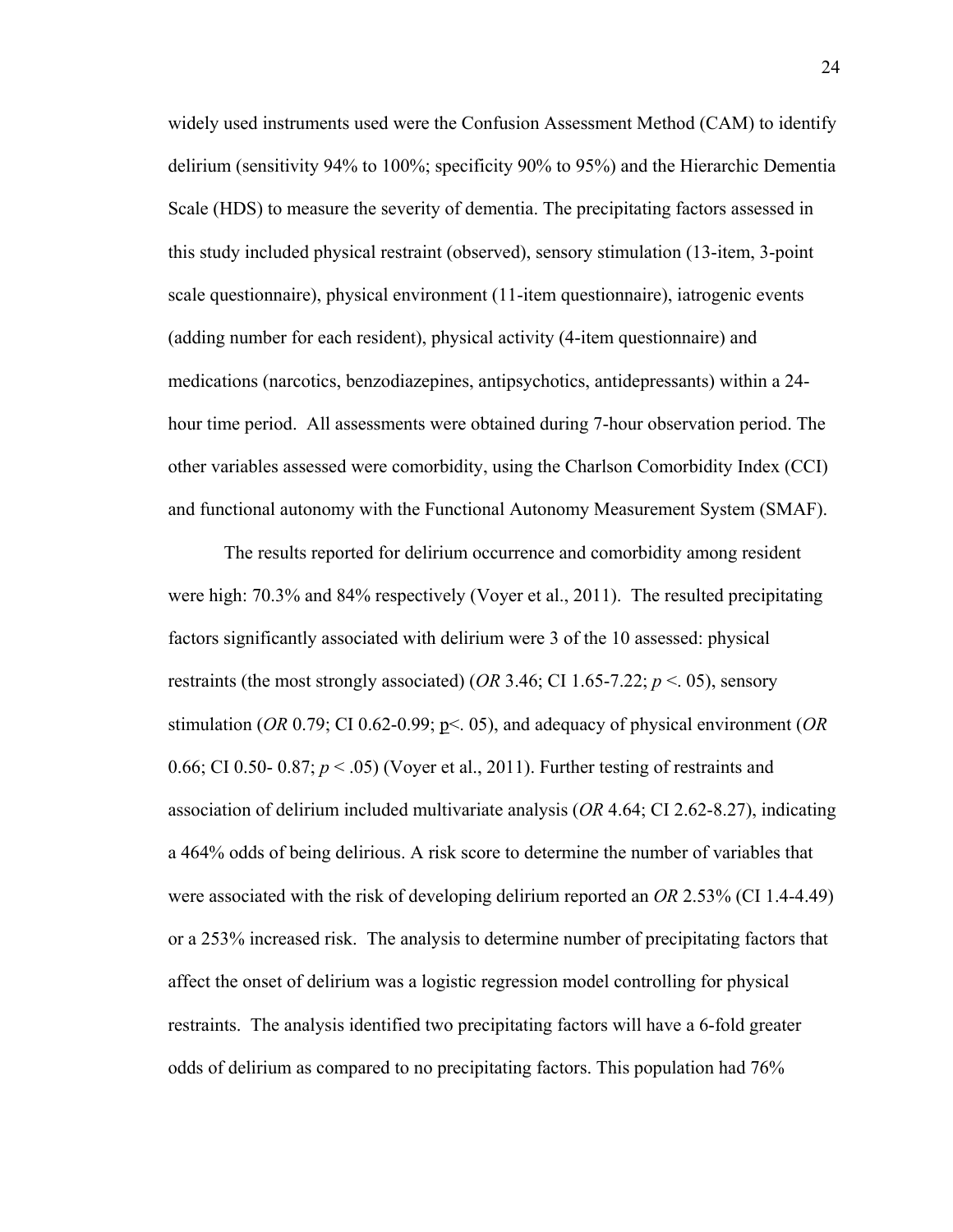widely used instruments used were the Confusion Assessment Method (CAM) to identify delirium (sensitivity 94% to 100%; specificity 90% to 95%) and the Hierarchic Dementia Scale (HDS) to measure the severity of dementia. The precipitating factors assessed in this study included physical restraint (observed), sensory stimulation (13-item, 3-point scale questionnaire), physical environment (11-item questionnaire), iatrogenic events (adding number for each resident), physical activity (4-item questionnaire) and medications (narcotics, benzodiazepines, antipsychotics, antidepressants) within a 24-hour time period. All assessments were obtained during 7-hour observation period. The other variables assessed were comorbidity, using the Charlson Comorbidity Index (CCI) and functional autonomy with the Functional Autonomy Measurement System (SMAF).

The results reported for delirium occurrence and comorbidity among resident were high: 70.3% and 84% respectively (Voyer et al., 2011). The resulted precipitating factors significantly associated with delirium were 3 of the 10 assessed: physical restraints (the most strongly associated) (*OR* 3.46; CI 1.65-7.22; $p <. 05$), sensory stimulation (*OR* 0.79; CI 0.62-0.99; $p<. 05$), and adequacy of physical environment (*OR* 0.66; CI 0.50- 0.87; $p < .05$) (Voyer et al., 2011). Further testing of restraints and association of delirium included multivariate analysis (*OR* 4.64; CI 2.62-8.27), indicating a 464% odds of being delirious. A risk score to determine the number of variables that were associated with the risk of developing delirium reported an *OR* 2.53% (CI 1.4-4.49) or a 253% increased risk. The analysis to determine number of precipitating factors that affect the onset of delirium was a logistic regression model controlling for physical restraints. The analysis identified two precipitating factors will have a 6-fold greater odds of delirium as compared to no precipitating factors. This population had 76%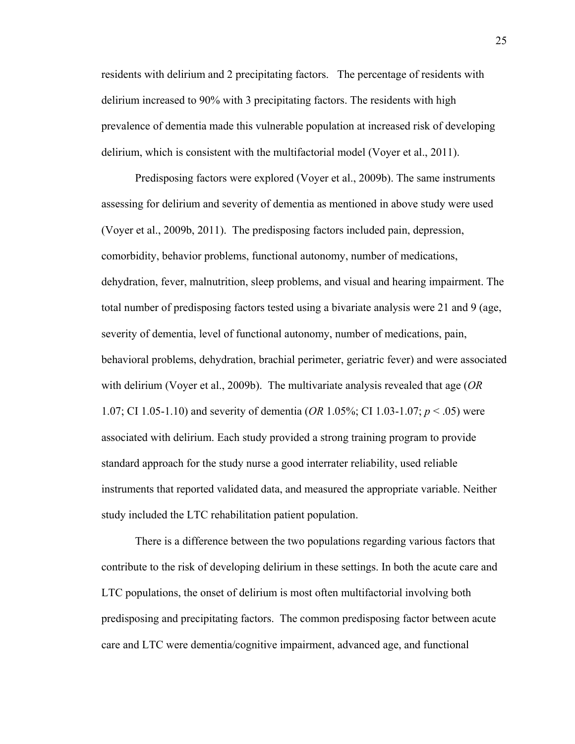residents with delirium and 2 precipitating factors. The percentage of residents with delirium increased to 90% with 3 precipitating factors. The residents with high prevalence of dementia made this vulnerable population at increased risk of developing delirium, which is consistent with the multifactorial model (Voyer et al., 2011).

Predisposing factors were explored (Voyer et al., 2009b). The same instruments assessing for delirium and severity of dementia as mentioned in above study were used (Voyer et al., 2009b, 2011). The predisposing factors included pain, depression, comorbidity, behavior problems, functional autonomy, number of medications, dehydration, fever, malnutrition, sleep problems, and visual and hearing impairment. The total number of predisposing factors tested using a bivariate analysis were 21 and 9 (age, severity of dementia, level of functional autonomy, number of medications, pain, behavioral problems, dehydration, brachial perimeter, geriatric fever) and were associated with delirium (Voyer et al., 2009b). The multivariate analysis revealed that age (*OR* 1.07; CI 1.05-1.10) and severity of dementia (*OR* 1.05%; CI 1.03-1.07; $p < .05$) were associated with delirium. Each study provided a strong training program to provide standard approach for the study nurse a good interrater reliability, used reliable instruments that reported validated data, and measured the appropriate variable. Neither study included the LTC rehabilitation patient population.

There is a difference between the two populations regarding various factors that contribute to the risk of developing delirium in these settings. In both the acute care and LTC populations, the onset of delirium is most often multifactorial involving both predisposing and precipitating factors. The common predisposing factor between acute care and LTC were dementia/cognitive impairment, advanced age, and functional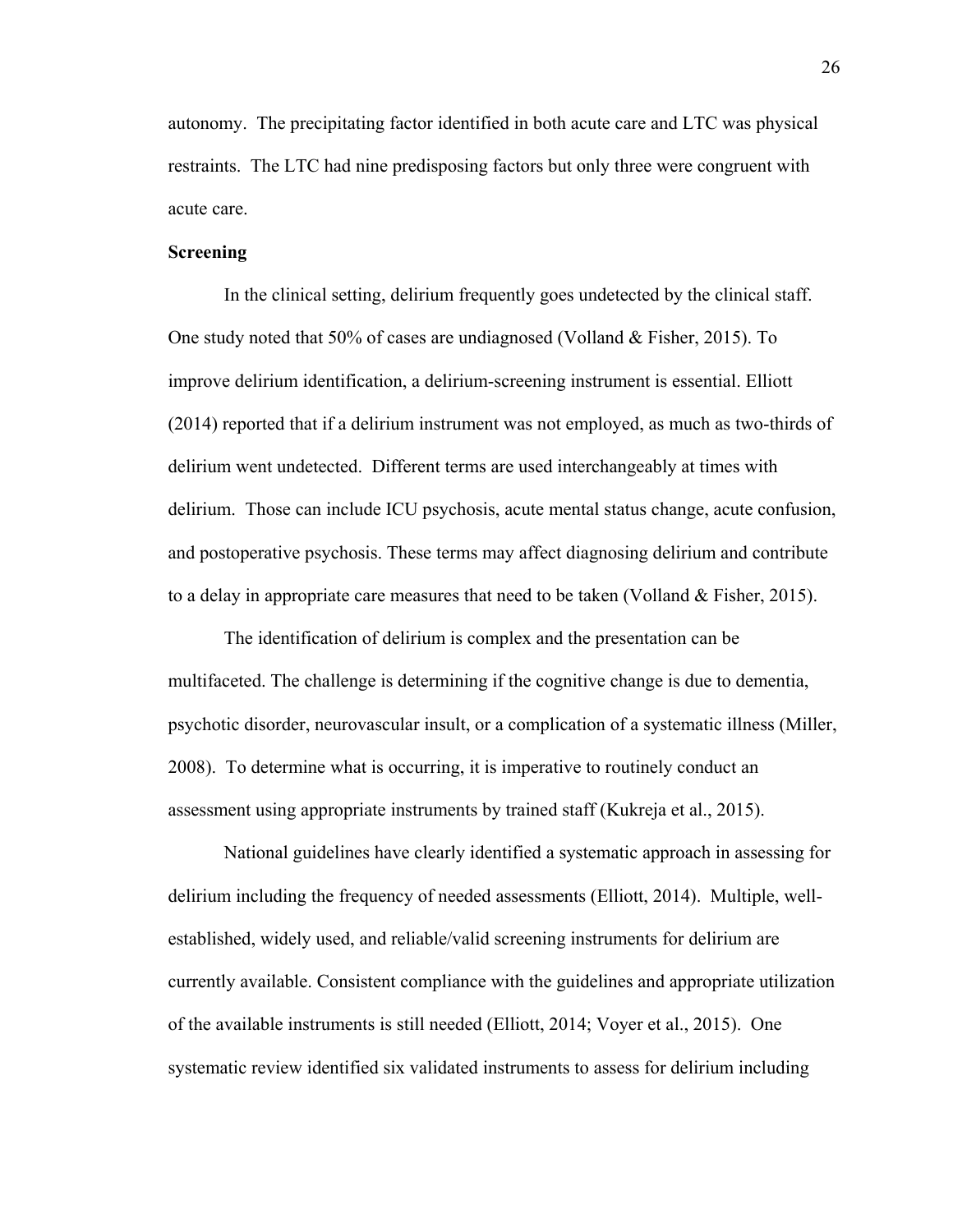autonomy. The precipitating factor identified in both acute care and LTC was physical restraints. The LTC had nine predisposing factors but only three were congruent with acute care.

**Screening**

In the clinical setting, delirium frequently goes undetected by the clinical staff. One study noted that 50% of cases are undiagnosed (Volland & Fisher, 2015). To improve delirium identification, a delirium-screening instrument is essential. Elliott (2014) reported that if a delirium instrument was not employed, as much as two-thirds of delirium went undetected. Different terms are used interchangeably at times with delirium. Those can include ICU psychosis, acute mental status change, acute confusion, and postoperative psychosis. These terms may affect diagnosing delirium and contribute to a delay in appropriate care measures that need to be taken (Volland & Fisher, 2015).

The identification of delirium is complex and the presentation can be multifaceted. The challenge is determining if the cognitive change is due to dementia, psychotic disorder, neurovascular insult, or a complication of a systematic illness (Miller, 2008). To determine what is occurring, it is imperative to routinely conduct an assessment using appropriate instruments by trained staff (Kukreja et al., 2015).

National guidelines have clearly identified a systematic approach in assessing for delirium including the frequency of needed assessments (Elliott, 2014). Multiple, well-established, widely used, and reliable/valid screening instruments for delirium are currently available. Consistent compliance with the guidelines and appropriate utilization of the available instruments is still needed (Elliott, 2014; Voyer et al., 2015). One systematic review identified six validated instruments to assess for delirium including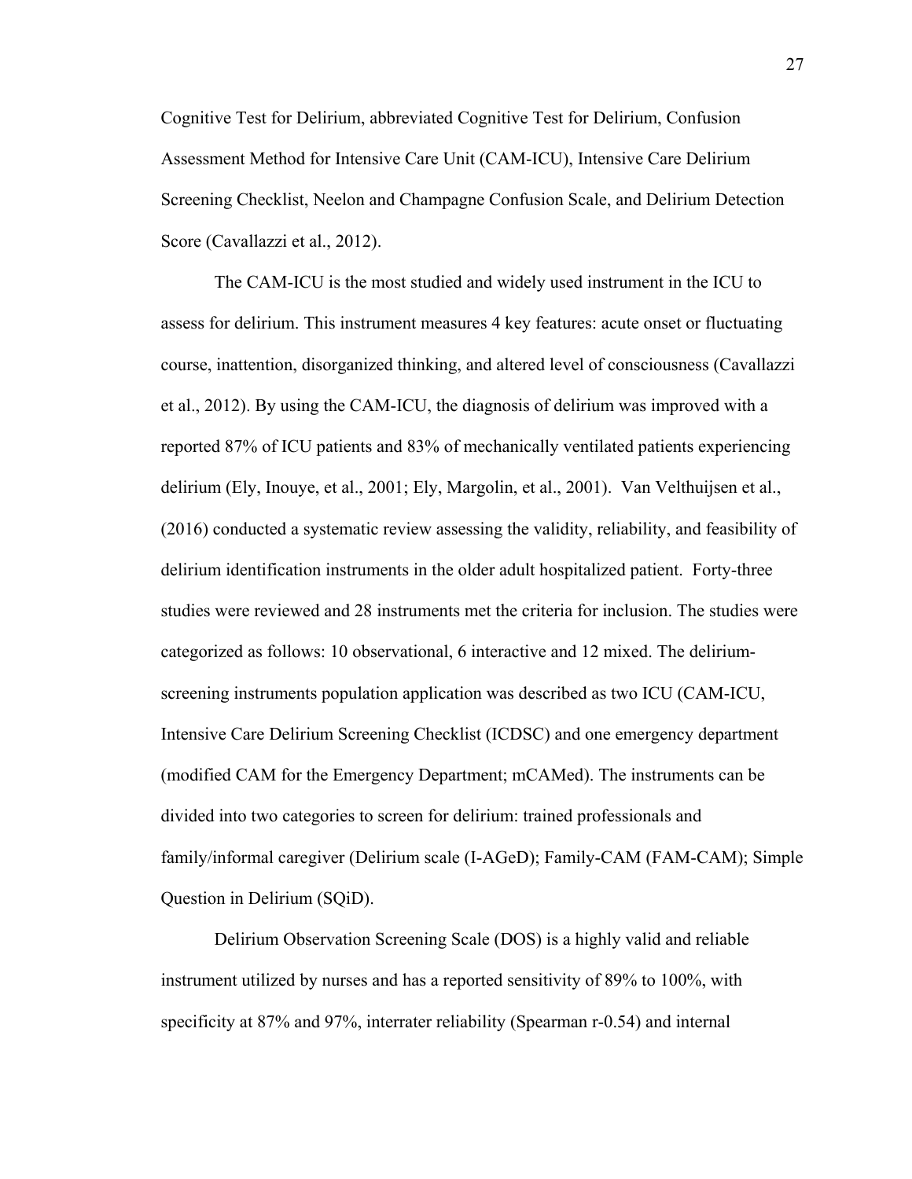Cognitive Test for Delirium, abbreviated Cognitive Test for Delirium, Confusion Assessment Method for Intensive Care Unit (CAM-ICU), Intensive Care Delirium Screening Checklist, Neelon and Champagne Confusion Scale, and Delirium Detection Score (Cavallazzi et al., 2012).

The CAM-ICU is the most studied and widely used instrument in the ICU to assess for delirium. This instrument measures 4 key features: acute onset or fluctuating course, inattention, disorganized thinking, and altered level of consciousness (Cavallazzi et al., 2012). By using the CAM-ICU, the diagnosis of delirium was improved with a reported 87% of ICU patients and 83% of mechanically ventilated patients experiencing delirium (Ely, Inouye, et al., 2001; Ely, Margolin, et al., 2001). Van Velthuijsen et al., (2016) conducted a systematic review assessing the validity, reliability, and feasibility of delirium identification instruments in the older adult hospitalized patient. Forty-three studies were reviewed and 28 instruments met the criteria for inclusion. The studies were categorized as follows: 10 observational, 6 interactive and 12 mixed. The delirium-screening instruments population application was described as two ICU (CAM-ICU, Intensive Care Delirium Screening Checklist (ICDSC) and one emergency department (modified CAM for the Emergency Department; mCAMed). The instruments can be divided into two categories to screen for delirium: trained professionals and family/informal caregiver (Delirium scale (I-AGeD); Family-CAM (FAM-CAM); Simple Question in Delirium (SQiD).

Delirium Observation Screening Scale (DOS) is a highly valid and reliable instrument utilized by nurses and has a reported sensitivity of 89% to 100%, with specificity at 87% and 97%, interrater reliability (Spearman r-0.54) and internal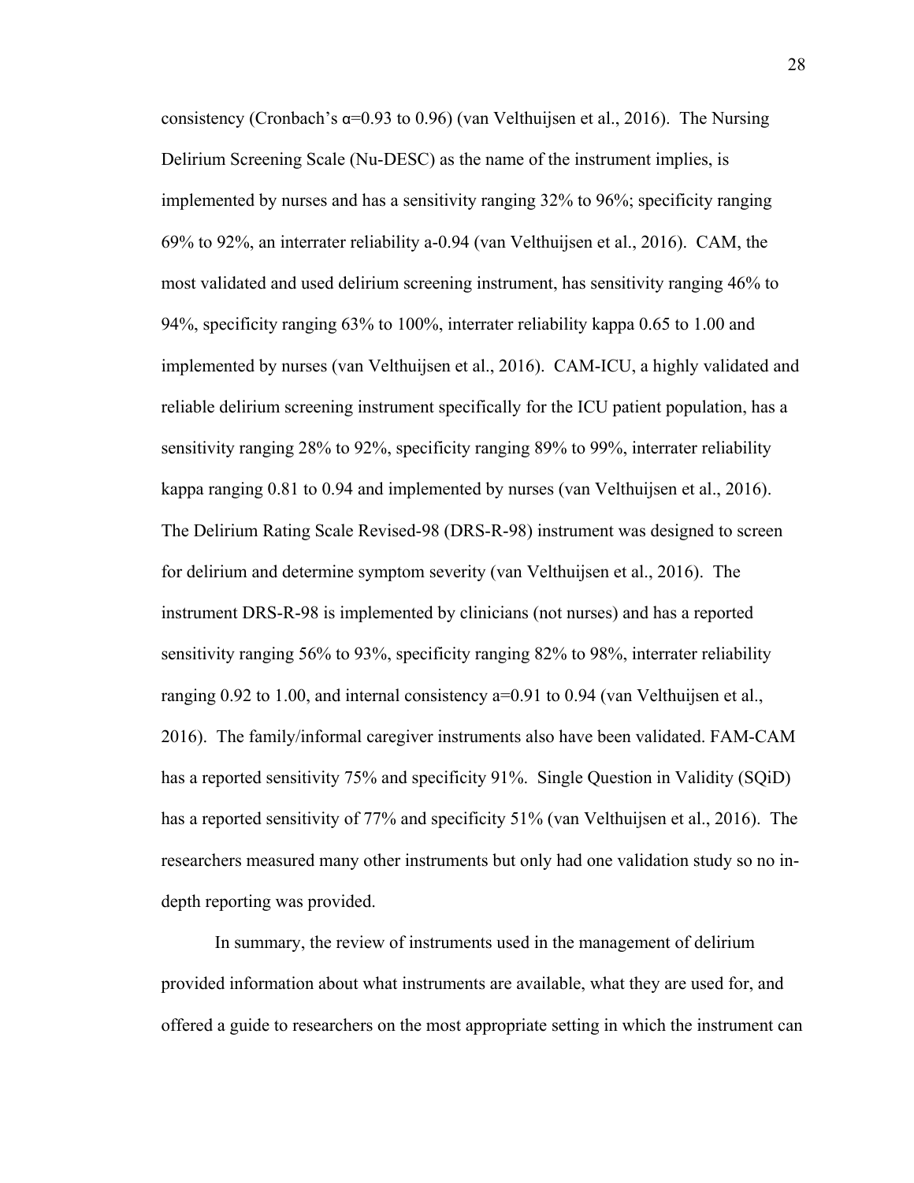consistency (Cronbach's $\alpha$=0.93 to 0.96) (van Velthuijsen et al., 2016). The Nursing Delirium Screening Scale (Nu-DESC) as the name of the instrument implies, is implemented by nurses and has a sensitivity ranging 32% to 96%; specificity ranging 69% to 92%, an interrater reliability a-0.94 (van Velthuijsen et al., 2016). CAM, the most validated and used delirium screening instrument, has sensitivity ranging 46% to 94%, specificity ranging 63% to 100%, interrater reliability kappa 0.65 to 1.00 and implemented by nurses (van Velthuijsen et al., 2016). CAM-ICU, a highly validated and reliable delirium screening instrument specifically for the ICU patient population, has a sensitivity ranging 28% to 92%, specificity ranging 89% to 99%, interrater reliability kappa ranging 0.81 to 0.94 and implemented by nurses (van Velthuijsen et al., 2016). The Delirium Rating Scale Revised-98 (DRS-R-98) instrument was designed to screen for delirium and determine symptom severity (van Velthuijsen et al., 2016). The instrument DRS-R-98 is implemented by clinicians (not nurses) and has a reported sensitivity ranging 56% to 93%, specificity ranging 82% to 98%, interrater reliability ranging 0.92 to 1.00, and internal consistency a=0.91 to 0.94 (van Velthuijsen et al., 2016). The family/informal caregiver instruments also have been validated. FAM-CAM has a reported sensitivity 75% and specificity 91%. Single Question in Validity (SQiD) has a reported sensitivity of 77% and specificity 51% (van Velthuijsen et al., 2016). The researchers measured many other instruments but only had one validation study so no in-depth reporting was provided.

In summary, the review of instruments used in the management of delirium provided information about what instruments are available, what they are used for, and offered a guide to researchers on the most appropriate setting in which the instrument can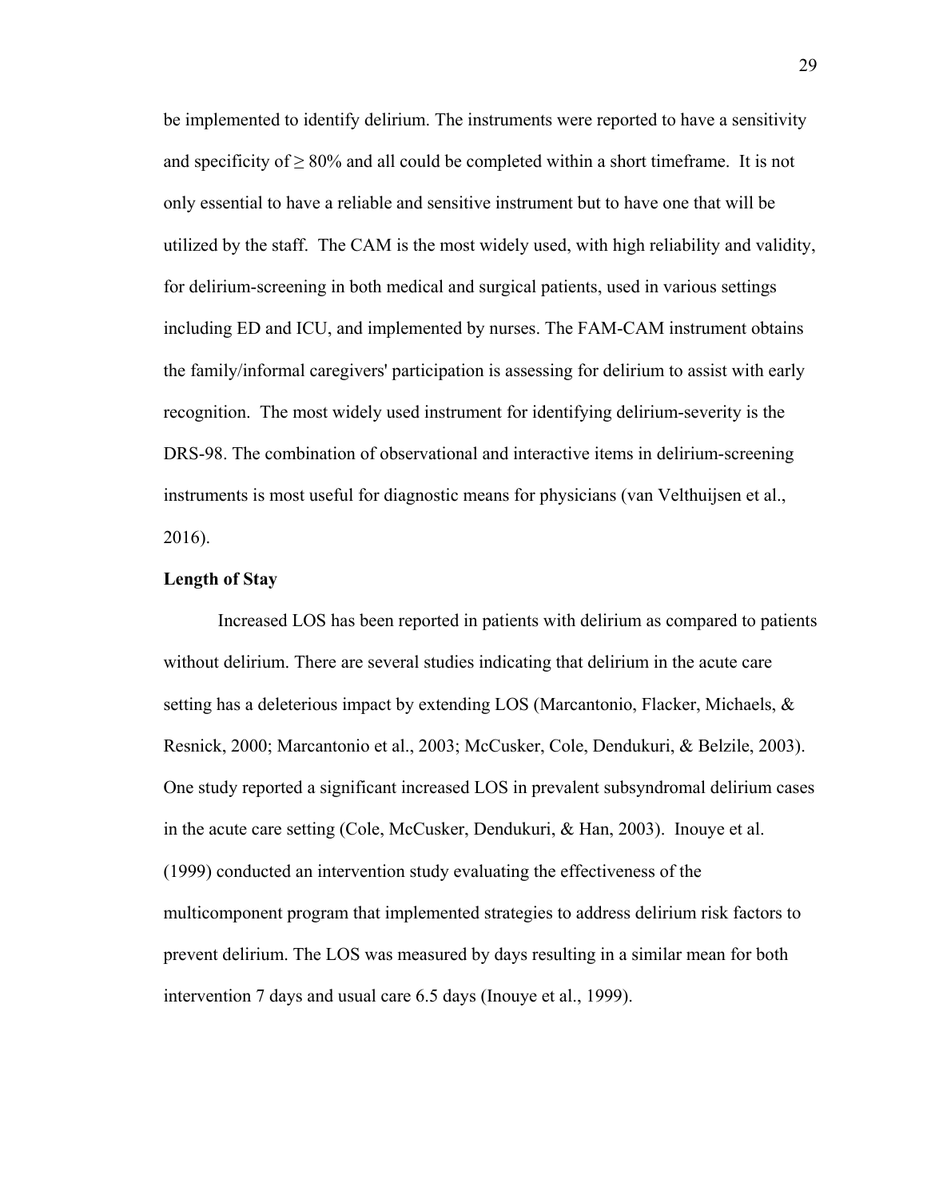be implemented to identify delirium. The instruments were reported to have a sensitivity and specificity of ≥ 80% and all could be completed within a short timeframe. It is not only essential to have a reliable and sensitive instrument but to have one that will be utilized by the staff. The CAM is the most widely used, with high reliability and validity, for delirium-screening in both medical and surgical patients, used in various settings including ED and ICU, and implemented by nurses. The FAM-CAM instrument obtains the family/informal caregivers' participation is assessing for delirium to assist with early recognition. The most widely used instrument for identifying delirium-severity is the DRS-98. The combination of observational and interactive items in delirium-screening instruments is most useful for diagnostic means for physicians (van Velthuijsen et al., 2016).

**Length of Stay**

Increased LOS has been reported in patients with delirium as compared to patients without delirium. There are several studies indicating that delirium in the acute care setting has a deleterious impact by extending LOS (Marcantonio, Flacker, Michaels, & Resnick, 2000; Marcantonio et al., 2003; McCusker, Cole, Dendukuri, & Belzile, 2003). One study reported a significant increased LOS in prevalent subsyndromal delirium cases in the acute care setting (Cole, McCusker, Dendukuri, & Han, 2003). Inouye et al. (1999) conducted an intervention study evaluating the effectiveness of the multicomponent program that implemented strategies to address delirium risk factors to prevent delirium. The LOS was measured by days resulting in a similar mean for both intervention 7 days and usual care 6.5 days (Inouye et al., 1999).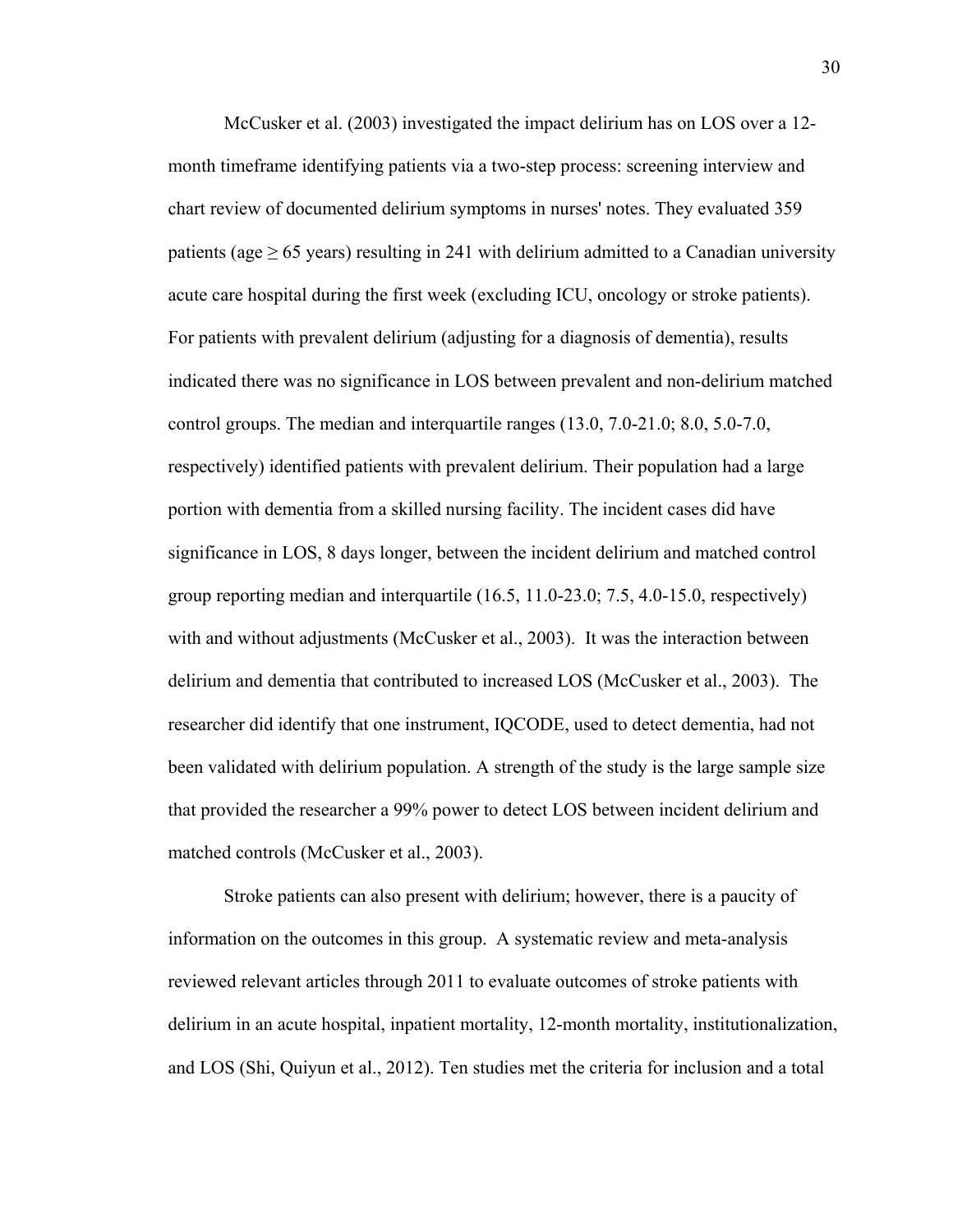McCusker et al. (2003) investigated the impact delirium has on LOS over a 12-month timeframe identifying patients via a two-step process: screening interview and chart review of documented delirium symptoms in nurses' notes. They evaluated 359 patients (age ≥ 65 years) resulting in 241 with delirium admitted to a Canadian university acute care hospital during the first week (excluding ICU, oncology or stroke patients). For patients with prevalent delirium (adjusting for a diagnosis of dementia), results indicated there was no significance in LOS between prevalent and non-delirium matched control groups. The median and interquartile ranges (13.0, 7.0-21.0; 8.0, 5.0-7.0, respectively) identified patients with prevalent delirium. Their population had a large portion with dementia from a skilled nursing facility. The incident cases did have significance in LOS, 8 days longer, between the incident delirium and matched control group reporting median and interquartile (16.5, 11.0-23.0; 7.5, 4.0-15.0, respectively) with and without adjustments (McCusker et al., 2003). It was the interaction between delirium and dementia that contributed to increased LOS (McCusker et al., 2003). The researcher did identify that one instrument, IQCODE, used to detect dementia, had not been validated with delirium population. A strength of the study is the large sample size that provided the researcher a 99% power to detect LOS between incident delirium and matched controls (McCusker et al., 2003).

Stroke patients can also present with delirium; however, there is a paucity of information on the outcomes in this group. A systematic review and meta-analysis reviewed relevant articles through 2011 to evaluate outcomes of stroke patients with delirium in an acute hospital, inpatient mortality, 12-month mortality, institutionalization, and LOS (Shi, Quiyun et al., 2012). Ten studies met the criteria for inclusion and a total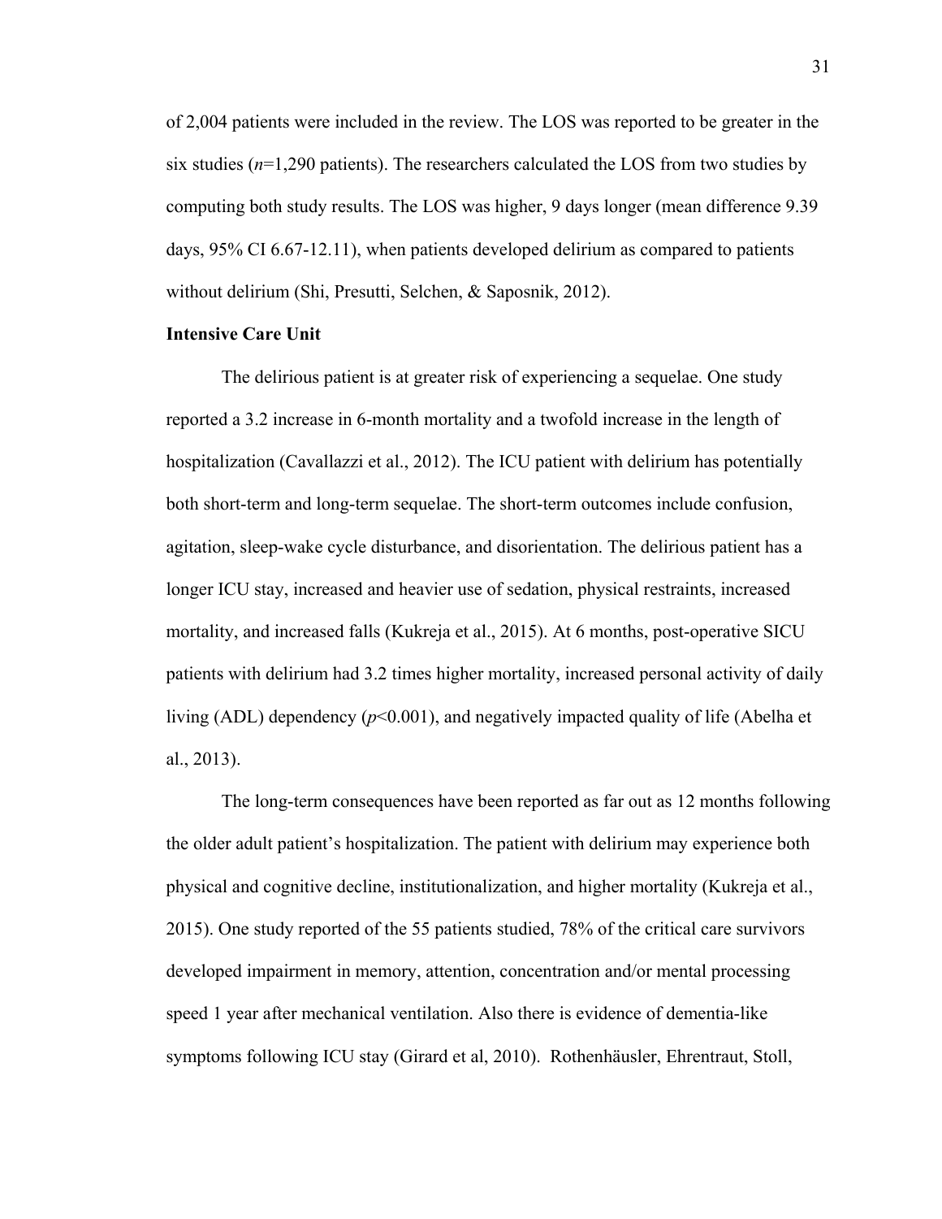of 2,004 patients were included in the review. The LOS was reported to be greater in the six studies (*n*=1,290 patients). The researchers calculated the LOS from two studies by computing both study results. The LOS was higher, 9 days longer (mean difference 9.39 days, 95% CI 6.67-12.11), when patients developed delirium as compared to patients without delirium (Shi, Presutti, Selchen, & Saposnik, 2012).

**Intensive Care Unit**

The delirious patient is at greater risk of experiencing a sequelae. One study reported a 3.2 increase in 6-month mortality and a twofold increase in the length of hospitalization (Cavallazzi et al., 2012). The ICU patient with delirium has potentially both short-term and long-term sequelae. The short-term outcomes include confusion, agitation, sleep-wake cycle disturbance, and disorientation. The delirious patient has a longer ICU stay, increased and heavier use of sedation, physical restraints, increased mortality, and increased falls (Kukreja et al., 2015). At 6 months, post-operative SICU patients with delirium had 3.2 times higher mortality, increased personal activity of daily living (ADL) dependency ($p$<0.001), and negatively impacted quality of life (Abelha et al., 2013).

The long-term consequences have been reported as far out as 12 months following the older adult patient's hospitalization. The patient with delirium may experience both physical and cognitive decline, institutionalization, and higher mortality (Kukreja et al., 2015). One study reported of the 55 patients studied, 78% of the critical care survivors developed impairment in memory, attention, concentration and/or mental processing speed 1 year after mechanical ventilation. Also there is evidence of dementia-like symptoms following ICU stay (Girard et al, 2010). Rothenhäusler, Ehrentraut, Stoll,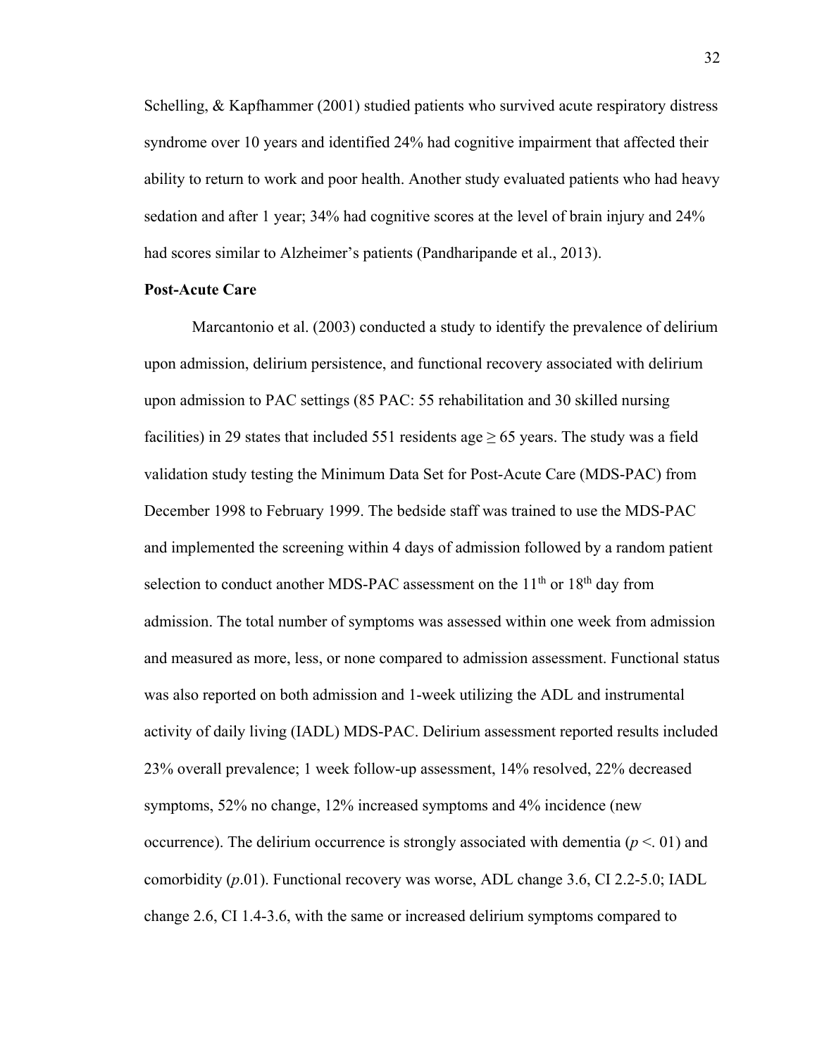Schelling, & Kapfhammer (2001) studied patients who survived acute respiratory distress syndrome over 10 years and identified 24% had cognitive impairment that affected their ability to return to work and poor health. Another study evaluated patients who had heavy sedation and after 1 year; 34% had cognitive scores at the level of brain injury and 24% had scores similar to Alzheimer's patients (Pandharipande et al., 2013).

**Post-Acute Care**

Marcantonio et al. (2003) conducted a study to identify the prevalence of delirium upon admission, delirium persistence, and functional recovery associated with delirium upon admission to PAC settings (85 PAC: 55 rehabilitation and 30 skilled nursing facilities) in 29 states that included 551 residents age ≥ 65 years. The study was a field validation study testing the Minimum Data Set for Post-Acute Care (MDS-PAC) from December 1998 to February 1999. The bedside staff was trained to use the MDS-PAC and implemented the screening within 4 days of admission followed by a random patient selection to conduct another MDS-PAC assessment on the 11th or 18th day from admission. The total number of symptoms was assessed within one week from admission and measured as more, less, or none compared to admission assessment. Functional status was also reported on both admission and 1-week utilizing the ADL and instrumental activity of daily living (IADL) MDS-PAC. Delirium assessment reported results included 23% overall prevalence; 1 week follow-up assessment, 14% resolved, 22% decreased symptoms, 52% no change, 12% increased symptoms and 4% incidence (new occurrence). The delirium occurrence is strongly associated with dementia ($p$ <. 01) and comorbidity ($p$.01). Functional recovery was worse, ADL change 3.6, CI 2.2-5.0; IADL change 2.6, CI 1.4-3.6, with the same or increased delirium symptoms compared to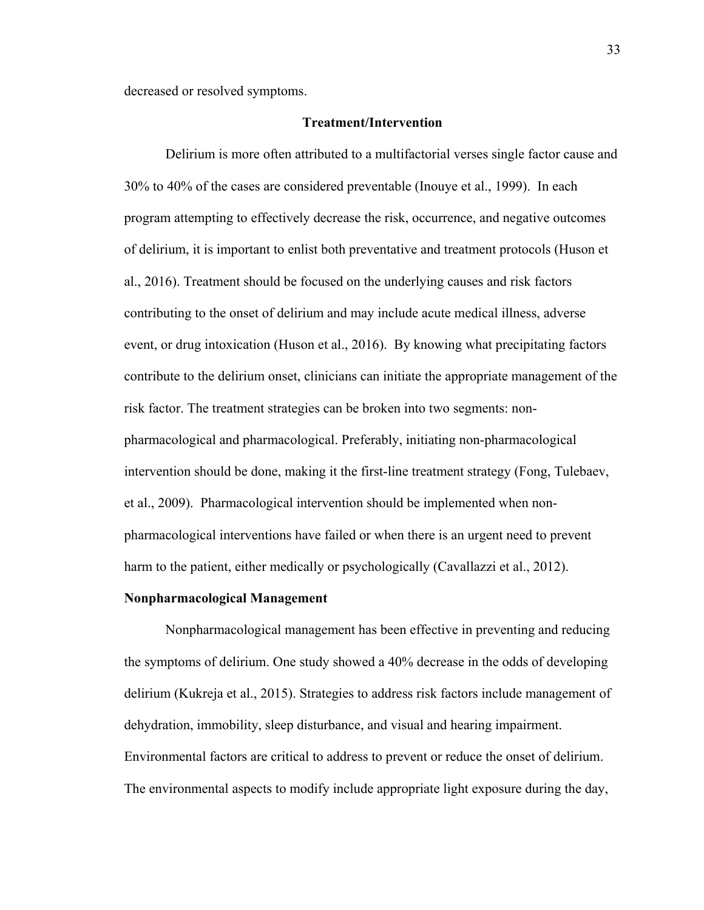decreased or resolved symptoms.

## Treatment/Intervention

Delirium is more often attributed to a multifactorial verses single factor cause and 30% to 40% of the cases are considered preventable (Inouye et al., 1999). In each program attempting to effectively decrease the risk, occurrence, and negative outcomes of delirium, it is important to enlist both preventative and treatment protocols (Huson et al., 2016). Treatment should be focused on the underlying causes and risk factors contributing to the onset of delirium and may include acute medical illness, adverse event, or drug intoxication (Huson et al., 2016). By knowing what precipitating factors contribute to the delirium onset, clinicians can initiate the appropriate management of the risk factor. The treatment strategies can be broken into two segments: non-pharmacological and pharmacological. Preferably, initiating non-pharmacological intervention should be done, making it the first-line treatment strategy (Fong, Tulebaev, et al., 2009). Pharmacological intervention should be implemented when non-pharmacological interventions have failed or when there is an urgent need to prevent harm to the patient, either medically or psychologically (Cavallazzi et al., 2012).

### Nonpharmacological Management

Nonpharmacological management has been effective in preventing and reducing the symptoms of delirium. One study showed a 40% decrease in the odds of developing delirium (Kukreja et al., 2015). Strategies to address risk factors include management of dehydration, immobility, sleep disturbance, and visual and hearing impairment. Environmental factors are critical to address to prevent or reduce the onset of delirium. The environmental aspects to modify include appropriate light exposure during the day,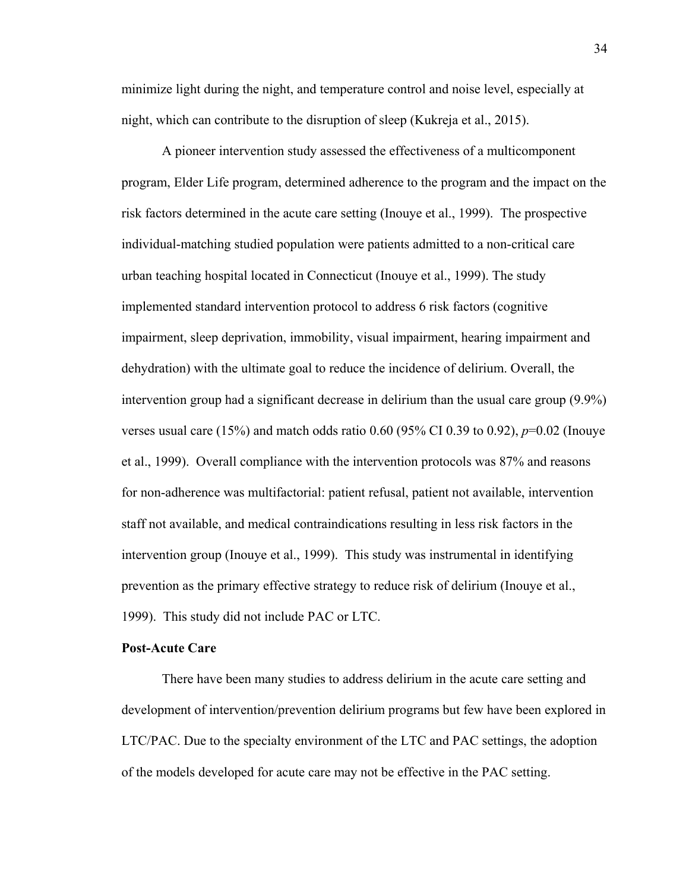minimize light during the night, and temperature control and noise level, especially at night, which can contribute to the disruption of sleep (Kukreja et al., 2015).

A pioneer intervention study assessed the effectiveness of a multicomponent program, Elder Life program, determined adherence to the program and the impact on the risk factors determined in the acute care setting (Inouye et al., 1999). The prospective individual-matching studied population were patients admitted to a non-critical care urban teaching hospital located in Connecticut (Inouye et al., 1999). The study implemented standard intervention protocol to address 6 risk factors (cognitive impairment, sleep deprivation, immobility, visual impairment, hearing impairment and dehydration) with the ultimate goal to reduce the incidence of delirium. Overall, the intervention group had a significant decrease in delirium than the usual care group (9.9%) verses usual care (15%) and match odds ratio 0.60 (95% CI 0.39 to 0.92), $p$=0.02 (Inouye et al., 1999). Overall compliance with the intervention protocols was 87% and reasons for non-adherence was multifactorial: patient refusal, patient not available, intervention staff not available, and medical contraindications resulting in less risk factors in the intervention group (Inouye et al., 1999). This study was instrumental in identifying prevention as the primary effective strategy to reduce risk of delirium (Inouye et al., 1999). This study did not include PAC or LTC.

**Post-Acute Care**

There have been many studies to address delirium in the acute care setting and development of intervention/prevention delirium programs but few have been explored in LTC/PAC. Due to the specialty environment of the LTC and PAC settings, the adoption of the models developed for acute care may not be effective in the PAC setting.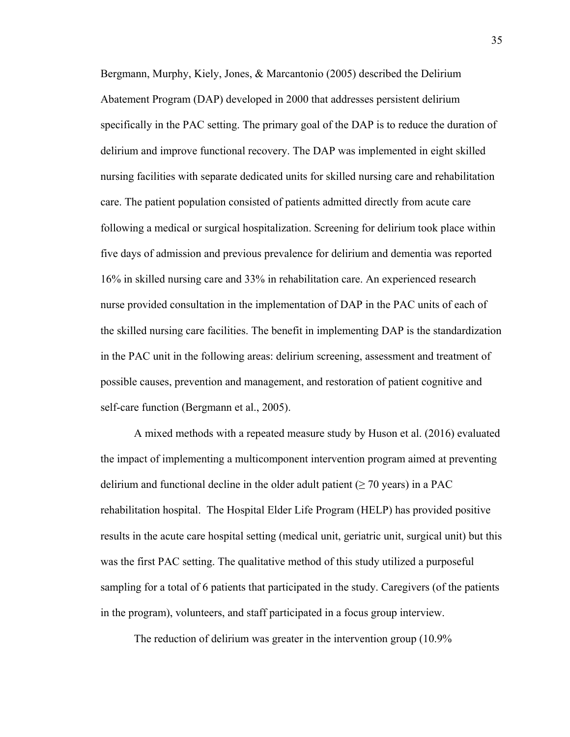Bergmann, Murphy, Kiely, Jones, & Marcantonio (2005) described the Delirium Abatement Program (DAP) developed in 2000 that addresses persistent delirium specifically in the PAC setting. The primary goal of the DAP is to reduce the duration of delirium and improve functional recovery. The DAP was implemented in eight skilled nursing facilities with separate dedicated units for skilled nursing care and rehabilitation care. The patient population consisted of patients admitted directly from acute care following a medical or surgical hospitalization. Screening for delirium took place within five days of admission and previous prevalence for delirium and dementia was reported 16% in skilled nursing care and 33% in rehabilitation care. An experienced research nurse provided consultation in the implementation of DAP in the PAC units of each of the skilled nursing care facilities. The benefit in implementing DAP is the standardization in the PAC unit in the following areas: delirium screening, assessment and treatment of possible causes, prevention and management, and restoration of patient cognitive and self-care function (Bergmann et al., 2005).

A mixed methods with a repeated measure study by Huson et al. (2016) evaluated the impact of implementing a multicomponent intervention program aimed at preventing delirium and functional decline in the older adult patient ($\geq$ 70 years) in a PAC rehabilitation hospital. The Hospital Elder Life Program (HELP) has provided positive results in the acute care hospital setting (medical unit, geriatric unit, surgical unit) but this was the first PAC setting. The qualitative method of this study utilized a purposeful sampling for a total of 6 patients that participated in the study. Caregivers (of the patients in the program), volunteers, and staff participated in a focus group interview.

The reduction of delirium was greater in the intervention group (10.9%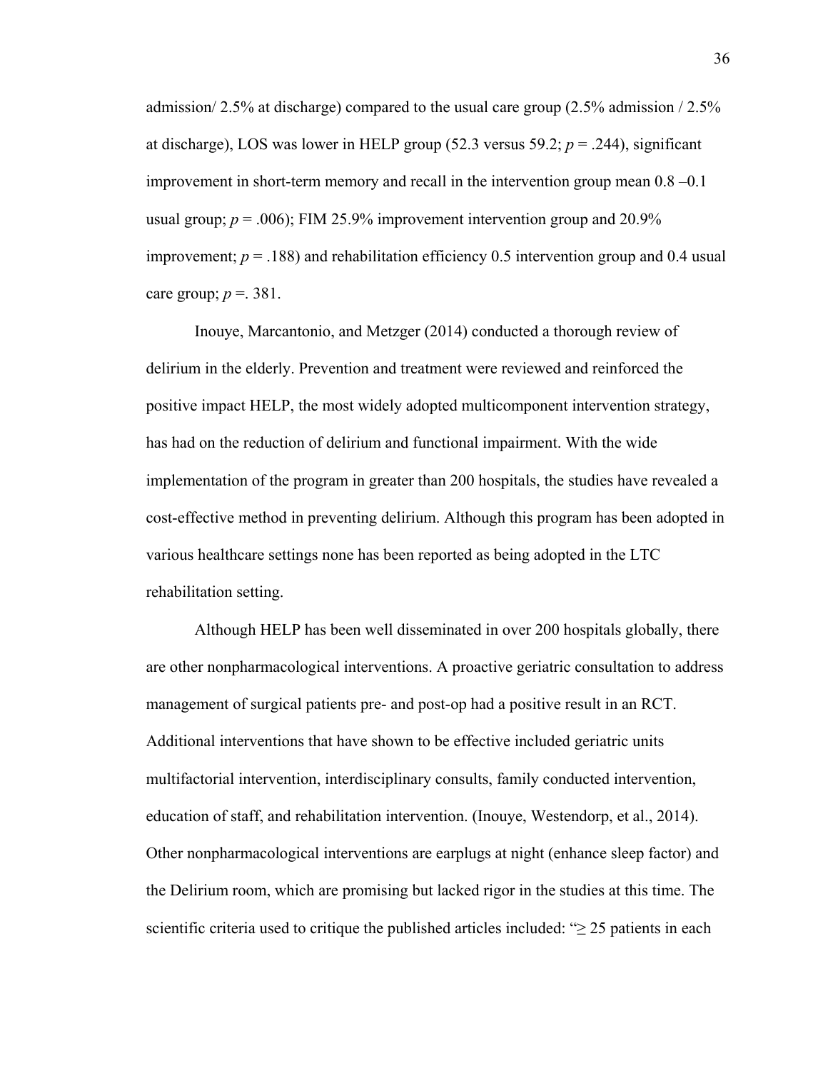admission/ 2.5% at discharge) compared to the usual care group (2.5% admission / 2.5% at discharge), LOS was lower in HELP group (52.3 versus 59.2; $p = .244$), significant improvement in short-term memory and recall in the intervention group mean 0.8 –0.1 usual group; $p = .006$); FIM 25.9% improvement intervention group and 20.9% improvement; $p = .188$) and rehabilitation efficiency 0.5 intervention group and 0.4 usual care group; $p =. 381$.

Inouye, Marcantonio, and Metzger (2014) conducted a thorough review of delirium in the elderly. Prevention and treatment were reviewed and reinforced the positive impact HELP, the most widely adopted multicomponent intervention strategy, has had on the reduction of delirium and functional impairment. With the wide implementation of the program in greater than 200 hospitals, the studies have revealed a cost-effective method in preventing delirium. Although this program has been adopted in various healthcare settings none has been reported as being adopted in the LTC rehabilitation setting.

Although HELP has been well disseminated in over 200 hospitals globally, there are other nonpharmacological interventions. A proactive geriatric consultation to address management of surgical patients pre- and post-op had a positive result in an RCT. Additional interventions that have shown to be effective included geriatric units multifactorial intervention, interdisciplinary consults, family conducted intervention, education of staff, and rehabilitation intervention. (Inouye, Westendorp, et al., 2014). Other nonpharmacological interventions are earplugs at night (enhance sleep factor) and the Delirium room, which are promising but lacked rigor in the studies at this time. The scientific criteria used to critique the published articles included: "≥ 25 patients in each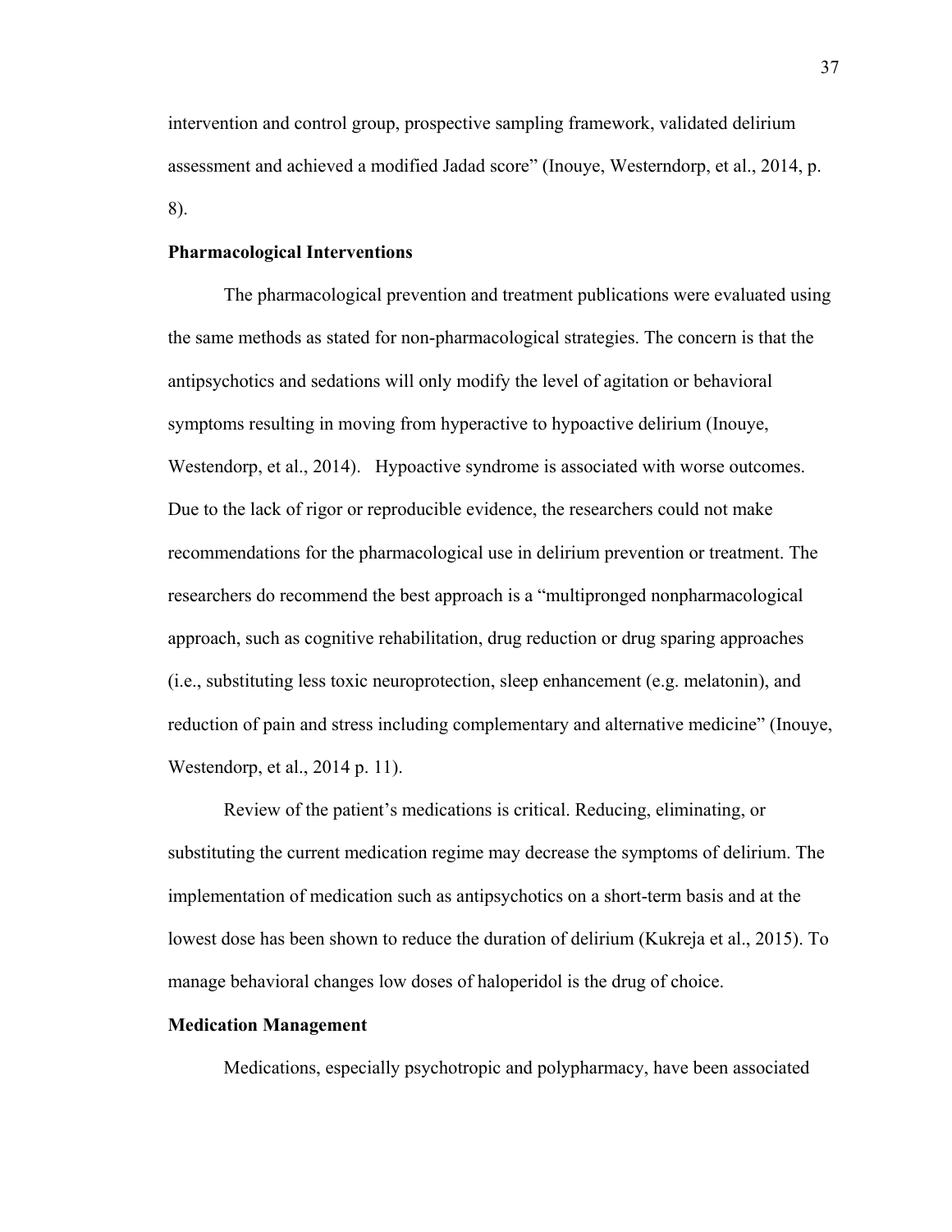intervention and control group, prospective sampling framework, validated delirium assessment and achieved a modified Jadad score" (Inouye, Westerndorp, et al., 2014, p. 8).

**Pharmacological Interventions**

The pharmacological prevention and treatment publications were evaluated using the same methods as stated for non-pharmacological strategies. The concern is that the antipsychotics and sedations will only modify the level of agitation or behavioral symptoms resulting in moving from hyperactive to hypoactive delirium (Inouye, Westendorp, et al., 2014). Hypoactive syndrome is associated with worse outcomes. Due to the lack of rigor or reproducible evidence, the researchers could not make recommendations for the pharmacological use in delirium prevention or treatment. The researchers do recommend the best approach is a "multipronged nonpharmacological approach, such as cognitive rehabilitation, drug reduction or drug sparing approaches (i.e., substituting less toxic neuroprotection, sleep enhancement (e.g. melatonin), and reduction of pain and stress including complementary and alternative medicine" (Inouye, Westendorp, et al., 2014 p. 11).

Review of the patient's medications is critical. Reducing, eliminating, or substituting the current medication regime may decrease the symptoms of delirium. The implementation of medication such as antipsychotics on a short-term basis and at the lowest dose has been shown to reduce the duration of delirium (Kukreja et al., 2015). To manage behavioral changes low doses of haloperidol is the drug of choice.

**Medication Management**

Medications, especially psychotropic and polypharmacy, have been associated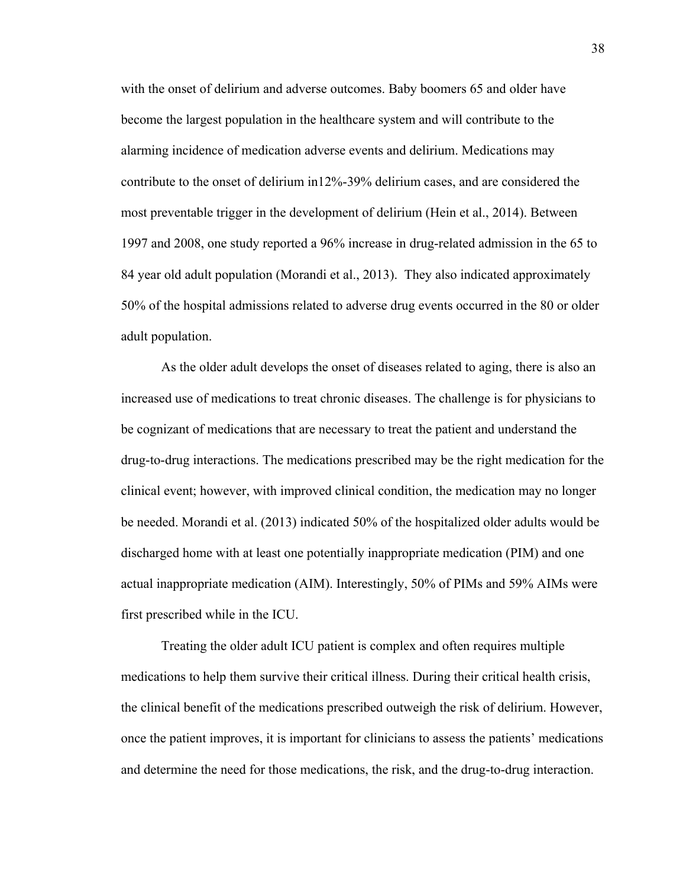with the onset of delirium and adverse outcomes. Baby boomers 65 and older have become the largest population in the healthcare system and will contribute to the alarming incidence of medication adverse events and delirium. Medications may contribute to the onset of delirium in12%-39% delirium cases, and are considered the most preventable trigger in the development of delirium (Hein et al., 2014). Between 1997 and 2008, one study reported a 96% increase in drug-related admission in the 65 to 84 year old adult population (Morandi et al., 2013). They also indicated approximately 50% of the hospital admissions related to adverse drug events occurred in the 80 or older adult population.

As the older adult develops the onset of diseases related to aging, there is also an increased use of medications to treat chronic diseases. The challenge is for physicians to be cognizant of medications that are necessary to treat the patient and understand the drug-to-drug interactions. The medications prescribed may be the right medication for the clinical event; however, with improved clinical condition, the medication may no longer be needed. Morandi et al. (2013) indicated 50% of the hospitalized older adults would be discharged home with at least one potentially inappropriate medication (PIM) and one actual inappropriate medication (AIM). Interestingly, 50% of PIMs and 59% AIMs were first prescribed while in the ICU.

Treating the older adult ICU patient is complex and often requires multiple medications to help them survive their critical illness. During their critical health crisis, the clinical benefit of the medications prescribed outweigh the risk of delirium. However, once the patient improves, it is important for clinicians to assess the patients' medications and determine the need for those medications, the risk, and the drug-to-drug interaction.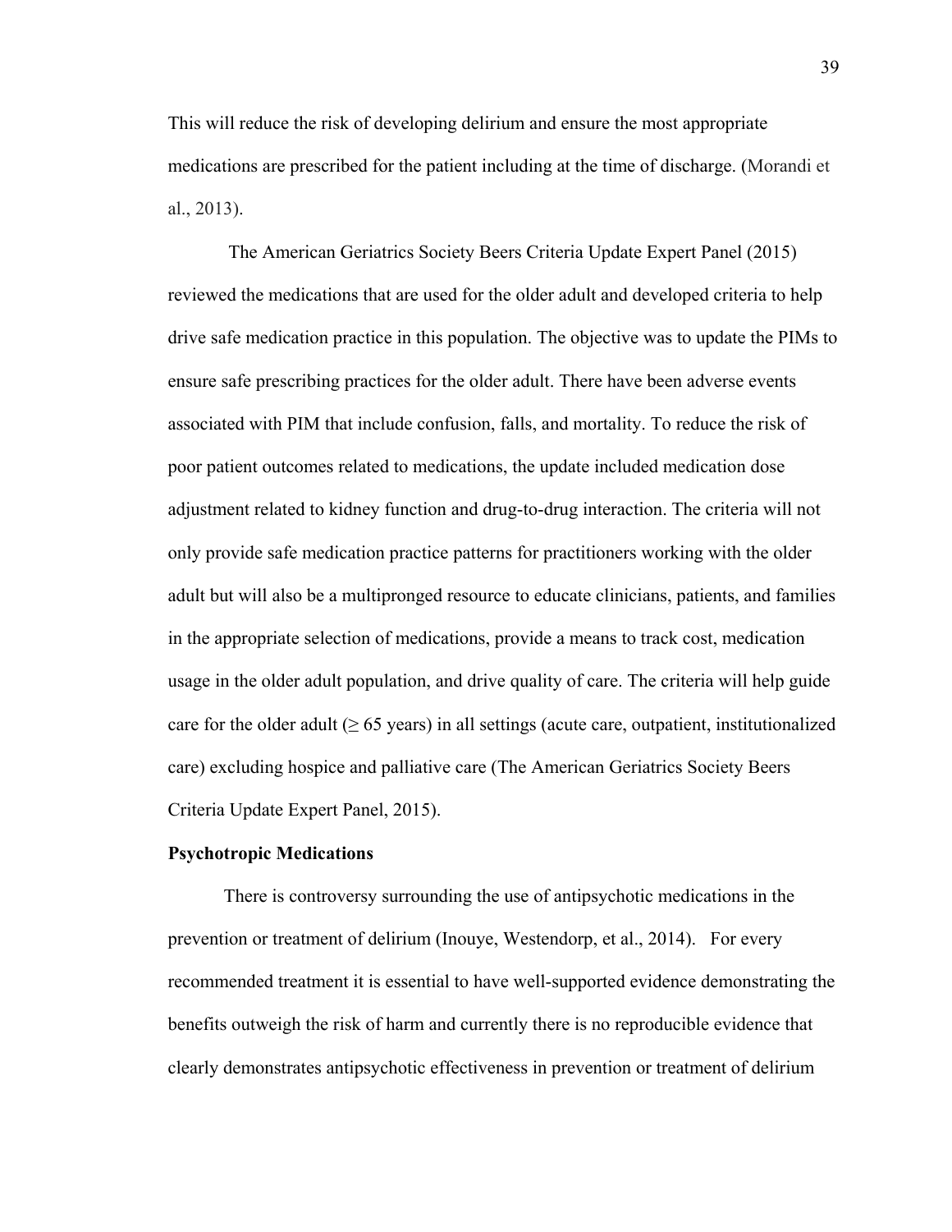This will reduce the risk of developing delirium and ensure the most appropriate medications are prescribed for the patient including at the time of discharge. (Morandi et al., 2013).

The American Geriatrics Society Beers Criteria Update Expert Panel (2015) reviewed the medications that are used for the older adult and developed criteria to help drive safe medication practice in this population. The objective was to update the PIMs to ensure safe prescribing practices for the older adult. There have been adverse events associated with PIM that include confusion, falls, and mortality. To reduce the risk of poor patient outcomes related to medications, the update included medication dose adjustment related to kidney function and drug-to-drug interaction. The criteria will not only provide safe medication practice patterns for practitioners working with the older adult but will also be a multipronged resource to educate clinicians, patients, and families in the appropriate selection of medications, provide a means to track cost, medication usage in the older adult population, and drive quality of care. The criteria will help guide care for the older adult ($\geq$ 65 years) in all settings (acute care, outpatient, institutionalized care) excluding hospice and palliative care (The American Geriatrics Society Beers Criteria Update Expert Panel, 2015).

**Psychotropic Medications**

There is controversy surrounding the use of antipsychotic medications in the prevention or treatment of delirium (Inouye, Westendorp, et al., 2014). For every recommended treatment it is essential to have well-supported evidence demonstrating the benefits outweigh the risk of harm and currently there is no reproducible evidence that clearly demonstrates antipsychotic effectiveness in prevention or treatment of delirium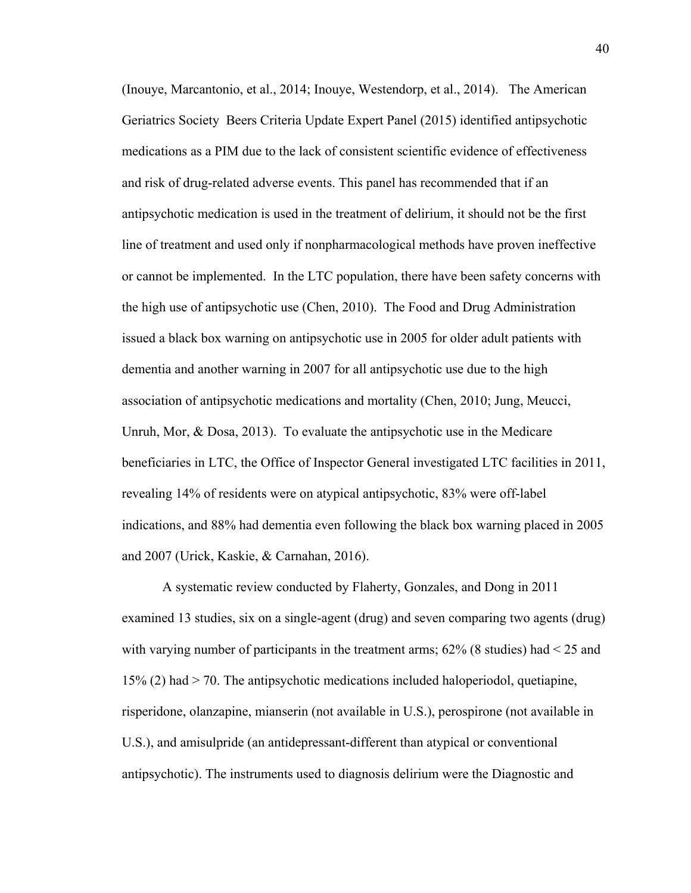(Inouye, Marcantonio, et al., 2014; Inouye, Westendorp, et al., 2014). The American Geriatrics Society Beers Criteria Update Expert Panel (2015) identified antipsychotic medications as a PIM due to the lack of consistent scientific evidence of effectiveness and risk of drug-related adverse events. This panel has recommended that if an antipsychotic medication is used in the treatment of delirium, it should not be the first line of treatment and used only if nonpharmacological methods have proven ineffective or cannot be implemented. In the LTC population, there have been safety concerns with the high use of antipsychotic use (Chen, 2010). The Food and Drug Administration issued a black box warning on antipsychotic use in 2005 for older adult patients with dementia and another warning in 2007 for all antipsychotic use due to the high association of antipsychotic medications and mortality (Chen, 2010; Jung, Meucci, Unruh, Mor, & Dosa, 2013). To evaluate the antipsychotic use in the Medicare beneficiaries in LTC, the Office of Inspector General investigated LTC facilities in 2011, revealing 14% of residents were on atypical antipsychotic, 83% were off-label indications, and 88% had dementia even following the black box warning placed in 2005 and 2007 (Urick, Kaskie, & Carnahan, 2016).

A systematic review conducted by Flaherty, Gonzales, and Dong in 2011 examined 13 studies, six on a single-agent (drug) and seven comparing two agents (drug) with varying number of participants in the treatment arms; 62% (8 studies) had < 25 and 15% (2) had > 70. The antipsychotic medications included haloperiodol, quetiapine, risperidone, olanzapine, mianserin (not available in U.S.), perospirone (not available in U.S.), and amisulpride (an antidepressant-different than atypical or conventional antipsychotic). The instruments used to diagnosis delirium were the Diagnostic and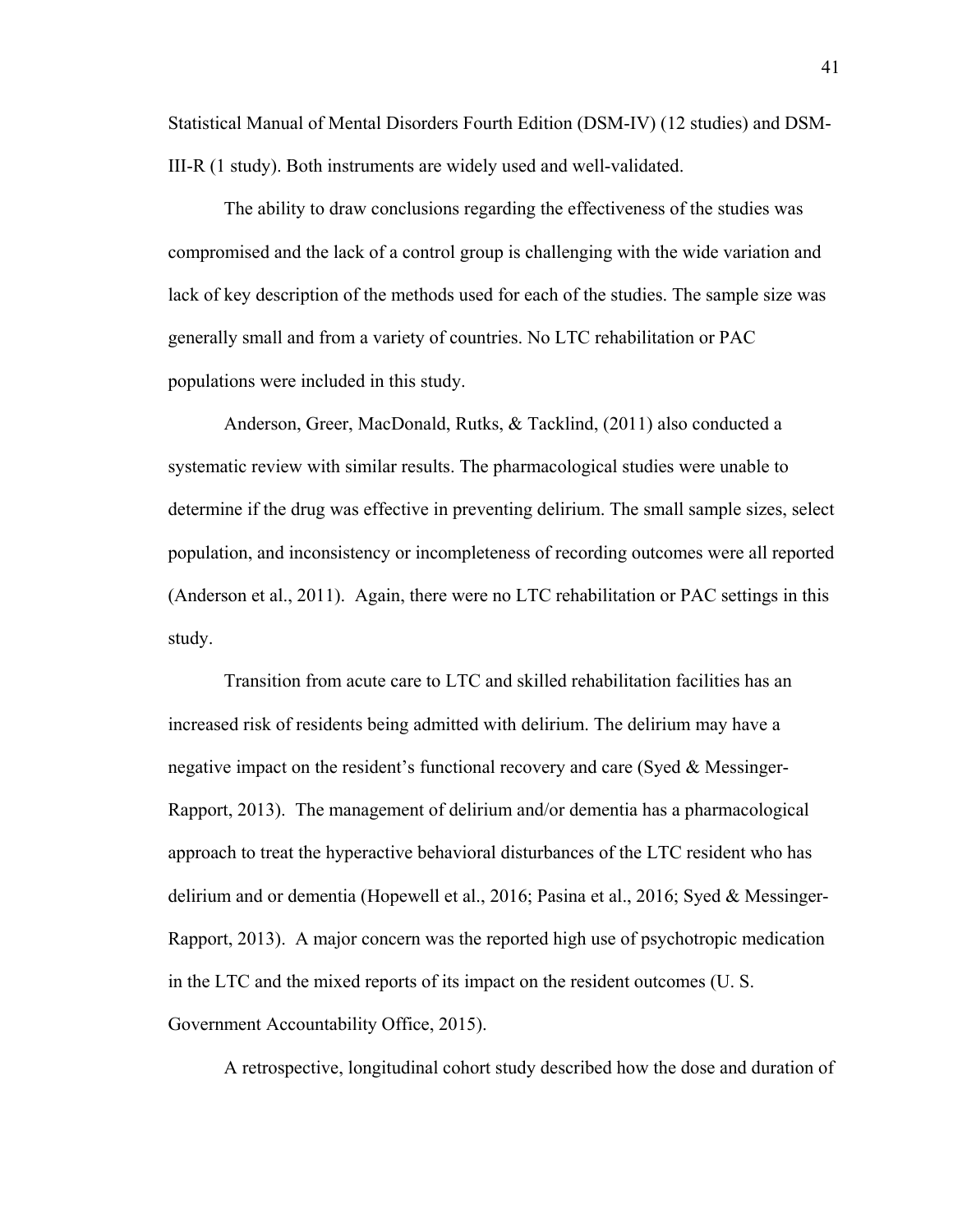Statistical Manual of Mental Disorders Fourth Edition (DSM-IV) (12 studies) and DSM-III-R (1 study). Both instruments are widely used and well-validated.

The ability to draw conclusions regarding the effectiveness of the studies was compromised and the lack of a control group is challenging with the wide variation and lack of key description of the methods used for each of the studies. The sample size was generally small and from a variety of countries. No LTC rehabilitation or PAC populations were included in this study.

Anderson, Greer, MacDonald, Rutks, & Tacklind, (2011) also conducted a systematic review with similar results. The pharmacological studies were unable to determine if the drug was effective in preventing delirium. The small sample sizes, select population, and inconsistency or incompleteness of recording outcomes were all reported (Anderson et al., 2011). Again, there were no LTC rehabilitation or PAC settings in this study.

Transition from acute care to LTC and skilled rehabilitation facilities has an increased risk of residents being admitted with delirium. The delirium may have a negative impact on the resident's functional recovery and care (Syed & Messinger-Rapport, 2013). The management of delirium and/or dementia has a pharmacological approach to treat the hyperactive behavioral disturbances of the LTC resident who has delirium and or dementia (Hopewell et al., 2016; Pasina et al., 2016; Syed & Messinger-Rapport, 2013). A major concern was the reported high use of psychotropic medication in the LTC and the mixed reports of its impact on the resident outcomes (U. S. Government Accountability Office, 2015).

A retrospective, longitudinal cohort study described how the dose and duration of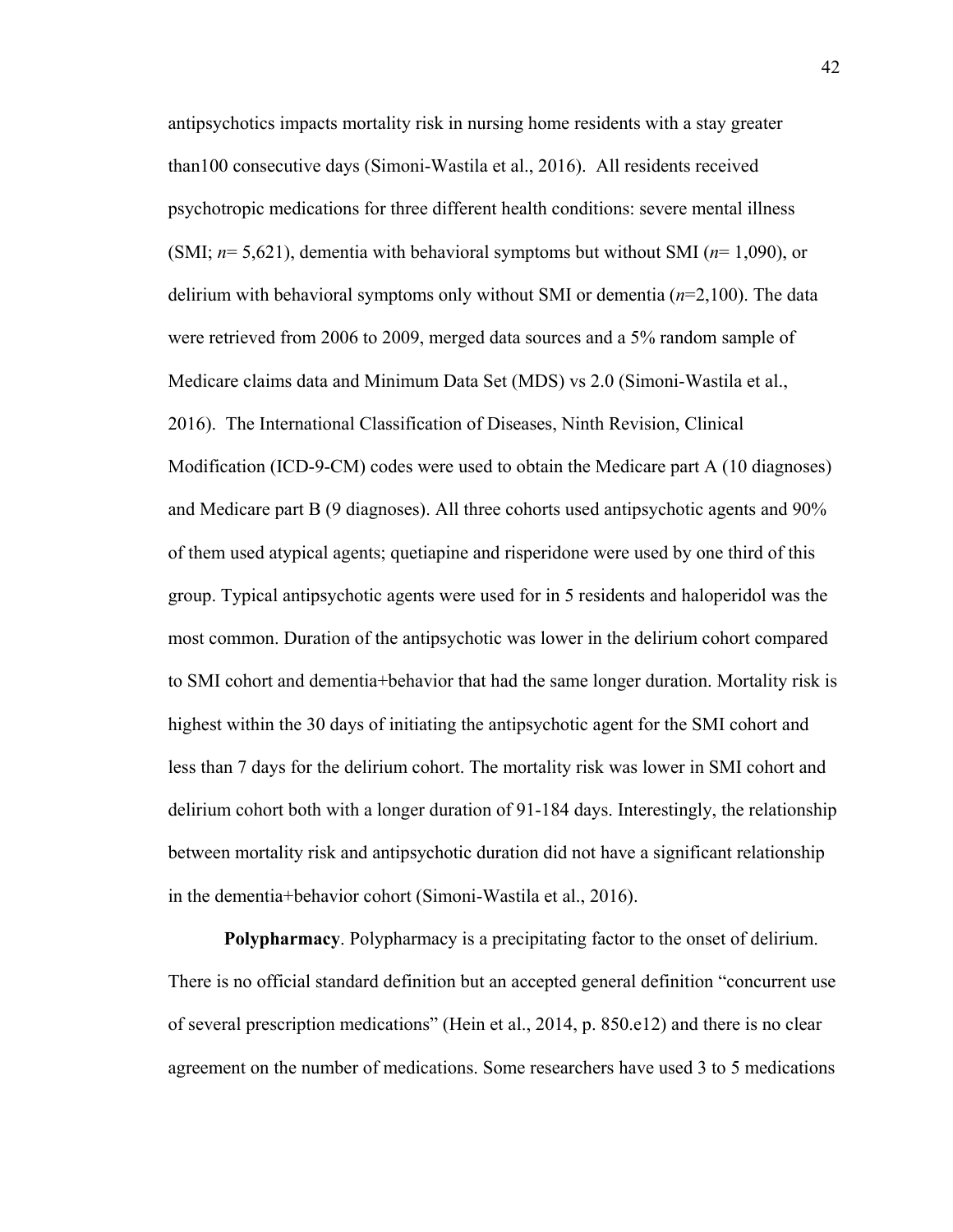antipsychotics impacts mortality risk in nursing home residents with a stay greater than100 consecutive days (Simoni-Wastila et al., 2016). All residents received psychotropic medications for three different health conditions: severe mental illness (SMI; *n*= 5,621), dementia with behavioral symptoms but without SMI (*n*= 1,090), or delirium with behavioral symptoms only without SMI or dementia (*n*=2,100). The data were retrieved from 2006 to 2009, merged data sources and a 5% random sample of Medicare claims data and Minimum Data Set (MDS) vs 2.0 (Simoni-Wastila et al., 2016). The International Classification of Diseases, Ninth Revision, Clinical Modification (ICD-9-CM) codes were used to obtain the Medicare part A (10 diagnoses) and Medicare part B (9 diagnoses). All three cohorts used antipsychotic agents and 90% of them used atypical agents; quetiapine and risperidone were used by one third of this group. Typical antipsychotic agents were used for in 5 residents and haloperidol was the most common. Duration of the antipsychotic was lower in the delirium cohort compared to SMI cohort and dementia+behavior that had the same longer duration. Mortality risk is highest within the 30 days of initiating the antipsychotic agent for the SMI cohort and less than 7 days for the delirium cohort. The mortality risk was lower in SMI cohort and delirium cohort both with a longer duration of 91-184 days. Interestingly, the relationship between mortality risk and antipsychotic duration did not have a significant relationship in the dementia+behavior cohort (Simoni-Wastila et al., 2016).

**Polypharmacy**. Polypharmacy is a precipitating factor to the onset of delirium. There is no official standard definition but an accepted general definition "concurrent use of several prescription medications" (Hein et al., 2014, p. 850.e12) and there is no clear agreement on the number of medications. Some researchers have used 3 to 5 medications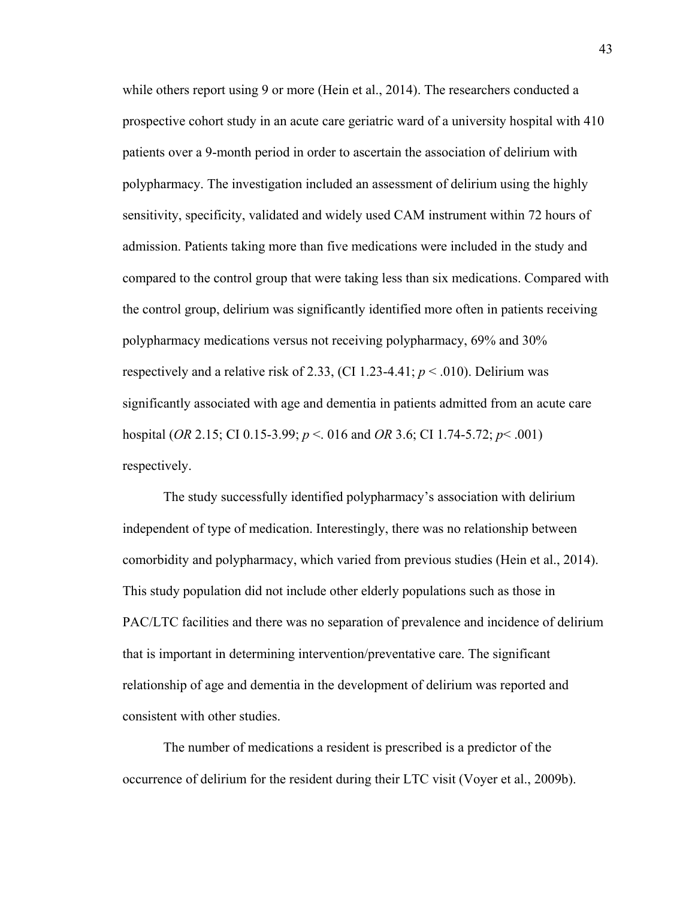while others report using 9 or more (Hein et al., 2014). The researchers conducted a prospective cohort study in an acute care geriatric ward of a university hospital with 410 patients over a 9-month period in order to ascertain the association of delirium with polypharmacy. The investigation included an assessment of delirium using the highly sensitivity, specificity, validated and widely used CAM instrument within 72 hours of admission. Patients taking more than five medications were included in the study and compared to the control group that were taking less than six medications. Compared with the control group, delirium was significantly identified more often in patients receiving polypharmacy medications versus not receiving polypharmacy, 69% and 30% respectively and a relative risk of 2.33, (CI 1.23-4.41; $p < .010$). Delirium was significantly associated with age and dementia in patients admitted from an acute care hospital (*OR* 2.15; CI 0.15-3.99; $p <. 016$ and *OR* 3.6; CI 1.74-5.72; $p < .001$) respectively.

The study successfully identified polypharmacy's association with delirium independent of type of medication. Interestingly, there was no relationship between comorbidity and polypharmacy, which varied from previous studies (Hein et al., 2014). This study population did not include other elderly populations such as those in PAC/LTC facilities and there was no separation of prevalence and incidence of delirium that is important in determining intervention/preventative care. The significant relationship of age and dementia in the development of delirium was reported and consistent with other studies.

The number of medications a resident is prescribed is a predictor of the occurrence of delirium for the resident during their LTC visit (Voyer et al., 2009b).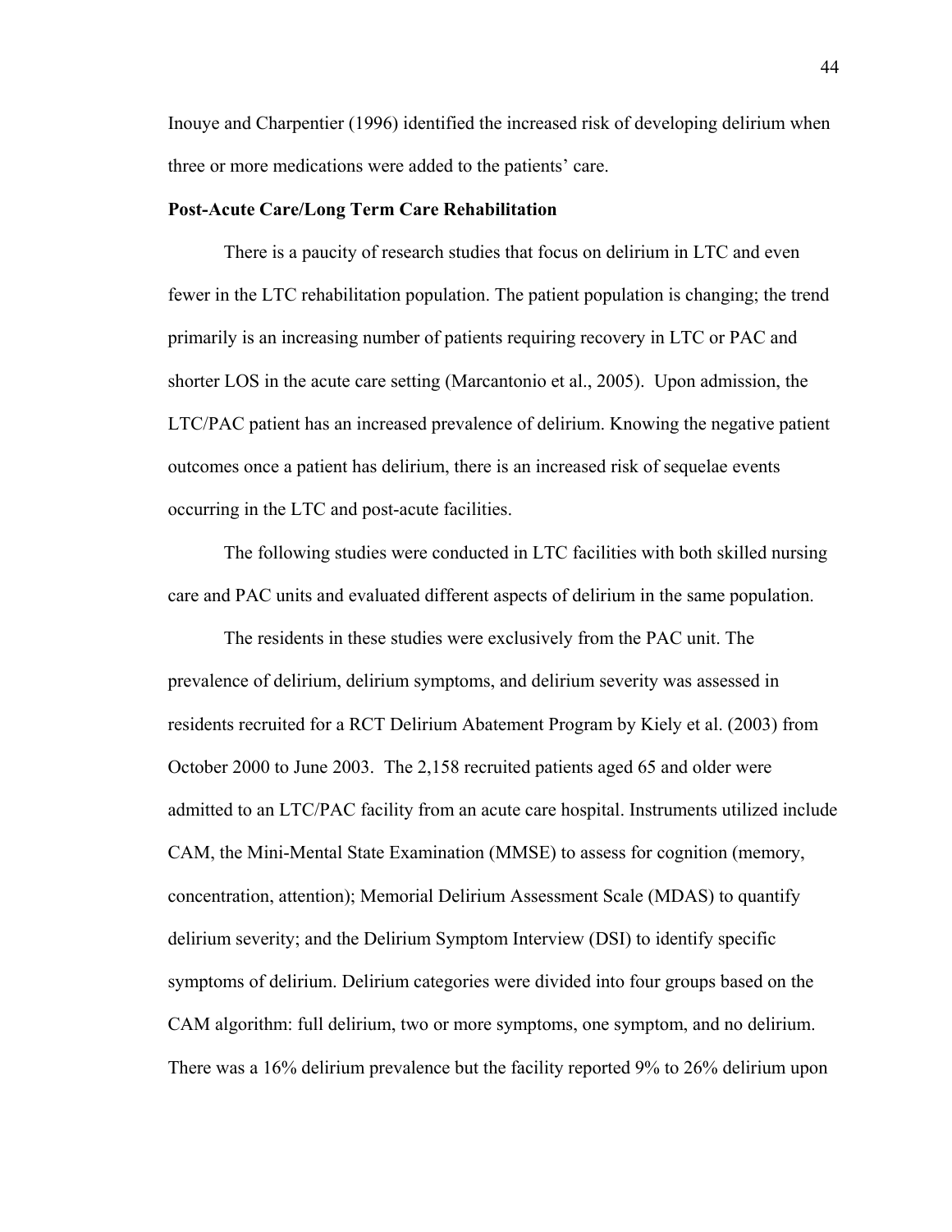Inouye and Charpentier (1996) identified the increased risk of developing delirium when three or more medications were added to the patients' care.

**Post-Acute Care/Long Term Care Rehabilitation**

There is a paucity of research studies that focus on delirium in LTC and even fewer in the LTC rehabilitation population. The patient population is changing; the trend primarily is an increasing number of patients requiring recovery in LTC or PAC and shorter LOS in the acute care setting (Marcantonio et al., 2005). Upon admission, the LTC/PAC patient has an increased prevalence of delirium. Knowing the negative patient outcomes once a patient has delirium, there is an increased risk of sequelae events occurring in the LTC and post-acute facilities.

The following studies were conducted in LTC facilities with both skilled nursing care and PAC units and evaluated different aspects of delirium in the same population.

The residents in these studies were exclusively from the PAC unit. The prevalence of delirium, delirium symptoms, and delirium severity was assessed in residents recruited for a RCT Delirium Abatement Program by Kiely et al. (2003) from October 2000 to June 2003. The 2,158 recruited patients aged 65 and older were admitted to an LTC/PAC facility from an acute care hospital. Instruments utilized include CAM, the Mini-Mental State Examination (MMSE) to assess for cognition (memory, concentration, attention); Memorial Delirium Assessment Scale (MDAS) to quantify delirium severity; and the Delirium Symptom Interview (DSI) to identify specific symptoms of delirium. Delirium categories were divided into four groups based on the CAM algorithm: full delirium, two or more symptoms, one symptom, and no delirium. There was a 16% delirium prevalence but the facility reported 9% to 26% delirium upon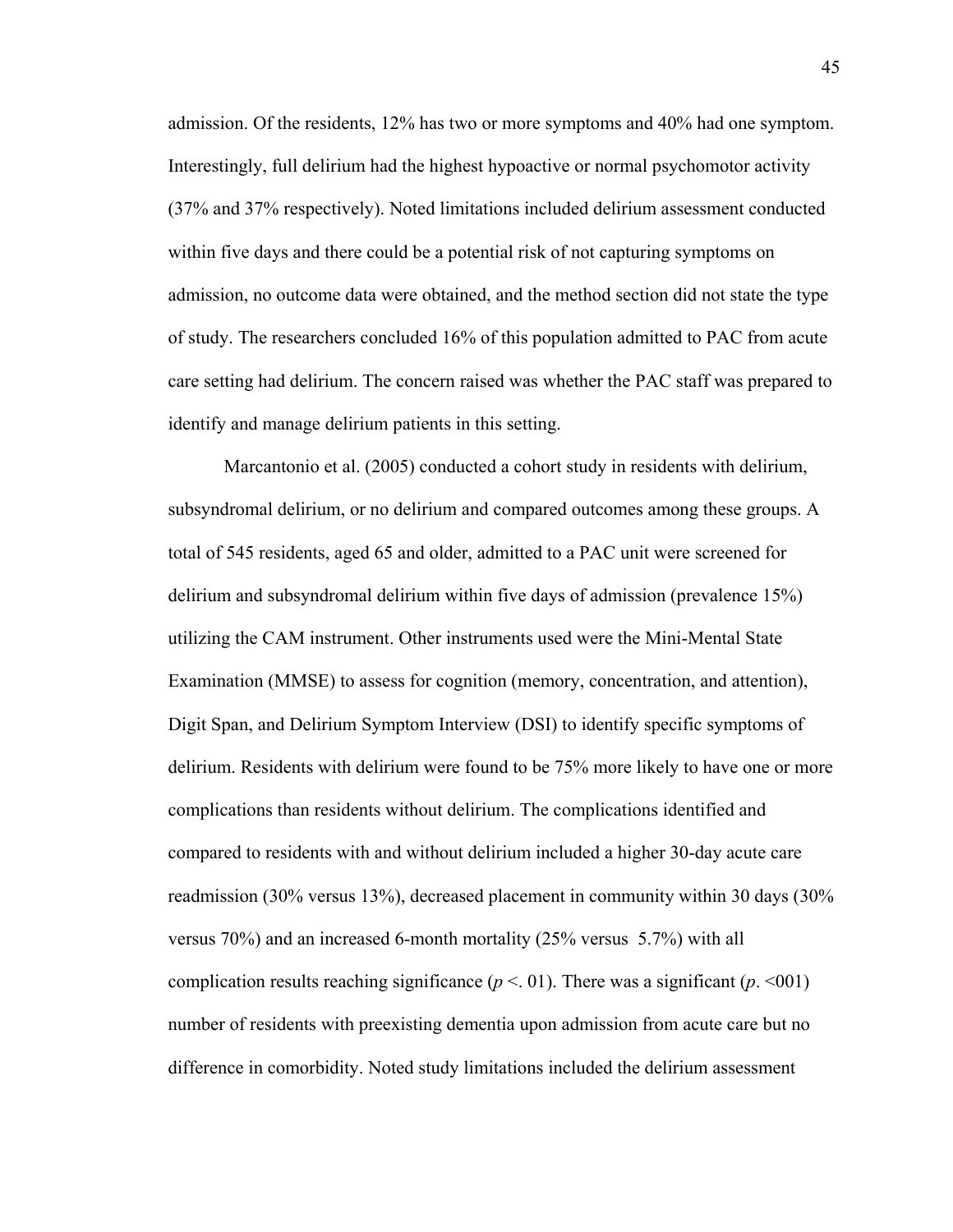admission. Of the residents, 12% has two or more symptoms and 40% had one symptom. Interestingly, full delirium had the highest hypoactive or normal psychomotor activity (37% and 37% respectively). Noted limitations included delirium assessment conducted within five days and there could be a potential risk of not capturing symptoms on admission, no outcome data were obtained, and the method section did not state the type of study. The researchers concluded 16% of this population admitted to PAC from acute care setting had delirium. The concern raised was whether the PAC staff was prepared to identify and manage delirium patients in this setting.

Marcantonio et al. (2005) conducted a cohort study in residents with delirium, subsyndromal delirium, or no delirium and compared outcomes among these groups. A total of 545 residents, aged 65 and older, admitted to a PAC unit were screened for delirium and subsyndromal delirium within five days of admission (prevalence 15%) utilizing the CAM instrument. Other instruments used were the Mini-Mental State Examination (MMSE) to assess for cognition (memory, concentration, and attention), Digit Span, and Delirium Symptom Interview (DSI) to identify specific symptoms of delirium. Residents with delirium were found to be 75% more likely to have one or more complications than residents without delirium. The complications identified and compared to residents with and without delirium included a higher 30-day acute care readmission (30% versus 13%), decreased placement in community within 30 days (30% versus 70%) and an increased 6-month mortality (25% versus 5.7%) with all complication results reaching significance ($p <. 01$). There was a significant ($p. <001$) number of residents with preexisting dementia upon admission from acute care but no difference in comorbidity. Noted study limitations included the delirium assessment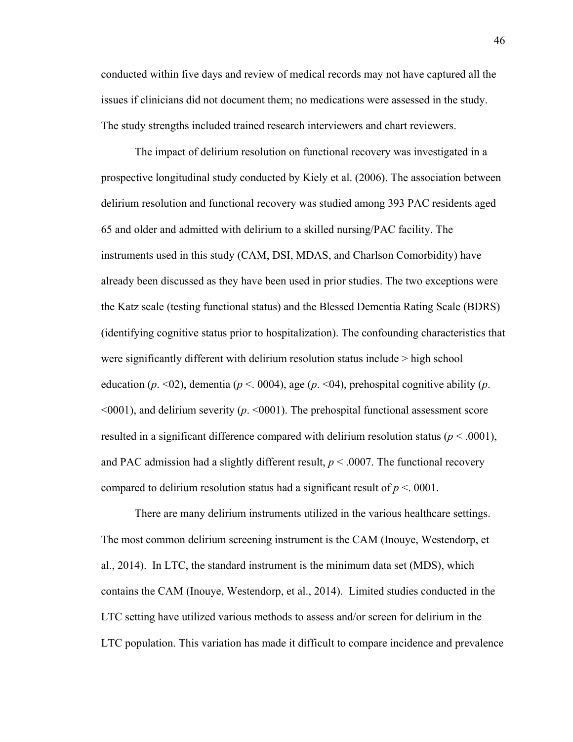conducted within five days and review of medical records may not have captured all the issues if clinicians did not document them; no medications were assessed in the study. The study strengths included trained research interviewers and chart reviewers.

The impact of delirium resolution on functional recovery was investigated in a prospective longitudinal study conducted by Kiely et al. (2006). The association between delirium resolution and functional recovery was studied among 393 PAC residents aged 65 and older and admitted with delirium to a skilled nursing/PAC facility. The instruments used in this study (CAM, DSI, MDAS, and Charlson Comorbidity) have already been discussed as they have been used in prior studies. The two exceptions were the Katz scale (testing functional status) and the Blessed Dementia Rating Scale (BDRS) (identifying cognitive status prior to hospitalization). The confounding characteristics that were significantly different with delirium resolution status include > high school education (*p*. <02), dementia (*p* <. 0004), age (*p*. <04), prehospital cognitive ability (*p*. <0001), and delirium severity (*p*. <0001). The prehospital functional assessment score resulted in a significant difference compared with delirium resolution status ($p < .0001$), and PAC admission had a slightly different result, $p < .0007$. The functional recovery compared to delirium resolution status had a significant result of *p* <. 0001.

There are many delirium instruments utilized in the various healthcare settings. The most common delirium screening instrument is the CAM (Inouye, Westendorp, et al., 2014). In LTC, the standard instrument is the minimum data set (MDS), which contains the CAM (Inouye, Westendorp, et al., 2014). Limited studies conducted in the LTC setting have utilized various methods to assess and/or screen for delirium in the LTC population. This variation has made it difficult to compare incidence and prevalence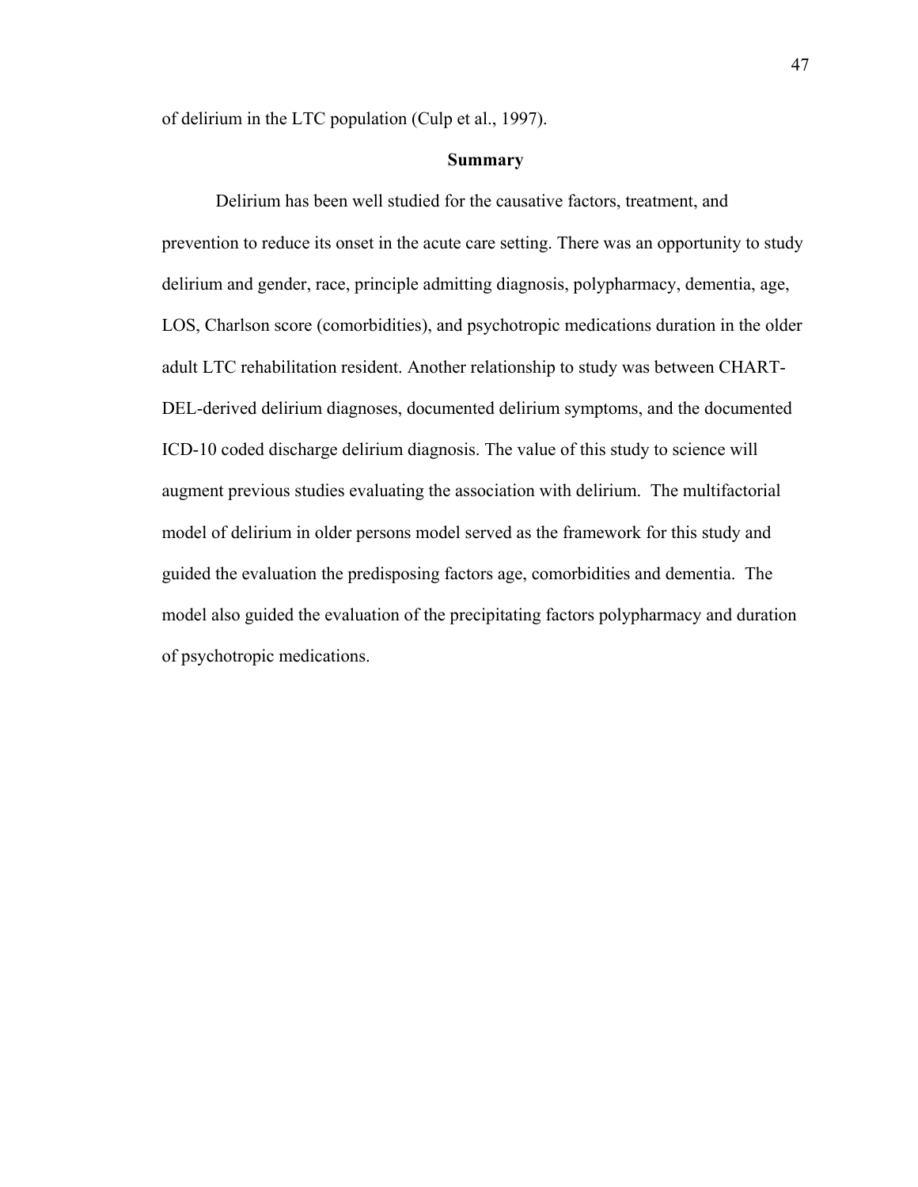of delirium in the LTC population (Culp et al., 1997).

## Summary

Delirium has been well studied for the causative factors, treatment, and prevention to reduce its onset in the acute care setting. There was an opportunity to study delirium and gender, race, principle admitting diagnosis, polypharmacy, dementia, age, LOS, Charlson score (comorbidities), and psychotropic medications duration in the older adult LTC rehabilitation resident. Another relationship to study was between CHART-DEL-derived delirium diagnoses, documented delirium symptoms, and the documented ICD-10 coded discharge delirium diagnosis. The value of this study to science will augment previous studies evaluating the association with delirium. The multifactorial model of delirium in older persons model served as the framework for this study and guided the evaluation the predisposing factors age, comorbidities and dementia. The model also guided the evaluation of the precipitating factors polypharmacy and duration of psychotropic medications.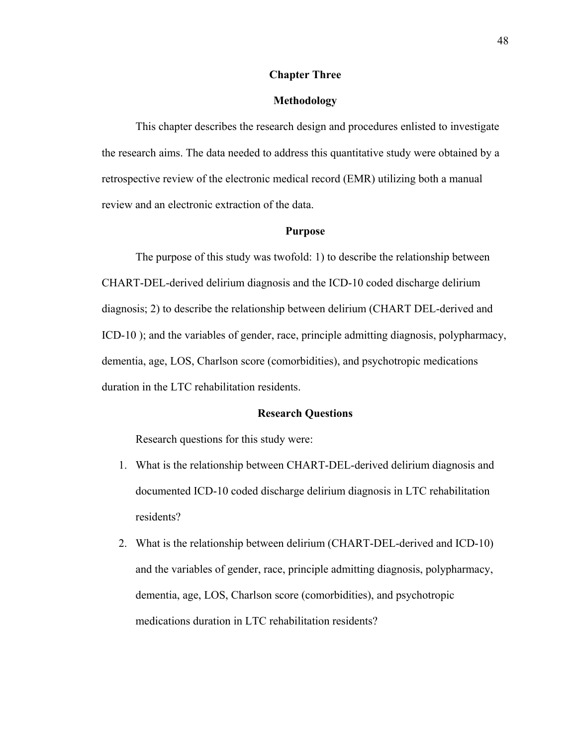# Chapter Three

## Methodology

This chapter describes the research design and procedures enlisted to investigate the research aims. The data needed to address this quantitative study were obtained by a retrospective review of the electronic medical record (EMR) utilizing both a manual review and an electronic extraction of the data.

### Purpose

The purpose of this study was twofold: 1) to describe the relationship between CHART-DEL-derived delirium diagnosis and the ICD-10 coded discharge delirium diagnosis; 2) to describe the relationship between delirium (CHART DEL-derived and ICD-10 ); and the variables of gender, race, principle admitting diagnosis, polypharmacy, dementia, age, LOS, Charlson score (comorbidities), and psychotropic medications duration in the LTC rehabilitation residents.

### Research Questions

Research questions for this study were:

1. What is the relationship between CHART-DEL-derived delirium diagnosis and documented ICD-10 coded discharge delirium diagnosis in LTC rehabilitation residents?
2. What is the relationship between delirium (CHART-DEL-derived and ICD-10) and the variables of gender, race, principle admitting diagnosis, polypharmacy, dementia, age, LOS, Charlson score (comorbidities), and psychotropic medications duration in LTC rehabilitation residents?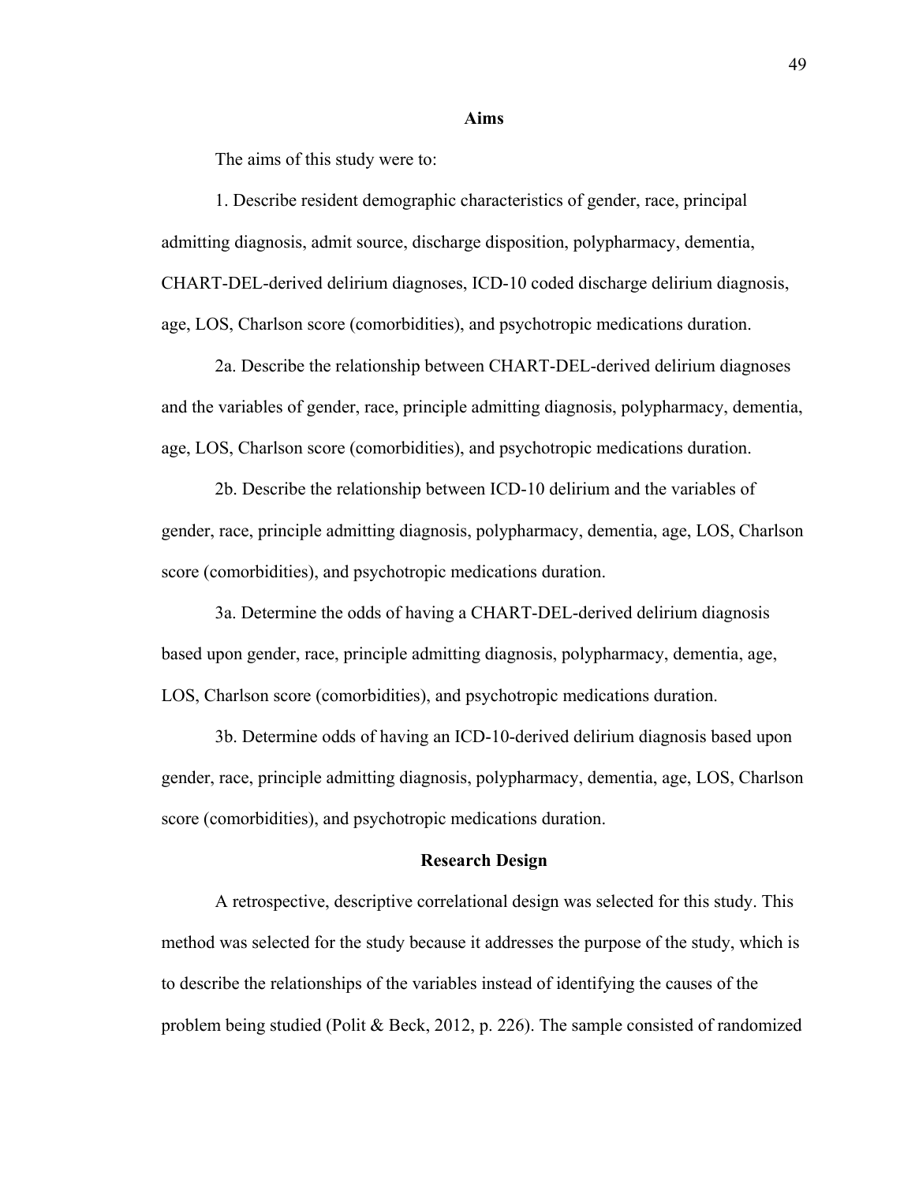## Aims

The aims of this study were to:

1. Describe resident demographic characteristics of gender, race, principal admitting diagnosis, admit source, discharge disposition, polypharmacy, dementia, CHART-DEL-derived delirium diagnoses, ICD-10 coded discharge delirium diagnosis, age, LOS, Charlson score (comorbidities), and psychotropic medications duration.

2a. Describe the relationship between CHART-DEL-derived delirium diagnoses and the variables of gender, race, principle admitting diagnosis, polypharmacy, dementia, age, LOS, Charlson score (comorbidities), and psychotropic medications duration.

2b. Describe the relationship between ICD-10 delirium and the variables of gender, race, principle admitting diagnosis, polypharmacy, dementia, age, LOS, Charlson score (comorbidities), and psychotropic medications duration.

3a. Determine the odds of having a CHART-DEL-derived delirium diagnosis based upon gender, race, principle admitting diagnosis, polypharmacy, dementia, age, LOS, Charlson score (comorbidities), and psychotropic medications duration.

3b. Determine odds of having an ICD-10-derived delirium diagnosis based upon gender, race, principle admitting diagnosis, polypharmacy, dementia, age, LOS, Charlson score (comorbidities), and psychotropic medications duration.

## Research Design

A retrospective, descriptive correlational design was selected for this study. This method was selected for the study because it addresses the purpose of the study, which is to describe the relationships of the variables instead of identifying the causes of the problem being studied (Polit & Beck, 2012, p. 226). The sample consisted of randomized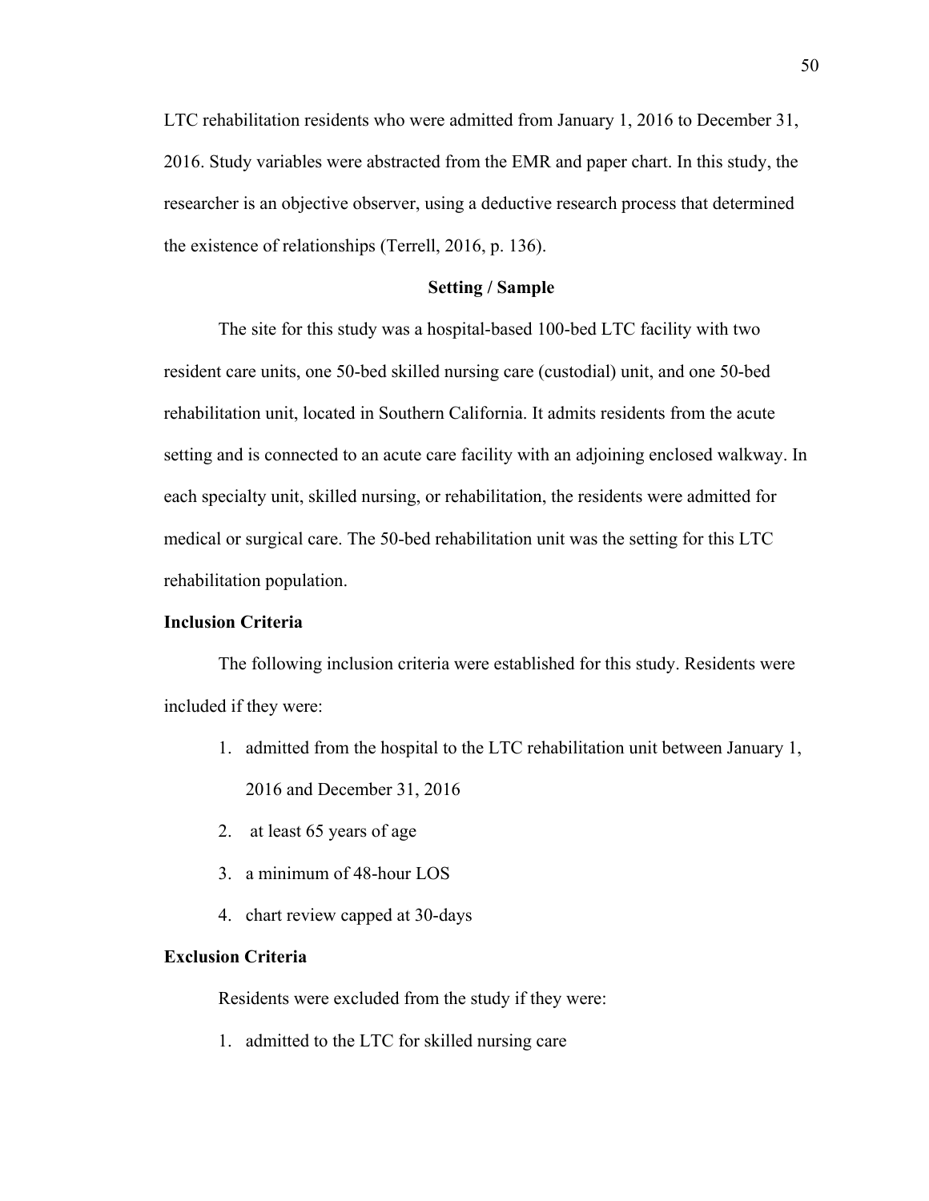LTC rehabilitation residents who were admitted from January 1, 2016 to December 31, 2016. Study variables were abstracted from the EMR and paper chart. In this study, the researcher is an objective observer, using a deductive research process that determined the existence of relationships (Terrell, 2016, p. 136).

## Setting / Sample

The site for this study was a hospital-based 100-bed LTC facility with two resident care units, one 50-bed skilled nursing care (custodial) unit, and one 50-bed rehabilitation unit, located in Southern California. It admits residents from the acute setting and is connected to an acute care facility with an adjoining enclosed walkway. In each specialty unit, skilled nursing, or rehabilitation, the residents were admitted for medical or surgical care. The 50-bed rehabilitation unit was the setting for this LTC rehabilitation population.

### Inclusion Criteria

The following inclusion criteria were established for this study. Residents were included if they were:

1. admitted from the hospital to the LTC rehabilitation unit between January 1, 2016 and December 31, 2016
2. at least 65 years of age
3. a minimum of 48-hour LOS
4. chart review capped at 30-days

### Exclusion Criteria

Residents were excluded from the study if they were:

1. admitted to the LTC for skilled nursing care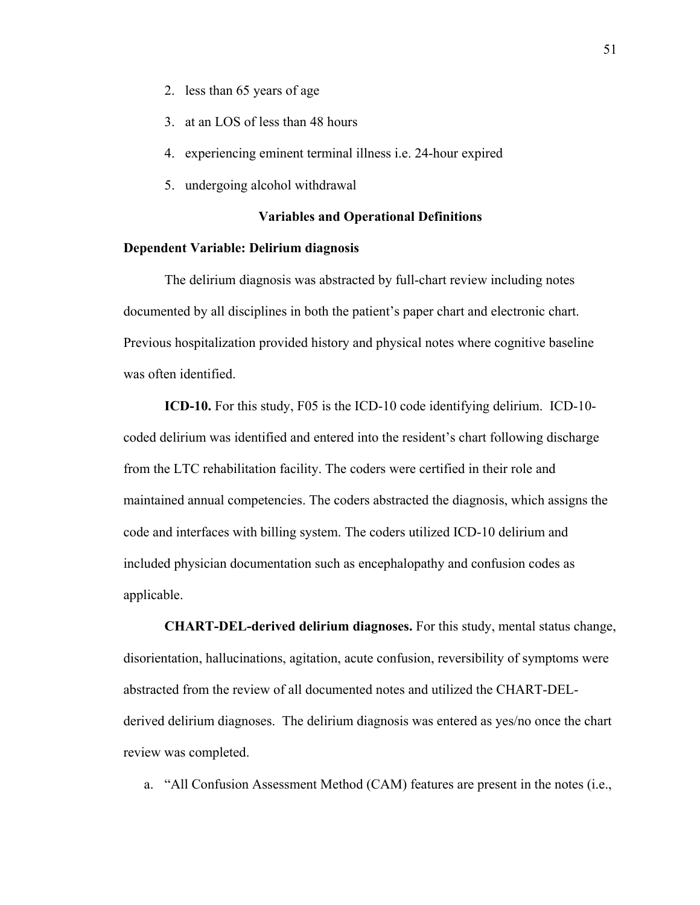2. less than 65 years of age
3. at an LOS of less than 48 hours
4. experiencing eminent terminal illness i.e. 24-hour expired
5. undergoing alcohol withdrawal

## Variables and Operational Definitions

### Dependent Variable: Delirium diagnosis

The delirium diagnosis was abstracted by full-chart review including notes documented by all disciplines in both the patient's paper chart and electronic chart. Previous hospitalization provided history and physical notes where cognitive baseline was often identified.

**ICD-10.** For this study, F05 is the ICD-10 code identifying delirium. ICD-10-coded delirium was identified and entered into the resident's chart following discharge from the LTC rehabilitation facility. The coders were certified in their role and maintained annual competencies. The coders abstracted the diagnosis, which assigns the code and interfaces with billing system. The coders utilized ICD-10 delirium and included physician documentation such as encephalopathy and confusion codes as applicable.

**CHART-DEL-derived delirium diagnoses.** For this study, mental status change, disorientation, hallucinations, agitation, acute confusion, reversibility of symptoms were abstracted from the review of all documented notes and utilized the CHART-DEL-derived delirium diagnoses. The delirium diagnosis was entered as yes/no once the chart review was completed.

a. "All Confusion Assessment Method (CAM) features are present in the notes (i.e.,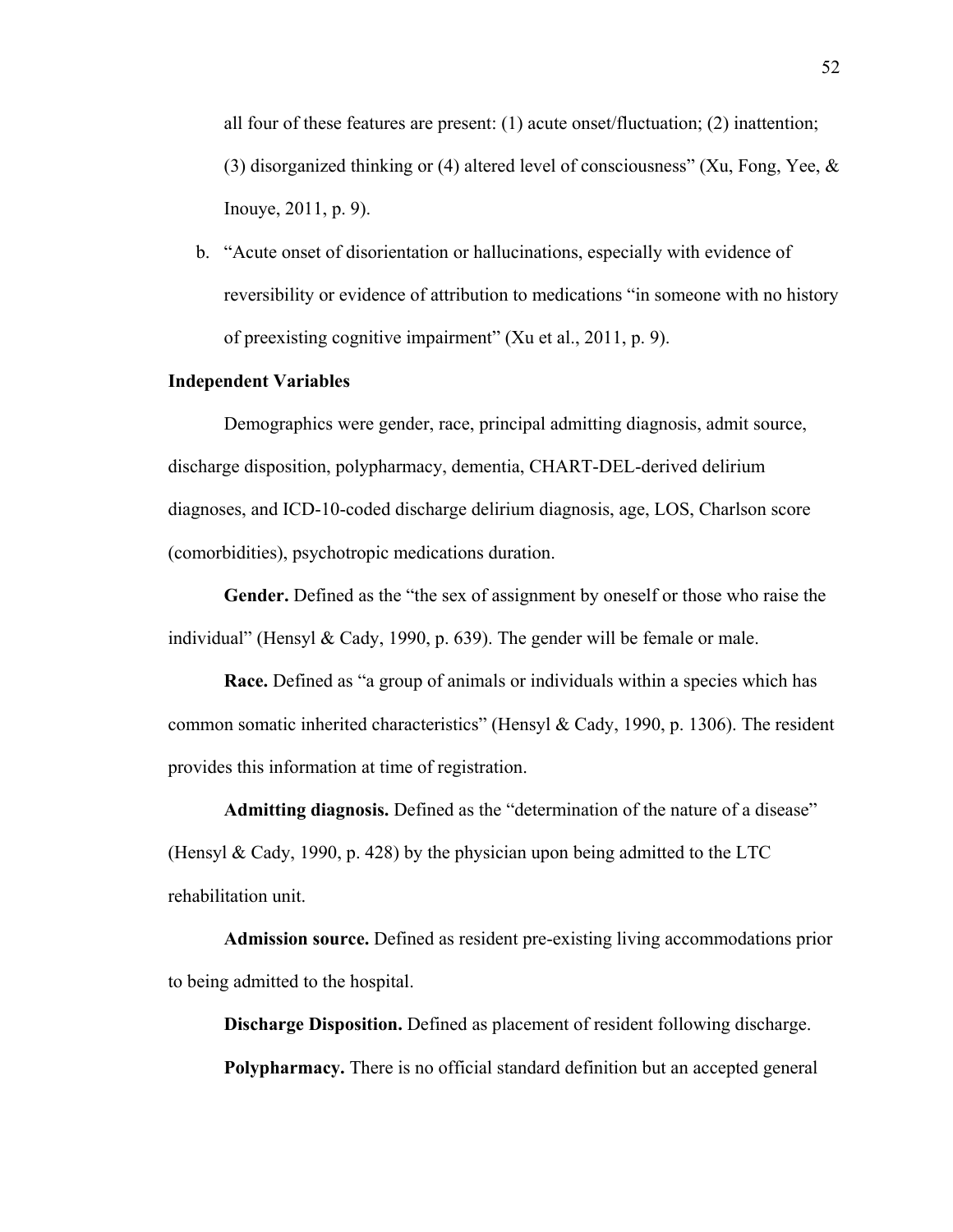all four of these features are present: (1) acute onset/fluctuation; (2) inattention; (3) disorganized thinking or (4) altered level of consciousness" (Xu, Fong, Yee, & Inouye, 2011, p. 9).

b. "Acute onset of disorientation or hallucinations, especially with evidence of reversibility or evidence of attribution to medications "in someone with no history of preexisting cognitive impairment" (Xu et al., 2011, p. 9).

**Independent Variables**

Demographics were gender, race, principal admitting diagnosis, admit source, discharge disposition, polypharmacy, dementia, CHART-DEL-derived delirium diagnoses, and ICD-10-coded discharge delirium diagnosis, age, LOS, Charlson score (comorbidities), psychotropic medications duration.

**Gender.** Defined as the "the sex of assignment by oneself or those who raise the individual" (Hensyl & Cady, 1990, p. 639). The gender will be female or male.

**Race.** Defined as "a group of animals or individuals within a species which has common somatic inherited characteristics" (Hensyl & Cady, 1990, p. 1306). The resident provides this information at time of registration.

**Admitting diagnosis.** Defined as the "determination of the nature of a disease" (Hensyl & Cady, 1990, p. 428) by the physician upon being admitted to the LTC rehabilitation unit.

**Admission source.** Defined as resident pre-existing living accommodations prior to being admitted to the hospital.

**Discharge Disposition.** Defined as placement of resident following discharge.

**Polypharmacy.** There is no official standard definition but an accepted general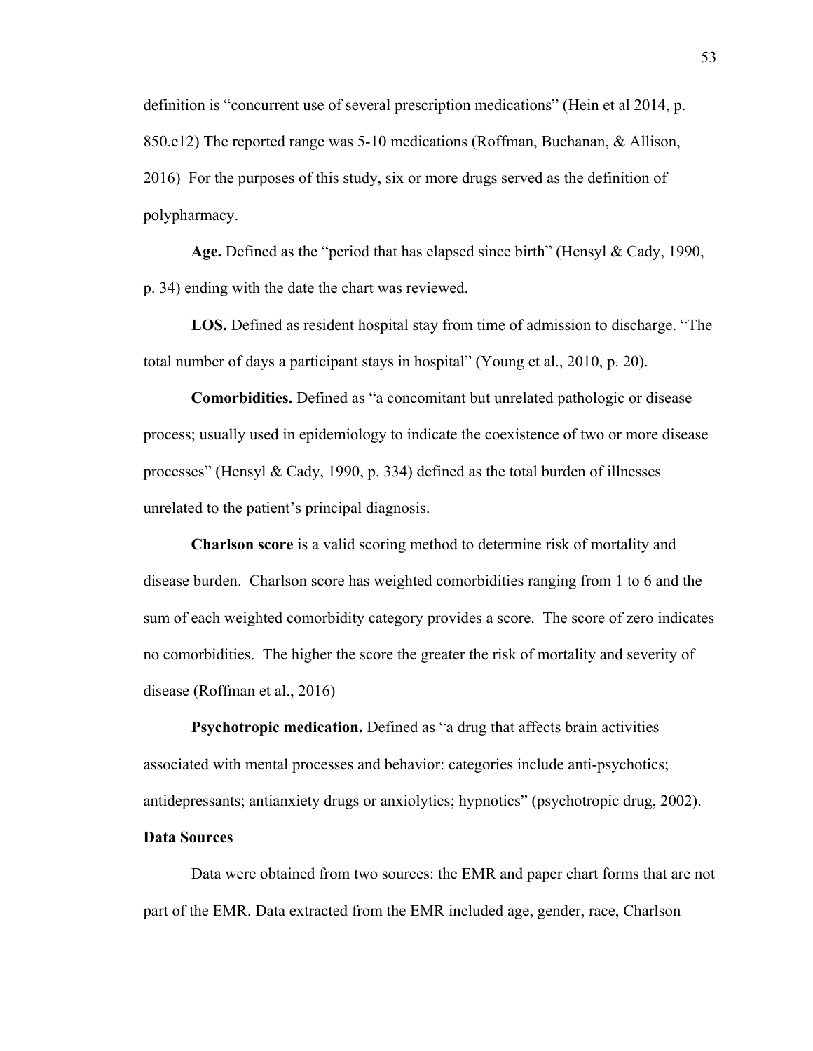definition is "concurrent use of several prescription medications" (Hein et al 2014, p. 850.e12) The reported range was 5-10 medications (Roffman, Buchanan, & Allison, 2016) For the purposes of this study, six or more drugs served as the definition of polypharmacy.

**Age.** Defined as the "period that has elapsed since birth" (Hensyl & Cady, 1990, p. 34) ending with the date the chart was reviewed.

**LOS.** Defined as resident hospital stay from time of admission to discharge. "The total number of days a participant stays in hospital" (Young et al., 2010, p. 20).

**Comorbidities.** Defined as "a concomitant but unrelated pathologic or disease process; usually used in epidemiology to indicate the coexistence of two or more disease processes" (Hensyl & Cady, 1990, p. 334) defined as the total burden of illnesses unrelated to the patient's principal diagnosis.

**Charlson score** is a valid scoring method to determine risk of mortality and disease burden. Charlson score has weighted comorbidities ranging from 1 to 6 and the sum of each weighted comorbidity category provides a score. The score of zero indicates no comorbidities. The higher the score the greater the risk of mortality and severity of disease (Roffman et al., 2016)

**Psychotropic medication.** Defined as "a drug that affects brain activities associated with mental processes and behavior: categories include anti-psychotics; antidepressants; antianxiety drugs or anxiolytics; hypnotics" (psychotropic drug, 2002).

**Data Sources**

Data were obtained from two sources: the EMR and paper chart forms that are not part of the EMR. Data extracted from the EMR included age, gender, race, Charlson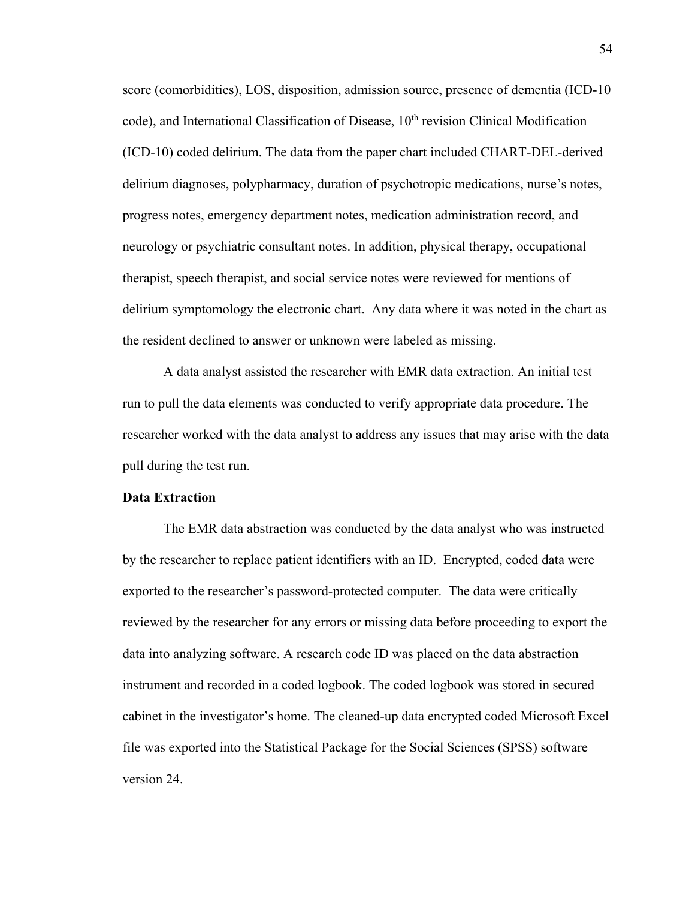score (comorbidities), LOS, disposition, admission source, presence of dementia (ICD-10 code), and International Classification of Disease, $10^{th}$ revision Clinical Modification (ICD-10) coded delirium. The data from the paper chart included CHART-DEL-derived delirium diagnoses, polypharmacy, duration of psychotropic medications, nurse's notes, progress notes, emergency department notes, medication administration record, and neurology or psychiatric consultant notes. In addition, physical therapy, occupational therapist, speech therapist, and social service notes were reviewed for mentions of delirium symptomology the electronic chart. Any data where it was noted in the chart as the resident declined to answer or unknown were labeled as missing.

A data analyst assisted the researcher with EMR data extraction. An initial test run to pull the data elements was conducted to verify appropriate data procedure. The researcher worked with the data analyst to address any issues that may arise with the data pull during the test run.

**Data Extraction**

The EMR data abstraction was conducted by the data analyst who was instructed by the researcher to replace patient identifiers with an ID. Encrypted, coded data were exported to the researcher's password-protected computer. The data were critically reviewed by the researcher for any errors or missing data before proceeding to export the data into analyzing software. A research code ID was placed on the data abstraction instrument and recorded in a coded logbook. The coded logbook was stored in secured cabinet in the investigator's home. The cleaned-up data encrypted coded Microsoft Excel file was exported into the Statistical Package for the Social Sciences (SPSS) software version 24.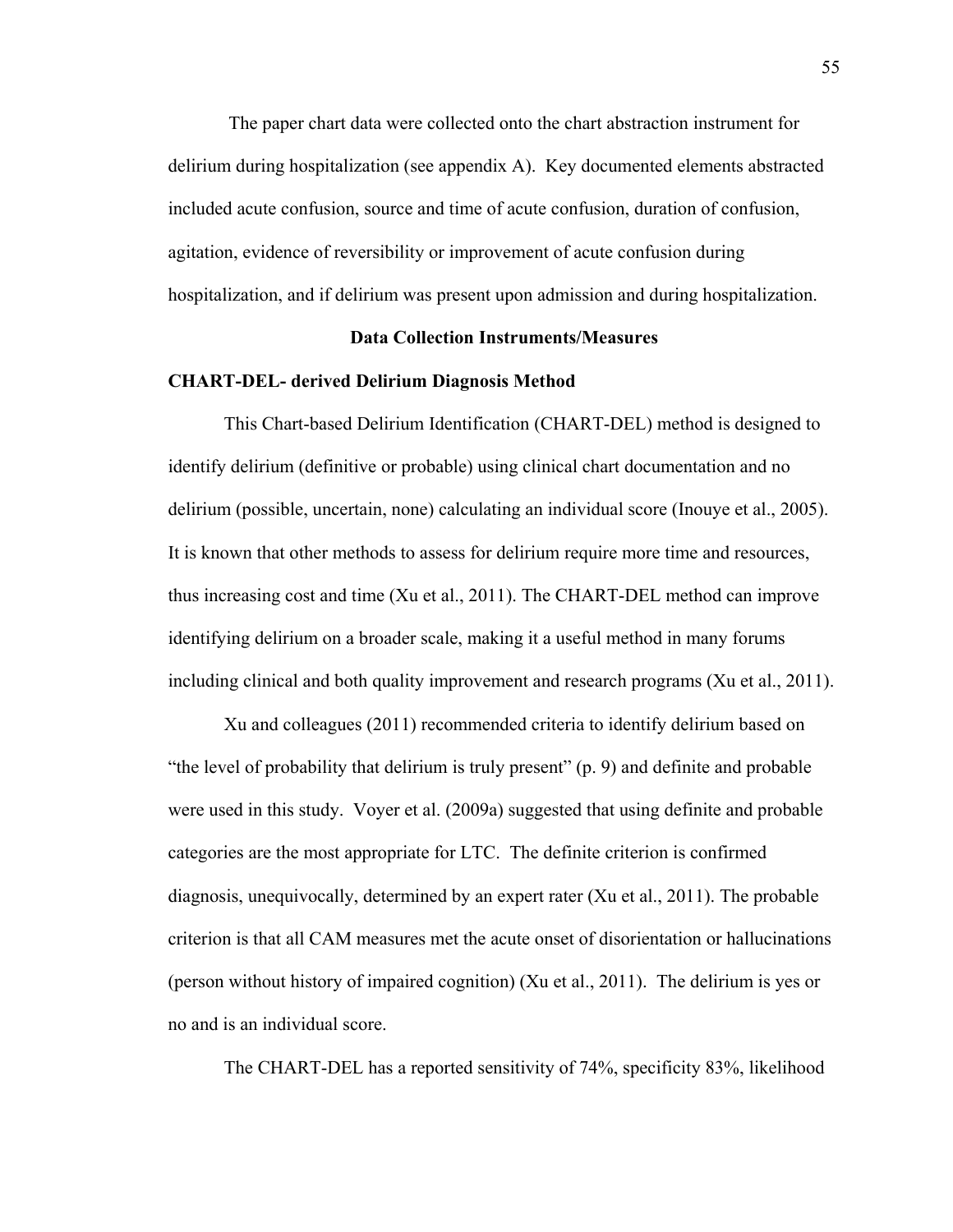The paper chart data were collected onto the chart abstraction instrument for delirium during hospitalization (see appendix A). Key documented elements abstracted included acute confusion, source and time of acute confusion, duration of confusion, agitation, evidence of reversibility or improvement of acute confusion during hospitalization, and if delirium was present upon admission and during hospitalization.

## Data Collection Instruments/Measures

### CHART-DEL- derived Delirium Diagnosis Method

This Chart-based Delirium Identification (CHART-DEL) method is designed to identify delirium (definitive or probable) using clinical chart documentation and no delirium (possible, uncertain, none) calculating an individual score (Inouye et al., 2005). It is known that other methods to assess for delirium require more time and resources, thus increasing cost and time (Xu et al., 2011). The CHART-DEL method can improve identifying delirium on a broader scale, making it a useful method in many forums including clinical and both quality improvement and research programs (Xu et al., 2011).

Xu and colleagues (2011) recommended criteria to identify delirium based on "the level of probability that delirium is truly present" (p. 9) and definite and probable were used in this study. Voyer et al. (2009a) suggested that using definite and probable categories are the most appropriate for LTC. The definite criterion is confirmed diagnosis, unequivocally, determined by an expert rater (Xu et al., 2011). The probable criterion is that all CAM measures met the acute onset of disorientation or hallucinations (person without history of impaired cognition) (Xu et al., 2011). The delirium is yes or no and is an individual score.

The CHART-DEL has a reported sensitivity of 74%, specificity 83%, likelihood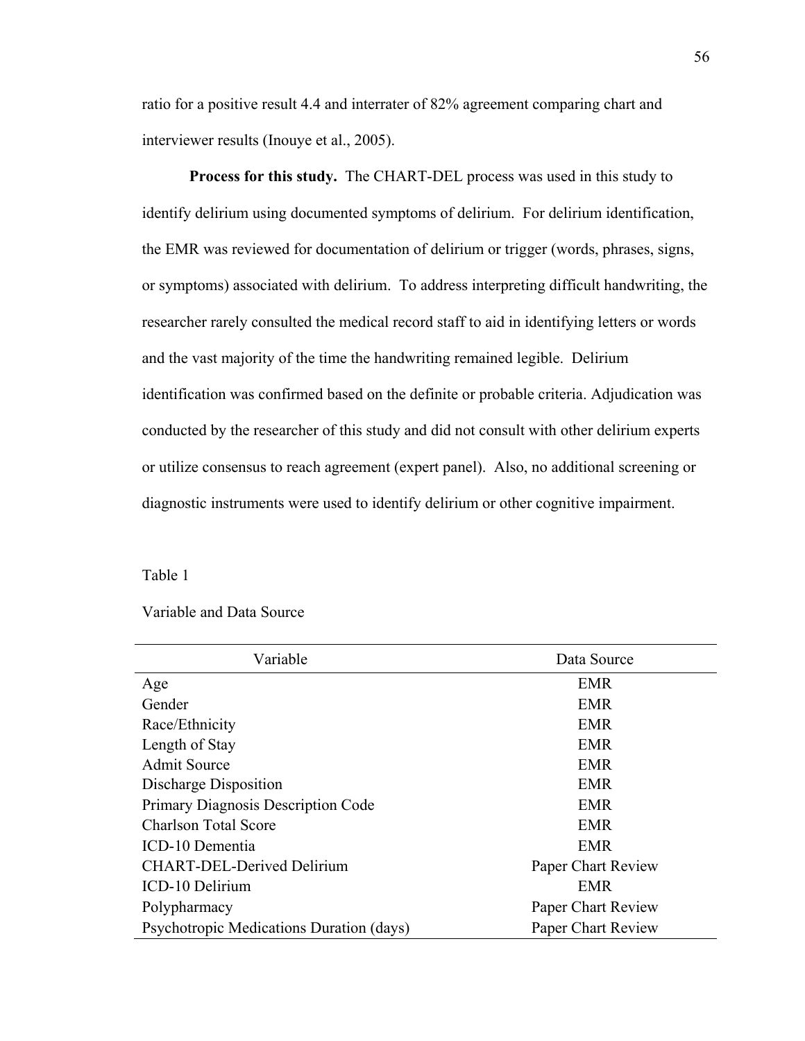ratio for a positive result 4.4 and interrater of 82% agreement comparing chart and interviewer results (Inouye et al., 2005).

**Process for this study.** The CHART-DEL process was used in this study to identify delirium using documented symptoms of delirium. For delirium identification, the EMR was reviewed for documentation of delirium or trigger (words, phrases, signs, or symptoms) associated with delirium. To address interpreting difficult handwriting, the researcher rarely consulted the medical record staff to aid in identifying letters or words and the vast majority of the time the handwriting remained legible. Delirium identification was confirmed based on the definite or probable criteria. Adjudication was conducted by the researcher of this study and did not consult with other delirium experts or utilize consensus to reach agreement (expert panel). Also, no additional screening or diagnostic instruments were used to identify delirium or other cognitive impairment.

Table 1

Variable and Data Source

| Variable | Data Source |
|---|---|
| Age | EMR |
| Gender | EMR |
| Race/Ethnicity | EMR |
| Length of Stay | EMR |
| Admit Source | EMR |
| Discharge Disposition | EMR |
| Primary Diagnosis Description Code | EMR |
| Charlson Total Score | EMR |
| ICD-10 Dementia | EMR |
| CHART-DEL-Derived Delirium | Paper Chart Review |
| ICD-10 Delirium | EMR |
| Polypharmacy | Paper Chart Review |
| Psychotropic Medications Duration (days) | Paper Chart Review |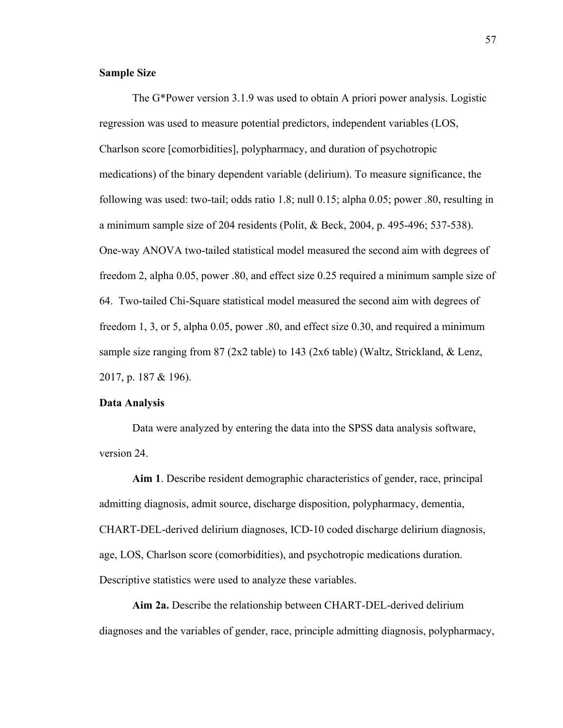**Sample Size**

The G*Power version 3.1.9 was used to obtain A priori power analysis. Logistic regression was used to measure potential predictors, independent variables (LOS, Charlson score [comorbidities], polypharmacy, and duration of psychotropic medications) of the binary dependent variable (delirium). To measure significance, the following was used: two-tail; odds ratio 1.8; null 0.15; alpha 0.05; power .80, resulting in a minimum sample size of 204 residents (Polit, & Beck, 2004, p. 495-496; 537-538). One-way ANOVA two-tailed statistical model measured the second aim with degrees of freedom 2, alpha 0.05, power .80, and effect size 0.25 required a minimum sample size of 64. Two-tailed Chi-Square statistical model measured the second aim with degrees of freedom 1, 3, or 5, alpha 0.05, power .80, and effect size 0.30, and required a minimum sample size ranging from 87 (2x2 table) to 143 (2x6 table) (Waltz, Strickland, & Lenz, 2017, p. 187 & 196).

**Data Analysis**

Data were analyzed by entering the data into the SPSS data analysis software, version 24.

**Aim 1**. Describe resident demographic characteristics of gender, race, principal admitting diagnosis, admit source, discharge disposition, polypharmacy, dementia, CHART-DEL-derived delirium diagnoses, ICD-10 coded discharge delirium diagnosis, age, LOS, Charlson score (comorbidities), and psychotropic medications duration. Descriptive statistics were used to analyze these variables.

**Aim 2a.** Describe the relationship between CHART-DEL-derived delirium diagnoses and the variables of gender, race, principle admitting diagnosis, polypharmacy,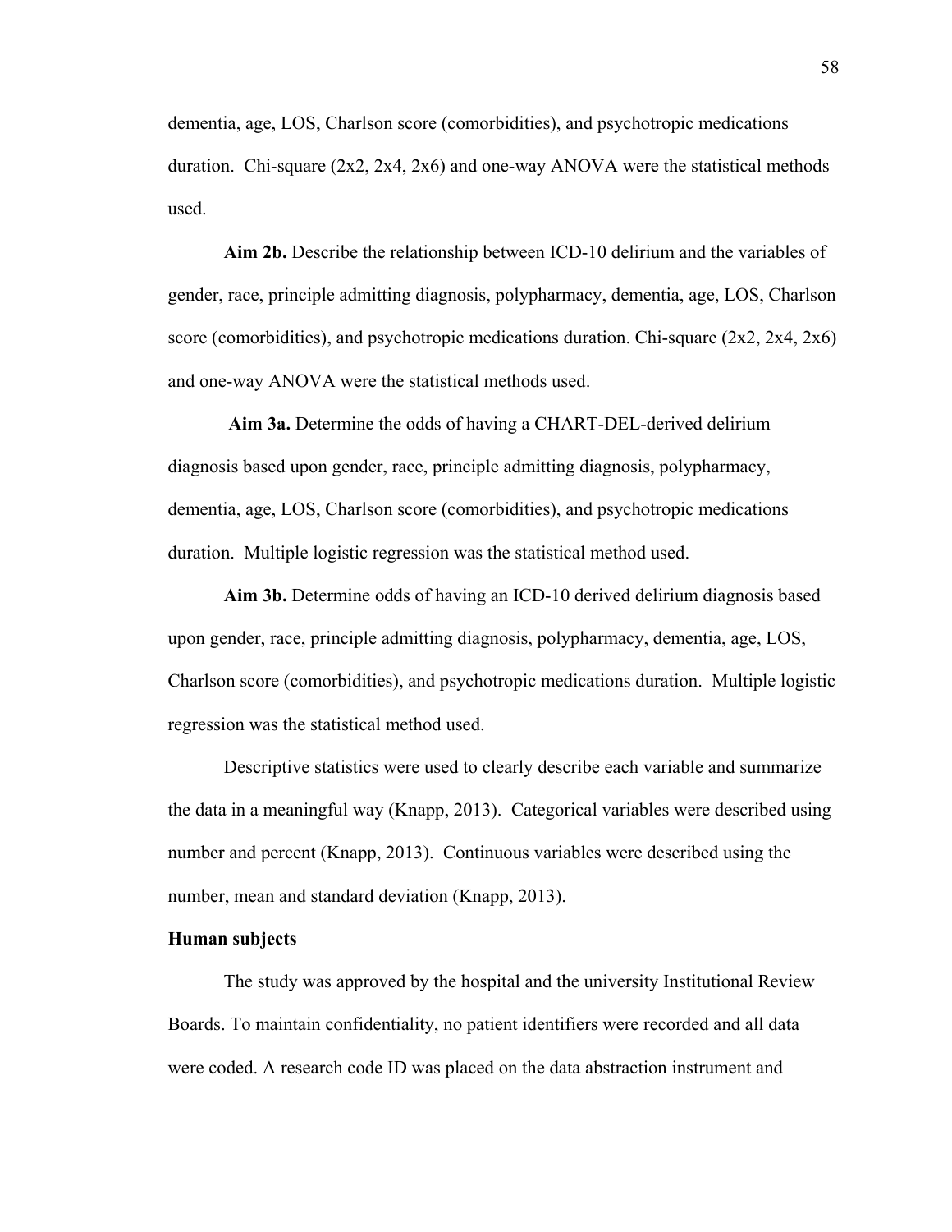dementia, age, LOS, Charlson score (comorbidities), and psychotropic medications duration. Chi-square (2x2, 2x4, 2x6) and one-way ANOVA were the statistical methods used.

**Aim 2b.** Describe the relationship between ICD-10 delirium and the variables of gender, race, principle admitting diagnosis, polypharmacy, dementia, age, LOS, Charlson score (comorbidities), and psychotropic medications duration. Chi-square (2x2, 2x4, 2x6) and one-way ANOVA were the statistical methods used.

**Aim 3a.** Determine the odds of having a CHART-DEL-derived delirium diagnosis based upon gender, race, principle admitting diagnosis, polypharmacy, dementia, age, LOS, Charlson score (comorbidities), and psychotropic medications duration. Multiple logistic regression was the statistical method used.

**Aim 3b.** Determine odds of having an ICD-10 derived delirium diagnosis based upon gender, race, principle admitting diagnosis, polypharmacy, dementia, age, LOS, Charlson score (comorbidities), and psychotropic medications duration. Multiple logistic regression was the statistical method used.

Descriptive statistics were used to clearly describe each variable and summarize the data in a meaningful way (Knapp, 2013). Categorical variables were described using number and percent (Knapp, 2013). Continuous variables were described using the number, mean and standard deviation (Knapp, 2013).

**Human subjects**

The study was approved by the hospital and the university Institutional Review Boards. To maintain confidentiality, no patient identifiers were recorded and all data were coded. A research code ID was placed on the data abstraction instrument and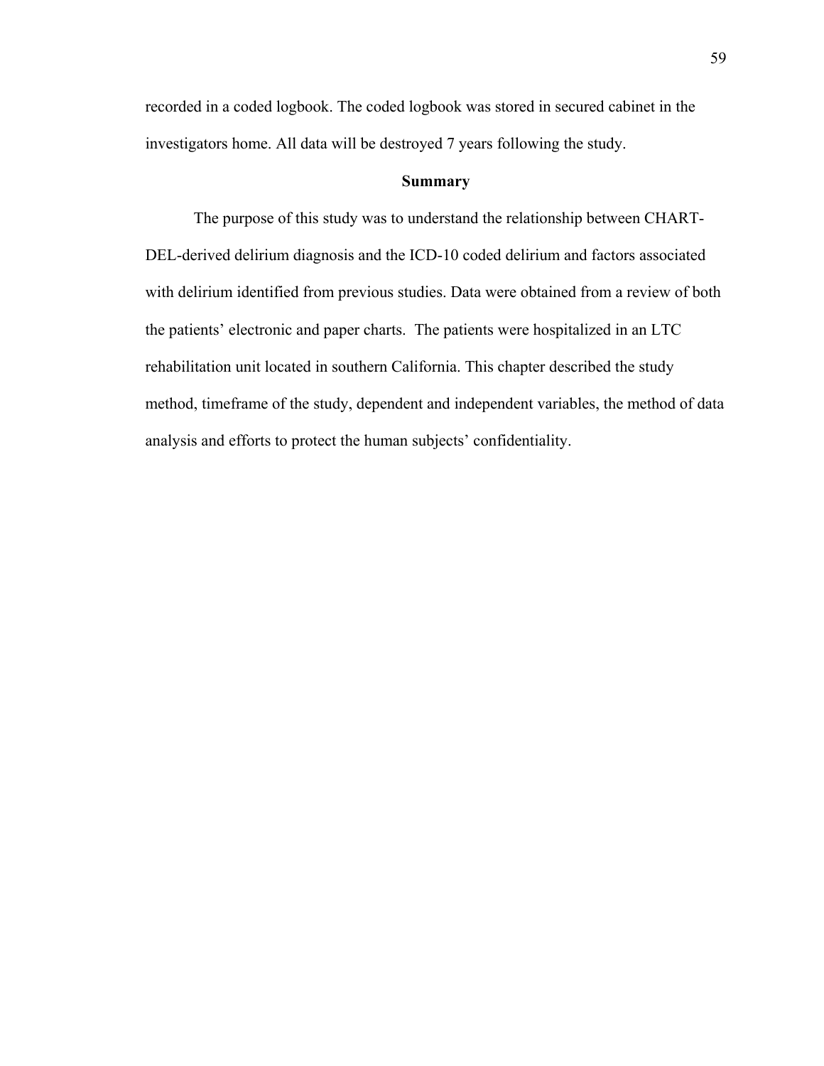recorded in a coded logbook. The coded logbook was stored in secured cabinet in the investigators home. All data will be destroyed 7 years following the study.

## Summary

The purpose of this study was to understand the relationship between CHART-DEL-derived delirium diagnosis and the ICD-10 coded delirium and factors associated with delirium identified from previous studies. Data were obtained from a review of both the patients' electronic and paper charts. The patients were hospitalized in an LTC rehabilitation unit located in southern California. This chapter described the study method, timeframe of the study, dependent and independent variables, the method of data analysis and efforts to protect the human subjects' confidentiality.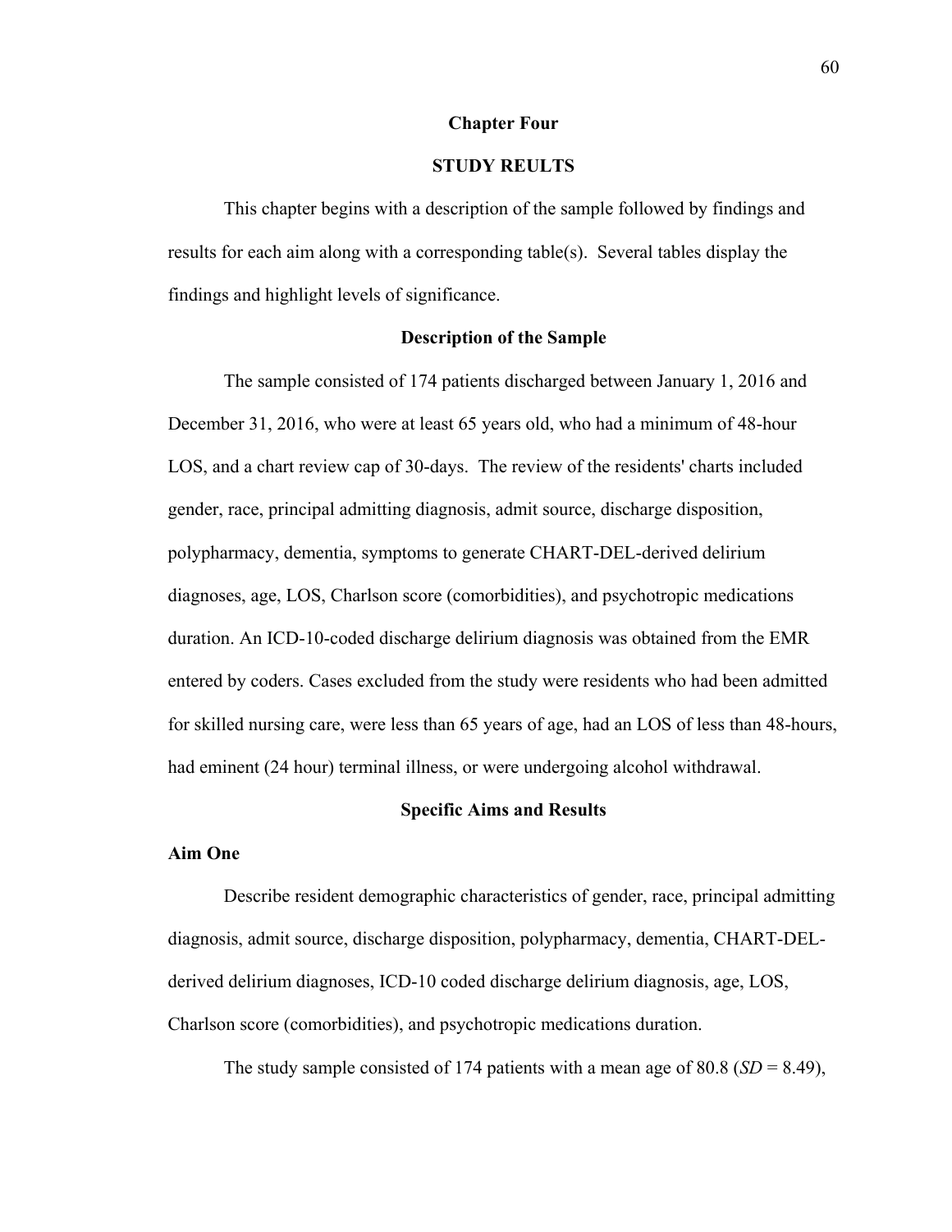# Chapter Four

# STUDY REULTS

This chapter begins with a description of the sample followed by findings and results for each aim along with a corresponding table(s). Several tables display the findings and highlight levels of significance.

## Description of the Sample

The sample consisted of 174 patients discharged between January 1, 2016 and December 31, 2016, who were at least 65 years old, who had a minimum of 48-hour LOS, and a chart review cap of 30-days. The review of the residents' charts included gender, race, principal admitting diagnosis, admit source, discharge disposition, polypharmacy, dementia, symptoms to generate CHART-DEL-derived delirium diagnoses, age, LOS, Charlson score (comorbidities), and psychotropic medications duration. An ICD-10-coded discharge delirium diagnosis was obtained from the EMR entered by coders. Cases excluded from the study were residents who had been admitted for skilled nursing care, were less than 65 years of age, had an LOS of less than 48-hours, had eminent (24 hour) terminal illness, or were undergoing alcohol withdrawal.

## Specific Aims and Results

### Aim One

Describe resident demographic characteristics of gender, race, principal admitting diagnosis, admit source, discharge disposition, polypharmacy, dementia, CHART-DEL-derived delirium diagnoses, ICD-10 coded discharge delirium diagnosis, age, LOS, Charlson score (comorbidities), and psychotropic medications duration.

The study sample consisted of 174 patients with a mean age of 80.8 (*SD* = 8.49),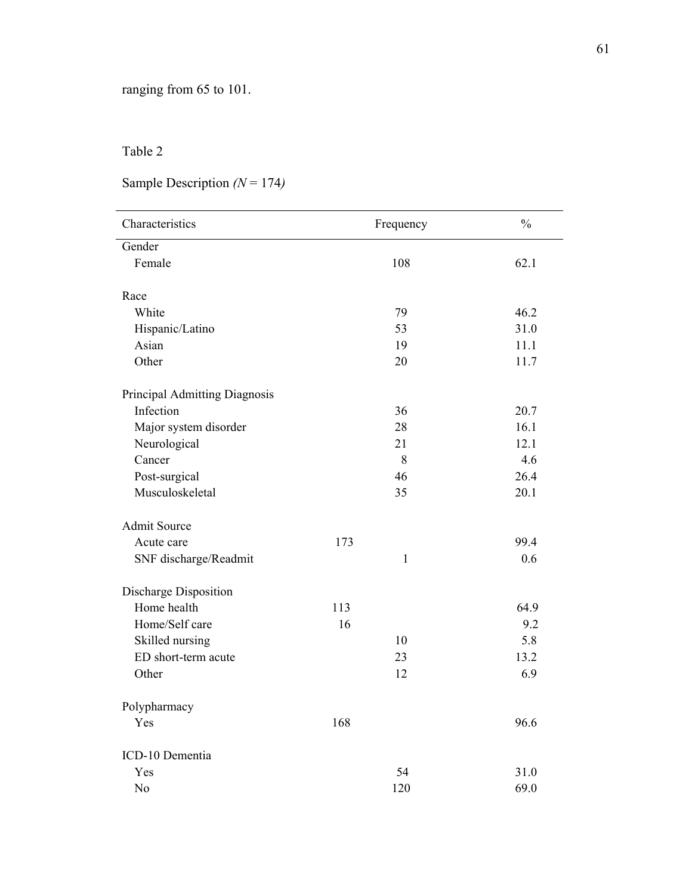ranging from 65 to 101.

Table 2

Sample Description *(N = 174)*

| Characteristics | Frequency | % |
|---|---|---|
| Gender | | |
| Female | 108 | 62.1 |
| Race | | |
| White | 79 | 46.2 |
| Hispanic/Latino | 53 | 31.0 |
| Asian | 19 | 11.1 |
| Other | 20 | 11.7 |
| Principal Admitting Diagnosis | | |
| Infection | 36 | 20.7 |
| Major system disorder | 28 | 16.1 |
| Neurological | 21 | 12.1 |
| Cancer | 8 | 4.6 |
| Post-surgical | 46 | 26.4 |
| Musculoskeletal | 35 | 20.1 |
| Admit Source | | |
| Acute care | 173 | 99.4 |
| SNF discharge/Readmit | 1 | 0.6 |
| Discharge Disposition | | |
| Home health | 113 | 64.9 |
| Home/Self care | 16 | 9.2 |
| Skilled nursing | 10 | 5.8 |
| ED short-term acute | 23 | 13.2 |
| Other | 12 | 6.9 |
| Polypharmacy | | |
| Yes | 168 | 96.6 |
| ICD-10 Dementia | | |
| Yes | 54 | 31.0 |
| No | 120 | 69.0 |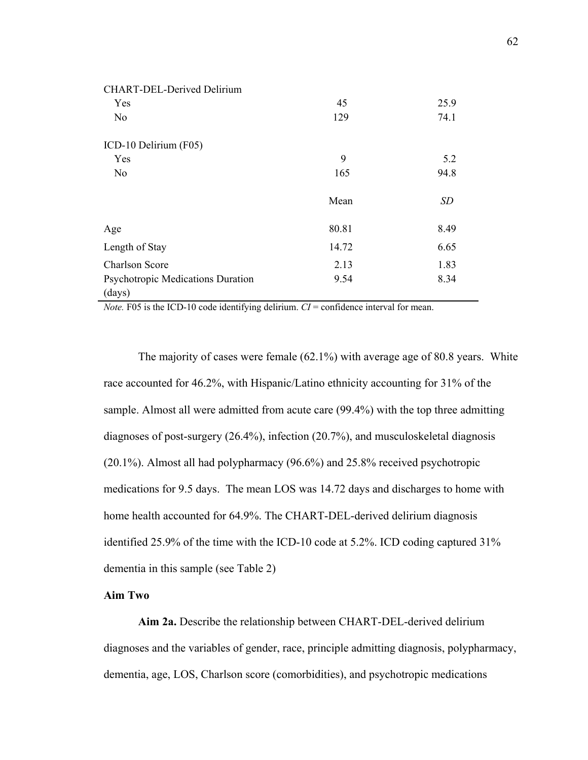| | | |
|---|---|---|
| CHART-DEL-Derived Delirium | | |
| Yes | 45 | 25.9 |
| No | 129 | 74.1 |
| ICD-10 Delirium (F05) | | |
| Yes | 9 | 5.2 |
| No | 165 | 94.8 |
| | Mean | *SD* |
| Age | 80.81 | 8.49 |
| Length of Stay | 14.72 | 6.65 |
| Charlson Score | 2.13 | 1.83 |
| Psychotropic Medications Duration (days) | 9.54 | 8.34 |

*Note.* F05 is the ICD-10 code identifying delirium. *CI* = confidence interval for mean.

The majority of cases were female (62.1%) with average age of 80.8 years. White race accounted for 46.2%, with Hispanic/Latino ethnicity accounting for 31% of the sample. Almost all were admitted from acute care (99.4%) with the top three admitting diagnoses of post-surgery (26.4%), infection (20.7%), and musculoskeletal diagnosis (20.1%). Almost all had polypharmacy (96.6%) and 25.8% received psychotropic medications for 9.5 days. The mean LOS was 14.72 days and discharges to home with home health accounted for 64.9%. The CHART-DEL-derived delirium diagnosis identified 25.9% of the time with the ICD-10 code at 5.2%. ICD coding captured 31% dementia in this sample (see Table 2)

**Aim Two**

**Aim 2a.** Describe the relationship between CHART-DEL-derived delirium diagnoses and the variables of gender, race, principle admitting diagnosis, polypharmacy, dementia, age, LOS, Charlson score (comorbidities), and psychotropic medications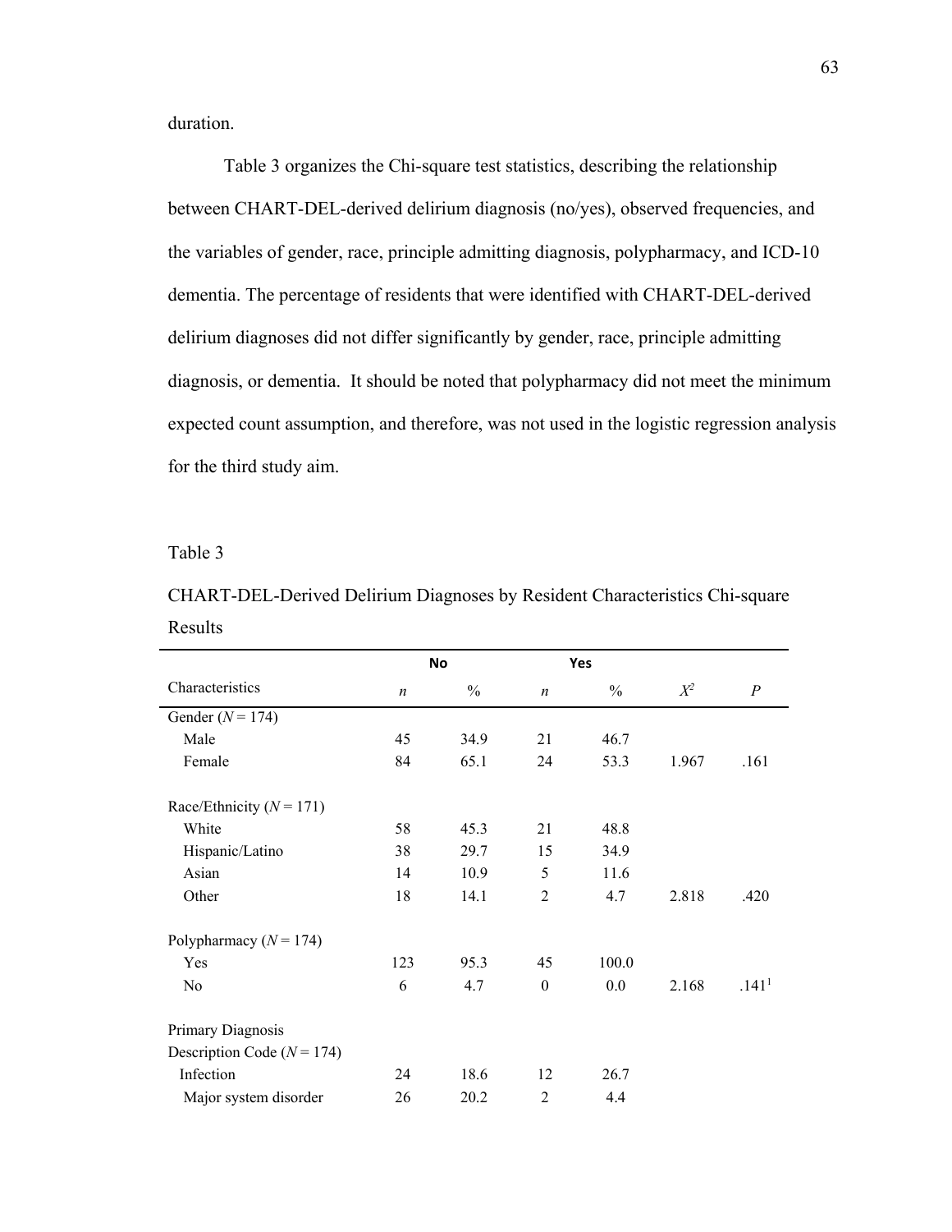duration.

Table 3 organizes the Chi-square test statistics, describing the relationship between CHART-DEL-derived delirium diagnosis (no/yes), observed frequencies, and the variables of gender, race, principle admitting diagnosis, polypharmacy, and ICD-10 dementia. The percentage of residents that were identified with CHART-DEL-derived delirium diagnoses did not differ significantly by gender, race, principle admitting diagnosis, or dementia. It should be noted that polypharmacy did not meet the minimum expected count assumption, and therefore, was not used in the logistic regression analysis for the third study aim.

Table 3

CHART-DEL-Derived Delirium Diagnoses by Resident Characteristics Chi-square Results

| | **No** | | **Yes** | | | |
|---|---|---|---|---|---|---|
| Characteristics | *n* | % | *n* | % | $X^2$ | *P* |
| Gender (*N* = 174) | | | | | | |
| Male | 45 | 34.9 | 21 | 46.7 | | |
| Female | 84 | 65.1 | 24 | 53.3 | 1.967 | .161 |
| Race/Ethnicity (*N* = 171) | | | | | | |
| White | 58 | 45.3 | 21 | 48.8 | | |
| Hispanic/Latino | 38 | 29.7 | 15 | 34.9 | | |
| Asian | 14 | 10.9 | 5 | 11.6 | | |
| Other | 18 | 14.1 | 2 | 4.7 | 2.818 | .420 |
| Polypharmacy (*N* = 174) | | | | | | |
| Yes | 123 | 95.3 | 45 | 100.0 | | |
| No | 6 | 4.7 | 0 | 0.0 | 2.168 | .141[1] |
| Primary Diagnosis Description Code (*N* = 174) | | | | | | |
| Infection | 24 | 18.6 | 12 | 26.7 | | |
| Major system disorder | 26 | 20.2 | 2 | 4.4 | | |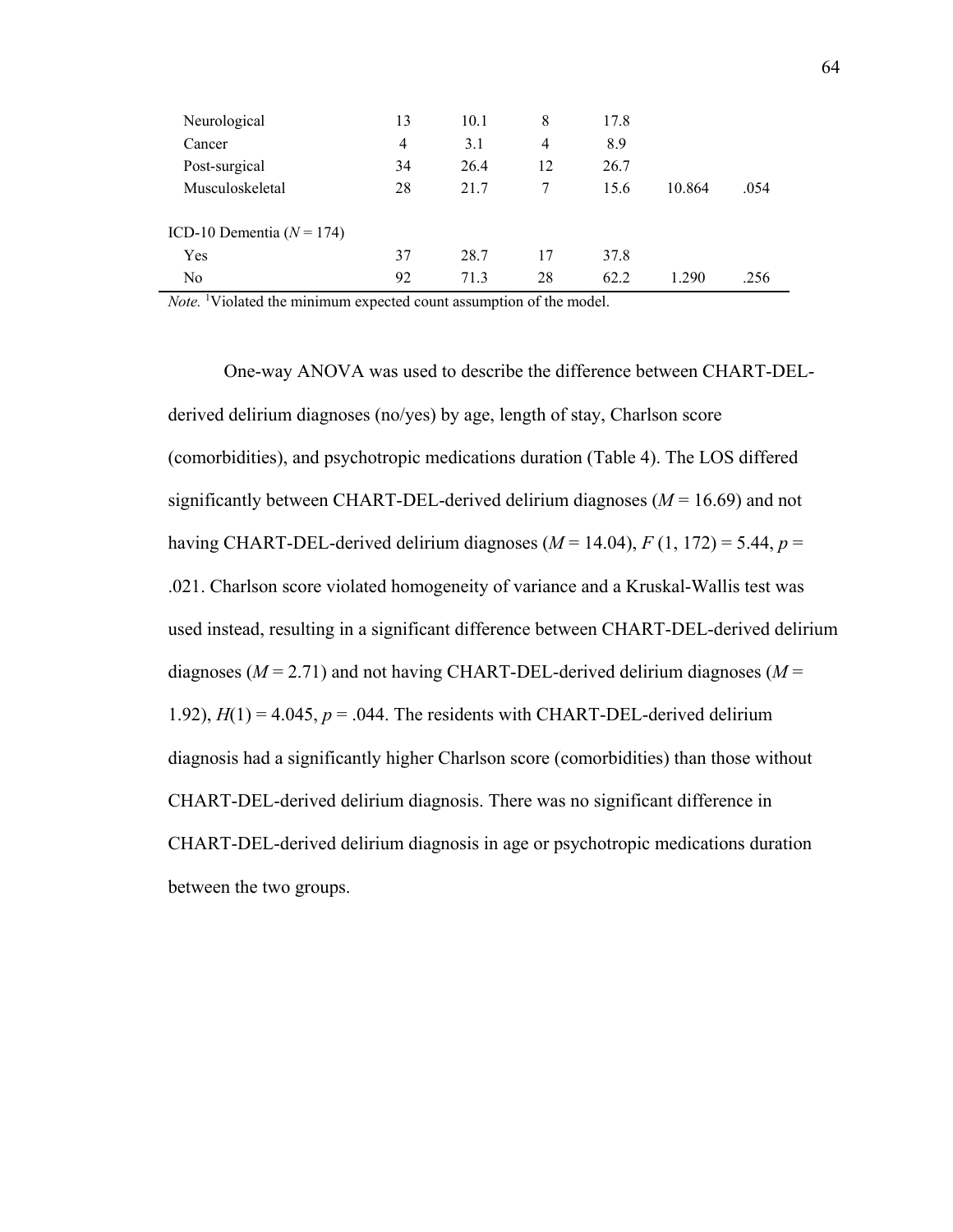| | | | | | | |
|---|---|---|---|---|---|---|
| Neurological | 13 | 10.1 | 8 | 17.8 | | |
| Cancer | 4 | 3.1 | 4 | 8.9 | | |
| Post-surgical | 34 | 26.4 | 12 | 26.7 | | |
| Musculoskeletal | 28 | 21.7 | 7 | 15.6 | 10.864 | .054 |
| | | | | | | |
| ICD-10 Dementia ($N$ = 174) | | | | | | |
| Yes | 37 | 28.7 | 17 | 37.8 | | |
| No | 92 | 71.3 | 28 | 62.2 | 1.290 | .256 |

*Note.* [1]Violated the minimum expected count assumption of the model.

One-way ANOVA was used to describe the difference between CHART-DEL-derived delirium diagnoses (no/yes) by age, length of stay, Charlson score (comorbidities), and psychotropic medications duration (Table 4). The LOS differed significantly between CHART-DEL-derived delirium diagnoses ($M$ = 16.69) and not having CHART-DEL-derived delirium diagnoses ($M$ = 14.04), $F$ (1, 172) = 5.44, $p$ = .021. Charlson score violated homogeneity of variance and a Kruskal-Wallis test was used instead, resulting in a significant difference between CHART-DEL-derived delirium diagnoses ($M$ = 2.71) and not having CHART-DEL-derived delirium diagnoses ($M$ = 1.92), $H$(1) = 4.045, $p$ = .044. The residents with CHART-DEL-derived delirium diagnosis had a significantly higher Charlson score (comorbidities) than those without CHART-DEL-derived delirium diagnosis. There was no significant difference in CHART-DEL-derived delirium diagnosis in age or psychotropic medications duration between the two groups.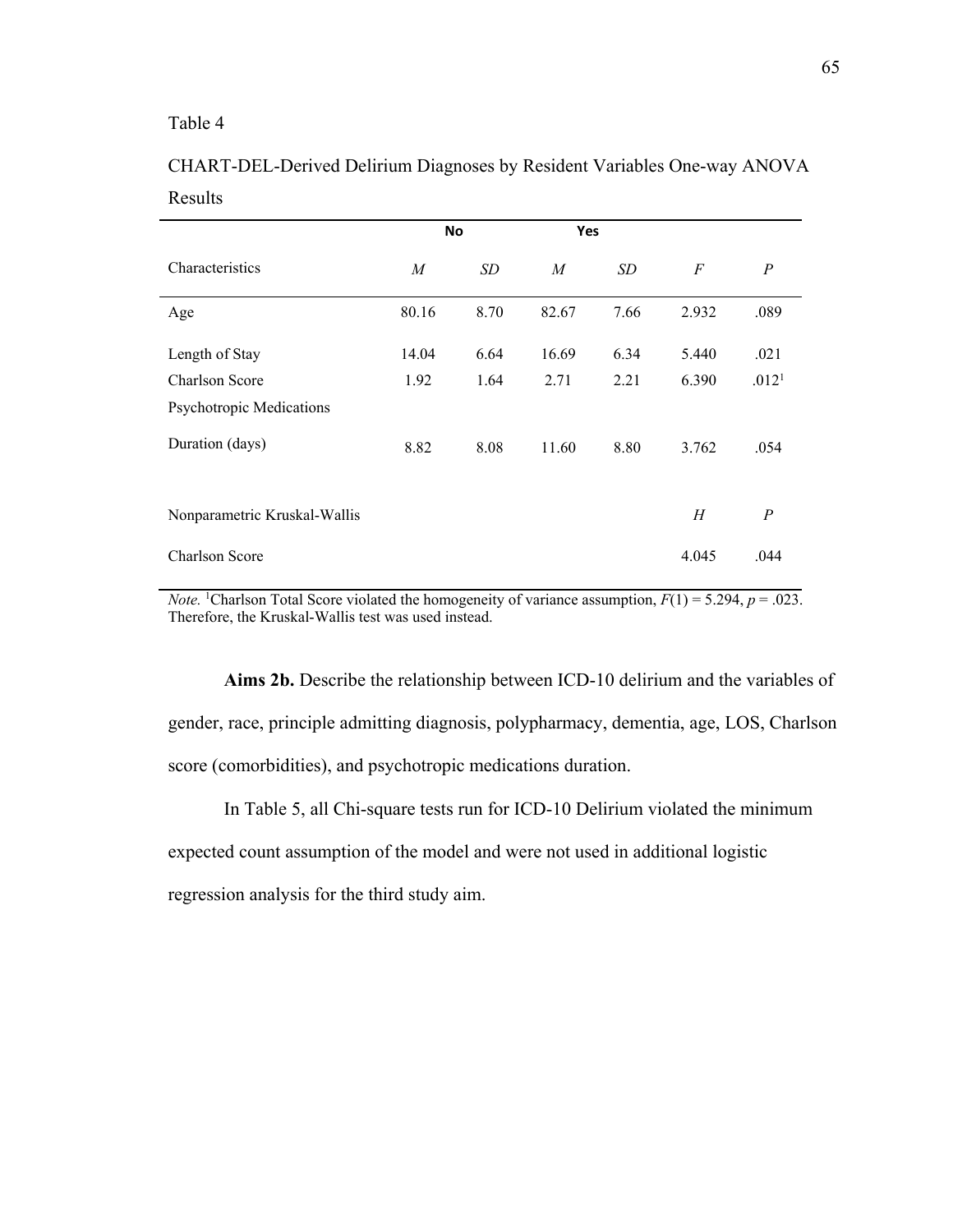Table 4

CHART-DEL-Derived Delirium Diagnoses by Resident Variables One-way ANOVA Results

| | No | | Yes | | | |
|---|---|---|---|---|---|---|
| Characteristics | *M* | *SD* | *M* | *SD* | *F* | *P* |
| Age | 80.16 | 8.70 | 82.67 | 7.66 | 2.932 | .089 |
| Length of Stay | 14.04 | 6.64 | 16.69 | 6.34 | 5.440 | .021 |
| Charlson Score | 1.92 | 1.64 | 2.71 | 2.21 | 6.390 | .012[1] |
| Psychotropic Medications Duration (days) | 8.82 | 8.08 | 11.60 | 8.80 | 3.762 | .054 |
| Nonparametric Kruskal-Wallis | | | | | *H* | *P* |
| Charlson Score | | | | | 4.045 | .044 |

*Note.* [1]Charlson Total Score violated the homogeneity of variance assumption, $F(1) = 5.294$, $p = .023$. Therefore, the Kruskal-Wallis test was used instead.

**Aims 2b.** Describe the relationship between ICD-10 delirium and the variables of gender, race, principle admitting diagnosis, polypharmacy, dementia, age, LOS, Charlson score (comorbidities), and psychotropic medications duration.

In Table 5, all Chi-square tests run for ICD-10 Delirium violated the minimum expected count assumption of the model and were not used in additional logistic regression analysis for the third study aim.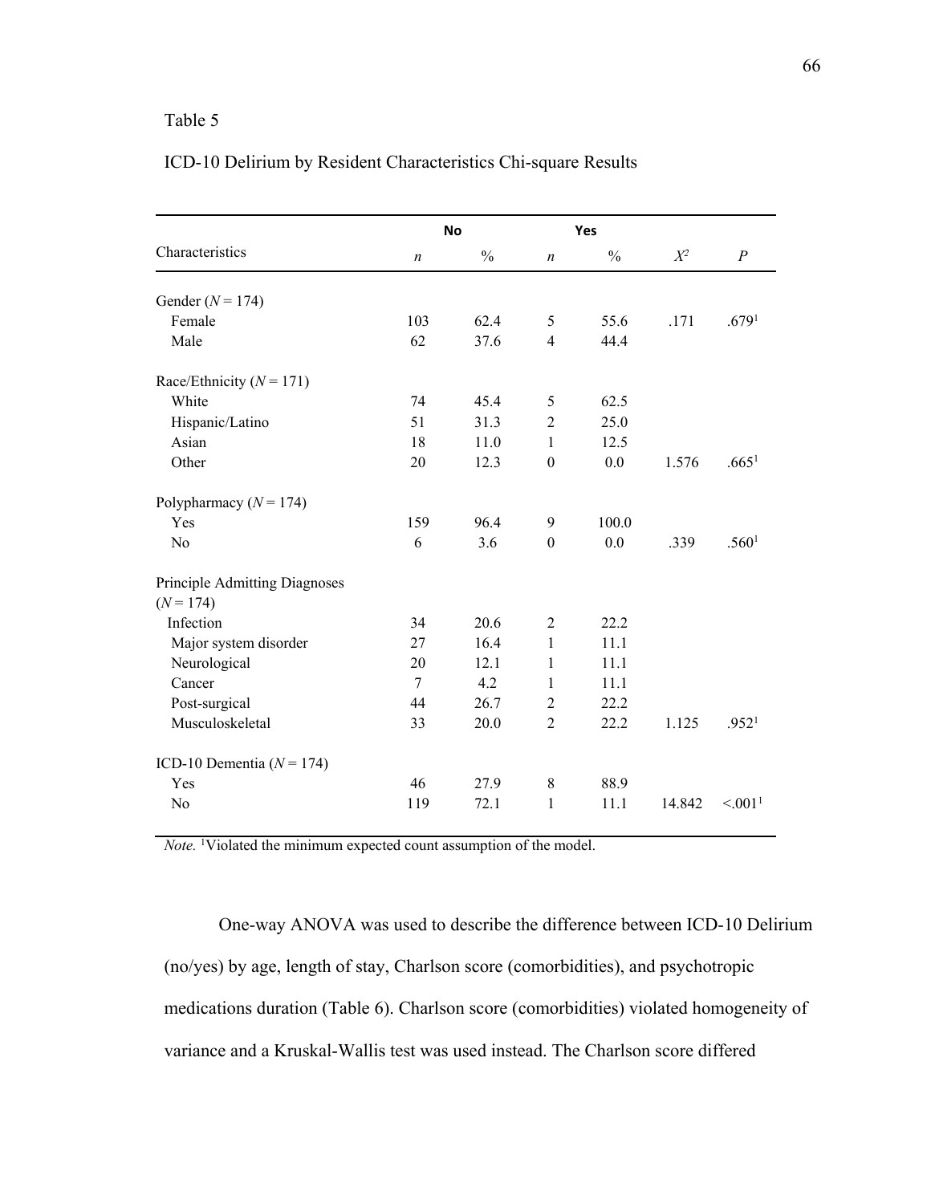Table 5

ICD-10 Delirium by Resident Characteristics Chi-square Results

| Characteristics | No | | Yes | | | |
|---|---|---|---|---|---|---|
| | *n* | % | *n* | % | $X^2$ | *P* |
| Gender (*N* = 174) | | | | | | |
| Female | 103 | 62.4 | 5 | 55.6 | .171 | .679[1] |
| Male | 62 | 37.6 | 4 | 44.4 | | |
| Race/Ethnicity (*N* = 171) | | | | | | |
| White | 74 | 45.4 | 5 | 62.5 | | |
| Hispanic/Latino | 51 | 31.3 | 2 | 25.0 | | |
| Asian | 18 | 11.0 | 1 | 12.5 | | |
| Other | 20 | 12.3 | 0 | 0.0 | 1.576 | .665[1] |
| Polypharmacy (*N* = 174) | | | | | | |
| Yes | 159 | 96.4 | 9 | 100.0 | | |
| No | 6 | 3.6 | 0 | 0.0 | .339 | .560[1] |
| Principle Admitting Diagnoses (*N* = 174) | | | | | | |
| Infection | 34 | 20.6 | 2 | 22.2 | | |
| Major system disorder | 27 | 16.4 | 1 | 11.1 | | |
| Neurological | 20 | 12.1 | 1 | 11.1 | | |
| Cancer | 7 | 4.2 | 1 | 11.1 | | |
| Post-surgical | 44 | 26.7 | 2 | 22.2 | | |
| Musculoskeletal | 33 | 20.0 | 2 | 22.2 | 1.125 | .952[1] |
| ICD-10 Dementia (*N* = 174) | | | | | | |
| Yes | 46 | 27.9 | 8 | 88.9 | | |
| No | 119 | 72.1 | 1 | 11.1 | 14.842 | <.001[1] |

*Note.* [1]Violated the minimum expected count assumption of the model.

One-way ANOVA was used to describe the difference between ICD-10 Delirium (no/yes) by age, length of stay, Charlson score (comorbidities), and psychotropic medications duration (Table 6). Charlson score (comorbidities) violated homogeneity of variance and a Kruskal-Wallis test was used instead. The Charlson score differed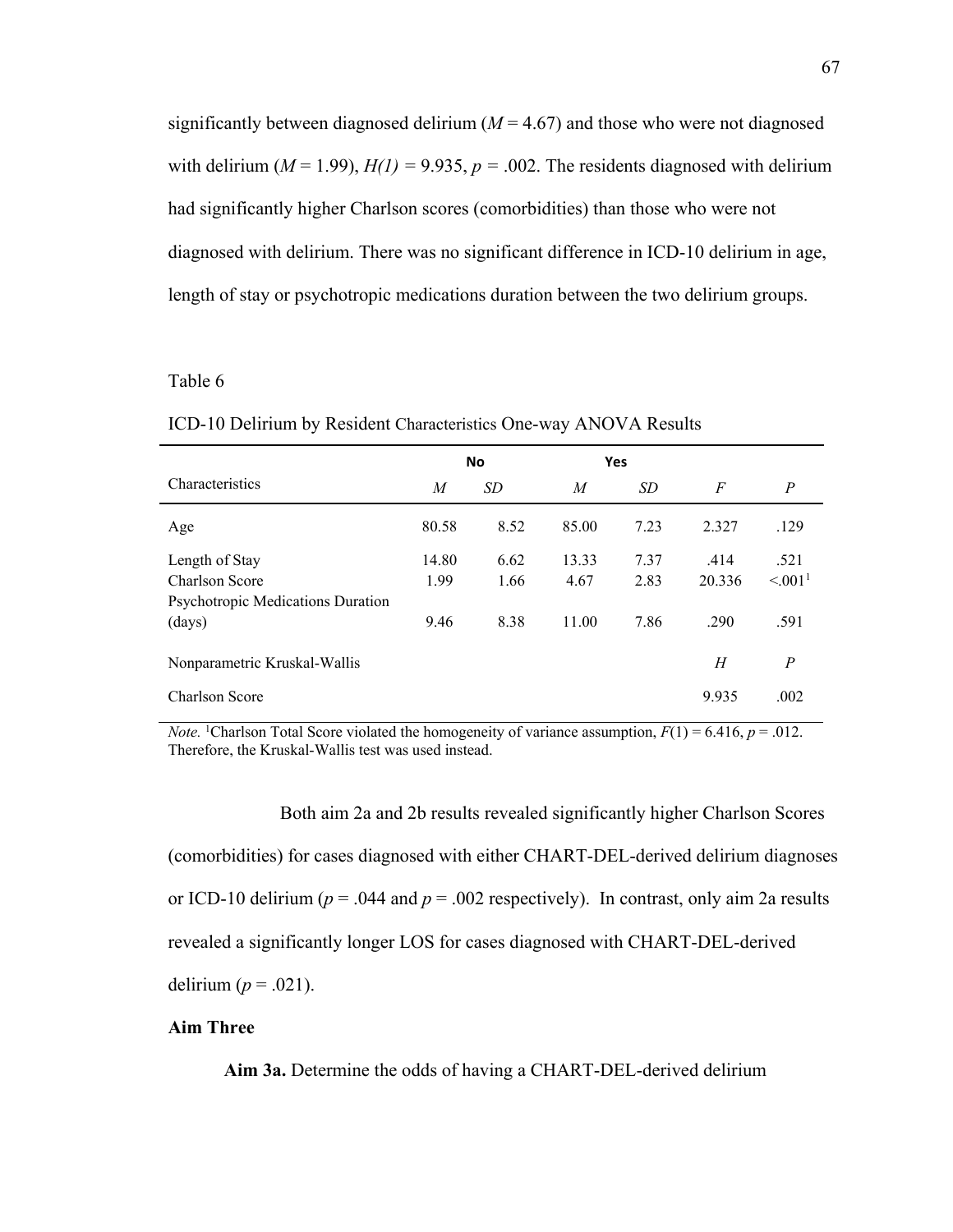significantly between diagnosed delirium ($M$ = 4.67) and those who were not diagnosed with delirium ($M$ = 1.99), $H(1)$ = 9.935, $p$ = .002. The residents diagnosed with delirium had significantly higher Charlson scores (comorbidities) than those who were not diagnosed with delirium. There was no significant difference in ICD-10 delirium in age, length of stay or psychotropic medications duration between the two delirium groups.

Table 6

ICD-10 Delirium by Resident Characteristics One-way ANOVA Results

| | No | | Yes | | | |
|---|---|---|---|---|---|---|
| Characteristics | *M* | *SD* | *M* | *SD* | *F* | *P* |
| Age | 80.58 | 8.52 | 85.00 | 7.23 | 2.327 | .129 |
| Length of Stay | 14.80 | 6.62 | 13.33 | 7.37 | .414 | .521 |
| Charlson Score | 1.99 | 1.66 | 4.67 | 2.83 | 20.336 | <.001[1] |
| Psychotropic Medications Duration (days) | 9.46 | 8.38 | 11.00 | 7.86 | .290 | .591 |
| Nonparametric Kruskal-Wallis | | | | | *H* | *P* |
| Charlson Score | | | | | 9.935 | .002 |

*Note.* [1]Charlson Total Score violated the homogeneity of variance assumption, $F(1)$ = 6.416, $p$ = .012. Therefore, the Kruskal-Wallis test was used instead.

Both aim 2a and 2b results revealed significantly higher Charlson Scores (comorbidities) for cases diagnosed with either CHART-DEL-derived delirium diagnoses or ICD-10 delirium ($p$ = .044 and $p$ = .002 respectively). In contrast, only aim 2a results revealed a significantly longer LOS for cases diagnosed with CHART-DEL-derived delirium ($p$ = .021).

**Aim Three**

**Aim 3a.** Determine the odds of having a CHART-DEL-derived delirium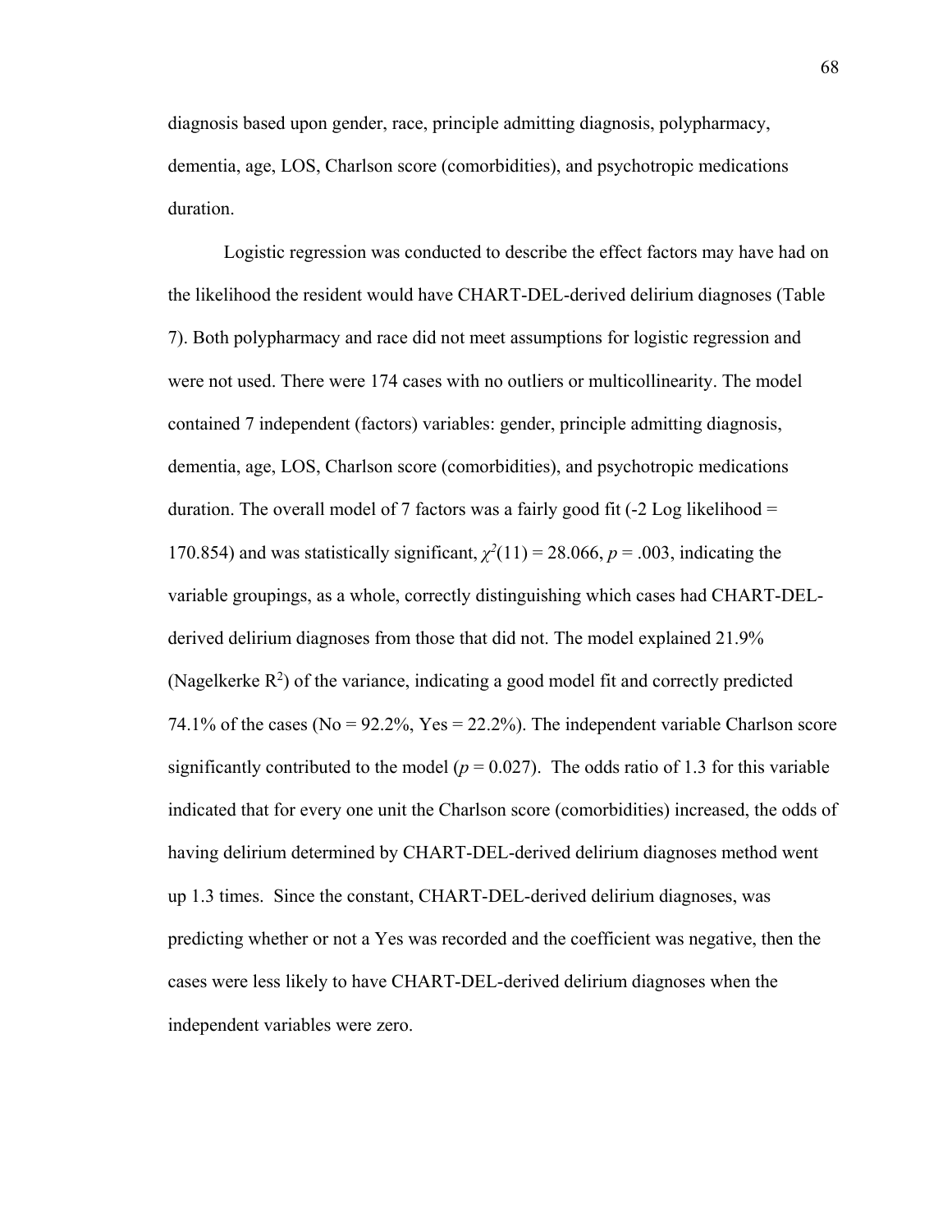diagnosis based upon gender, race, principle admitting diagnosis, polypharmacy, dementia, age, LOS, Charlson score (comorbidities), and psychotropic medications duration.

Logistic regression was conducted to describe the effect factors may have had on the likelihood the resident would have CHART-DEL-derived delirium diagnoses (Table 7). Both polypharmacy and race did not meet assumptions for logistic regression and were not used. There were 174 cases with no outliers or multicollinearity. The model contained 7 independent (factors) variables: gender, principle admitting diagnosis, dementia, age, LOS, Charlson score (comorbidities), and psychotropic medications duration. The overall model of 7 factors was a fairly good fit (-2 Log likelihood = 170.854) and was statistically significant, $\chi^2(11) = 28.066$, $p = .003$, indicating the variable groupings, as a whole, correctly distinguishing which cases had CHART-DEL-derived delirium diagnoses from those that did not. The model explained 21.9% (Nagelkerke $R^2$) of the variance, indicating a good model fit and correctly predicted 74.1% of the cases (No = 92.2%, Yes = 22.2%). The independent variable Charlson score significantly contributed to the model ($p = 0.027$). The odds ratio of 1.3 for this variable indicated that for every one unit the Charlson score (comorbidities) increased, the odds of having delirium determined by CHART-DEL-derived delirium diagnoses method went up 1.3 times. Since the constant, CHART-DEL-derived delirium diagnoses, was predicting whether or not a Yes was recorded and the coefficient was negative, then the cases were less likely to have CHART-DEL-derived delirium diagnoses when the independent variables were zero.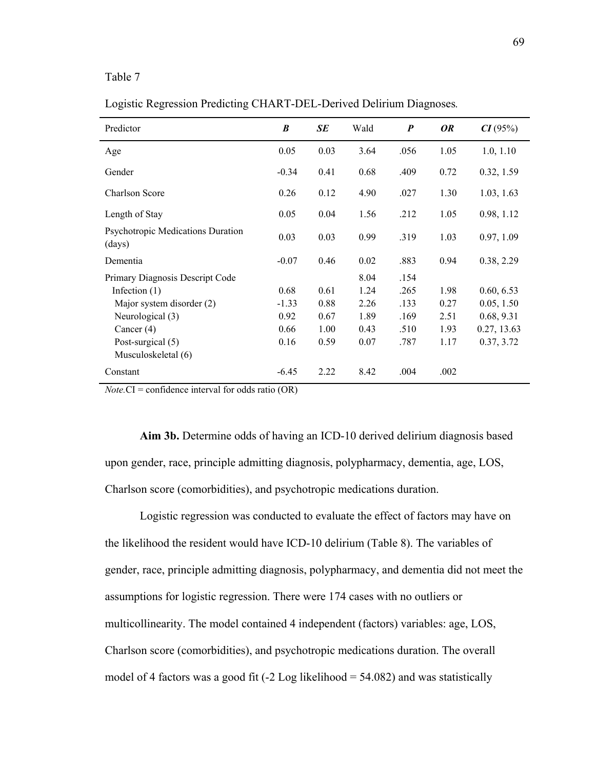Table 7

Logistic Regression Predicting CHART-DEL-Derived Delirium Diagnoses*.*

| Predictor | ***B*** | ***SE*** | Wald | ***P*** | ***OR*** | ***CI*** (95%) |
|---|---|---|---|---|---|---|
| Age | 0.05 | 0.03 | 3.64 | .056 | 1.05 | 1.0, 1.10 |
| Gender | -0.34 | 0.41 | 0.68 | .409 | 0.72 | 0.32, 1.59 |
| Charlson Score | 0.26 | 0.12 | 4.90 | .027 | 1.30 | 1.03, 1.63 |
| Length of Stay | 0.05 | 0.04 | 1.56 | .212 | 1.05 | 0.98, 1.12 |
| Psychotropic Medications Duration (days) | 0.03 | 0.03 | 0.99 | .319 | 1.03 | 0.97, 1.09 |
| Dementia | -0.07 | 0.46 | 0.02 | .883 | 0.94 | 0.38, 2.29 |
| Primary Diagnosis Descript Code | | | 8.04 | .154 | | |
| Infection (1) | 0.68 | 0.61 | 1.24 | .265 | 1.98 | 0.60, 6.53 |
| Major system disorder (2) | -1.33 | 0.88 | 2.26 | .133 | 0.27 | 0.05, 1.50 |
| Neurological (3) | 0.92 | 0.67 | 1.89 | .169 | 2.51 | 0.68, 9.31 |
| Cancer (4) | 0.66 | 1.00 | 0.43 | .510 | 1.93 | 0.27, 13.63 |
| Post-surgical (5) | 0.16 | 0.59 | 0.07 | .787 | 1.17 | 0.37, 3.72 |
| Musculoskeletal (6) | | | | | | |
| Constant | -6.45 | 2.22 | 8.42 | .004 | .002 | |

*Note.*CI = confidence interval for odds ratio (OR)

**Aim 3b.** Determine odds of having an ICD-10 derived delirium diagnosis based upon gender, race, principle admitting diagnosis, polypharmacy, dementia, age, LOS, Charlson score (comorbidities), and psychotropic medications duration.

Logistic regression was conducted to evaluate the effect of factors may have on the likelihood the resident would have ICD-10 delirium (Table 8). The variables of gender, race, principle admitting diagnosis, polypharmacy, and dementia did not meet the assumptions for logistic regression. There were 174 cases with no outliers or multicollinearity. The model contained 4 independent (factors) variables: age, LOS, Charlson score (comorbidities), and psychotropic medications duration. The overall model of 4 factors was a good fit (-2 Log likelihood = 54.082) and was statistically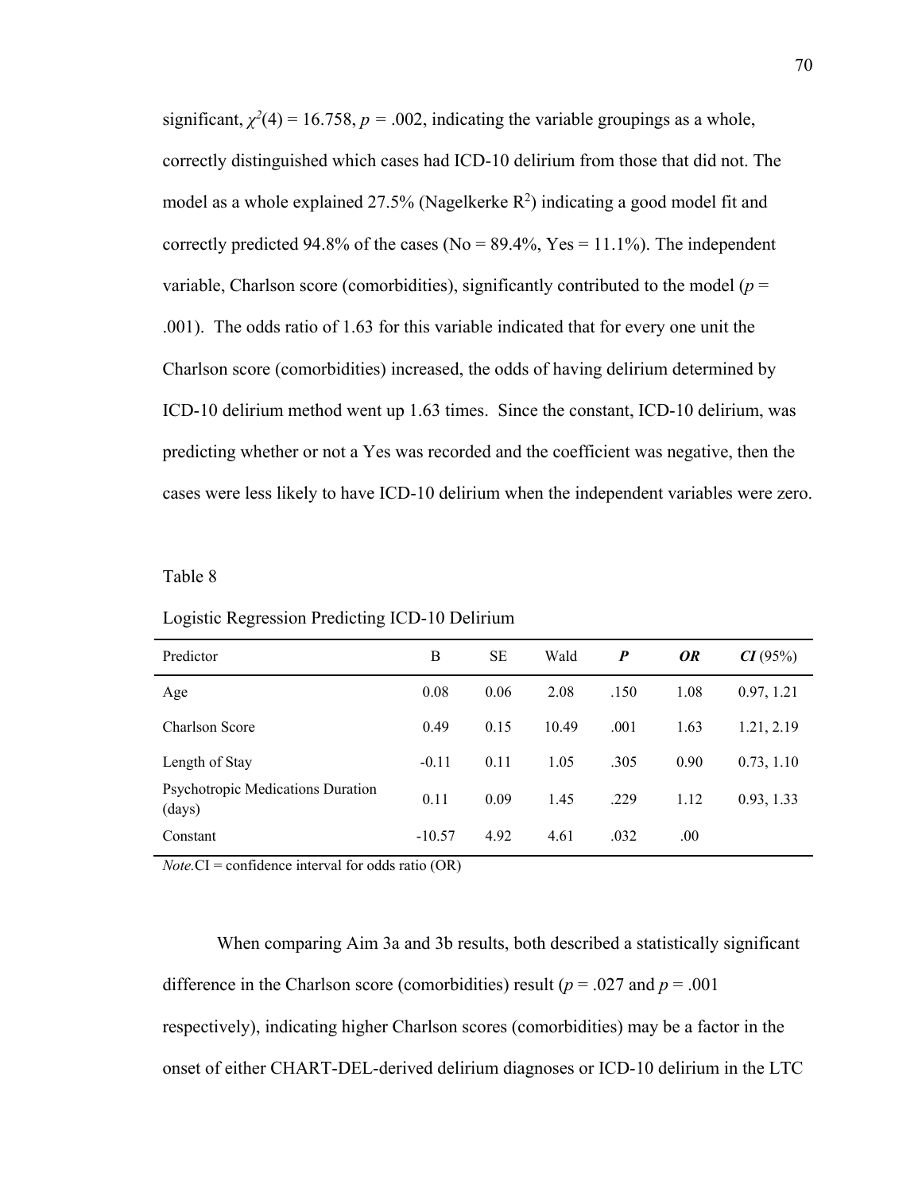significant, $\chi^2(4) = 16.758$, $p = .002$, indicating the variable groupings as a whole, correctly distinguished which cases had ICD-10 delirium from those that did not. The model as a whole explained 27.5% (Nagelkerke $R^2$) indicating a good model fit and correctly predicted 94.8% of the cases (No = 89.4%, Yes = 11.1%). The independent variable, Charlson score (comorbidities), significantly contributed to the model ($p = .001$). The odds ratio of 1.63 for this variable indicated that for every one unit the Charlson score (comorbidities) increased, the odds of having delirium determined by ICD-10 delirium method went up 1.63 times. Since the constant, ICD-10 delirium, was predicting whether or not a Yes was recorded and the coefficient was negative, then the cases were less likely to have ICD-10 delirium when the independent variables were zero.

Table 8

Logistic Regression Predicting ICD-10 Delirium

| Predictor | B | SE | Wald | ***P*** | ***OR*** | ***CI*** (95%) |
|---|---|---|---|---|---|---|
| Age | 0.08 | 0.06 | 2.08 | .150 | 1.08 | 0.97, 1.21 |
| Charlson Score | 0.49 | 0.15 | 10.49 | .001 | 1.63 | 1.21, 2.19 |
| Length of Stay | -0.11 | 0.11 | 1.05 | .305 | 0.90 | 0.73, 1.10 |
| Psychotropic Medications Duration (days) | 0.11 | 0.09 | 1.45 | .229 | 1.12 | 0.93, 1.33 |
| Constant | -10.57 | 4.92 | 4.61 | .032 | .00 | |

*Note.* CI = confidence interval for odds ratio (OR)

When comparing Aim 3a and 3b results, both described a statistically significant difference in the Charlson score (comorbidities) result ($p = .027$ and $p = .001$ respectively), indicating higher Charlson scores (comorbidities) may be a factor in the onset of either CHART-DEL-derived delirium diagnoses or ICD-10 delirium in the LTC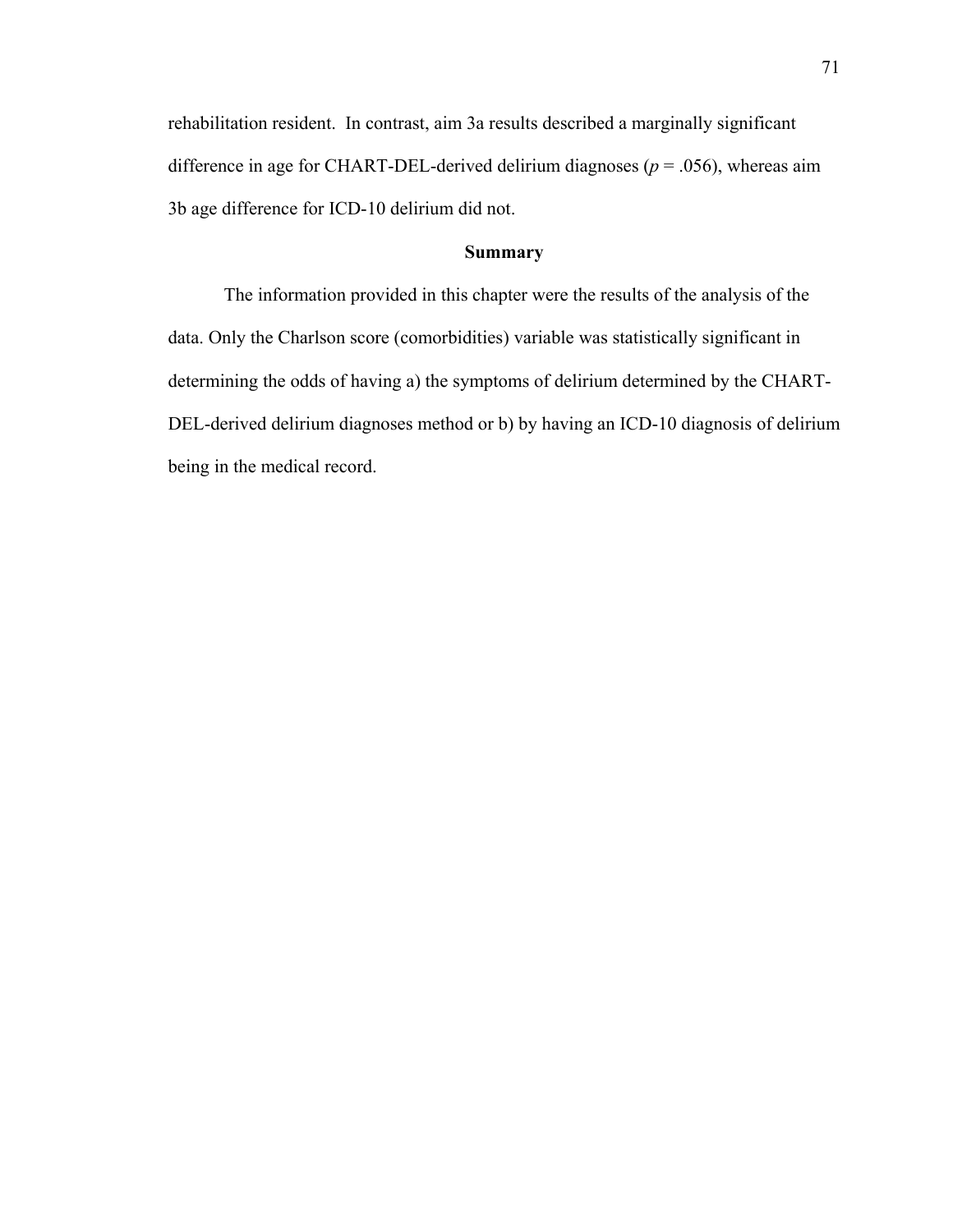rehabilitation resident. In contrast, aim 3a results described a marginally significant difference in age for CHART-DEL-derived delirium diagnoses ($p = .056$), whereas aim 3b age difference for ICD-10 delirium did not.

## Summary

The information provided in this chapter were the results of the analysis of the data. Only the Charlson score (comorbidities) variable was statistically significant in determining the odds of having a) the symptoms of delirium determined by the CHART-DEL-derived delirium diagnoses method or b) by having an ICD-10 diagnosis of delirium being in the medical record.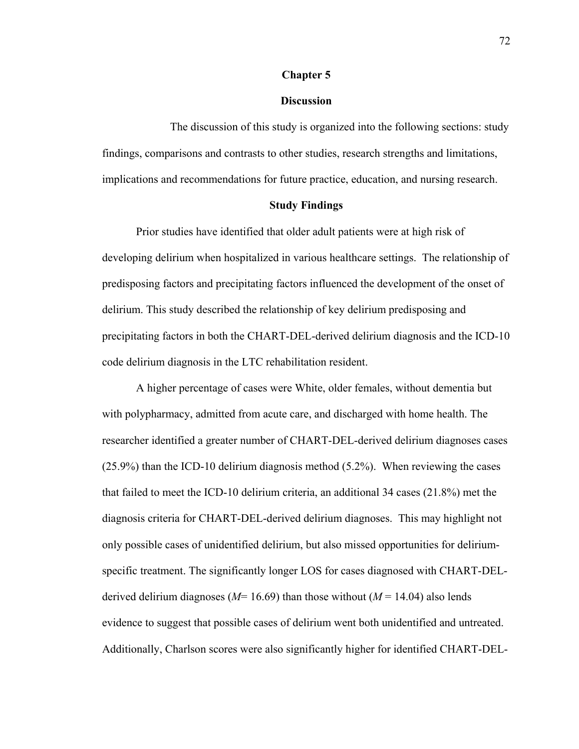# Chapter 5

# Discussion

The discussion of this study is organized into the following sections: study findings, comparisons and contrasts to other studies, research strengths and limitations, implications and recommendations for future practice, education, and nursing research.

## Study Findings

Prior studies have identified that older adult patients were at high risk of developing delirium when hospitalized in various healthcare settings. The relationship of predisposing factors and precipitating factors influenced the development of the onset of delirium. This study described the relationship of key delirium predisposing and precipitating factors in both the CHART-DEL-derived delirium diagnosis and the ICD-10 code delirium diagnosis in the LTC rehabilitation resident.

A higher percentage of cases were White, older females, without dementia but with polypharmacy, admitted from acute care, and discharged with home health. The researcher identified a greater number of CHART-DEL-derived delirium diagnoses cases (25.9%) than the ICD-10 delirium diagnosis method (5.2%). When reviewing the cases that failed to meet the ICD-10 delirium criteria, an additional 34 cases (21.8%) met the diagnosis criteria for CHART-DEL-derived delirium diagnoses. This may highlight not only possible cases of unidentified delirium, but also missed opportunities for delirium-specific treatment. The significantly longer LOS for cases diagnosed with CHART-DEL-derived delirium diagnoses (*M*= 16.69) than those without (*M* = 14.04) also lends evidence to suggest that possible cases of delirium went both unidentified and untreated. Additionally, Charlson scores were also significantly higher for identified CHART-DEL-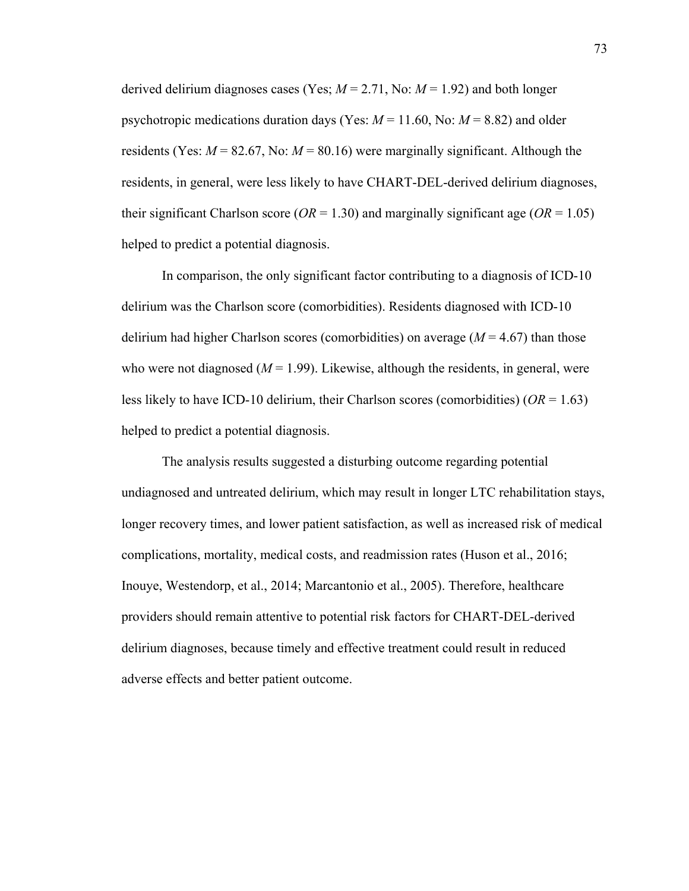derived delirium diagnoses cases (Yes; $M = 2.71$, No: $M = 1.92$) and both longer psychotropic medications duration days (Yes: $M = 11.60$, No: $M = 8.82$) and older residents (Yes: $M = 82.67$, No: $M = 80.16$) were marginally significant. Although the residents, in general, were less likely to have CHART-DEL-derived delirium diagnoses, their significant Charlson score ($OR = 1.30$) and marginally significant age ($OR = 1.05$) helped to predict a potential diagnosis.

In comparison, the only significant factor contributing to a diagnosis of ICD-10 delirium was the Charlson score (comorbidities). Residents diagnosed with ICD-10 delirium had higher Charlson scores (comorbidities) on average ($M = 4.67$) than those who were not diagnosed ($M = 1.99$). Likewise, although the residents, in general, were less likely to have ICD-10 delirium, their Charlson scores (comorbidities) ($OR = 1.63$) helped to predict a potential diagnosis.

The analysis results suggested a disturbing outcome regarding potential undiagnosed and untreated delirium, which may result in longer LTC rehabilitation stays, longer recovery times, and lower patient satisfaction, as well as increased risk of medical complications, mortality, medical costs, and readmission rates (Huson et al., 2016; Inouye, Westendorp, et al., 2014; Marcantonio et al., 2005). Therefore, healthcare providers should remain attentive to potential risk factors for CHART-DEL-derived delirium diagnoses, because timely and effective treatment could result in reduced adverse effects and better patient outcome.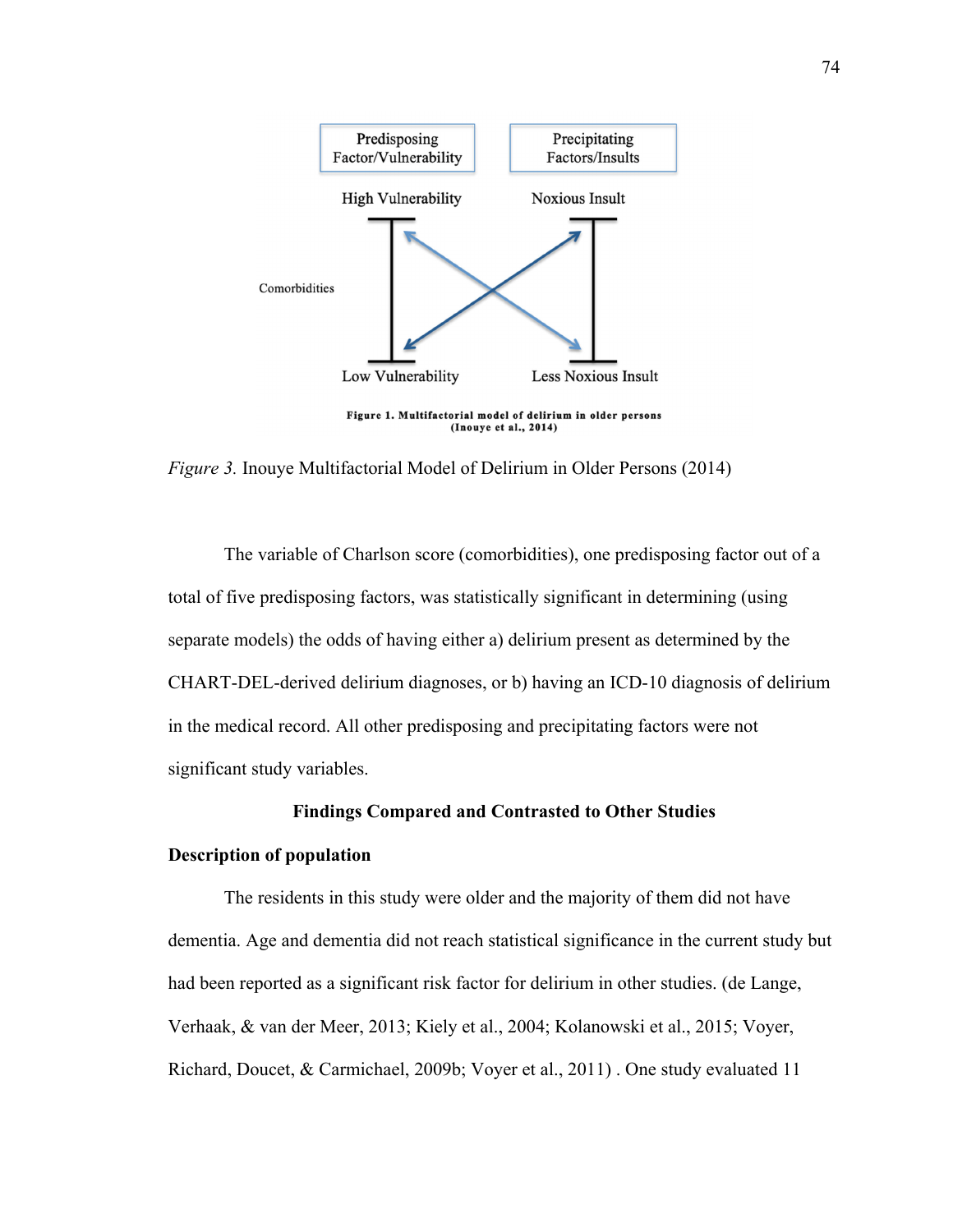Predisposing Factor/Vulnerability

Precipitating Factors/Insults

High Vulnerability

Noxious Insult

Comorbidities

Low Vulnerability

Less Noxious Insult

**Figure 1. Multifactorial model of delirium in older persons (Inouye et al., 2014)**

*Figure 3.* Inouye Multifactorial Model of Delirium in Older Persons (2014)

The variable of Charlson score (comorbidities), one predisposing factor out of a total of five predisposing factors, was statistically significant in determining (using separate models) the odds of having either a) delirium present as determined by the CHART-DEL-derived delirium diagnoses, or b) having an ICD-10 diagnosis of delirium in the medical record. All other predisposing and precipitating factors were not significant study variables.

## Findings Compared and Contrasted to Other Studies

### Description of population

The residents in this study were older and the majority of them did not have dementia. Age and dementia did not reach statistical significance in the current study but had been reported as a significant risk factor for delirium in other studies. (de Lange, Verhaak, & van der Meer, 2013; Kiely et al., 2004; Kolanowski et al., 2015; Voyer, Richard, Doucet, & Carmichael, 2009b; Voyer et al., 2011) . One study evaluated 11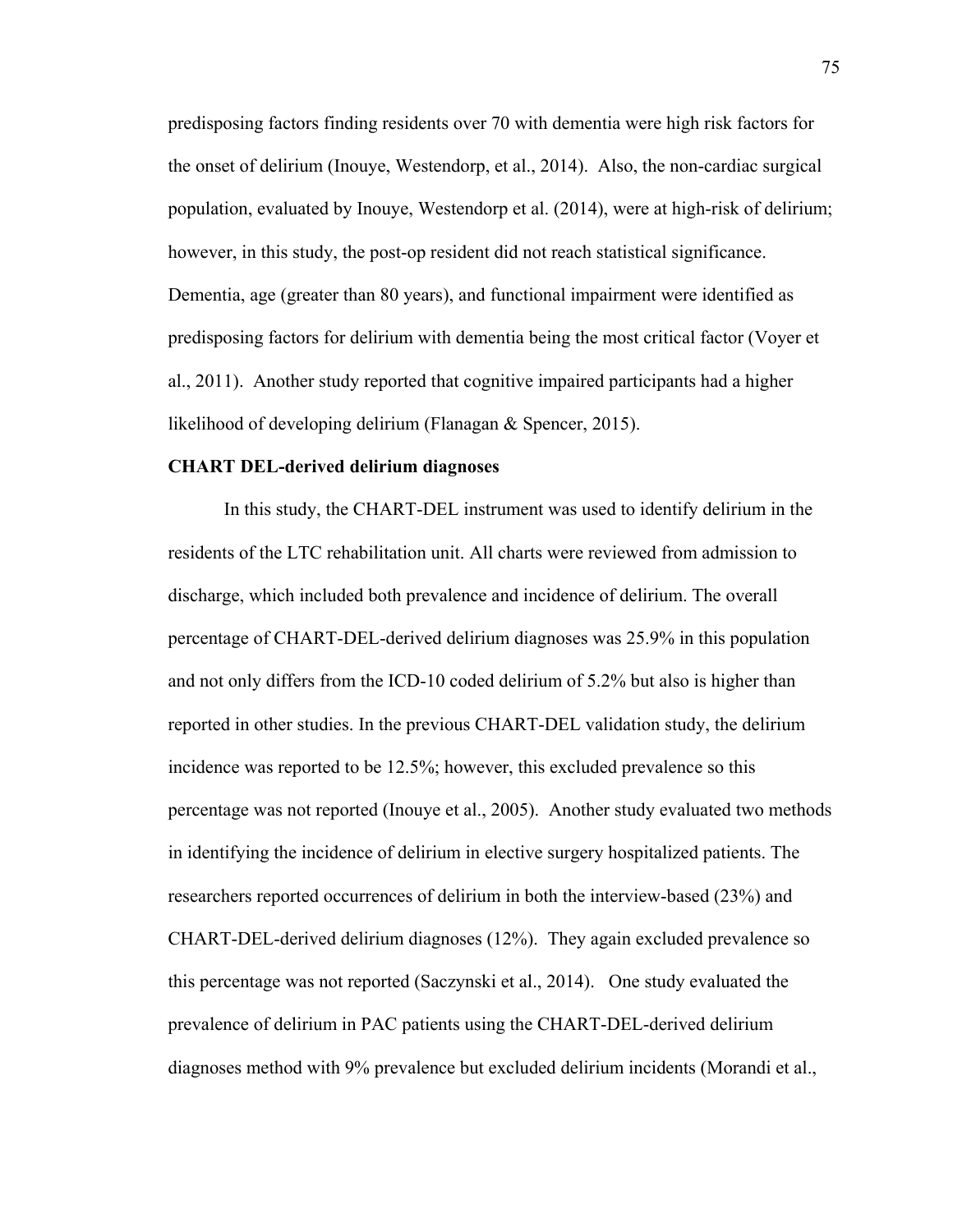predisposing factors finding residents over 70 with dementia were high risk factors for the onset of delirium (Inouye, Westendorp, et al., 2014). Also, the non-cardiac surgical population, evaluated by Inouye, Westendorp et al. (2014), were at high-risk of delirium; however, in this study, the post-op resident did not reach statistical significance. Dementia, age (greater than 80 years), and functional impairment were identified as predisposing factors for delirium with dementia being the most critical factor (Voyer et al., 2011). Another study reported that cognitive impaired participants had a higher likelihood of developing delirium (Flanagan & Spencer, 2015).

**CHART DEL-derived delirium diagnoses**

In this study, the CHART-DEL instrument was used to identify delirium in the residents of the LTC rehabilitation unit. All charts were reviewed from admission to discharge, which included both prevalence and incidence of delirium. The overall percentage of CHART-DEL-derived delirium diagnoses was 25.9% in this population and not only differs from the ICD-10 coded delirium of 5.2% but also is higher than reported in other studies. In the previous CHART-DEL validation study, the delirium incidence was reported to be 12.5%; however, this excluded prevalence so this percentage was not reported (Inouye et al., 2005). Another study evaluated two methods in identifying the incidence of delirium in elective surgery hospitalized patients. The researchers reported occurrences of delirium in both the interview-based (23%) and CHART-DEL-derived delirium diagnoses (12%). They again excluded prevalence so this percentage was not reported (Saczynski et al., 2014). One study evaluated the prevalence of delirium in PAC patients using the CHART-DEL-derived delirium diagnoses method with 9% prevalence but excluded delirium incidents (Morandi et al.,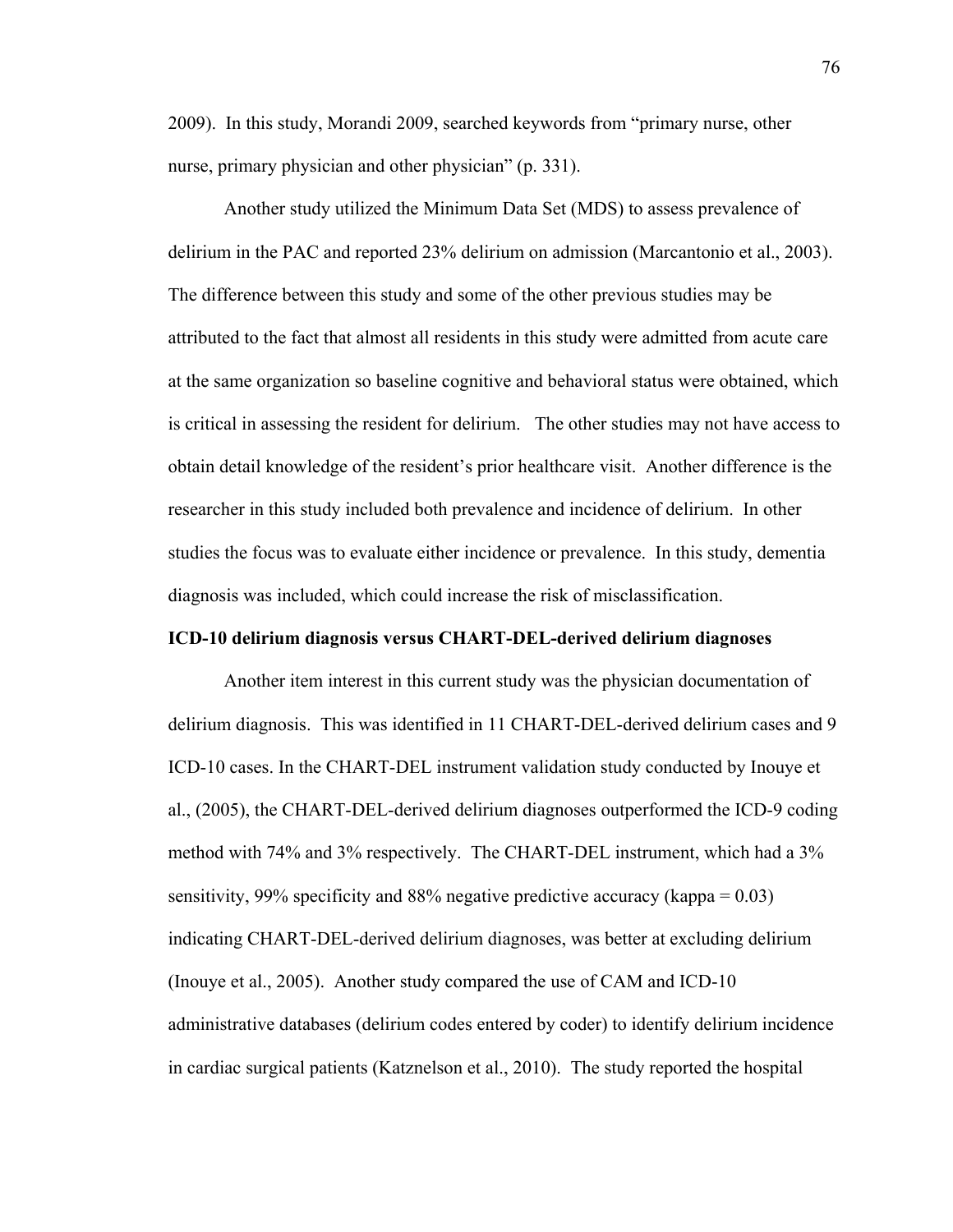2009). In this study, Morandi 2009, searched keywords from "primary nurse, other nurse, primary physician and other physician" (p. 331).

Another study utilized the Minimum Data Set (MDS) to assess prevalence of delirium in the PAC and reported 23% delirium on admission (Marcantonio et al., 2003). The difference between this study and some of the other previous studies may be attributed to the fact that almost all residents in this study were admitted from acute care at the same organization so baseline cognitive and behavioral status were obtained, which is critical in assessing the resident for delirium. The other studies may not have access to obtain detail knowledge of the resident's prior healthcare visit. Another difference is the researcher in this study included both prevalence and incidence of delirium. In other studies the focus was to evaluate either incidence or prevalence. In this study, dementia diagnosis was included, which could increase the risk of misclassification.

**ICD-10 delirium diagnosis versus CHART-DEL-derived delirium diagnoses**

Another item interest in this current study was the physician documentation of delirium diagnosis. This was identified in 11 CHART-DEL-derived delirium cases and 9 ICD-10 cases. In the CHART-DEL instrument validation study conducted by Inouye et al., (2005), the CHART-DEL-derived delirium diagnoses outperformed the ICD-9 coding method with 74% and 3% respectively. The CHART-DEL instrument, which had a 3% sensitivity, 99% specificity and 88% negative predictive accuracy (kappa = 0.03) indicating CHART-DEL-derived delirium diagnoses, was better at excluding delirium (Inouye et al., 2005). Another study compared the use of CAM and ICD-10 administrative databases (delirium codes entered by coder) to identify delirium incidence in cardiac surgical patients (Katznelson et al., 2010). The study reported the hospital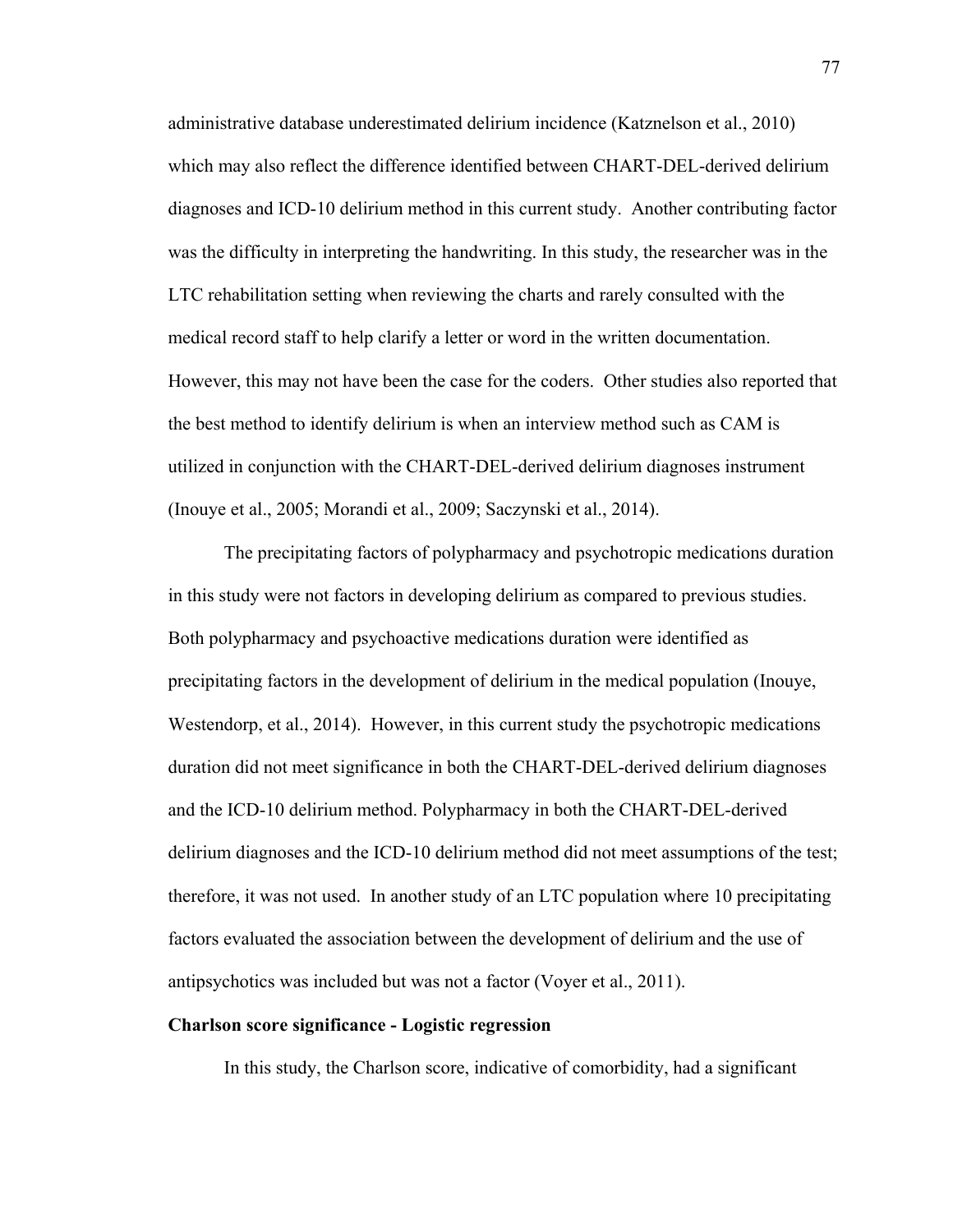administrative database underestimated delirium incidence (Katznelson et al., 2010) which may also reflect the difference identified between CHART-DEL-derived delirium diagnoses and ICD-10 delirium method in this current study.  Another contributing factor was the difficulty in interpreting the handwriting. In this study, the researcher was in the LTC rehabilitation setting when reviewing the charts and rarely consulted with the medical record staff to help clarify a letter or word in the written documentation. However, this may not have been the case for the coders.  Other studies also reported that the best method to identify delirium is when an interview method such as CAM is utilized in conjunction with the CHART-DEL-derived delirium diagnoses instrument (Inouye et al., 2005; Morandi et al., 2009; Saczynski et al., 2014).

The precipitating factors of polypharmacy and psychotropic medications duration in this study were not factors in developing delirium as compared to previous studies. Both polypharmacy and psychoactive medications duration were identified as precipitating factors in the development of delirium in the medical population (Inouye, Westendorp, et al., 2014).  However, in this current study the psychotropic medications duration did not meet significance in both the CHART-DEL-derived delirium diagnoses and the ICD-10 delirium method. Polypharmacy in both the CHART-DEL-derived delirium diagnoses and the ICD-10 delirium method did not meet assumptions of the test; therefore, it was not used.  In another study of an LTC population where 10 precipitating factors evaluated the association between the development of delirium and the use of antipsychotics was included but was not a factor (Voyer et al., 2011).

**Charlson score significance - Logistic regression**

In this study, the Charlson score, indicative of comorbidity, had a significant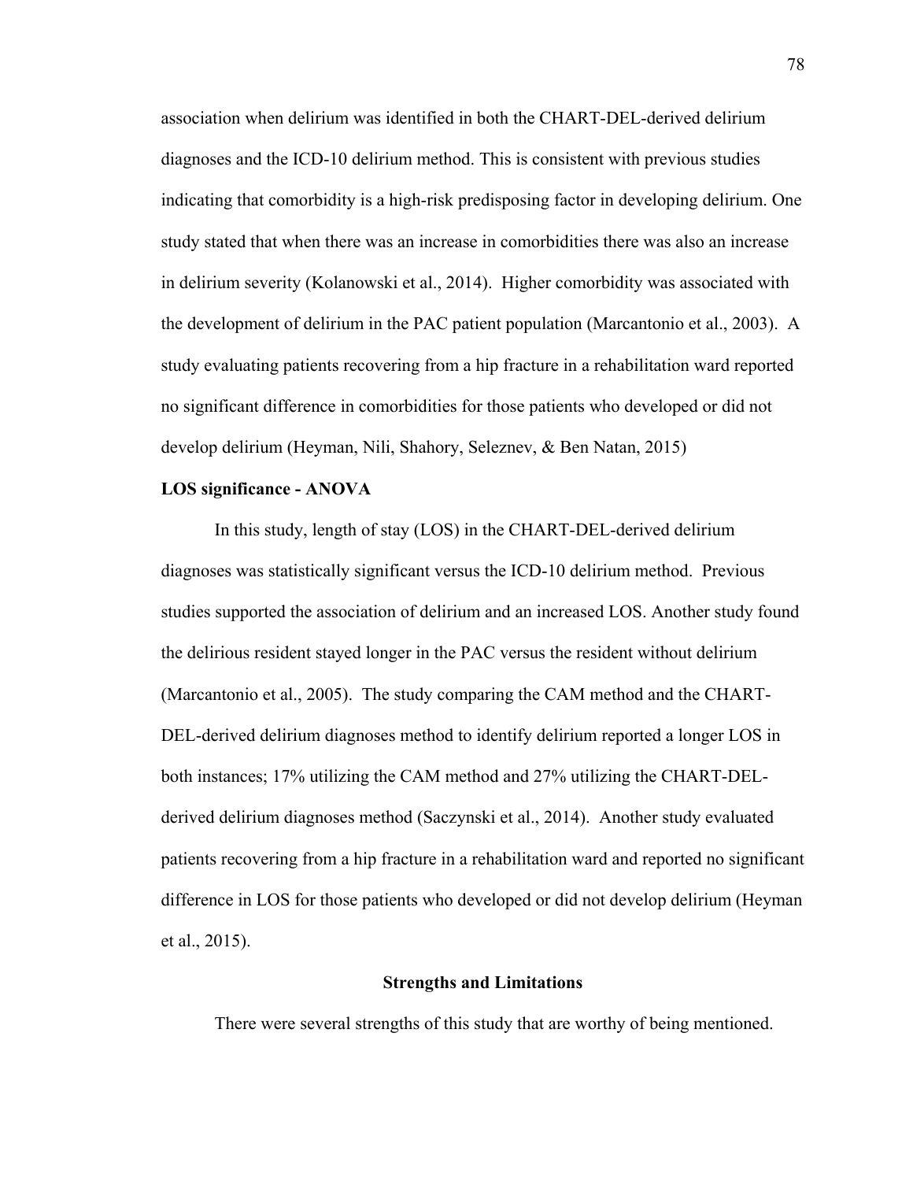association when delirium was identified in both the CHART-DEL-derived delirium diagnoses and the ICD-10 delirium method. This is consistent with previous studies indicating that comorbidity is a high-risk predisposing factor in developing delirium. One study stated that when there was an increase in comorbidities there was also an increase in delirium severity (Kolanowski et al., 2014). Higher comorbidity was associated with the development of delirium in the PAC patient population (Marcantonio et al., 2003). A study evaluating patients recovering from a hip fracture in a rehabilitation ward reported no significant difference in comorbidities for those patients who developed or did not develop delirium (Heyman, Nili, Shahory, Seleznev, & Ben Natan, 2015)

**LOS significance - ANOVA**

In this study, length of stay (LOS) in the CHART-DEL-derived delirium diagnoses was statistically significant versus the ICD-10 delirium method. Previous studies supported the association of delirium and an increased LOS. Another study found the delirious resident stayed longer in the PAC versus the resident without delirium (Marcantonio et al., 2005). The study comparing the CAM method and the CHART-DEL-derived delirium diagnoses method to identify delirium reported a longer LOS in both instances; 17% utilizing the CAM method and 27% utilizing the CHART-DEL-derived delirium diagnoses method (Saczynski et al., 2014). Another study evaluated patients recovering from a hip fracture in a rehabilitation ward and reported no significant difference in LOS for those patients who developed or did not develop delirium (Heyman et al., 2015).

## Strengths and Limitations

There were several strengths of this study that are worthy of being mentioned.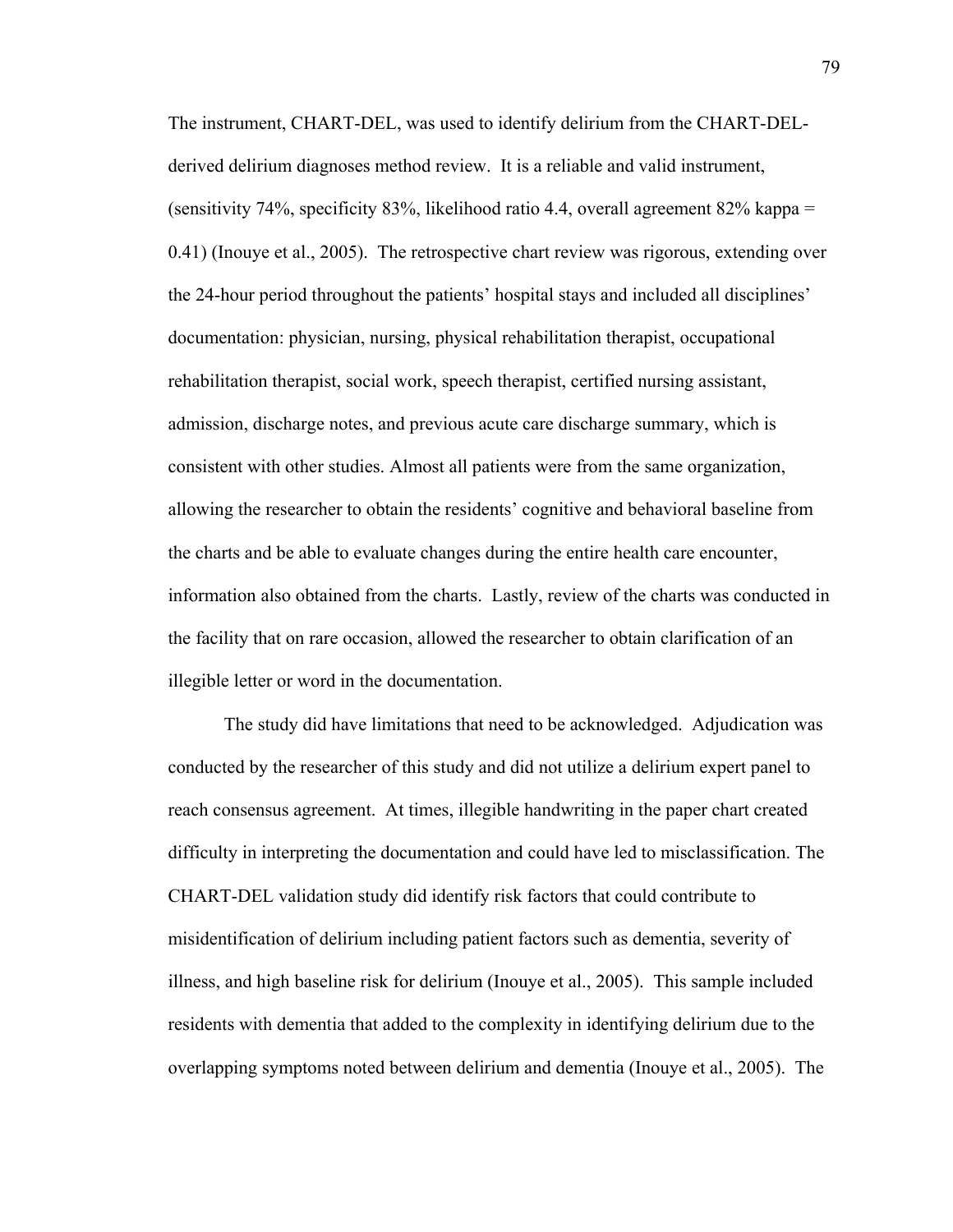The instrument, CHART-DEL, was used to identify delirium from the CHART-DEL-derived delirium diagnoses method review. It is a reliable and valid instrument, (sensitivity 74%, specificity 83%, likelihood ratio 4.4, overall agreement 82% kappa = 0.41) (Inouye et al., 2005). The retrospective chart review was rigorous, extending over the 24-hour period throughout the patients' hospital stays and included all disciplines' documentation: physician, nursing, physical rehabilitation therapist, occupational rehabilitation therapist, social work, speech therapist, certified nursing assistant, admission, discharge notes, and previous acute care discharge summary, which is consistent with other studies. Almost all patients were from the same organization, allowing the researcher to obtain the residents' cognitive and behavioral baseline from the charts and be able to evaluate changes during the entire health care encounter, information also obtained from the charts. Lastly, review of the charts was conducted in the facility that on rare occasion, allowed the researcher to obtain clarification of an illegible letter or word in the documentation.

The study did have limitations that need to be acknowledged. Adjudication was conducted by the researcher of this study and did not utilize a delirium expert panel to reach consensus agreement. At times, illegible handwriting in the paper chart created difficulty in interpreting the documentation and could have led to misclassification. The CHART-DEL validation study did identify risk factors that could contribute to misidentification of delirium including patient factors such as dementia, severity of illness, and high baseline risk for delirium (Inouye et al., 2005). This sample included residents with dementia that added to the complexity in identifying delirium due to the overlapping symptoms noted between delirium and dementia (Inouye et al., 2005). The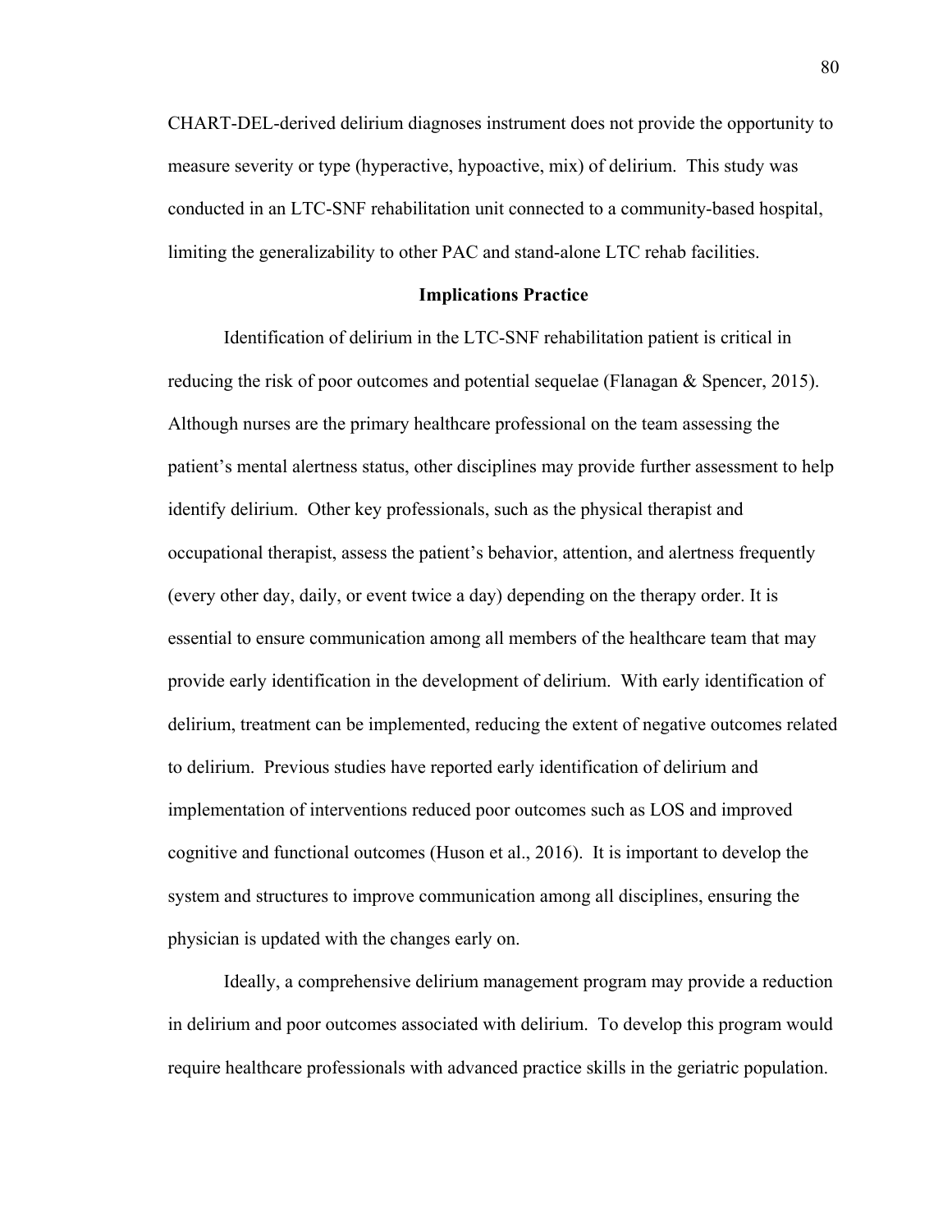CHART-DEL-derived delirium diagnoses instrument does not provide the opportunity to measure severity or type (hyperactive, hypoactive, mix) of delirium. This study was conducted in an LTC-SNF rehabilitation unit connected to a community-based hospital, limiting the generalizability to other PAC and stand-alone LTC rehab facilities.

## Implications Practice

Identification of delirium in the LTC-SNF rehabilitation patient is critical in reducing the risk of poor outcomes and potential sequelae (Flanagan & Spencer, 2015). Although nurses are the primary healthcare professional on the team assessing the patient's mental alertness status, other disciplines may provide further assessment to help identify delirium. Other key professionals, such as the physical therapist and occupational therapist, assess the patient's behavior, attention, and alertness frequently (every other day, daily, or event twice a day) depending on the therapy order. It is essential to ensure communication among all members of the healthcare team that may provide early identification in the development of delirium. With early identification of delirium, treatment can be implemented, reducing the extent of negative outcomes related to delirium. Previous studies have reported early identification of delirium and implementation of interventions reduced poor outcomes such as LOS and improved cognitive and functional outcomes (Huson et al., 2016). It is important to develop the system and structures to improve communication among all disciplines, ensuring the physician is updated with the changes early on.

Ideally, a comprehensive delirium management program may provide a reduction in delirium and poor outcomes associated with delirium. To develop this program would require healthcare professionals with advanced practice skills in the geriatric population.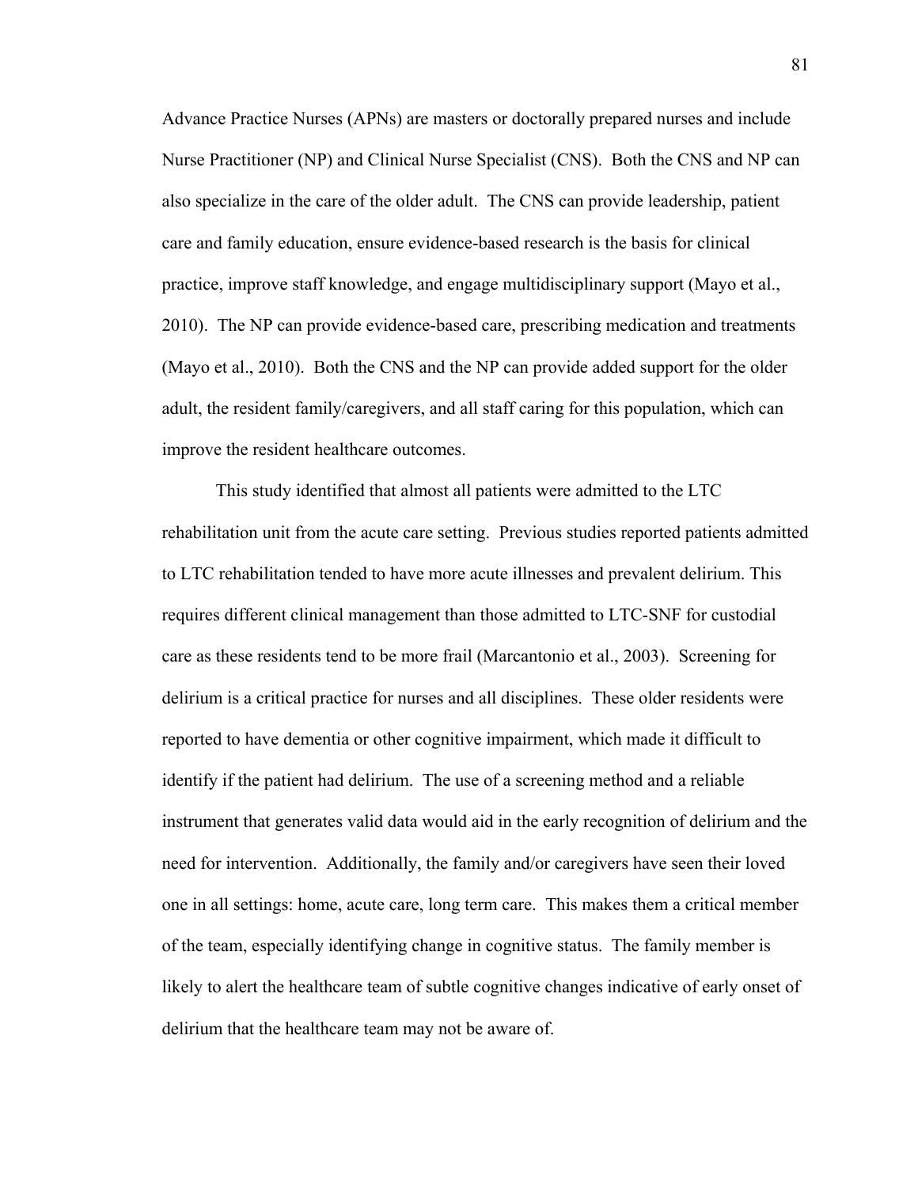Advance Practice Nurses (APNs) are masters or doctorally prepared nurses and include Nurse Practitioner (NP) and Clinical Nurse Specialist (CNS). Both the CNS and NP can also specialize in the care of the older adult. The CNS can provide leadership, patient care and family education, ensure evidence-based research is the basis for clinical practice, improve staff knowledge, and engage multidisciplinary support (Mayo et al., 2010). The NP can provide evidence-based care, prescribing medication and treatments (Mayo et al., 2010). Both the CNS and the NP can provide added support for the older adult, the resident family/caregivers, and all staff caring for this population, which can improve the resident healthcare outcomes.

This study identified that almost all patients were admitted to the LTC rehabilitation unit from the acute care setting. Previous studies reported patients admitted to LTC rehabilitation tended to have more acute illnesses and prevalent delirium. This requires different clinical management than those admitted to LTC-SNF for custodial care as these residents tend to be more frail (Marcantonio et al., 2003). Screening for delirium is a critical practice for nurses and all disciplines. These older residents were reported to have dementia or other cognitive impairment, which made it difficult to identify if the patient had delirium. The use of a screening method and a reliable instrument that generates valid data would aid in the early recognition of delirium and the need for intervention. Additionally, the family and/or caregivers have seen their loved one in all settings: home, acute care, long term care. This makes them a critical member of the team, especially identifying change in cognitive status. The family member is likely to alert the healthcare team of subtle cognitive changes indicative of early onset of delirium that the healthcare team may not be aware of.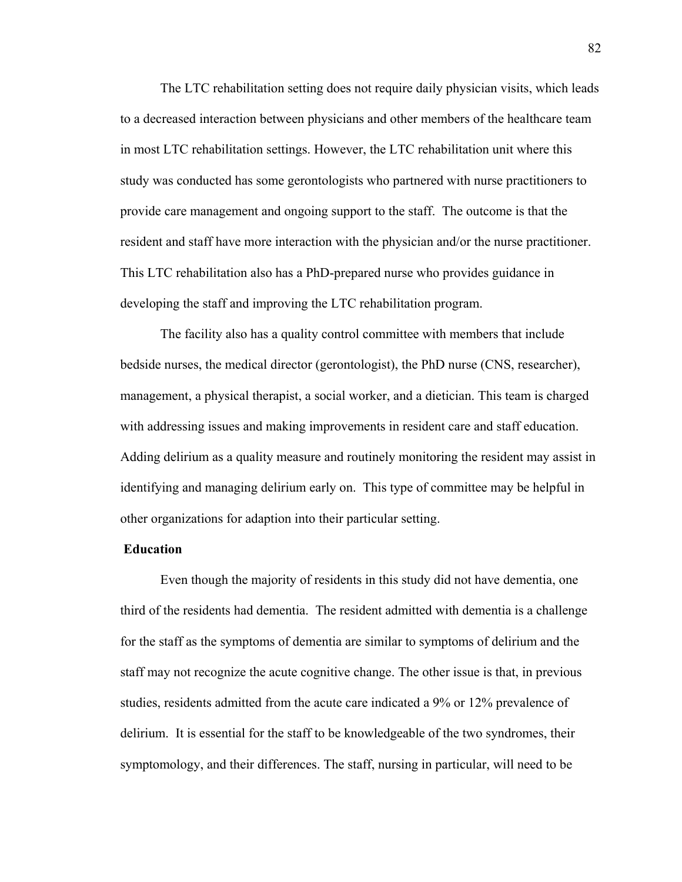The LTC rehabilitation setting does not require daily physician visits, which leads to a decreased interaction between physicians and other members of the healthcare team in most LTC rehabilitation settings. However, the LTC rehabilitation unit where this study was conducted has some gerontologists who partnered with nurse practitioners to provide care management and ongoing support to the staff. The outcome is that the resident and staff have more interaction with the physician and/or the nurse practitioner. This LTC rehabilitation also has a PhD-prepared nurse who provides guidance in developing the staff and improving the LTC rehabilitation program.

The facility also has a quality control committee with members that include bedside nurses, the medical director (gerontologist), the PhD nurse (CNS, researcher), management, a physical therapist, a social worker, and a dietician. This team is charged with addressing issues and making improvements in resident care and staff education. Adding delirium as a quality measure and routinely monitoring the resident may assist in identifying and managing delirium early on. This type of committee may be helpful in other organizations for adaption into their particular setting.

**Education**

Even though the majority of residents in this study did not have dementia, one third of the residents had dementia. The resident admitted with dementia is a challenge for the staff as the symptoms of dementia are similar to symptoms of delirium and the staff may not recognize the acute cognitive change. The other issue is that, in previous studies, residents admitted from the acute care indicated a 9% or 12% prevalence of delirium. It is essential for the staff to be knowledgeable of the two syndromes, their symptomology, and their differences. The staff, nursing in particular, will need to be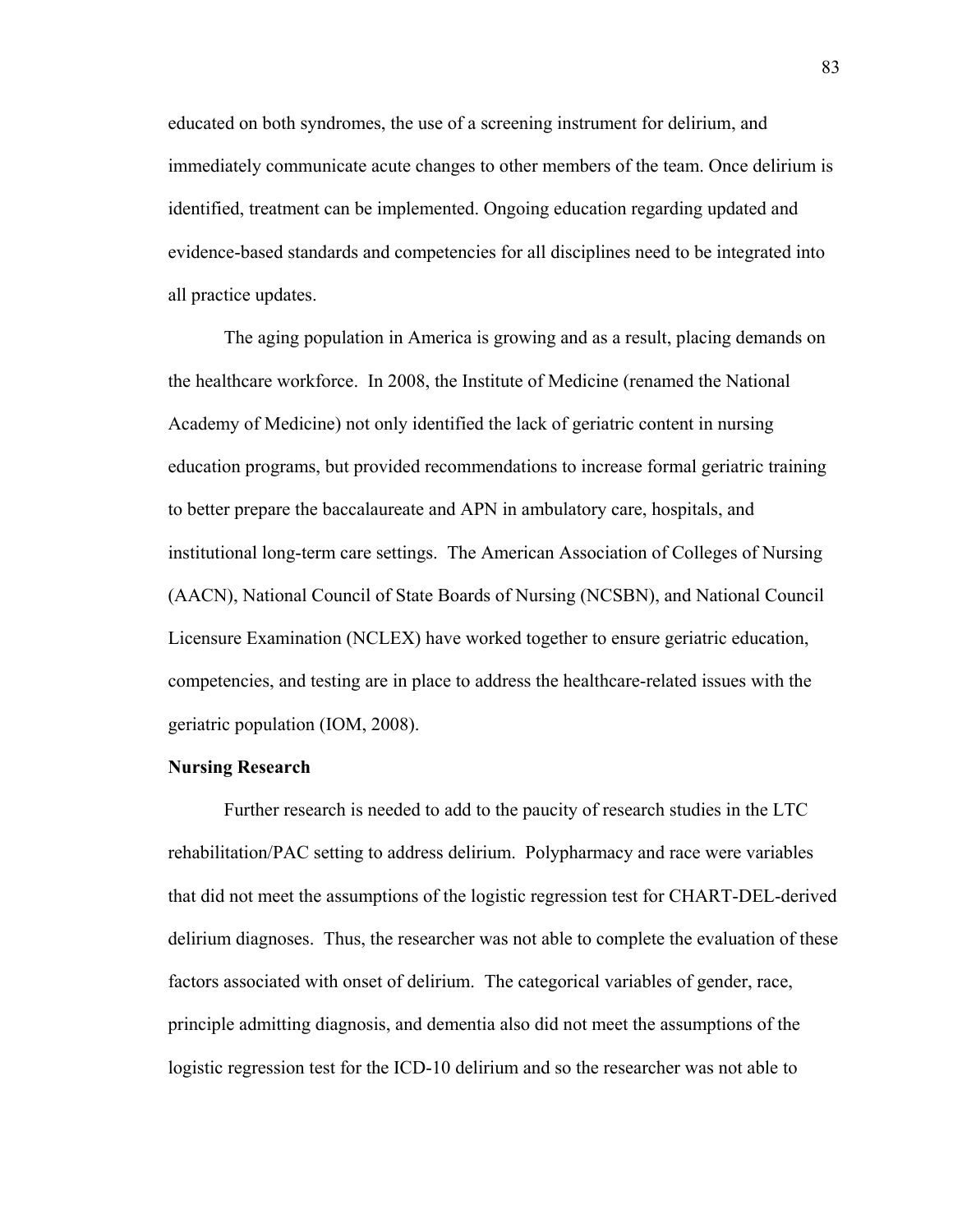educated on both syndromes, the use of a screening instrument for delirium, and immediately communicate acute changes to other members of the team. Once delirium is identified, treatment can be implemented. Ongoing education regarding updated and evidence-based standards and competencies for all disciplines need to be integrated into all practice updates.

The aging population in America is growing and as a result, placing demands on the healthcare workforce. In 2008, the Institute of Medicine (renamed the National Academy of Medicine) not only identified the lack of geriatric content in nursing education programs, but provided recommendations to increase formal geriatric training to better prepare the baccalaureate and APN in ambulatory care, hospitals, and institutional long-term care settings. The American Association of Colleges of Nursing (AACN), National Council of State Boards of Nursing (NCSBN), and National Council Licensure Examination (NCLEX) have worked together to ensure geriatric education, competencies, and testing are in place to address the healthcare-related issues with the geriatric population (IOM, 2008).

**Nursing Research**

Further research is needed to add to the paucity of research studies in the LTC rehabilitation/PAC setting to address delirium. Polypharmacy and race were variables that did not meet the assumptions of the logistic regression test for CHART-DEL-derived delirium diagnoses. Thus, the researcher was not able to complete the evaluation of these factors associated with onset of delirium. The categorical variables of gender, race, principle admitting diagnosis, and dementia also did not meet the assumptions of the logistic regression test for the ICD-10 delirium and so the researcher was not able to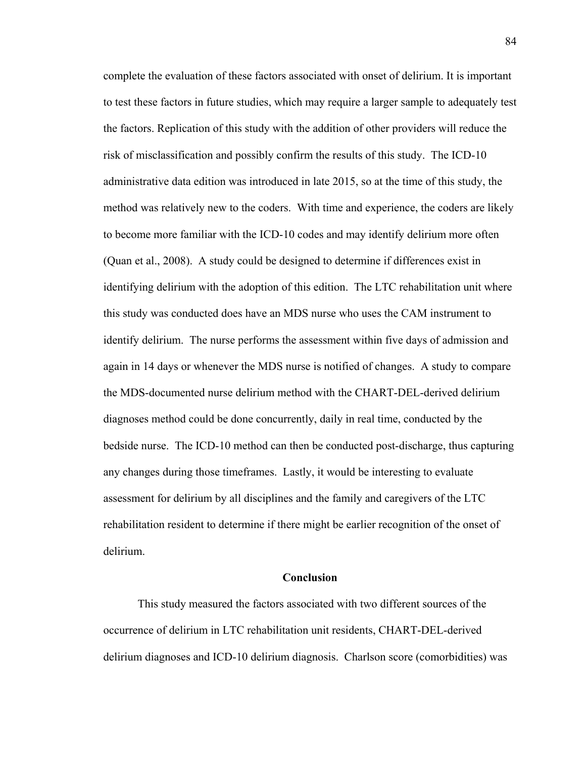complete the evaluation of these factors associated with onset of delirium. It is important to test these factors in future studies, which may require a larger sample to adequately test the factors. Replication of this study with the addition of other providers will reduce the risk of misclassification and possibly confirm the results of this study. The ICD-10 administrative data edition was introduced in late 2015, so at the time of this study, the method was relatively new to the coders. With time and experience, the coders are likely to become more familiar with the ICD-10 codes and may identify delirium more often (Quan et al., 2008). A study could be designed to determine if differences exist in identifying delirium with the adoption of this edition. The LTC rehabilitation unit where this study was conducted does have an MDS nurse who uses the CAM instrument to identify delirium. The nurse performs the assessment within five days of admission and again in 14 days or whenever the MDS nurse is notified of changes. A study to compare the MDS-documented nurse delirium method with the CHART-DEL-derived delirium diagnoses method could be done concurrently, daily in real time, conducted by the bedside nurse. The ICD-10 method can then be conducted post-discharge, thus capturing any changes during those timeframes. Lastly, it would be interesting to evaluate assessment for delirium by all disciplines and the family and caregivers of the LTC rehabilitation resident to determine if there might be earlier recognition of the onset of delirium.

## Conclusion

This study measured the factors associated with two different sources of the occurrence of delirium in LTC rehabilitation unit residents, CHART-DEL-derived delirium diagnoses and ICD-10 delirium diagnosis. Charlson score (comorbidities) was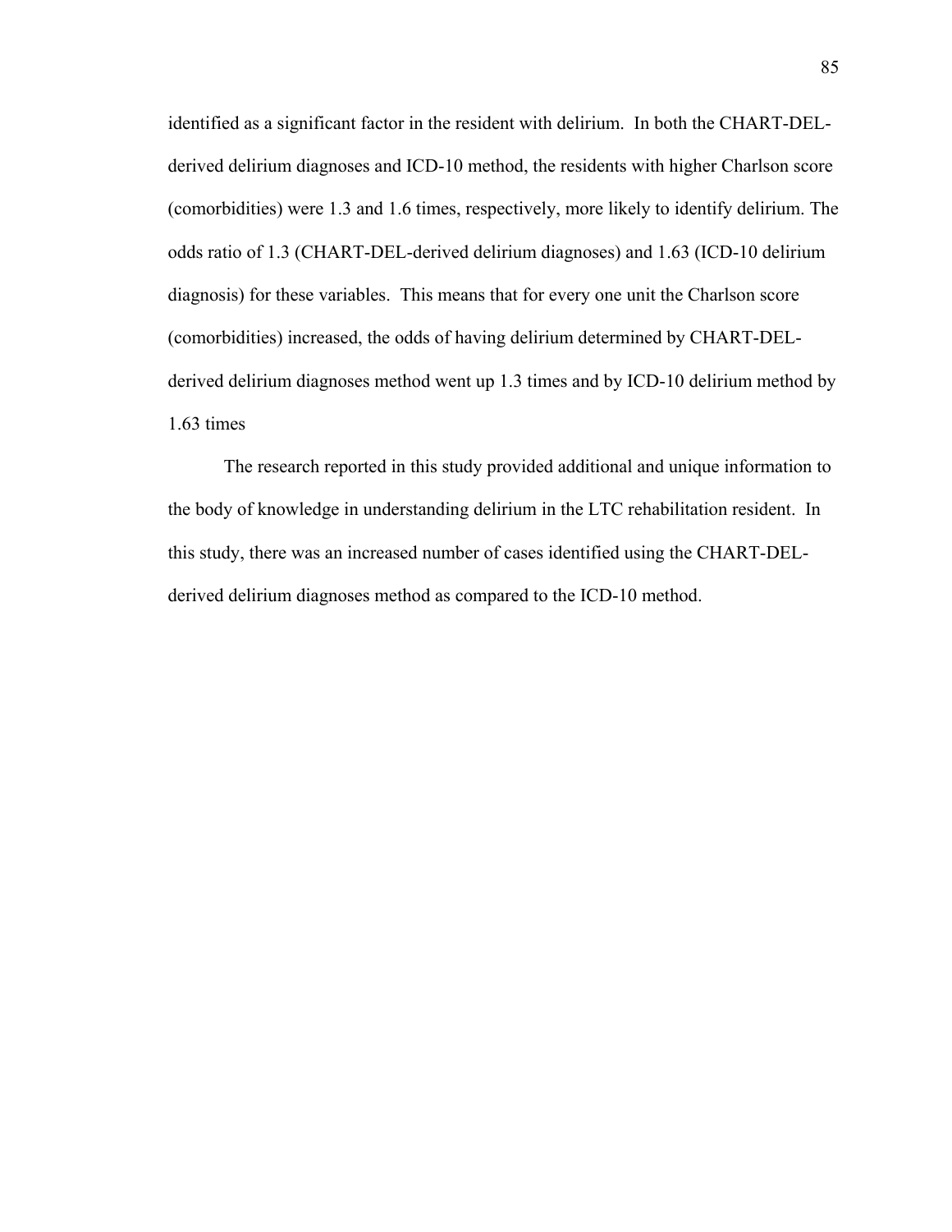identified as a significant factor in the resident with delirium. In both the CHART-DEL-derived delirium diagnoses and ICD-10 method, the residents with higher Charlson score (comorbidities) were 1.3 and 1.6 times, respectively, more likely to identify delirium. The odds ratio of 1.3 (CHART-DEL-derived delirium diagnoses) and 1.63 (ICD-10 delirium diagnosis) for these variables. This means that for every one unit the Charlson score (comorbidities) increased, the odds of having delirium determined by CHART-DEL-derived delirium diagnoses method went up 1.3 times and by ICD-10 delirium method by 1.63 times

The research reported in this study provided additional and unique information to the body of knowledge in understanding delirium in the LTC rehabilitation resident. In this study, there was an increased number of cases identified using the CHART-DEL-derived delirium diagnoses method as compared to the ICD-10 method.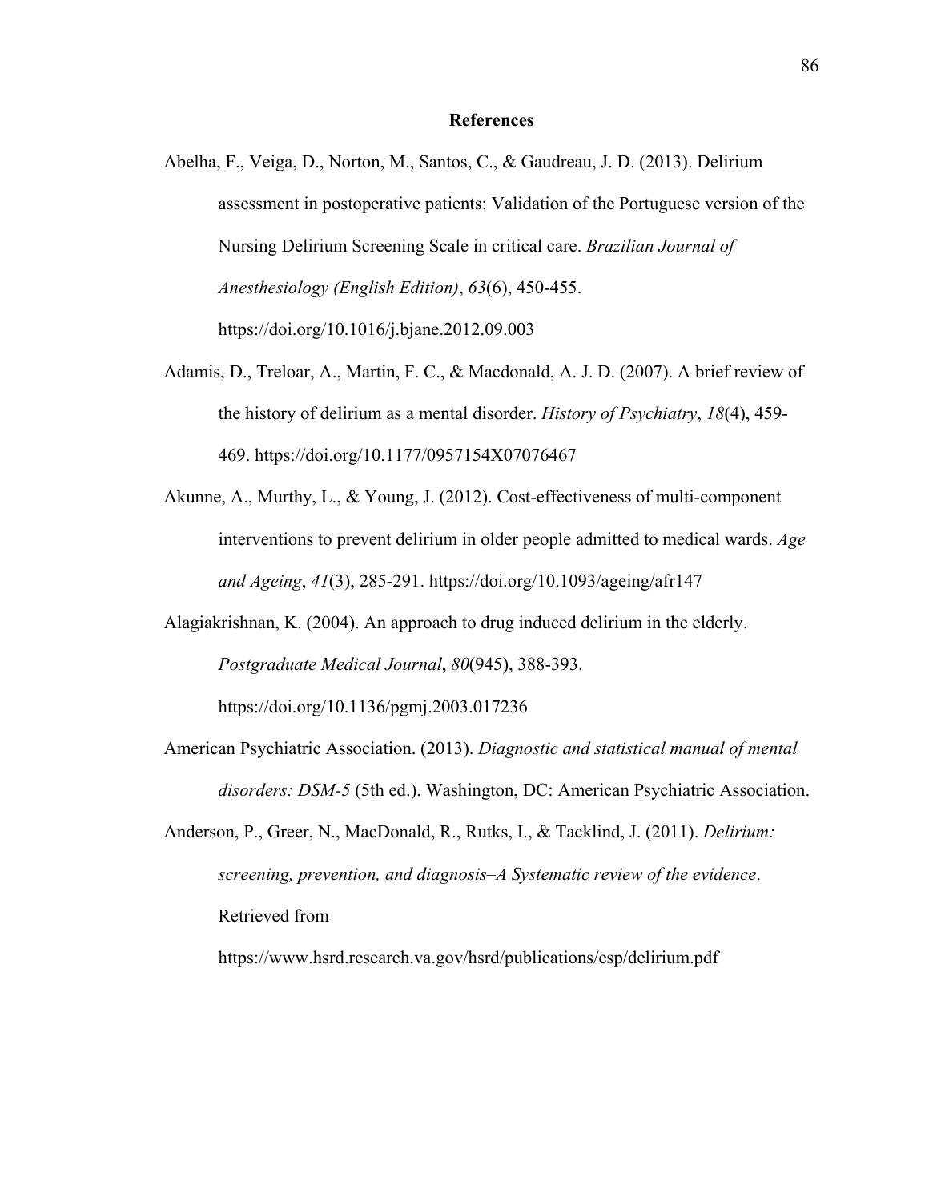# References

Abelha, F., Veiga, D., Norton, M., Santos, C., & Gaudreau, J. D. (2013). Delirium assessment in postoperative patients: Validation of the Portuguese version of the Nursing Delirium Screening Scale in critical care. *Brazilian Journal of Anesthesiology (English Edition)*, *63*(6), 450-455. https://doi.org/10.1016/j.bjane.2012.09.003

Adamis, D., Treloar, A., Martin, F. C., & Macdonald, A. J. D. (2007). A brief review of the history of delirium as a mental disorder. *History of Psychiatry*, *18*(4), 459-469. https://doi.org/10.1177/0957154X07076467

Akunne, A., Murthy, L., & Young, J. (2012). Cost-effectiveness of multi-component interventions to prevent delirium in older people admitted to medical wards. *Age and Ageing*, *41*(3), 285-291. https://doi.org/10.1093/ageing/afr147

Alagiakrishnan, K. (2004). An approach to drug induced delirium in the elderly. *Postgraduate Medical Journal*, *80*(945), 388-393. https://doi.org/10.1136/pgmj.2003.017236

American Psychiatric Association. (2013). *Diagnostic and statistical manual of mental disorders: DSM-5* (5th ed.). Washington, DC: American Psychiatric Association.

Anderson, P., Greer, N., MacDonald, R., Rutks, I., & Tacklind, J. (2011). *Delirium: screening, prevention, and diagnosis–A Systematic review of the evidence*. Retrieved from https://www.hsrd.research.va.gov/hsrd/publications/esp/delirium.pdf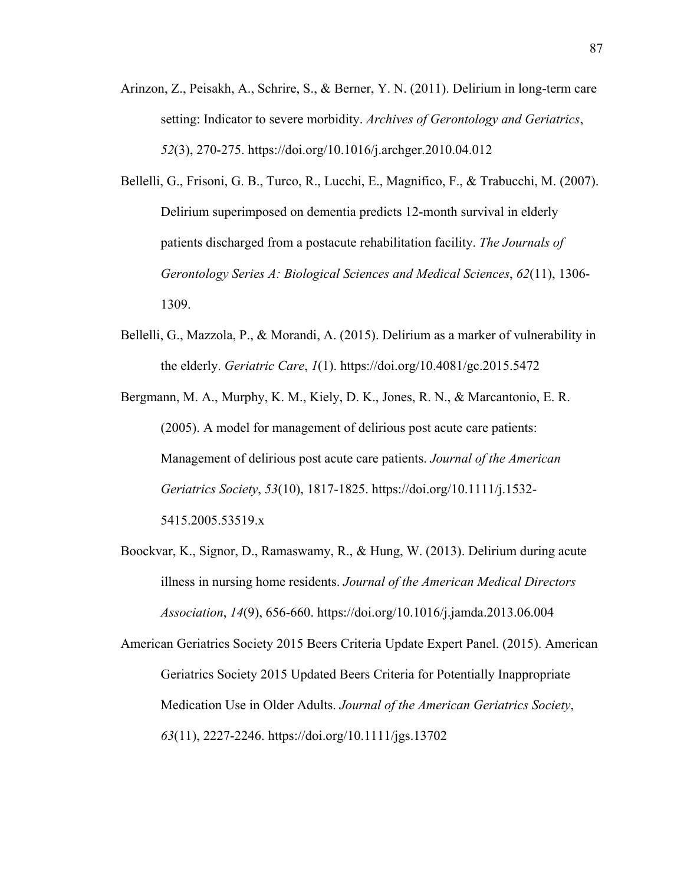Arinzon, Z., Peisakh, A., Schrire, S., & Berner, Y. N. (2011). Delirium in long-term care setting: Indicator to severe morbidity. *Archives of Gerontology and Geriatrics*, *52*(3), 270-275. https://doi.org/10.1016/j.archger.2010.04.012

Bellelli, G., Frisoni, G. B., Turco, R., Lucchi, E., Magnifico, F., & Trabucchi, M. (2007). Delirium superimposed on dementia predicts 12-month survival in elderly patients discharged from a postacute rehabilitation facility. *The Journals of Gerontology Series A: Biological Sciences and Medical Sciences*, *62*(11), 1306-1309.

Bellelli, G., Mazzola, P., & Morandi, A. (2015). Delirium as a marker of vulnerability in the elderly. *Geriatric Care*, *1*(1). https://doi.org/10.4081/gc.2015.5472

Bergmann, M. A., Murphy, K. M., Kiely, D. K., Jones, R. N., & Marcantonio, E. R. (2005). A model for management of delirious post acute care patients: Management of delirious post acute care patients. *Journal of the American Geriatrics Society*, *53*(10), 1817-1825. https://doi.org/10.1111/j.1532-5415.2005.53519.x

Boockvar, K., Signor, D., Ramaswamy, R., & Hung, W. (2013). Delirium during acute illness in nursing home residents. *Journal of the American Medical Directors Association*, *14*(9), 656-660. https://doi.org/10.1016/j.jamda.2013.06.004

American Geriatrics Society 2015 Beers Criteria Update Expert Panel. (2015). American Geriatrics Society 2015 Updated Beers Criteria for Potentially Inappropriate Medication Use in Older Adults. *Journal of the American Geriatrics Society*, *63*(11), 2227-2246. https://doi.org/10.1111/jgs.13702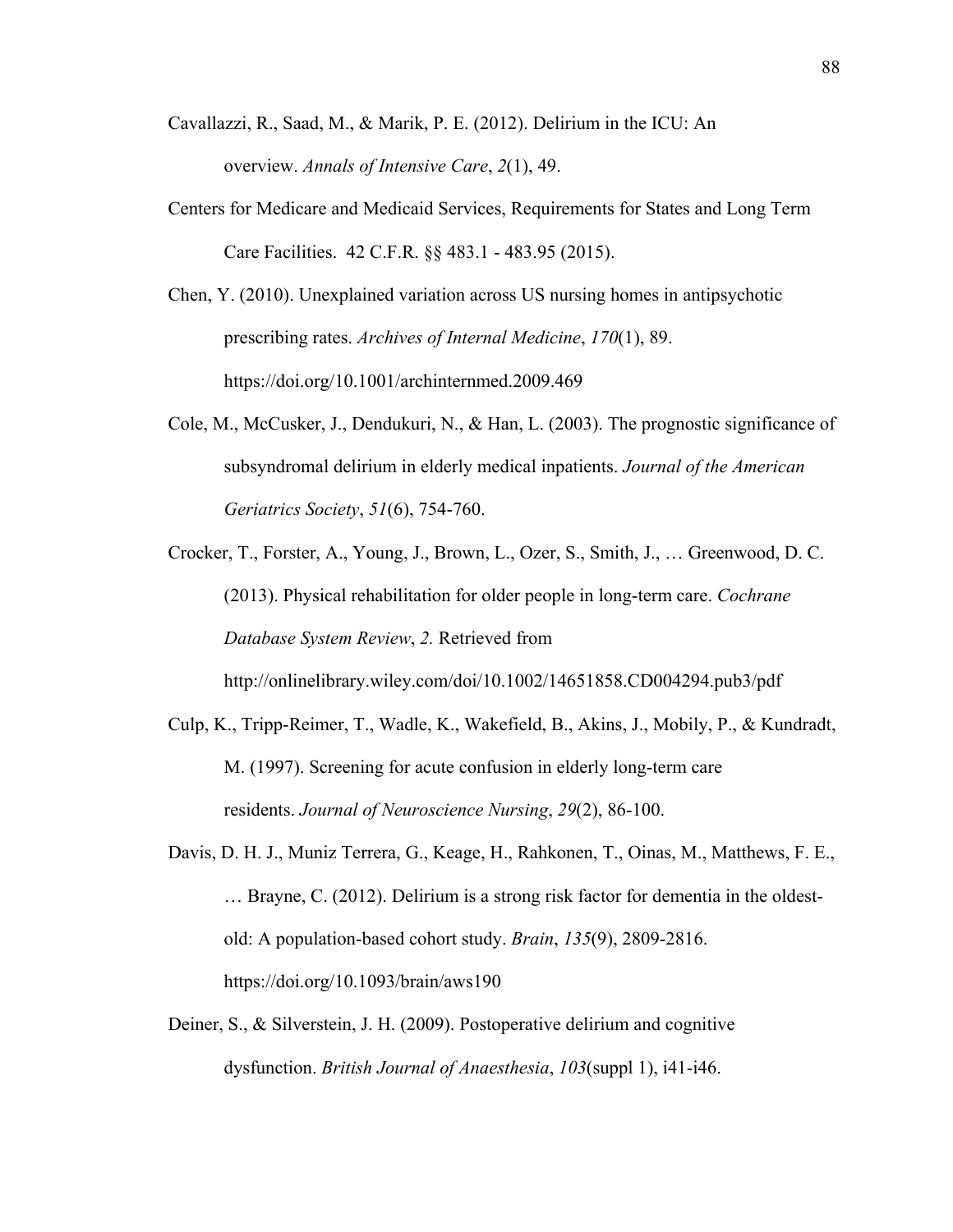Cavallazzi, R., Saad, M., & Marik, P. E. (2012). Delirium in the ICU: An overview. *Annals of Intensive Care*, *2*(1), 49.

Centers for Medicare and Medicaid Services, Requirements for States and Long Term Care Facilities. 42 C.F.R. §§ 483.1 - 483.95 (2015).

Chen, Y. (2010). Unexplained variation across US nursing homes in antipsychotic prescribing rates. *Archives of Internal Medicine*, *170*(1), 89. https://doi.org/10.1001/archinternmed.2009.469

Cole, M., McCusker, J., Dendukuri, N., & Han, L. (2003). The prognostic significance of subsyndromal delirium in elderly medical inpatients. *Journal of the American Geriatrics Society*, *51*(6), 754-760.

Crocker, T., Forster, A., Young, J., Brown, L., Ozer, S., Smith, J., … Greenwood, D. C. (2013). Physical rehabilitation for older people in long-term care. *Cochrane Database System Review*, *2.* Retrieved from http://onlinelibrary.wiley.com/doi/10.1002/14651858.CD004294.pub3/pdf

Culp, K., Tripp-Reimer, T., Wadle, K., Wakefield, B., Akins, J., Mobily, P., & Kundradt, M. (1997). Screening for acute confusion in elderly long-term care residents. *Journal of Neuroscience Nursing*, *29*(2), 86-100.

Davis, D. H. J., Muniz Terrera, G., Keage, H., Rahkonen, T., Oinas, M., Matthews, F. E., … Brayne, C. (2012). Delirium is a strong risk factor for dementia in the oldest-old: A population-based cohort study. *Brain*, *135*(9), 2809-2816. https://doi.org/10.1093/brain/aws190

Deiner, S., & Silverstein, J. H. (2009). Postoperative delirium and cognitive dysfunction. *British Journal of Anaesthesia*, *103*(suppl 1), i41-i46.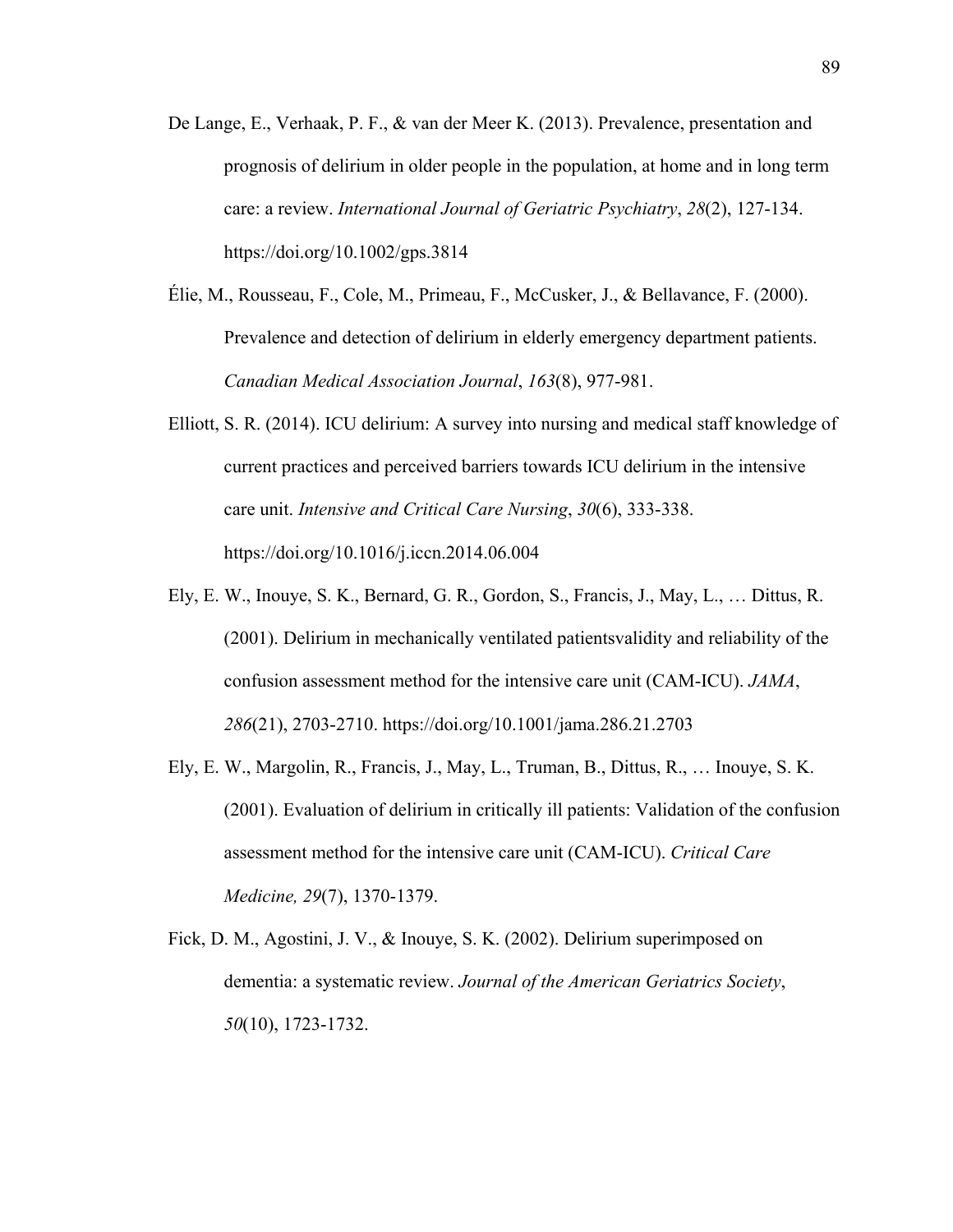De Lange, E., Verhaak, P. F., & van der Meer K. (2013). Prevalence, presentation and prognosis of delirium in older people in the population, at home and in long term care: a review. *International Journal of Geriatric Psychiatry*, *28*(2), 127-134. https://doi.org/10.1002/gps.3814

Élie, M., Rousseau, F., Cole, M., Primeau, F., McCusker, J., & Bellavance, F. (2000). Prevalence and detection of delirium in elderly emergency department patients. *Canadian Medical Association Journal*, *163*(8), 977-981.

Elliott, S. R. (2014). ICU delirium: A survey into nursing and medical staff knowledge of current practices and perceived barriers towards ICU delirium in the intensive care unit. *Intensive and Critical Care Nursing*, *30*(6), 333-338. https://doi.org/10.1016/j.iccn.2014.06.004

Ely, E. W., Inouye, S. K., Bernard, G. R., Gordon, S., Francis, J., May, L., … Dittus, R. (2001). Delirium in mechanically ventilated patientsvalidity and reliability of the confusion assessment method for the intensive care unit (CAM-ICU). *JAMA*, *286*(21), 2703-2710. https://doi.org/10.1001/jama.286.21.2703

Ely, E. W., Margolin, R., Francis, J., May, L., Truman, B., Dittus, R., … Inouye, S. K. (2001). Evaluation of delirium in critically ill patients: Validation of the confusion assessment method for the intensive care unit (CAM-ICU). *Critical Care Medicine, 29*(7), 1370-1379.

Fick, D. M., Agostini, J. V., & Inouye, S. K. (2002). Delirium superimposed on dementia: a systematic review. *Journal of the American Geriatrics Society*, *50*(10), 1723-1732.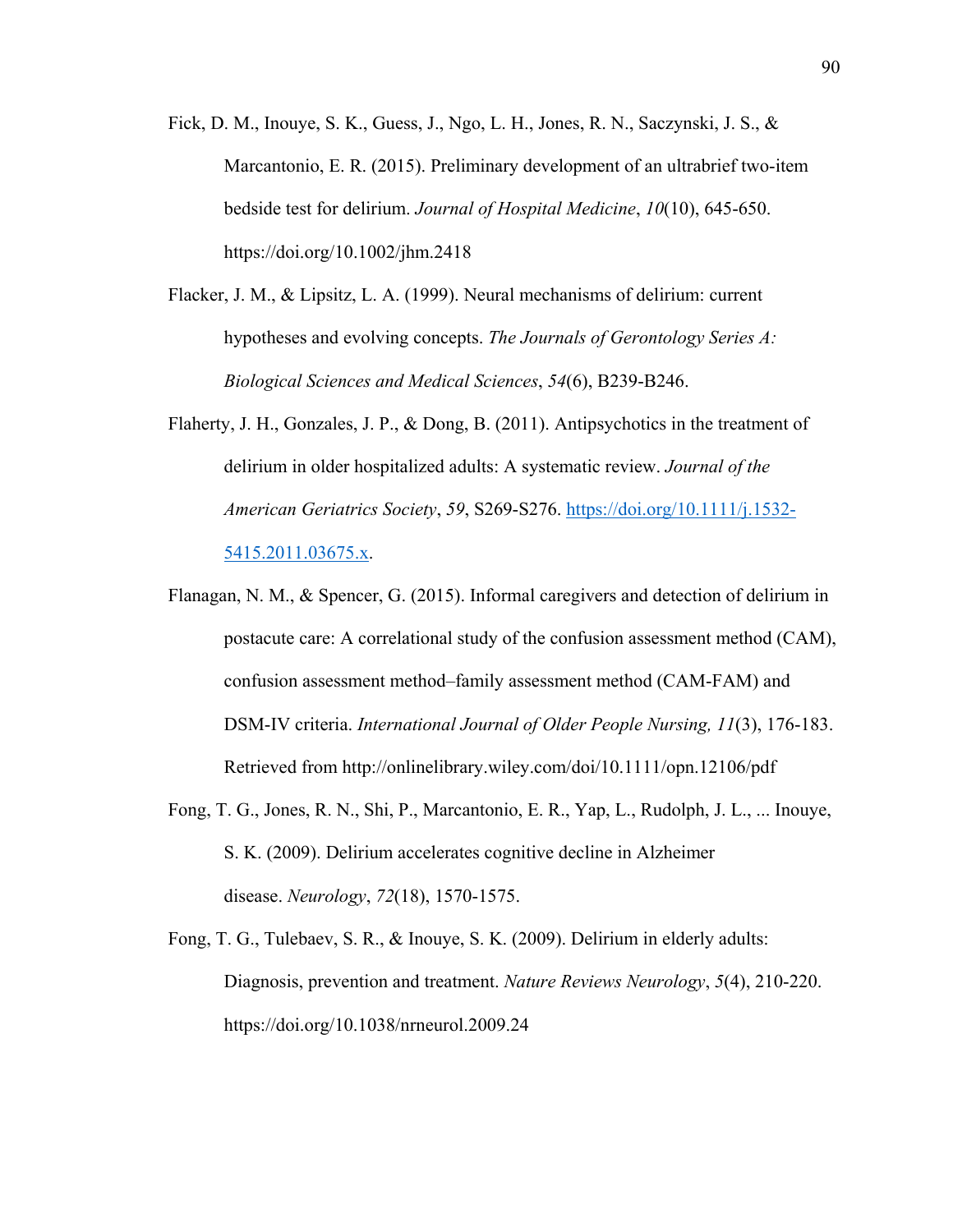Fick, D. M., Inouye, S. K., Guess, J., Ngo, L. H., Jones, R. N., Saczynski, J. S., & Marcantonio, E. R. (2015). Preliminary development of an ultrabrief two-item bedside test for delirium. *Journal of Hospital Medicine*, *10*(10), 645-650. https://doi.org/10.1002/jhm.2418

Flacker, J. M., & Lipsitz, L. A. (1999). Neural mechanisms of delirium: current hypotheses and evolving concepts. *The Journals of Gerontology Series A: Biological Sciences and Medical Sciences*, *54*(6), B239-B246.

Flaherty, J. H., Gonzales, J. P., & Dong, B. (2011). Antipsychotics in the treatment of delirium in older hospitalized adults: A systematic review. *Journal of the American Geriatrics Society*, *59*, S269-S276. https://doi.org/10.1111/j.1532-5415.2011.03675.x.

Flanagan, N. M., & Spencer, G. (2015). Informal caregivers and detection of delirium in postacute care: A correlational study of the confusion assessment method (CAM), confusion assessment method–family assessment method (CAM-FAM) and DSM-IV criteria. *International Journal of Older People Nursing, 11*(3), 176-183. Retrieved from http://onlinelibrary.wiley.com/doi/10.1111/opn.12106/pdf

Fong, T. G., Jones, R. N., Shi, P., Marcantonio, E. R., Yap, L., Rudolph, J. L., ... Inouye, S. K. (2009). Delirium accelerates cognitive decline in Alzheimer disease. *Neurology*, *72*(18), 1570-1575.

Fong, T. G., Tulebaev, S. R., & Inouye, S. K. (2009). Delirium in elderly adults: Diagnosis, prevention and treatment. *Nature Reviews Neurology*, *5*(4), 210-220. https://doi.org/10.1038/nrneurol.2009.24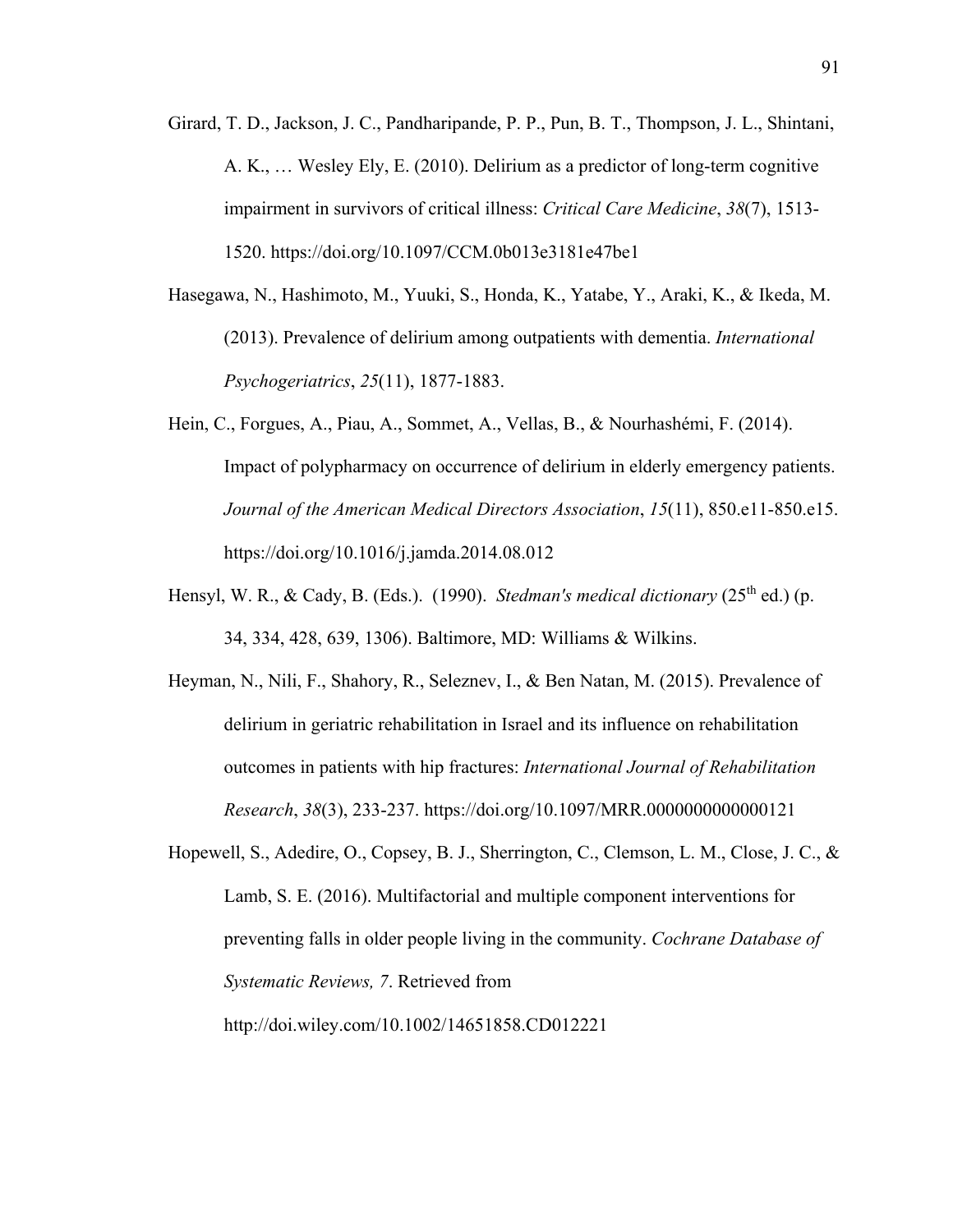Girard, T. D., Jackson, J. C., Pandharipande, P. P., Pun, B. T., Thompson, J. L., Shintani, A. K., … Wesley Ely, E. (2010). Delirium as a predictor of long-term cognitive impairment in survivors of critical illness: *Critical Care Medicine*, *38*(7), 1513-1520. https://doi.org/10.1097/CCM.0b013e3181e47be1

Hasegawa, N., Hashimoto, M., Yuuki, S., Honda, K., Yatabe, Y., Araki, K., & Ikeda, M. (2013). Prevalence of delirium among outpatients with dementia. *International Psychogeriatrics*, *25*(11), 1877-1883.

Hein, C., Forgues, A., Piau, A., Sommet, A., Vellas, B., & Nourhashémi, F. (2014). Impact of polypharmacy on occurrence of delirium in elderly emergency patients. *Journal of the American Medical Directors Association*, *15*(11), 850.e11-850.e15. https://doi.org/10.1016/j.jamda.2014.08.012

Hensyl, W. R., & Cady, B. (Eds.). (1990). *Stedman's medical dictionary* (25th ed.) (p. 34, 334, 428, 639, 1306). Baltimore, MD: Williams & Wilkins.

Heyman, N., Nili, F., Shahory, R., Seleznev, I., & Ben Natan, M. (2015). Prevalence of delirium in geriatric rehabilitation in Israel and its influence on rehabilitation outcomes in patients with hip fractures: *International Journal of Rehabilitation Research*, *38*(3), 233-237. https://doi.org/10.1097/MRR.0000000000000121

Hopewell, S., Adedire, O., Copsey, B. J., Sherrington, C., Clemson, L. M., Close, J. C., & Lamb, S. E. (2016). Multifactorial and multiple component interventions for preventing falls in older people living in the community. *Cochrane Database of Systematic Reviews, 7*. Retrieved from http://doi.wiley.com/10.1002/14651858.CD012221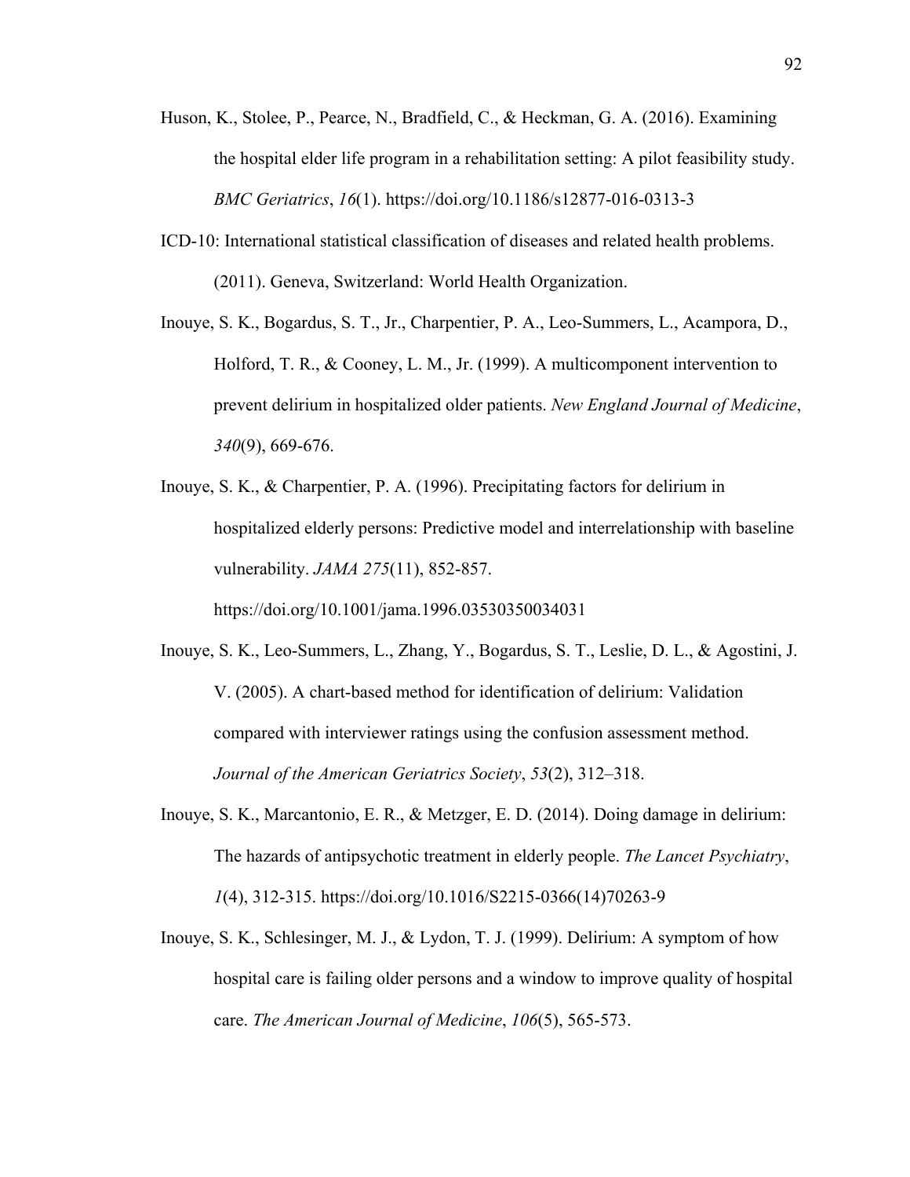Huson, K., Stolee, P., Pearce, N., Bradfield, C., & Heckman, G. A. (2016). Examining the hospital elder life program in a rehabilitation setting: A pilot feasibility study. *BMC Geriatrics*, *16*(1). https://doi.org/10.1186/s12877-016-0313-3

ICD-10: International statistical classification of diseases and related health problems. (2011). Geneva, Switzerland: World Health Organization.

Inouye, S. K., Bogardus, S. T., Jr., Charpentier, P. A., Leo-Summers, L., Acampora, D., Holford, T. R., & Cooney, L. M., Jr. (1999). A multicomponent intervention to prevent delirium in hospitalized older patients. *New England Journal of Medicine*, *340*(9), 669-676.

Inouye, S. K., & Charpentier, P. A. (1996). Precipitating factors for delirium in hospitalized elderly persons: Predictive model and interrelationship with baseline vulnerability. *JAMA 275*(11), 852-857. https://doi.org/10.1001/jama.1996.03530350034031

Inouye, S. K., Leo-Summers, L., Zhang, Y., Bogardus, S. T., Leslie, D. L., & Agostini, J. V. (2005). A chart-based method for identification of delirium: Validation compared with interviewer ratings using the confusion assessment method. *Journal of the American Geriatrics Society*, *53*(2), 312–318.

Inouye, S. K., Marcantonio, E. R., & Metzger, E. D. (2014). Doing damage in delirium: The hazards of antipsychotic treatment in elderly people. *The Lancet Psychiatry*, *1*(4), 312-315. https://doi.org/10.1016/S2215-0366(14)70263-9

Inouye, S. K., Schlesinger, M. J., & Lydon, T. J. (1999). Delirium: A symptom of how hospital care is failing older persons and a window to improve quality of hospital care. *The American Journal of Medicine*, *106*(5), 565-573.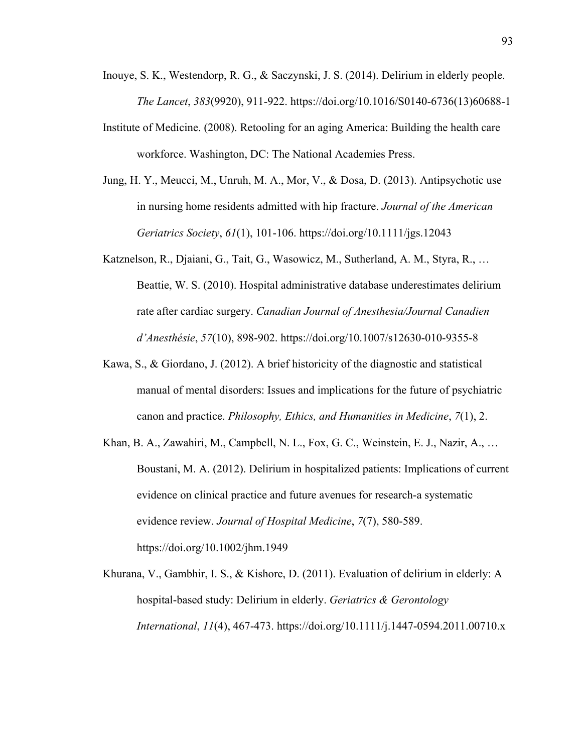Inouye, S. K., Westendorp, R. G., & Saczynski, J. S. (2014). Delirium in elderly people. *The Lancet*, *383*(9920), 911-922. https://doi.org/10.1016/S0140-6736(13)60688-1

Institute of Medicine. (2008). Retooling for an aging America: Building the health care workforce. Washington, DC: The National Academies Press.

Jung, H. Y., Meucci, M., Unruh, M. A., Mor, V., & Dosa, D. (2013). Antipsychotic use in nursing home residents admitted with hip fracture. *Journal of the American Geriatrics Society*, *61*(1), 101-106. https://doi.org/10.1111/jgs.12043

Katznelson, R., Djaiani, G., Tait, G., Wasowicz, M., Sutherland, A. M., Styra, R., … Beattie, W. S. (2010). Hospital administrative database underestimates delirium rate after cardiac surgery. *Canadian Journal of Anesthesia/Journal Canadien d'Anesthésie*, *57*(10), 898-902. https://doi.org/10.1007/s12630-010-9355-8

Kawa, S., & Giordano, J. (2012). A brief historicity of the diagnostic and statistical manual of mental disorders: Issues and implications for the future of psychiatric canon and practice. *Philosophy, Ethics, and Humanities in Medicine*, *7*(1), 2.

Khan, B. A., Zawahiri, M., Campbell, N. L., Fox, G. C., Weinstein, E. J., Nazir, A., … Boustani, M. A. (2012). Delirium in hospitalized patients: Implications of current evidence on clinical practice and future avenues for research-a systematic evidence review. *Journal of Hospital Medicine*, *7*(7), 580-589. https://doi.org/10.1002/jhm.1949

Khurana, V., Gambhir, I. S., & Kishore, D. (2011). Evaluation of delirium in elderly: A hospital-based study: Delirium in elderly. *Geriatrics & Gerontology International*, *11*(4), 467-473. https://doi.org/10.1111/j.1447-0594.2011.00710.x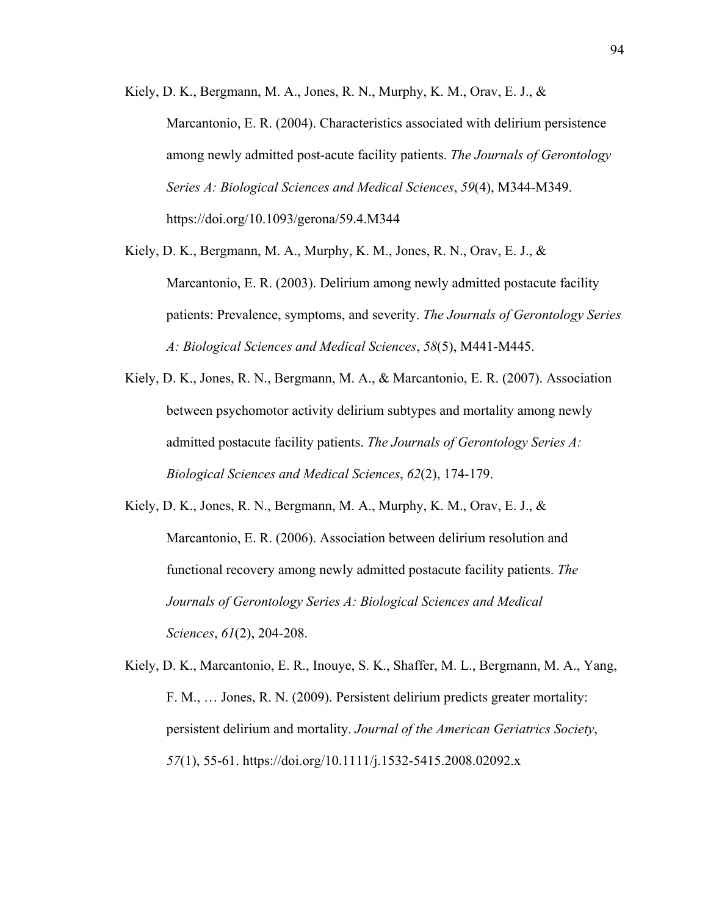Kiely, D. K., Bergmann, M. A., Jones, R. N., Murphy, K. M., Orav, E. J., & Marcantonio, E. R. (2004). Characteristics associated with delirium persistence among newly admitted post-acute facility patients. *The Journals of Gerontology Series A: Biological Sciences and Medical Sciences*, *59*(4), M344-M349. https://doi.org/10.1093/gerona/59.4.M344

Kiely, D. K., Bergmann, M. A., Murphy, K. M., Jones, R. N., Orav, E. J., & Marcantonio, E. R. (2003). Delirium among newly admitted postacute facility patients: Prevalence, symptoms, and severity. *The Journals of Gerontology Series A: Biological Sciences and Medical Sciences*, *58*(5), M441-M445.

Kiely, D. K., Jones, R. N., Bergmann, M. A., & Marcantonio, E. R. (2007). Association between psychomotor activity delirium subtypes and mortality among newly admitted postacute facility patients. *The Journals of Gerontology Series A: Biological Sciences and Medical Sciences*, *62*(2), 174-179.

Kiely, D. K., Jones, R. N., Bergmann, M. A., Murphy, K. M., Orav, E. J., & Marcantonio, E. R. (2006). Association between delirium resolution and functional recovery among newly admitted postacute facility patients. *The Journals of Gerontology Series A: Biological Sciences and Medical Sciences*, *61*(2), 204-208.

Kiely, D. K., Marcantonio, E. R., Inouye, S. K., Shaffer, M. L., Bergmann, M. A., Yang, F. M., … Jones, R. N. (2009). Persistent delirium predicts greater mortality: persistent delirium and mortality. *Journal of the American Geriatrics Society*, *57*(1), 55-61. https://doi.org/10.1111/j.1532-5415.2008.02092.x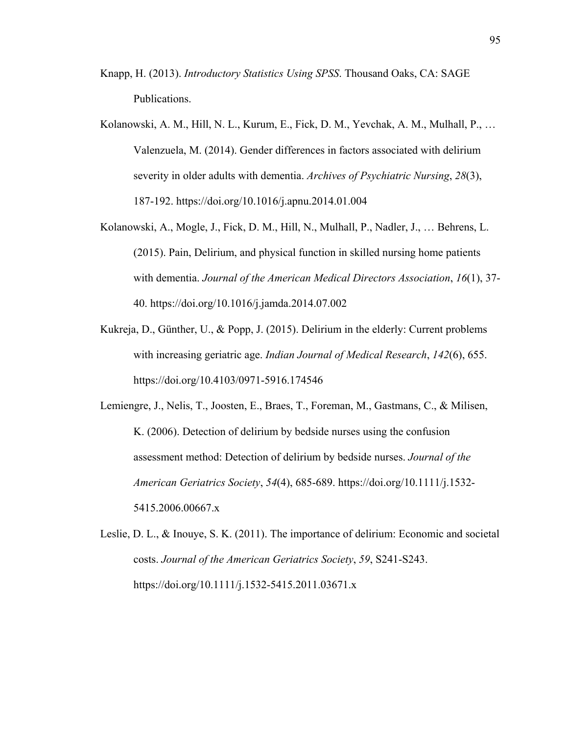Knapp, H. (2013). *Introductory Statistics Using SPSS*. Thousand Oaks, CA: SAGE Publications.

Kolanowski, A. M., Hill, N. L., Kurum, E., Fick, D. M., Yevchak, A. M., Mulhall, P., … Valenzuela, M. (2014). Gender differences in factors associated with delirium severity in older adults with dementia. *Archives of Psychiatric Nursing*, *28*(3), 187-192. https://doi.org/10.1016/j.apnu.2014.01.004

Kolanowski, A., Mogle, J., Fick, D. M., Hill, N., Mulhall, P., Nadler, J., … Behrens, L. (2015). Pain, Delirium, and physical function in skilled nursing home patients with dementia. *Journal of the American Medical Directors Association*, *16*(1), 37-40. https://doi.org/10.1016/j.jamda.2014.07.002

Kukreja, D., Günther, U., & Popp, J. (2015). Delirium in the elderly: Current problems with increasing geriatric age. *Indian Journal of Medical Research*, *142*(6), 655. https://doi.org/10.4103/0971-5916.174546

Lemiengre, J., Nelis, T., Joosten, E., Braes, T., Foreman, M., Gastmans, C., & Milisen, K. (2006). Detection of delirium by bedside nurses using the confusion assessment method: Detection of delirium by bedside nurses. *Journal of the American Geriatrics Society*, *54*(4), 685-689. https://doi.org/10.1111/j.1532-5415.2006.00667.x

Leslie, D. L., & Inouye, S. K. (2011). The importance of delirium: Economic and societal costs. *Journal of the American Geriatrics Society*, *59*, S241-S243. https://doi.org/10.1111/j.1532-5415.2011.03671.x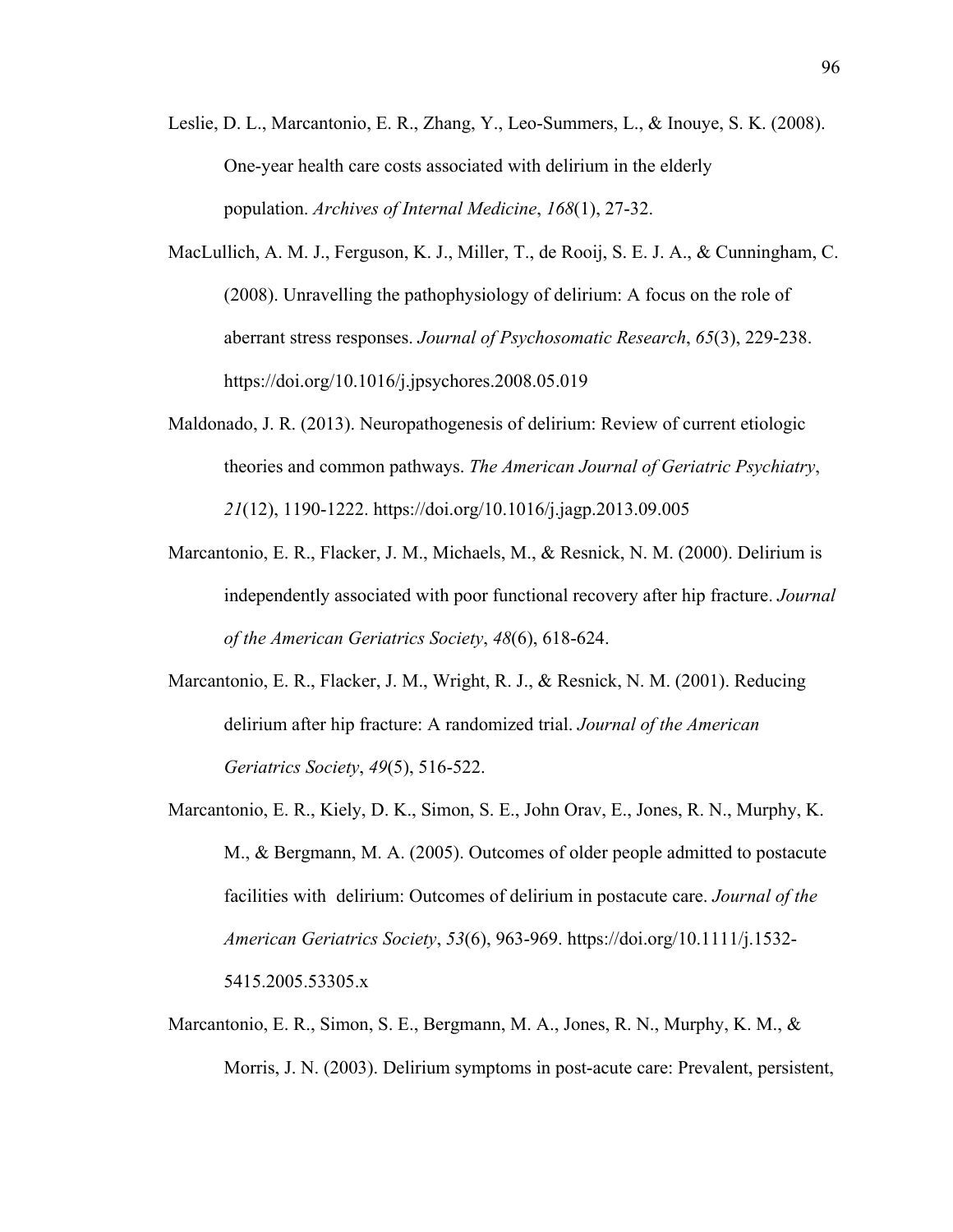Leslie, D. L., Marcantonio, E. R., Zhang, Y., Leo-Summers, L., & Inouye, S. K. (2008). One-year health care costs associated with delirium in the elderly population. *Archives of Internal Medicine*, *168*(1), 27-32.

MacLullich, A. M. J., Ferguson, K. J., Miller, T., de Rooij, S. E. J. A., & Cunningham, C. (2008). Unravelling the pathophysiology of delirium: A focus on the role of aberrant stress responses. *Journal of Psychosomatic Research*, *65*(3), 229-238. https://doi.org/10.1016/j.jpsychores.2008.05.019

Maldonado, J. R. (2013). Neuropathogenesis of delirium: Review of current etiologic theories and common pathways. *The American Journal of Geriatric Psychiatry*, *21*(12), 1190-1222. https://doi.org/10.1016/j.jagp.2013.09.005

Marcantonio, E. R., Flacker, J. M., Michaels, M., & Resnick, N. M. (2000). Delirium is independently associated with poor functional recovery after hip fracture. *Journal of the American Geriatrics Society*, *48*(6), 618-624.

Marcantonio, E. R., Flacker, J. M., Wright, R. J., & Resnick, N. M. (2001). Reducing delirium after hip fracture: A randomized trial. *Journal of the American Geriatrics Society*, *49*(5), 516-522.

Marcantonio, E. R., Kiely, D. K., Simon, S. E., John Orav, E., Jones, R. N., Murphy, K. M., & Bergmann, M. A. (2005). Outcomes of older people admitted to postacute facilities with delirium: Outcomes of delirium in postacute care. *Journal of the American Geriatrics Society*, *53*(6), 963-969. https://doi.org/10.1111/j.1532-5415.2005.53305.x

Marcantonio, E. R., Simon, S. E., Bergmann, M. A., Jones, R. N., Murphy, K. M., & Morris, J. N. (2003). Delirium symptoms in post-acute care: Prevalent, persistent,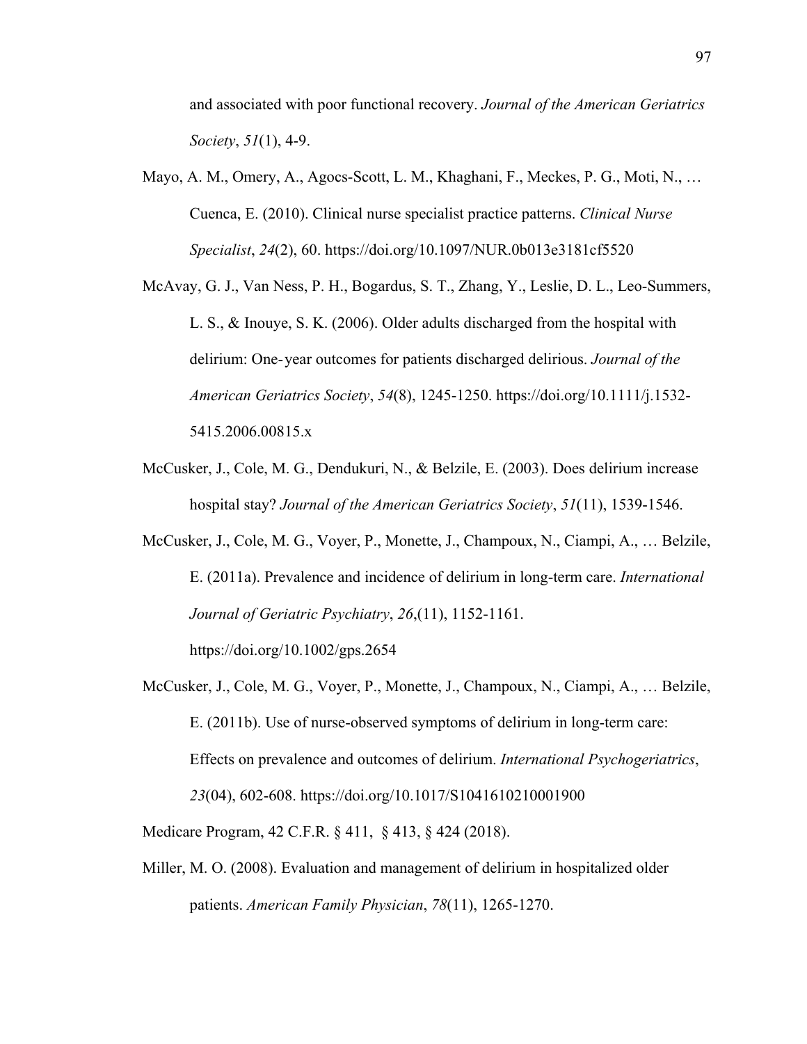and associated with poor functional recovery. *Journal of the American Geriatrics Society*, *51*(1), 4-9.

Mayo, A. M., Omery, A., Agocs-Scott, L. M., Khaghani, F., Meckes, P. G., Moti, N., … Cuenca, E. (2010). Clinical nurse specialist practice patterns. *Clinical Nurse Specialist*, *24*(2), 60. https://doi.org/10.1097/NUR.0b013e3181cf5520

McAvay, G. J., Van Ness, P. H., Bogardus, S. T., Zhang, Y., Leslie, D. L., Leo-Summers, L. S., & Inouye, S. K. (2006). Older adults discharged from the hospital with delirium: One-year outcomes for patients discharged delirious. *Journal of the American Geriatrics Society*, *54*(8), 1245-1250. https://doi.org/10.1111/j.1532-5415.2006.00815.x

McCusker, J., Cole, M. G., Dendukuri, N., & Belzile, E. (2003). Does delirium increase hospital stay? *Journal of the American Geriatrics Society*, *51*(11), 1539-1546.

McCusker, J., Cole, M. G., Voyer, P., Monette, J., Champoux, N., Ciampi, A., … Belzile, E. (2011a). Prevalence and incidence of delirium in long-term care. *International Journal of Geriatric Psychiatry*, *26*,(11), 1152-1161. https://doi.org/10.1002/gps.2654

McCusker, J., Cole, M. G., Voyer, P., Monette, J., Champoux, N., Ciampi, A., … Belzile, E. (2011b). Use of nurse-observed symptoms of delirium in long-term care: Effects on prevalence and outcomes of delirium. *International Psychogeriatrics*, *23*(04), 602-608. https://doi.org/10.1017/S1041610210001900

Medicare Program, 42 C.F.R. § 411, § 413, § 424 (2018).

Miller, M. O. (2008). Evaluation and management of delirium in hospitalized older patients. *American Family Physician*, *78*(11), 1265-1270.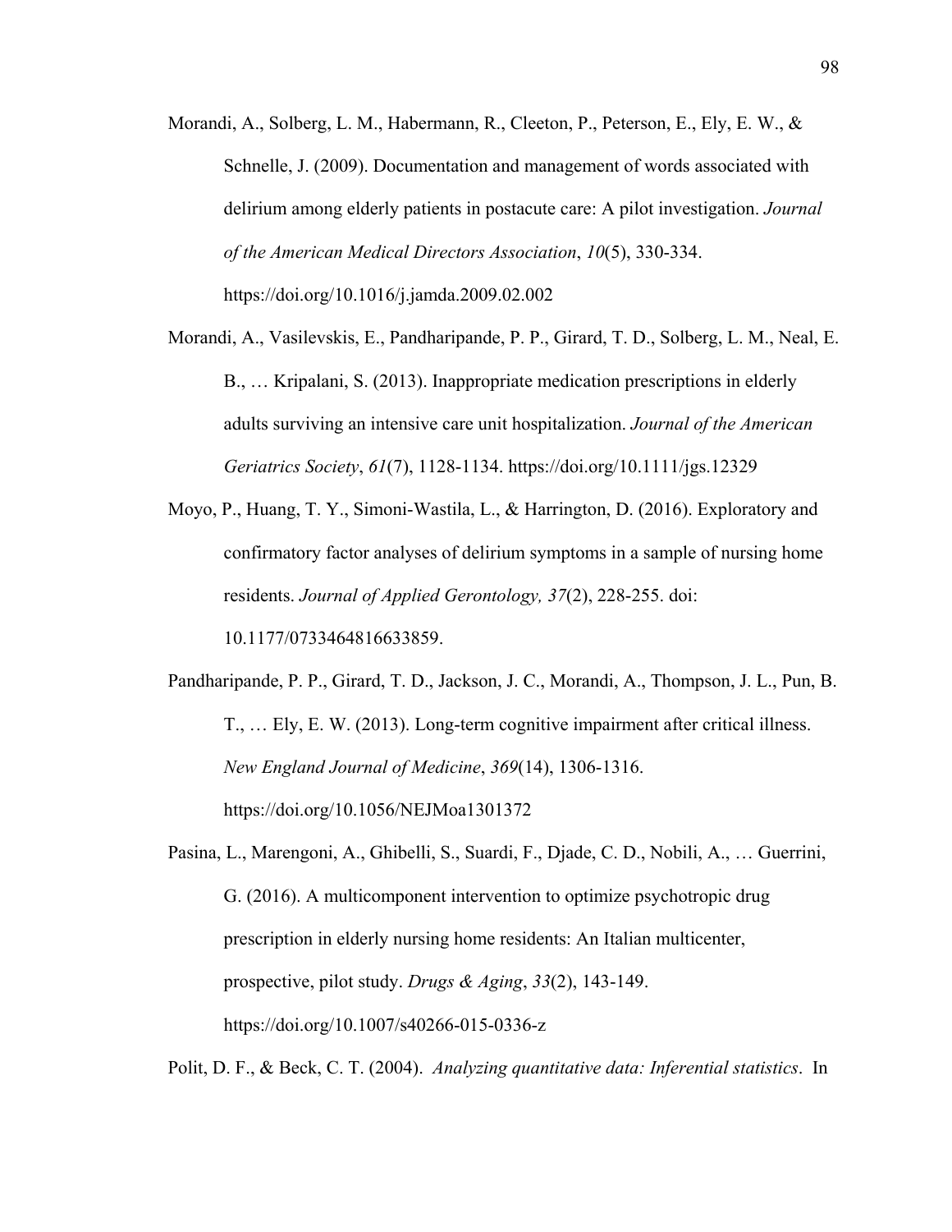Morandi, A., Solberg, L. M., Habermann, R., Cleeton, P., Peterson, E., Ely, E. W., & Schnelle, J. (2009). Documentation and management of words associated with delirium among elderly patients in postacute care: A pilot investigation. *Journal of the American Medical Directors Association*, *10*(5), 330-334. https://doi.org/10.1016/j.jamda.2009.02.002

Morandi, A., Vasilevskis, E., Pandharipande, P. P., Girard, T. D., Solberg, L. M., Neal, E. B., … Kripalani, S. (2013). Inappropriate medication prescriptions in elderly adults surviving an intensive care unit hospitalization. *Journal of the American Geriatrics Society*, *61*(7), 1128-1134. https://doi.org/10.1111/jgs.12329

Moyo, P., Huang, T. Y., Simoni-Wastila, L., & Harrington, D. (2016). Exploratory and confirmatory factor analyses of delirium symptoms in a sample of nursing home residents. *Journal of Applied Gerontology, 37*(2), 228-255. doi: 10.1177/0733464816633859.

Pandharipande, P. P., Girard, T. D., Jackson, J. C., Morandi, A., Thompson, J. L., Pun, B. T., … Ely, E. W. (2013). Long-term cognitive impairment after critical illness. *New England Journal of Medicine*, *369*(14), 1306-1316. https://doi.org/10.1056/NEJMoa1301372

Pasina, L., Marengoni, A., Ghibelli, S., Suardi, F., Djade, C. D., Nobili, A., … Guerrini, G. (2016). A multicomponent intervention to optimize psychotropic drug prescription in elderly nursing home residents: An Italian multicenter, prospective, pilot study. *Drugs & Aging*, *33*(2), 143-149. https://doi.org/10.1007/s40266-015-0336-z

Polit, D. F., & Beck, C. T. (2004). *Analyzing quantitative data: Inferential statistics*. In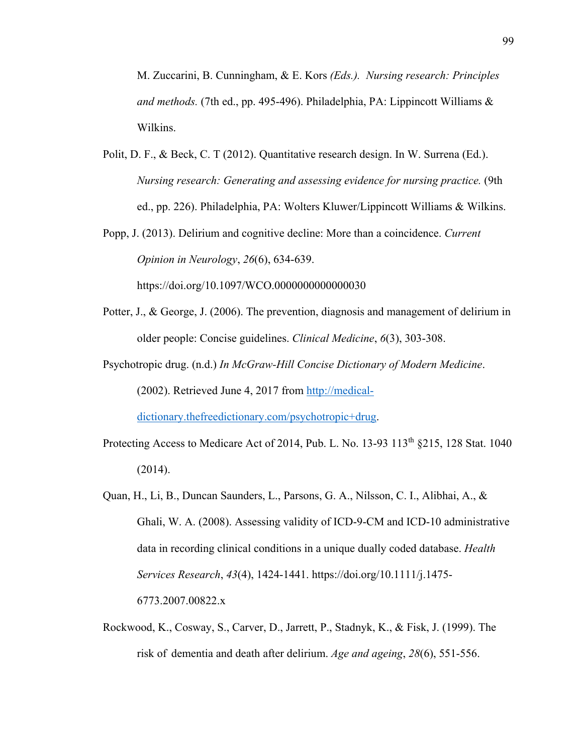M. Zuccarini, B. Cunningham, & E. Kors *(Eds.). Nursing research: Principles and methods.* (7th ed., pp. 495-496). Philadelphia, PA: Lippincott Williams & Wilkins.

Polit, D. F., & Beck, C. T (2012). Quantitative research design. In W. Surrena (Ed.). *Nursing research: Generating and assessing evidence for nursing practice.* (9th ed., pp. 226). Philadelphia, PA: Wolters Kluwer/Lippincott Williams & Wilkins.

Popp, J. (2013). Delirium and cognitive decline: More than a coincidence. *Current Opinion in Neurology*, *26*(6), 634-639. https://doi.org/10.1097/WCO.0000000000000030

Potter, J., & George, J. (2006). The prevention, diagnosis and management of delirium in older people: Concise guidelines. *Clinical Medicine*, *6*(3), 303-308.

Psychotropic drug. (n.d.) *In McGraw-Hill Concise Dictionary of Modern Medicine*. (2002). Retrieved June 4, 2017 from [http://medical-dictionary.thefreedictionary.com/psychotropic+drug](http://medical-dictionary.thefreedictionary.com/psychotropic+drug).

Protecting Access to Medicare Act of 2014, Pub. L. No. 13-93 113th §215, 128 Stat. 1040 (2014).

Quan, H., Li, B., Duncan Saunders, L., Parsons, G. A., Nilsson, C. I., Alibhai, A., & Ghali, W. A. (2008). Assessing validity of ICD-9-CM and ICD-10 administrative data in recording clinical conditions in a unique dually coded database. *Health Services Research*, *43*(4), 1424-1441. https://doi.org/10.1111/j.1475-6773.2007.00822.x

Rockwood, K., Cosway, S., Carver, D., Jarrett, P., Stadnyk, K., & Fisk, J. (1999). The risk of dementia and death after delirium. *Age and ageing*, *28*(6), 551-556.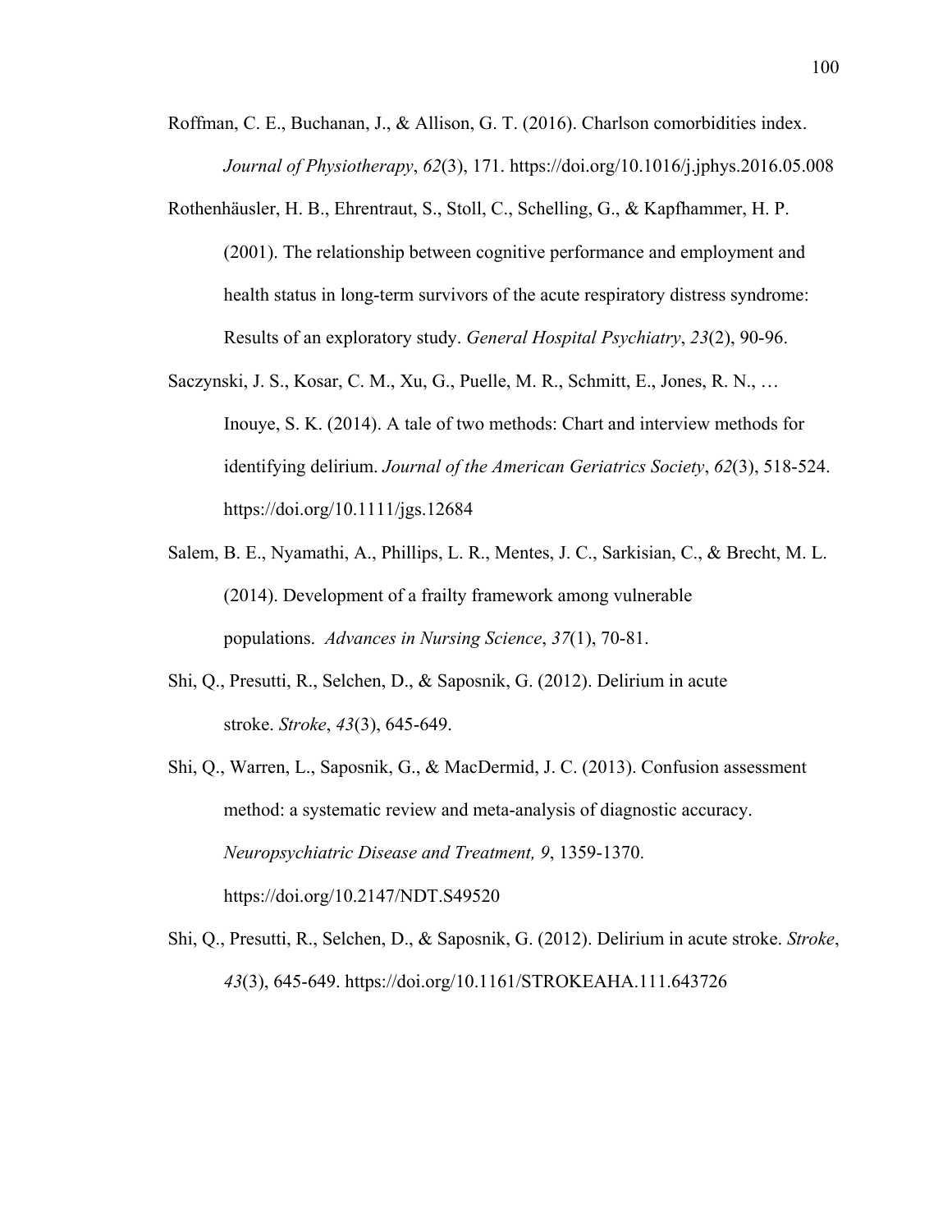Roffman, C. E., Buchanan, J., & Allison, G. T. (2016). Charlson comorbidities index. *Journal of Physiotherapy*, *62*(3), 171. https://doi.org/10.1016/j.jphys.2016.05.008

Rothenhäusler, H. B., Ehrentraut, S., Stoll, C., Schelling, G., & Kapfhammer, H. P. (2001). The relationship between cognitive performance and employment and health status in long-term survivors of the acute respiratory distress syndrome: Results of an exploratory study. *General Hospital Psychiatry*, *23*(2), 90-96.

Saczynski, J. S., Kosar, C. M., Xu, G., Puelle, M. R., Schmitt, E., Jones, R. N., … Inouye, S. K. (2014). A tale of two methods: Chart and interview methods for identifying delirium. *Journal of the American Geriatrics Society*, *62*(3), 518-524. https://doi.org/10.1111/jgs.12684

Salem, B. E., Nyamathi, A., Phillips, L. R., Mentes, J. C., Sarkisian, C., & Brecht, M. L. (2014). Development of a frailty framework among vulnerable populations. *Advances in Nursing Science*, *37*(1), 70-81.

Shi, Q., Presutti, R., Selchen, D., & Saposnik, G. (2012). Delirium in acute stroke. *Stroke*, *43*(3), 645-649.

Shi, Q., Warren, L., Saposnik, G., & MacDermid, J. C. (2013). Confusion assessment method: a systematic review and meta-analysis of diagnostic accuracy. *Neuropsychiatric Disease and Treatment, 9*, 1359-1370. https://doi.org/10.2147/NDT.S49520

Shi, Q., Presutti, R., Selchen, D., & Saposnik, G. (2012). Delirium in acute stroke. *Stroke*, *43*(3), 645-649. https://doi.org/10.1161/STROKEAHA.111.643726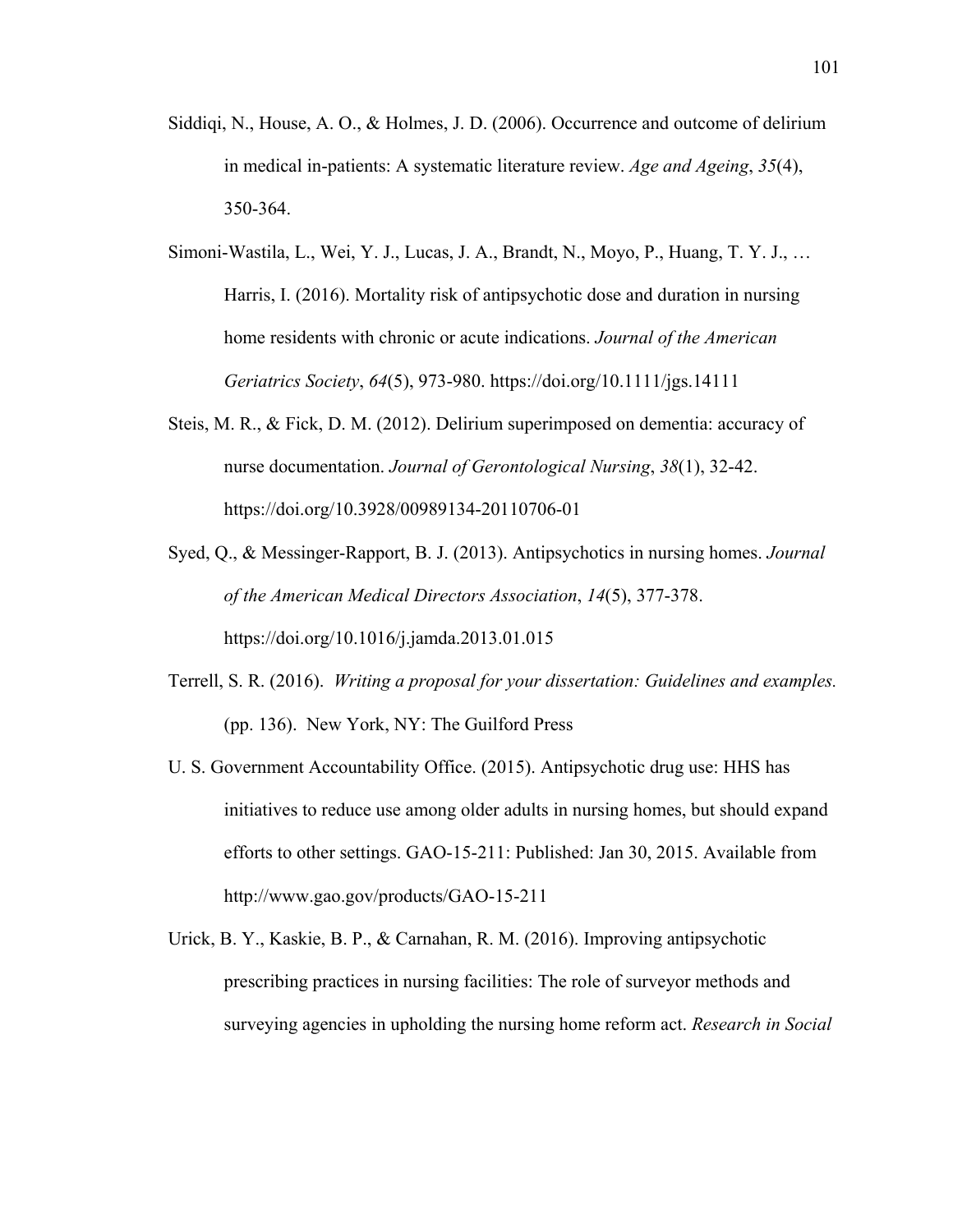Siddiqi, N., House, A. O., & Holmes, J. D. (2006). Occurrence and outcome of delirium in medical in-patients: A systematic literature review. *Age and Ageing*, *35*(4), 350-364.

Simoni-Wastila, L., Wei, Y. J., Lucas, J. A., Brandt, N., Moyo, P., Huang, T. Y. J., … Harris, I. (2016). Mortality risk of antipsychotic dose and duration in nursing home residents with chronic or acute indications. *Journal of the American Geriatrics Society*, *64*(5), 973-980. https://doi.org/10.1111/jgs.14111

Steis, M. R., & Fick, D. M. (2012). Delirium superimposed on dementia: accuracy of nurse documentation. *Journal of Gerontological Nursing*, *38*(1), 32-42. https://doi.org/10.3928/00989134-20110706-01

Syed, Q., & Messinger-Rapport, B. J. (2013). Antipsychotics in nursing homes. *Journal of the American Medical Directors Association*, *14*(5), 377-378. https://doi.org/10.1016/j.jamda.2013.01.015

Terrell, S. R. (2016). *Writing a proposal for your dissertation: Guidelines and examples.* (pp. 136). New York, NY: The Guilford Press

U. S. Government Accountability Office. (2015). Antipsychotic drug use: HHS has initiatives to reduce use among older adults in nursing homes, but should expand efforts to other settings. GAO-15-211: Published: Jan 30, 2015. Available from http://www.gao.gov/products/GAO-15-211

Urick, B. Y., Kaskie, B. P., & Carnahan, R. M. (2016). Improving antipsychotic prescribing practices in nursing facilities: The role of surveyor methods and surveying agencies in upholding the nursing home reform act. *Research in Social*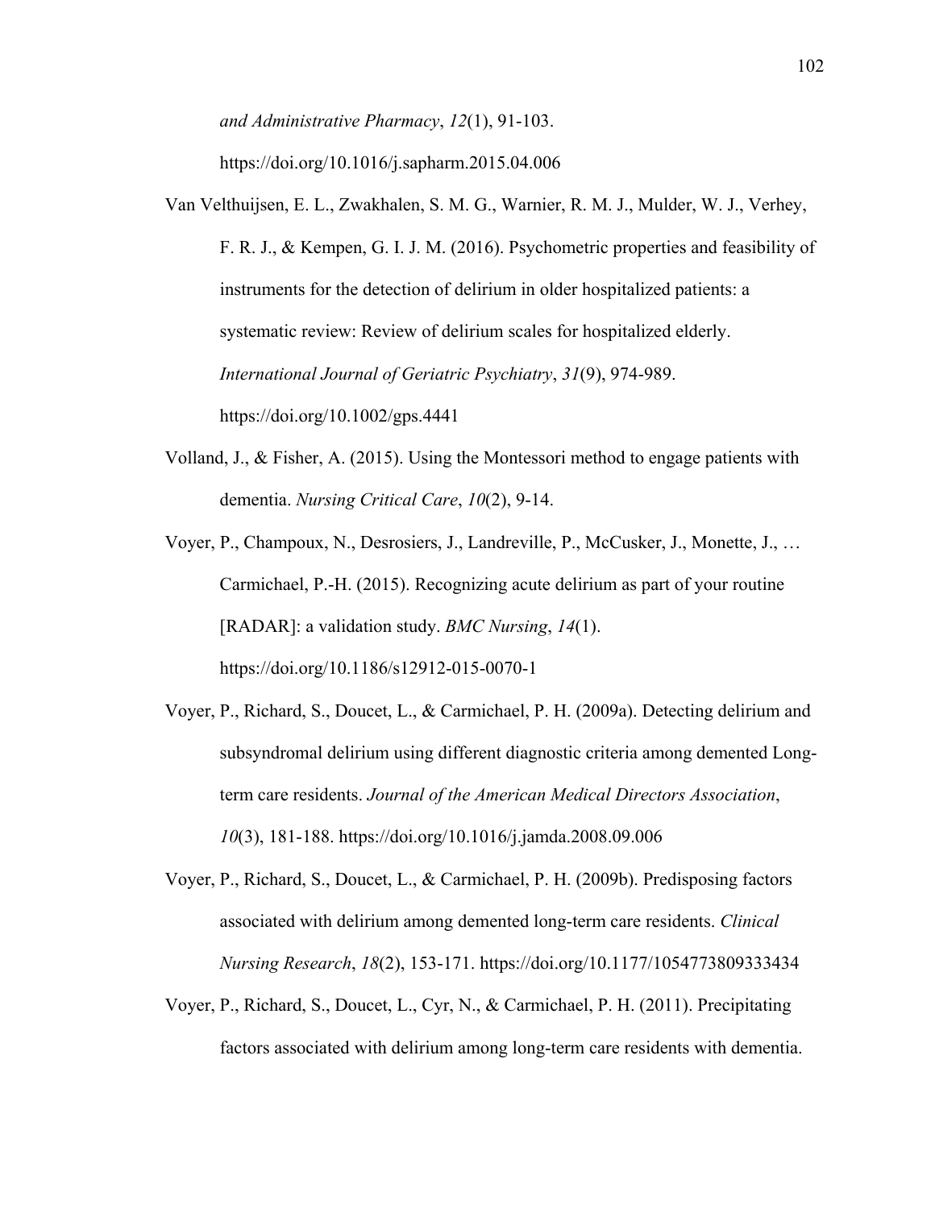*and Administrative Pharmacy*, *12*(1), 91-103. https://doi.org/10.1016/j.sapharm.2015.04.006

Van Velthuijsen, E. L., Zwakhalen, S. M. G., Warnier, R. M. J., Mulder, W. J., Verhey, F. R. J., & Kempen, G. I. J. M. (2016). Psychometric properties and feasibility of instruments for the detection of delirium in older hospitalized patients: a systematic review: Review of delirium scales for hospitalized elderly. *International Journal of Geriatric Psychiatry*, *31*(9), 974-989. https://doi.org/10.1002/gps.4441

Volland, J., & Fisher, A. (2015). Using the Montessori method to engage patients with dementia. *Nursing Critical Care*, *10*(2), 9-14.

Voyer, P., Champoux, N., Desrosiers, J., Landreville, P., McCusker, J., Monette, J., … Carmichael, P.-H. (2015). Recognizing acute delirium as part of your routine [RADAR]: a validation study. *BMC Nursing*, *14*(1). https://doi.org/10.1186/s12912-015-0070-1

Voyer, P., Richard, S., Doucet, L., & Carmichael, P. H. (2009a). Detecting delirium and subsyndromal delirium using different diagnostic criteria among demented Long-term care residents. *Journal of the American Medical Directors Association*, *10*(3), 181-188. https://doi.org/10.1016/j.jamda.2008.09.006

Voyer, P., Richard, S., Doucet, L., & Carmichael, P. H. (2009b). Predisposing factors associated with delirium among demented long-term care residents. *Clinical Nursing Research*, *18*(2), 153-171. https://doi.org/10.1177/1054773809333434

Voyer, P., Richard, S., Doucet, L., Cyr, N., & Carmichael, P. H. (2011). Precipitating factors associated with delirium among long-term care residents with dementia.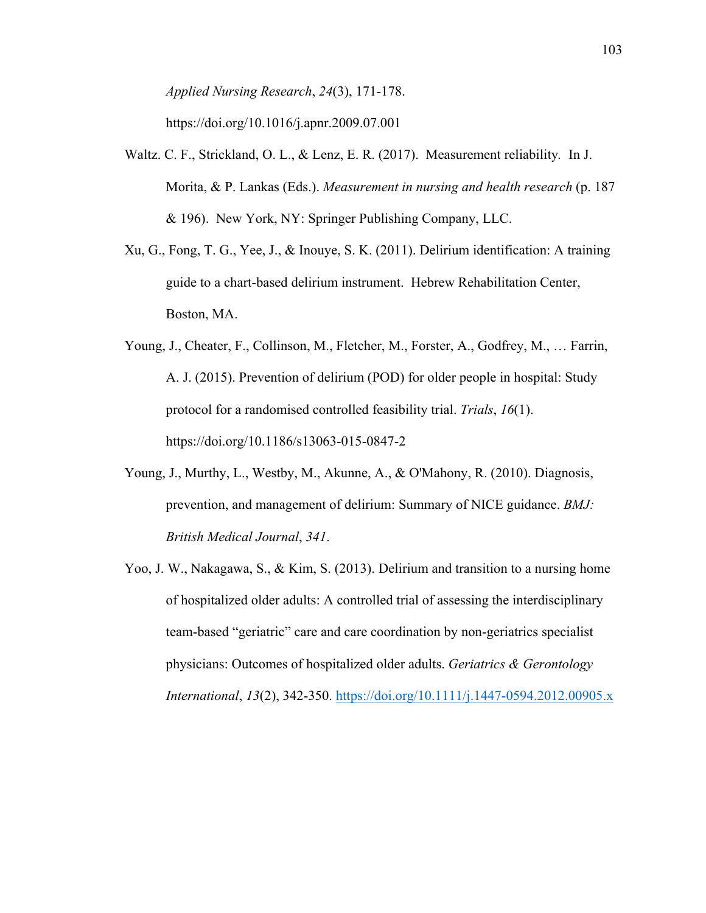*Applied Nursing Research*, *24*(3), 171-178. https://doi.org/10.1016/j.apnr.2009.07.001

Waltz. C. F., Strickland, O. L., & Lenz, E. R. (2017). Measurement reliability. In J. Morita, & P. Lankas (Eds.). *Measurement in nursing and health research* (p. 187 & 196). New York, NY: Springer Publishing Company, LLC.

Xu, G., Fong, T. G., Yee, J., & Inouye, S. K. (2011). Delirium identification: A training guide to a chart-based delirium instrument. Hebrew Rehabilitation Center, Boston, MA.

Young, J., Cheater, F., Collinson, M., Fletcher, M., Forster, A., Godfrey, M., … Farrin, A. J. (2015). Prevention of delirium (POD) for older people in hospital: Study protocol for a randomised controlled feasibility trial. *Trials*, *16*(1). https://doi.org/10.1186/s13063-015-0847-2

Young, J., Murthy, L., Westby, M., Akunne, A., & O'Mahony, R. (2010). Diagnosis, prevention, and management of delirium: Summary of NICE guidance. *BMJ: British Medical Journal*, *341*.

Yoo, J. W., Nakagawa, S., & Kim, S. (2013). Delirium and transition to a nursing home of hospitalized older adults: A controlled trial of assessing the interdisciplinary team-based "geriatric" care and care coordination by non-geriatrics specialist physicians: Outcomes of hospitalized older adults. *Geriatrics & Gerontology International*, *13*(2), 342-350. https://doi.org/10.1111/j.1447-0594.2012.00905.x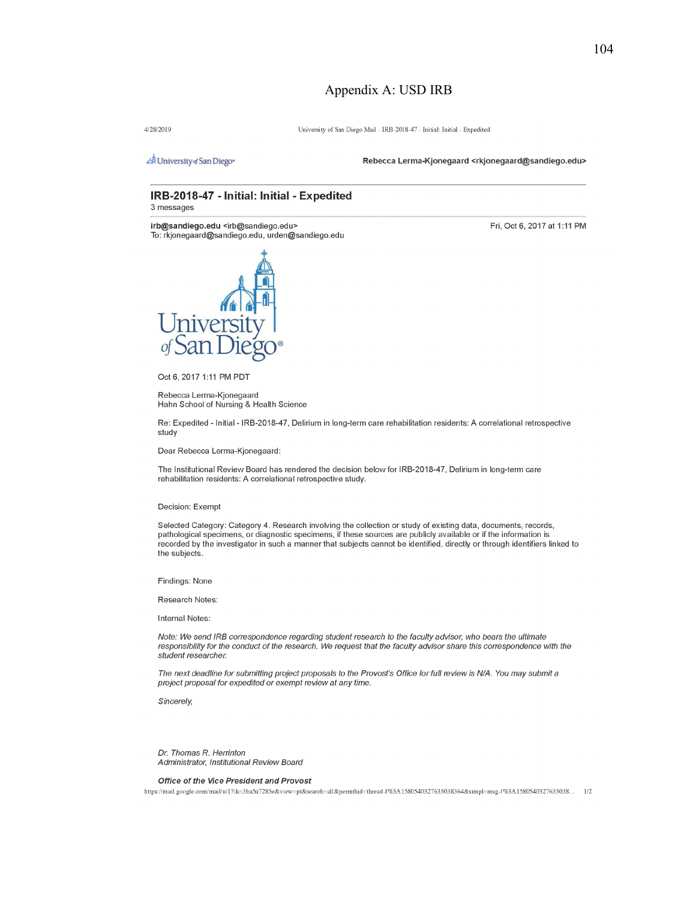# Appendix A: USD IRB

4/28/2019 University of San Diego Mail - IRB-2018-47 - Initial: Initial - Expedited

University of San Diego

**Rebecca Lerma-Kjonegaard <rkjonegaard@sandiego.edu>**

## IRB-2018-47 - Initial: Initial - Expedited

3 messages

**irb@sandiego.edu** <irb@sandiego.edu> Fri, Oct 6, 2017 at 1:11 PM
To: rkjonegaard@sandiego.edu, urden@sandiego.edu

University of San Diego

Oct 6, 2017 1:11 PM PDT

Rebecca Lerma-Kjonegaard
Hahn School of Nursing & Health Science

Re: Expedited - Initial - IRB-2018-47, Delirium in long-term care rehabilitation residents: A correlational retrospective study

Dear Rebecca Lerma-Kjonegaard:

The Institutional Review Board has rendered the decision below for IRB-2018-47, Delirium in long-term care rehabilitation residents: A correlational retrospective study.

Decision: Exempt

Selected Category: Category 4. Research involving the collection or study of existing data, documents, records, pathological specimens, or diagnostic specimens, if these sources are publicly available or if the information is recorded by the investigator in such a manner that subjects cannot be identified, directly or through identifiers linked to the subjects.

Findings: None

Research Notes:

Internal Notes:

*Note: We send IRB correspondence regarding student research to the faculty advisor, who bears the ultimate responsibility for the conduct of the research. We request that the faculty advisor share this correspondence with the student researcher.*

*The next deadline for submitting project proposals to the Provost's Office for full review is N/A. You may submit a project proposal for expedited or exempt review at any time.*

*Sincerely,*

*Dr. Thomas R. Herrinton*
*Administrator, Institutional Review Board*

***Office of the Vice President and Provost***

https://mail.google.com/mail/u/1?ik=3ba5a7285e&view=pt&search=all&permthid=thread-f%3A1580540327635038364&simpl=msg-f%3A1580540327635038...